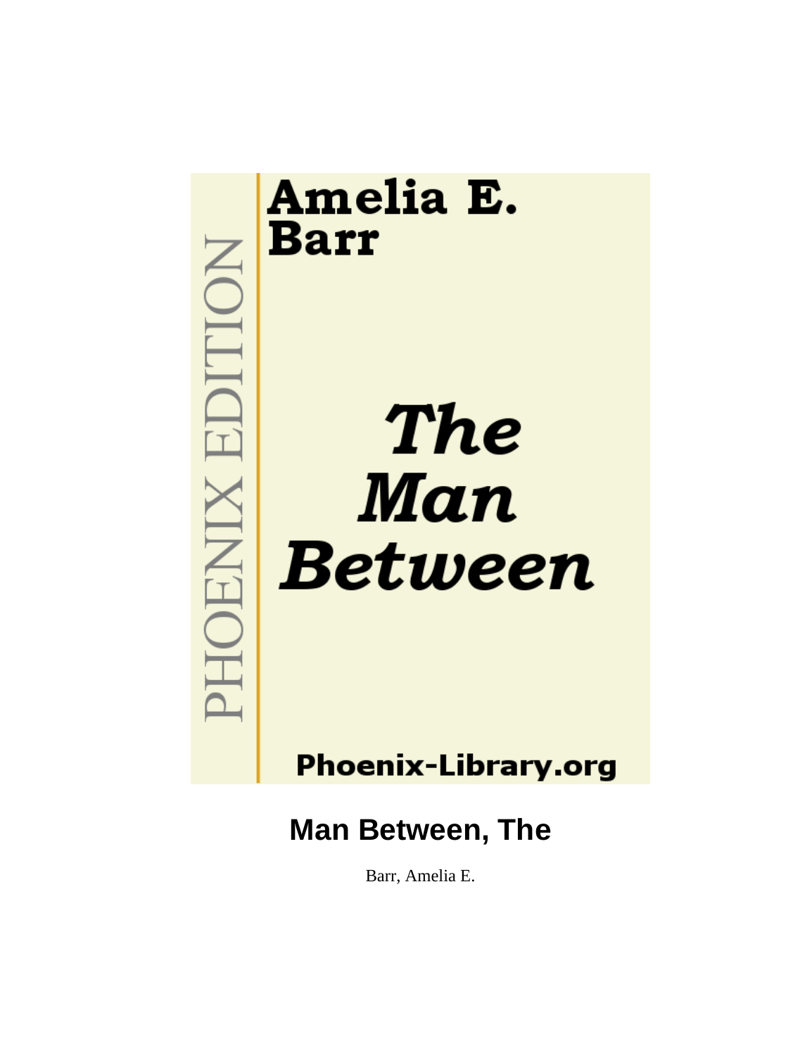Amelia E. Barr

*The Man Between*

PHOENIX EDITION

Phoenix-Library.org

# Man Between, The

Barr, Amelia E.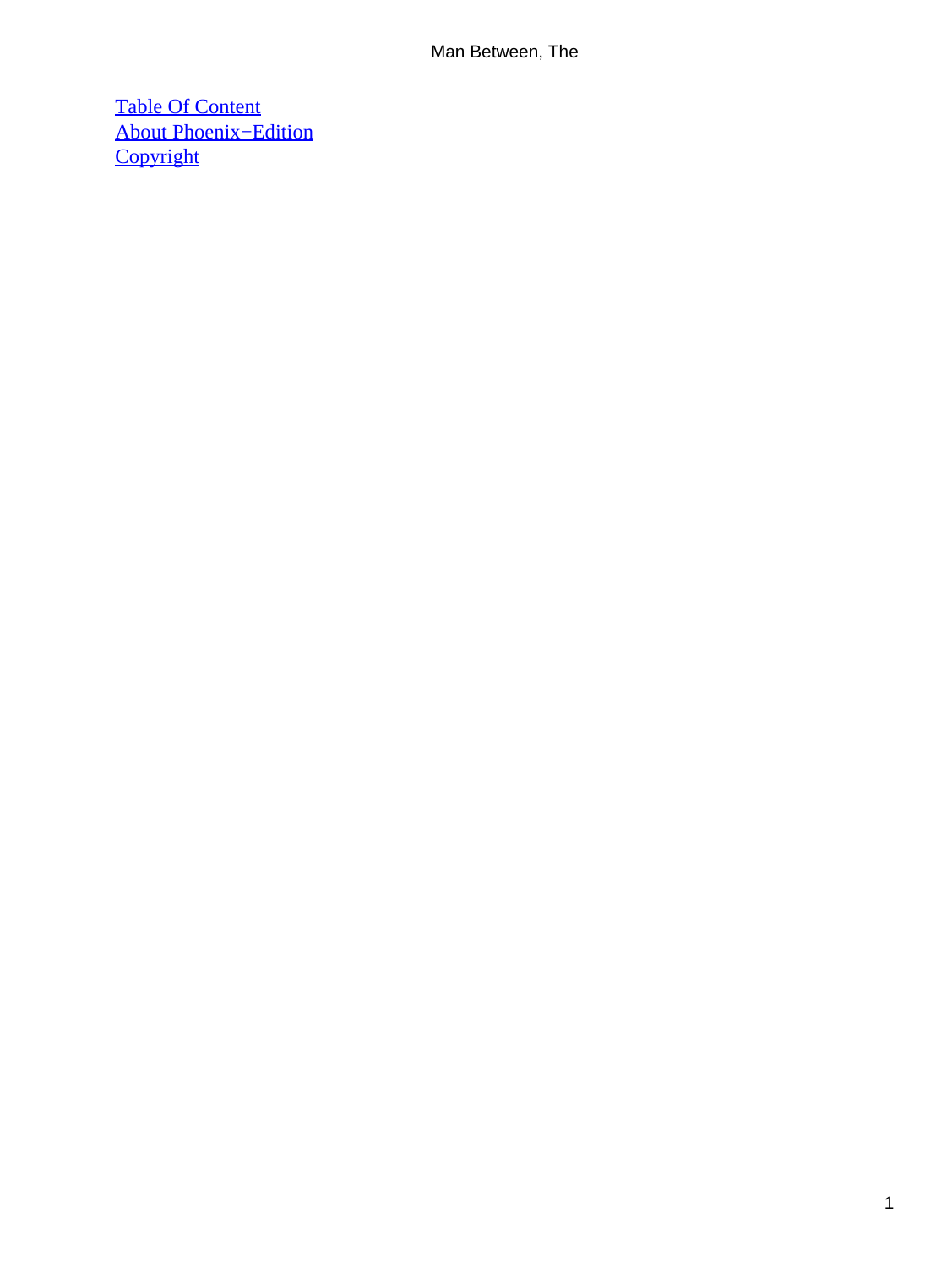[Table Of Content](#)
[About Phoenix−Edition](#)
[Copyright](#)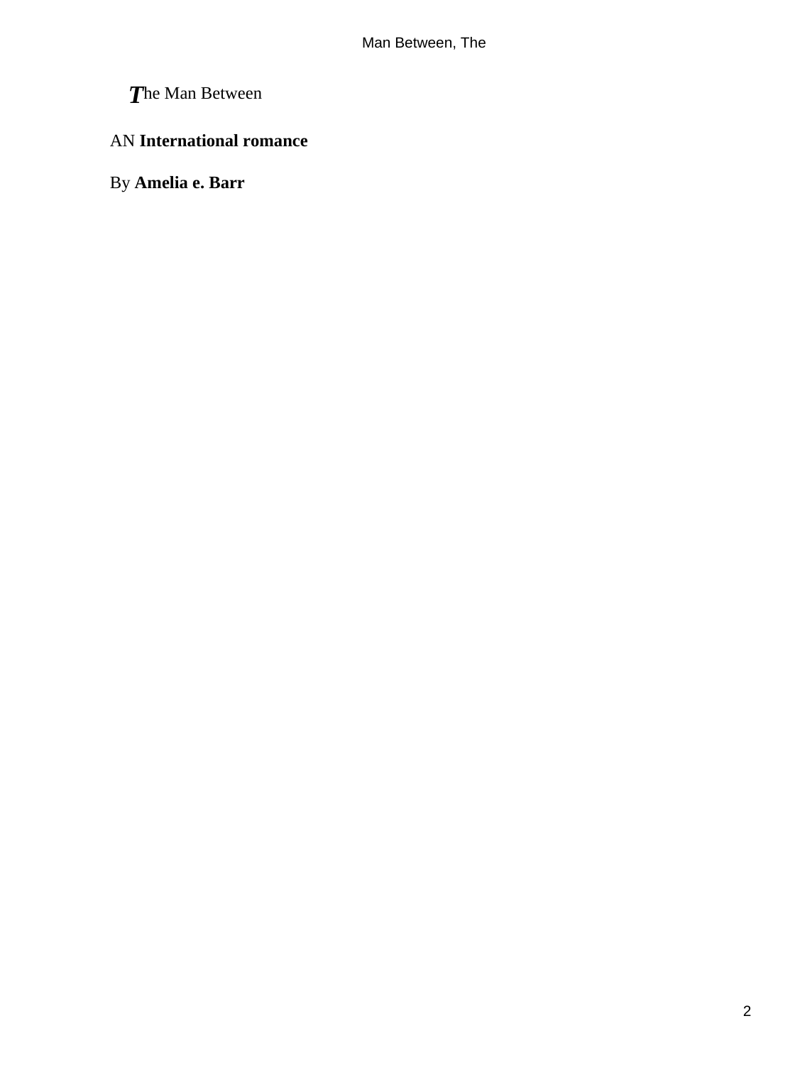# The Man Between

AN **International romance**

By **Amelia e. Barr**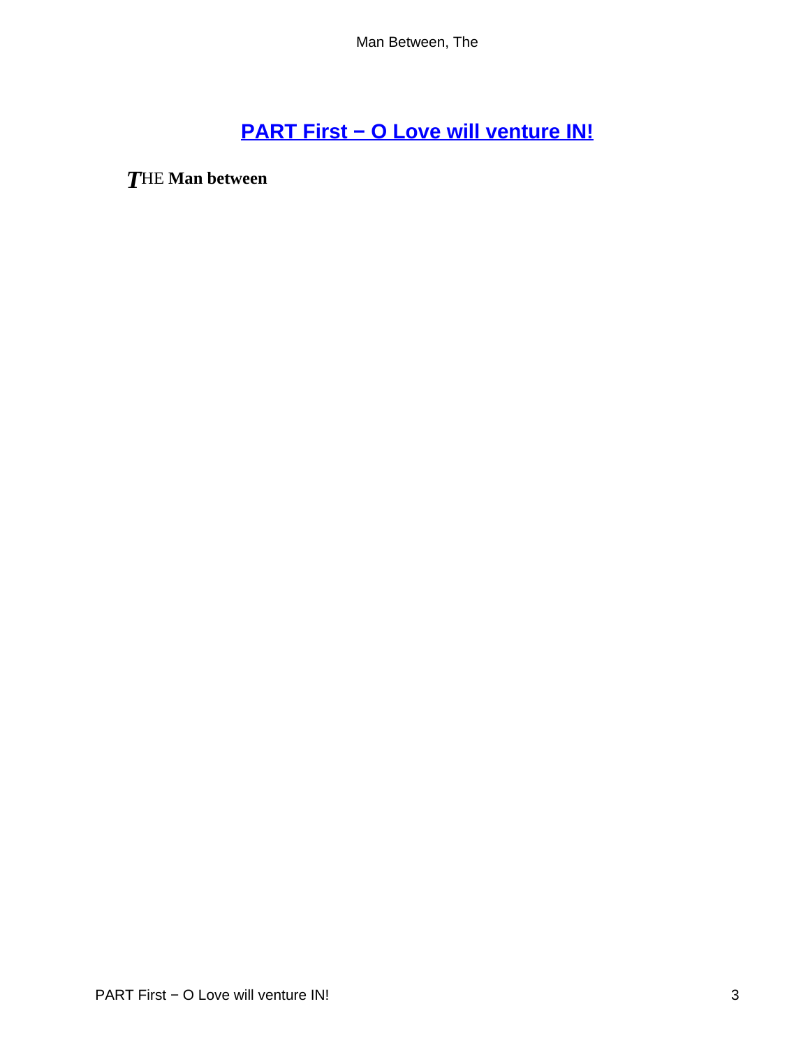## PART First − O Love will venture IN!

***T***HE **Man between**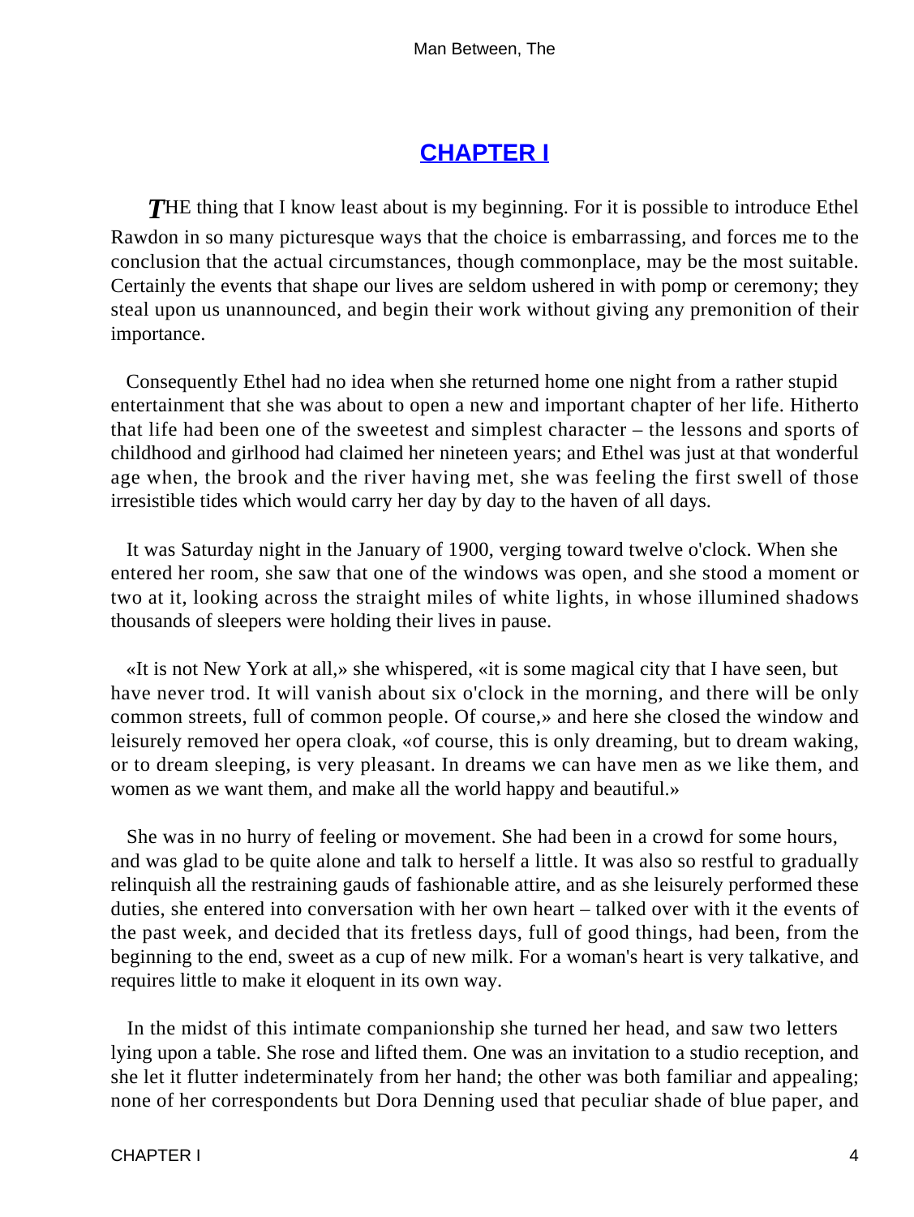# CHAPTER I

*T*HE thing that I know least about is my beginning. For it is possible to introduce Ethel Rawdon in so many picturesque ways that the choice is embarrassing, and forces me to the conclusion that the actual circumstances, though commonplace, may be the most suitable. Certainly the events that shape our lives are seldom ushered in with pomp or ceremony; they steal upon us unannounced, and begin their work without giving any premonition of their importance.

Consequently Ethel had no idea when she returned home one night from a rather stupid entertainment that she was about to open a new and important chapter of her life. Hitherto that life had been one of the sweetest and simplest character – the lessons and sports of childhood and girlhood had claimed her nineteen years; and Ethel was just at that wonderful age when, the brook and the river having met, she was feeling the first swell of those irresistible tides which would carry her day by day to the haven of all days.

It was Saturday night in the January of 1900, verging toward twelve o'clock. When she entered her room, she saw that one of the windows was open, and she stood a moment or two at it, looking across the straight miles of white lights, in whose illumined shadows thousands of sleepers were holding their lives in pause.

«It is not New York at all,» she whispered, «it is some magical city that I have seen, but have never trod. It will vanish about six o'clock in the morning, and there will be only common streets, full of common people. Of course,» and here she closed the window and leisurely removed her opera cloak, «of course, this is only dreaming, but to dream waking, or to dream sleeping, is very pleasant. In dreams we can have men as we like them, and women as we want them, and make all the world happy and beautiful.»

She was in no hurry of feeling or movement. She had been in a crowd for some hours, and was glad to be quite alone and talk to herself a little. It was also so restful to gradually relinquish all the restraining gauds of fashionable attire, and as she leisurely performed these duties, she entered into conversation with her own heart – talked over with it the events of the past week, and decided that its fretless days, full of good things, had been, from the beginning to the end, sweet as a cup of new milk. For a woman's heart is very talkative, and requires little to make it eloquent in its own way.

In the midst of this intimate companionship she turned her head, and saw two letters lying upon a table. She rose and lifted them. One was an invitation to a studio reception, and she let it flutter indeterminately from her hand; the other was both familiar and appealing; none of her correspondents but Dora Denning used that peculiar shade of blue paper, and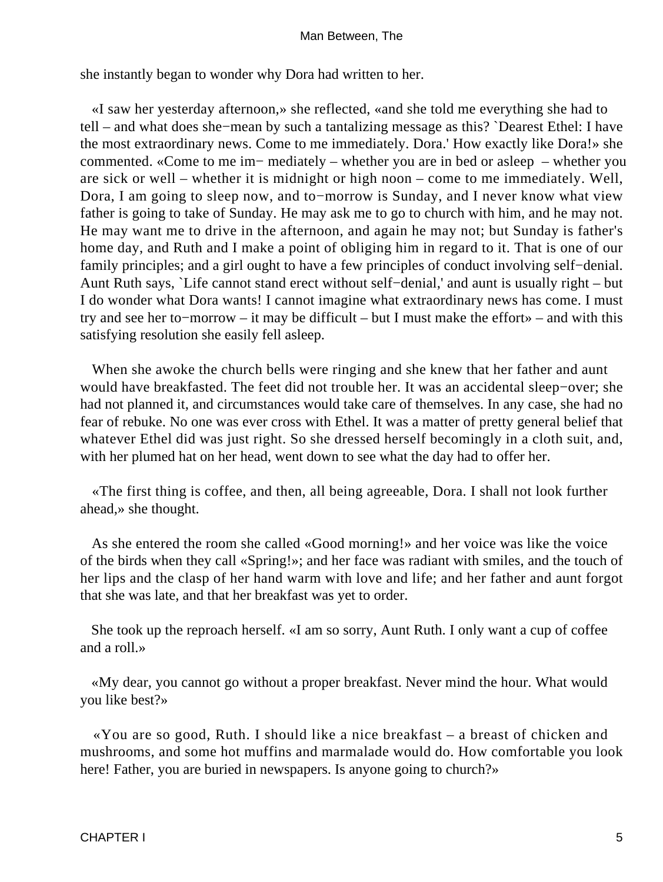she instantly began to wonder why Dora had written to her.

«I saw her yesterday afternoon,» she reflected, «and she told me everything she had to tell – and what does she−mean by such a tantalizing message as this? `Dearest Ethel: I have the most extraordinary news. Come to me immediately. Dora.' How exactly like Dora!» she commented. «Come to me im− mediately – whether you are in bed or asleep – whether you are sick or well – whether it is midnight or high noon – come to me immediately. Well, Dora, I am going to sleep now, and to−morrow is Sunday, and I never know what view father is going to take of Sunday. He may ask me to go to church with him, and he may not. He may want me to drive in the afternoon, and again he may not; but Sunday is father's home day, and Ruth and I make a point of obliging him in regard to it. That is one of our family principles; and a girl ought to have a few principles of conduct involving self−denial. Aunt Ruth says, `Life cannot stand erect without self−denial,' and aunt is usually right – but I do wonder what Dora wants! I cannot imagine what extraordinary news has come. I must try and see her to−morrow – it may be difficult – but I must make the effort» – and with this satisfying resolution she easily fell asleep.

When she awoke the church bells were ringing and she knew that her father and aunt would have breakfasted. The feet did not trouble her. It was an accidental sleep−over; she had not planned it, and circumstances would take care of themselves. In any case, she had no fear of rebuke. No one was ever cross with Ethel. It was a matter of pretty general belief that whatever Ethel did was just right. So she dressed herself becomingly in a cloth suit, and, with her plumed hat on her head, went down to see what the day had to offer her.

«The first thing is coffee, and then, all being agreeable, Dora. I shall not look further ahead,» she thought.

As she entered the room she called «Good morning!» and her voice was like the voice of the birds when they call «Spring!»; and her face was radiant with smiles, and the touch of her lips and the clasp of her hand warm with love and life; and her father and aunt forgot that she was late, and that her breakfast was yet to order.

She took up the reproach herself. «I am so sorry, Aunt Ruth. I only want a cup of coffee and a roll.»

«My dear, you cannot go without a proper breakfast. Never mind the hour. What would you like best?»

«You are so good, Ruth. I should like a nice breakfast – a breast of chicken and mushrooms, and some hot muffins and marmalade would do. How comfortable you look here! Father, you are buried in newspapers. Is anyone going to church?»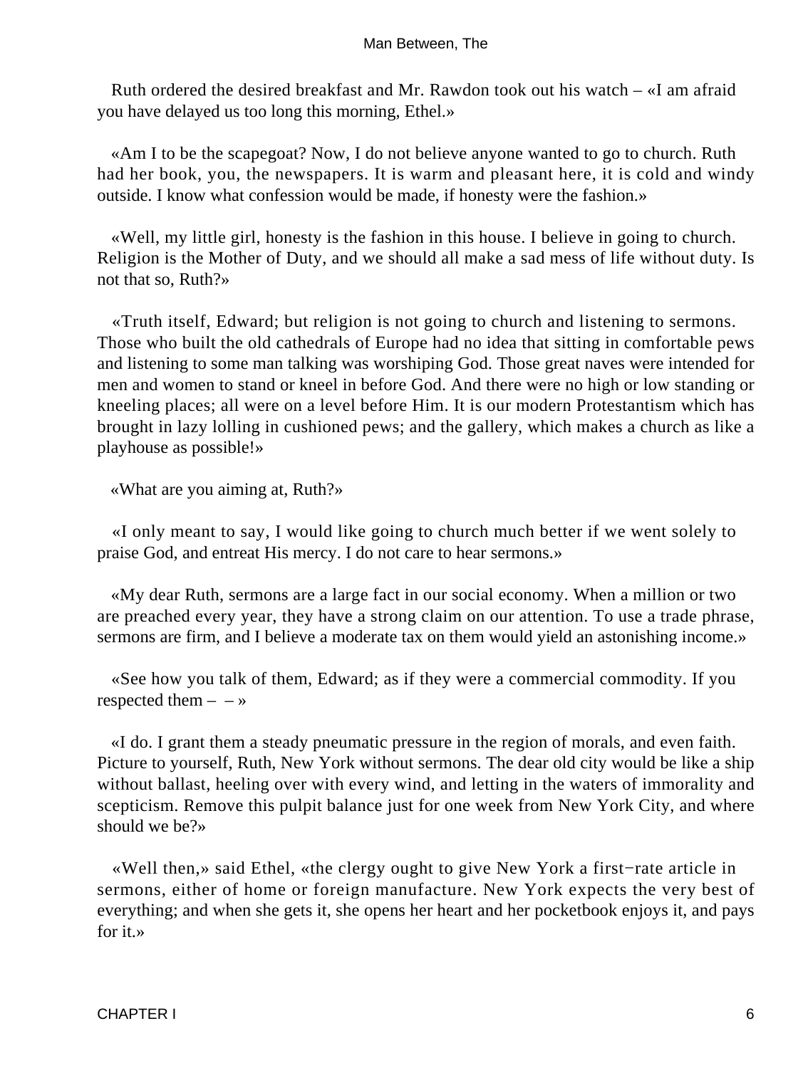Ruth ordered the desired breakfast and Mr. Rawdon took out his watch – «I am afraid you have delayed us too long this morning, Ethel.»

«Am I to be the scapegoat? Now, I do not believe anyone wanted to go to church. Ruth had her book, you, the newspapers. It is warm and pleasant here, it is cold and windy outside. I know what confession would be made, if honesty were the fashion.»

«Well, my little girl, honesty is the fashion in this house. I believe in going to church. Religion is the Mother of Duty, and we should all make a sad mess of life without duty. Is not that so, Ruth?»

«Truth itself, Edward; but religion is not going to church and listening to sermons. Those who built the old cathedrals of Europe had no idea that sitting in comfortable pews and listening to some man talking was worshiping God. Those great naves were intended for men and women to stand or kneel in before God. And there were no high or low standing or kneeling places; all were on a level before Him. It is our modern Protestantism which has brought in lazy lolling in cushioned pews; and the gallery, which makes a church as like a playhouse as possible!»

«What are you aiming at, Ruth?»

«I only meant to say, I would like going to church much better if we went solely to praise God, and entreat His mercy. I do not care to hear sermons.»

«My dear Ruth, sermons are a large fact in our social economy. When a million or two are preached every year, they have a strong claim on our attention. To use a trade phrase, sermons are firm, and I believe a moderate tax on them would yield an astonishing income.»

«See how you talk of them, Edward; as if they were a commercial commodity. If you respected them – – »

«I do. I grant them a steady pneumatic pressure in the region of morals, and even faith. Picture to yourself, Ruth, New York without sermons. The dear old city would be like a ship without ballast, heeling over with every wind, and letting in the waters of immorality and scepticism. Remove this pulpit balance just for one week from New York City, and where should we be?»

«Well then,» said Ethel, «the clergy ought to give New York a first−rate article in sermons, either of home or foreign manufacture. New York expects the very best of everything; and when she gets it, she opens her heart and her pocketbook enjoys it, and pays for it.»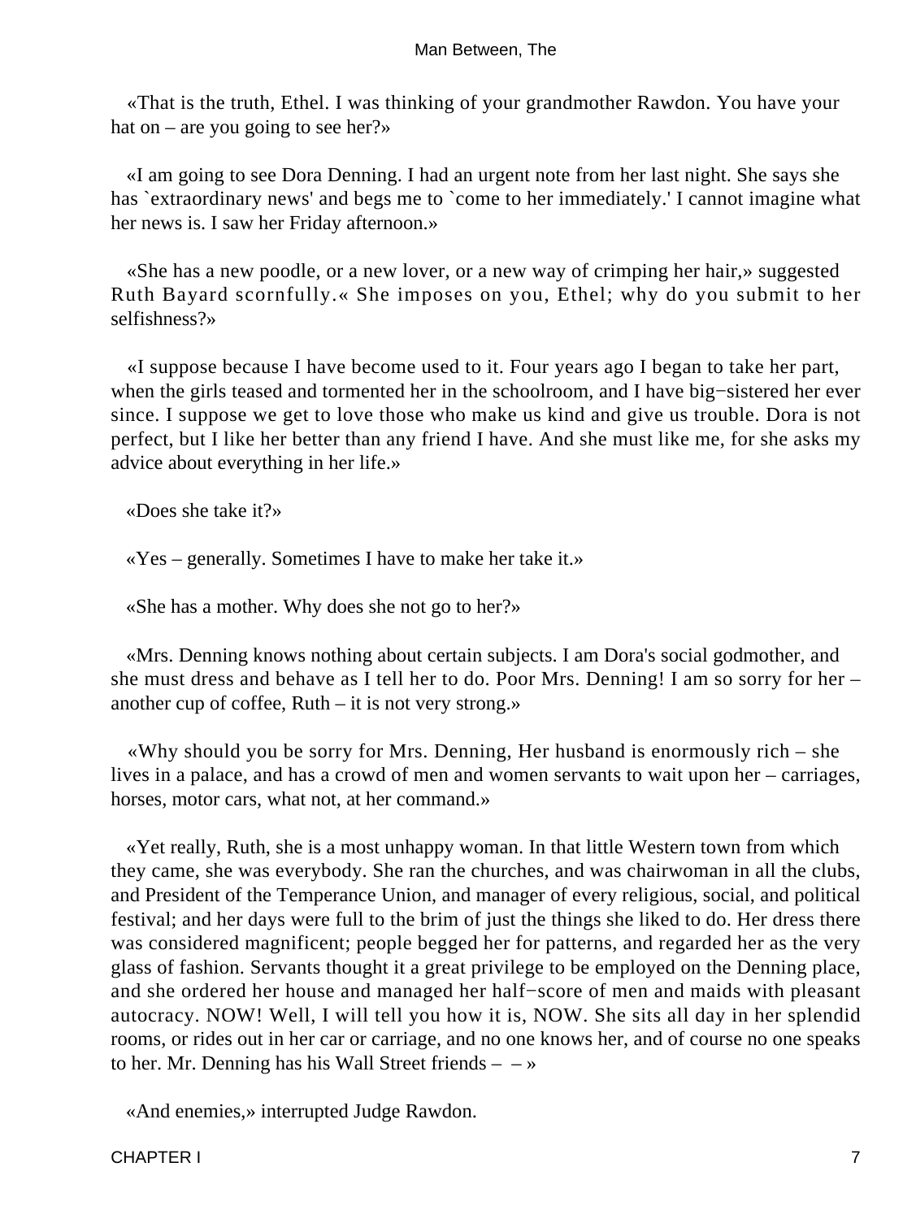«That is the truth, Ethel. I was thinking of your grandmother Rawdon. You have your hat on – are you going to see her?»

«I am going to see Dora Denning. I had an urgent note from her last night. She says she has `extraordinary news' and begs me to `come to her immediately.' I cannot imagine what her news is. I saw her Friday afternoon.»

«She has a new poodle, or a new lover, or a new way of crimping her hair,» suggested Ruth Bayard scornfully.« She imposes on you, Ethel; why do you submit to her selfishness?»

«I suppose because I have become used to it. Four years ago I began to take her part, when the girls teased and tormented her in the schoolroom, and I have big−sistered her ever since. I suppose we get to love those who make us kind and give us trouble. Dora is not perfect, but I like her better than any friend I have. And she must like me, for she asks my advice about everything in her life.»

«Does she take it?»

«Yes – generally. Sometimes I have to make her take it.»

«She has a mother. Why does she not go to her?»

«Mrs. Denning knows nothing about certain subjects. I am Dora's social godmother, and she must dress and behave as I tell her to do. Poor Mrs. Denning! I am so sorry for her – another cup of coffee, Ruth – it is not very strong.»

«Why should you be sorry for Mrs. Denning, Her husband is enormously rich – she lives in a palace, and has a crowd of men and women servants to wait upon her – carriages, horses, motor cars, what not, at her command.»

«Yet really, Ruth, she is a most unhappy woman. In that little Western town from which they came, she was everybody. She ran the churches, and was chairwoman in all the clubs, and President of the Temperance Union, and manager of every religious, social, and political festival; and her days were full to the brim of just the things she liked to do. Her dress there was considered magnificent; people begged her for patterns, and regarded her as the very glass of fashion. Servants thought it a great privilege to be employed on the Denning place, and she ordered her house and managed her half−score of men and maids with pleasant autocracy. NOW! Well, I will tell you how it is, NOW. She sits all day in her splendid rooms, or rides out in her car or carriage, and no one knows her, and of course no one speaks to her. Mr. Denning has his Wall Street friends – – »

«And enemies,» interrupted Judge Rawdon.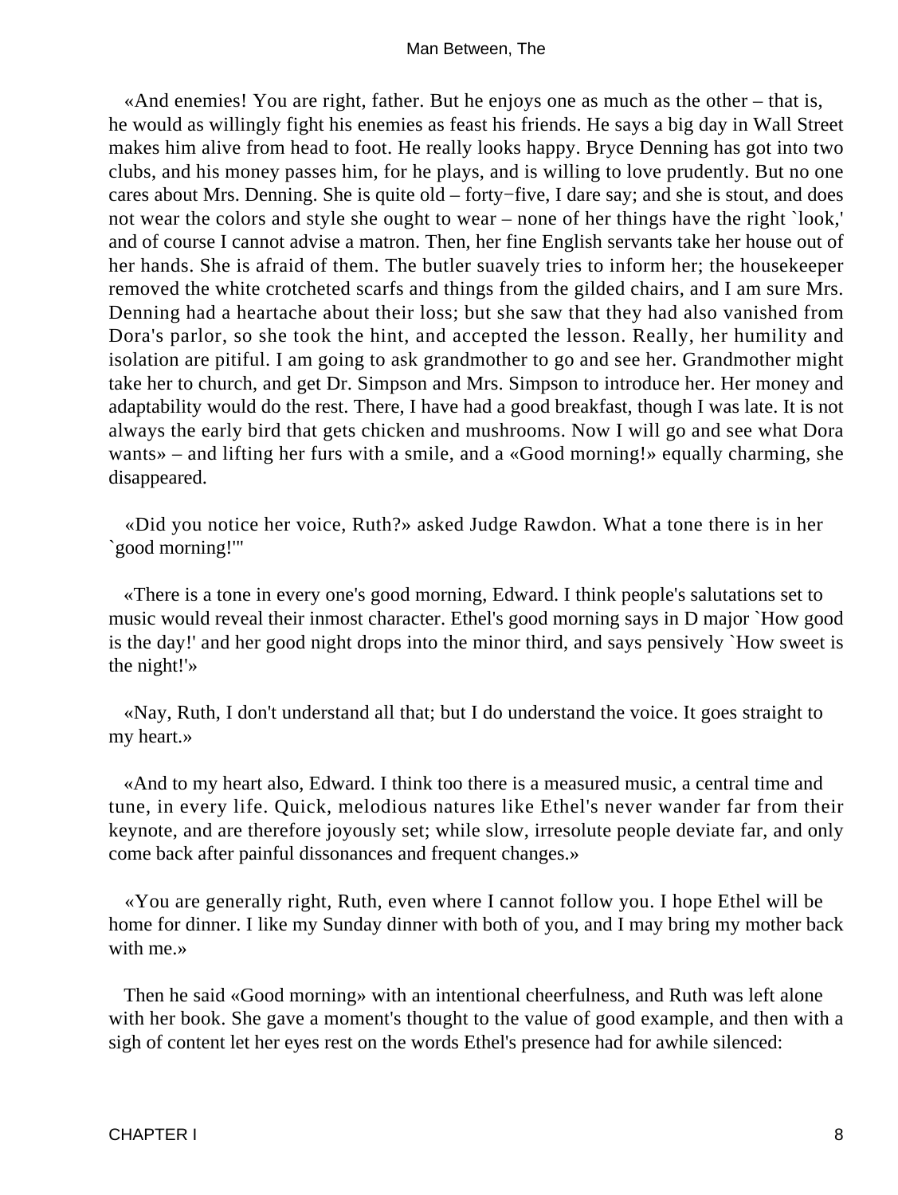«And enemies! You are right, father. But he enjoys one as much as the other – that is, he would as willingly fight his enemies as feast his friends. He says a big day in Wall Street makes him alive from head to foot. He really looks happy. Bryce Denning has got into two clubs, and his money passes him, for he plays, and is willing to love prudently. But no one cares about Mrs. Denning. She is quite old – forty−five, I dare say; and she is stout, and does not wear the colors and style she ought to wear – none of her things have the right `look,' and of course I cannot advise a matron. Then, her fine English servants take her house out of her hands. She is afraid of them. The butler suavely tries to inform her; the housekeeper removed the white crotcheted scarfs and things from the gilded chairs, and I am sure Mrs. Denning had a heartache about their loss; but she saw that they had also vanished from Dora's parlor, so she took the hint, and accepted the lesson. Really, her humility and isolation are pitiful. I am going to ask grandmother to go and see her. Grandmother might take her to church, and get Dr. Simpson and Mrs. Simpson to introduce her. Her money and adaptability would do the rest. There, I have had a good breakfast, though I was late. It is not always the early bird that gets chicken and mushrooms. Now I will go and see what Dora wants» – and lifting her furs with a smile, and a «Good morning!» equally charming, she disappeared.

«Did you notice her voice, Ruth?» asked Judge Rawdon. What a tone there is in her `good morning!'"

«There is a tone in every one's good morning, Edward. I think people's salutations set to music would reveal their inmost character. Ethel's good morning says in D major `How good is the day!' and her good night drops into the minor third, and says pensively `How sweet is the night!'»

«Nay, Ruth, I don't understand all that; but I do understand the voice. It goes straight to my heart.»

«And to my heart also, Edward. I think too there is a measured music, a central time and tune, in every life. Quick, melodious natures like Ethel's never wander far from their keynote, and are therefore joyously set; while slow, irresolute people deviate far, and only come back after painful dissonances and frequent changes.»

«You are generally right, Ruth, even where I cannot follow you. I hope Ethel will be home for dinner. I like my Sunday dinner with both of you, and I may bring my mother back with me.»

Then he said «Good morning» with an intentional cheerfulness, and Ruth was left alone with her book. She gave a moment's thought to the value of good example, and then with a sigh of content let her eyes rest on the words Ethel's presence had for awhile silenced: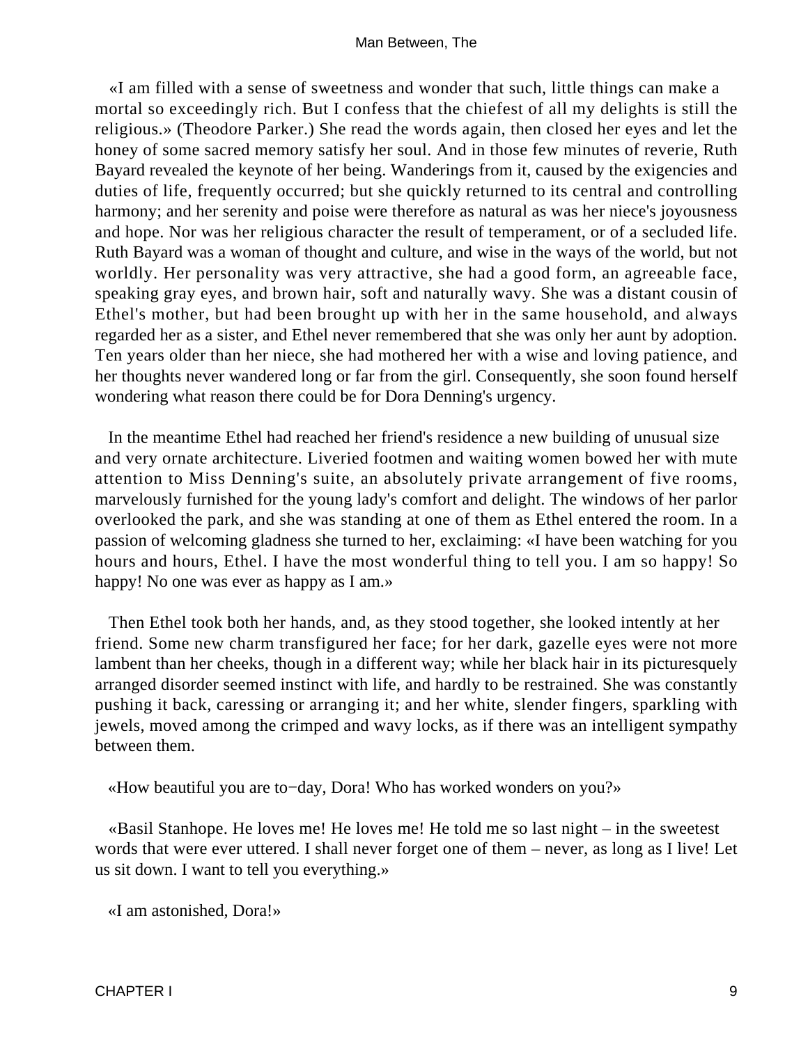«I am filled with a sense of sweetness and wonder that such, little things can make a mortal so exceedingly rich. But I confess that the chiefest of all my delights is still the religious.» (Theodore Parker.) She read the words again, then closed her eyes and let the honey of some sacred memory satisfy her soul. And in those few minutes of reverie, Ruth Bayard revealed the keynote of her being. Wanderings from it, caused by the exigencies and duties of life, frequently occurred; but she quickly returned to its central and controlling harmony; and her serenity and poise were therefore as natural as was her niece's joyousness and hope. Nor was her religious character the result of temperament, or of a secluded life. Ruth Bayard was a woman of thought and culture, and wise in the ways of the world, but not worldly. Her personality was very attractive, she had a good form, an agreeable face, speaking gray eyes, and brown hair, soft and naturally wavy. She was a distant cousin of Ethel's mother, but had been brought up with her in the same household, and always regarded her as a sister, and Ethel never remembered that she was only her aunt by adoption. Ten years older than her niece, she had mothered her with a wise and loving patience, and her thoughts never wandered long or far from the girl. Consequently, she soon found herself wondering what reason there could be for Dora Denning's urgency.

In the meantime Ethel had reached her friend's residence a new building of unusual size and very ornate architecture. Liveried footmen and waiting women bowed her with mute attention to Miss Denning's suite, an absolutely private arrangement of five rooms, marvelously furnished for the young lady's comfort and delight. The windows of her parlor overlooked the park, and she was standing at one of them as Ethel entered the room. In a passion of welcoming gladness she turned to her, exclaiming: «I have been watching for you hours and hours, Ethel. I have the most wonderful thing to tell you. I am so happy! So happy! No one was ever as happy as I am.»

Then Ethel took both her hands, and, as they stood together, she looked intently at her friend. Some new charm transfigured her face; for her dark, gazelle eyes were not more lambent than her cheeks, though in a different way; while her black hair in its picturesquely arranged disorder seemed instinct with life, and hardly to be restrained. She was constantly pushing it back, caressing or arranging it; and her white, slender fingers, sparkling with jewels, moved among the crimped and wavy locks, as if there was an intelligent sympathy between them.

«How beautiful you are to−day, Dora! Who has worked wonders on you?»

«Basil Stanhope. He loves me! He loves me! He told me so last night – in the sweetest words that were ever uttered. I shall never forget one of them – never, as long as I live! Let us sit down. I want to tell you everything.»

«I am astonished, Dora!»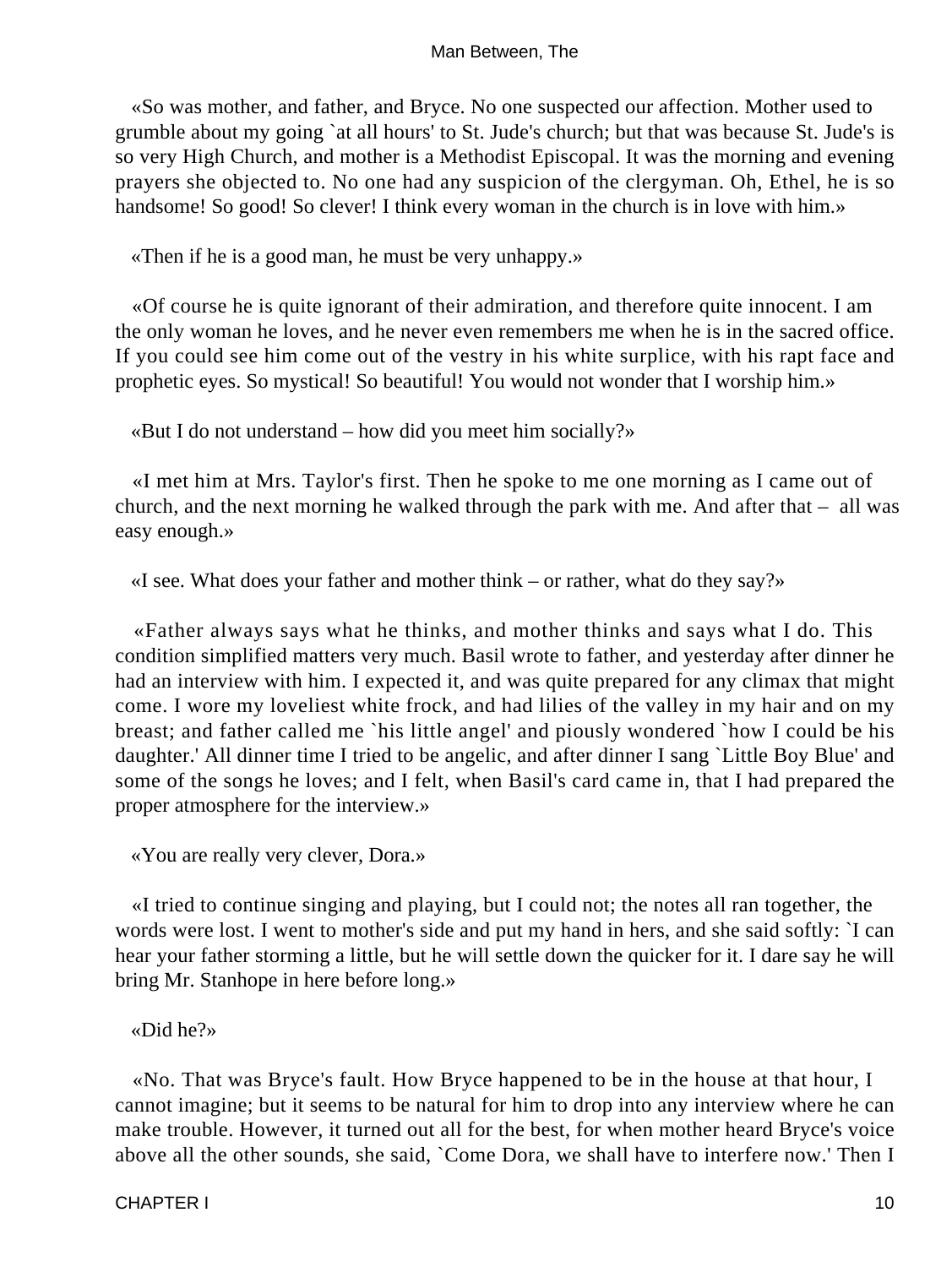«So was mother, and father, and Bryce. No one suspected our affection. Mother used to grumble about my going `at all hours' to St. Jude's church; but that was because St. Jude's is so very High Church, and mother is a Methodist Episcopal. It was the morning and evening prayers she objected to. No one had any suspicion of the clergyman. Oh, Ethel, he is so handsome! So good! So clever! I think every woman in the church is in love with him.»

«Then if he is a good man, he must be very unhappy.»

«Of course he is quite ignorant of their admiration, and therefore quite innocent. I am the only woman he loves, and he never even remembers me when he is in the sacred office. If you could see him come out of the vestry in his white surplice, with his rapt face and prophetic eyes. So mystical! So beautiful! You would not wonder that I worship him.»

«But I do not understand – how did you meet him socially?»

«I met him at Mrs. Taylor's first. Then he spoke to me one morning as I came out of church, and the next morning he walked through the park with me. And after that – all was easy enough.»

«I see. What does your father and mother think – or rather, what do they say?»

«Father always says what he thinks, and mother thinks and says what I do. This condition simplified matters very much. Basil wrote to father, and yesterday after dinner he had an interview with him. I expected it, and was quite prepared for any climax that might come. I wore my loveliest white frock, and had lilies of the valley in my hair and on my breast; and father called me `his little angel' and piously wondered `how I could be his daughter.' All dinner time I tried to be angelic, and after dinner I sang `Little Boy Blue' and some of the songs he loves; and I felt, when Basil's card came in, that I had prepared the proper atmosphere for the interview.»

«You are really very clever, Dora.»

«I tried to continue singing and playing, but I could not; the notes all ran together, the words were lost. I went to mother's side and put my hand in hers, and she said softly: `I can hear your father storming a little, but he will settle down the quicker for it. I dare say he will bring Mr. Stanhope in here before long.»

«Did he?»

«No. That was Bryce's fault. How Bryce happened to be in the house at that hour, I cannot imagine; but it seems to be natural for him to drop into any interview where he can make trouble. However, it turned out all for the best, for when mother heard Bryce's voice above all the other sounds, she said, `Come Dora, we shall have to interfere now.' Then I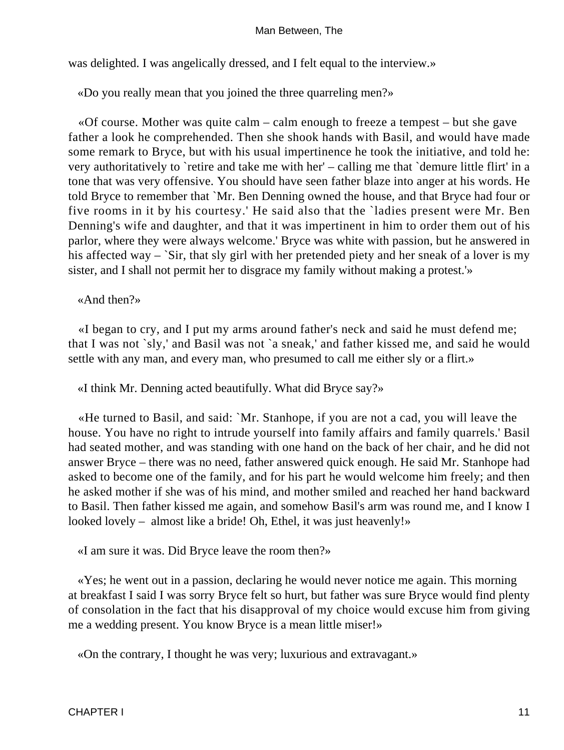was delighted. I was angelically dressed, and I felt equal to the interview.»

«Do you really mean that you joined the three quarreling men?»

«Of course. Mother was quite calm – calm enough to freeze a tempest – but she gave father a look he comprehended. Then she shook hands with Basil, and would have made some remark to Bryce, but with his usual impertinence he took the initiative, and told he: very authoritatively to `retire and take me with her' – calling me that `demure little flirt' in a tone that was very offensive. You should have seen father blaze into anger at his words. He told Bryce to remember that `Mr. Ben Denning owned the house, and that Bryce had four or five rooms in it by his courtesy.' He said also that the `ladies present were Mr. Ben Denning's wife and daughter, and that it was impertinent in him to order them out of his parlor, where they were always welcome.' Bryce was white with passion, but he answered in his affected way – `Sir, that sly girl with her pretended piety and her sneak of a lover is my sister, and I shall not permit her to disgrace my family without making a protest.'»

«And then?»

«I began to cry, and I put my arms around father's neck and said he must defend me; that I was not `sly,' and Basil was not `a sneak,' and father kissed me, and said he would settle with any man, and every man, who presumed to call me either sly or a flirt.»

«I think Mr. Denning acted beautifully. What did Bryce say?»

«He turned to Basil, and said: `Mr. Stanhope, if you are not a cad, you will leave the house. You have no right to intrude yourself into family affairs and family quarrels.' Basil had seated mother, and was standing with one hand on the back of her chair, and he did not answer Bryce – there was no need, father answered quick enough. He said Mr. Stanhope had asked to become one of the family, and for his part he would welcome him freely; and then he asked mother if she was of his mind, and mother smiled and reached her hand backward to Basil. Then father kissed me again, and somehow Basil's arm was round me, and I know I looked lovely – almost like a bride! Oh, Ethel, it was just heavenly!»

«I am sure it was. Did Bryce leave the room then?»

«Yes; he went out in a passion, declaring he would never notice me again. This morning at breakfast I said I was sorry Bryce felt so hurt, but father was sure Bryce would find plenty of consolation in the fact that his disapproval of my choice would excuse him from giving me a wedding present. You know Bryce is a mean little miser!»

«On the contrary, I thought he was very; luxurious and extravagant.»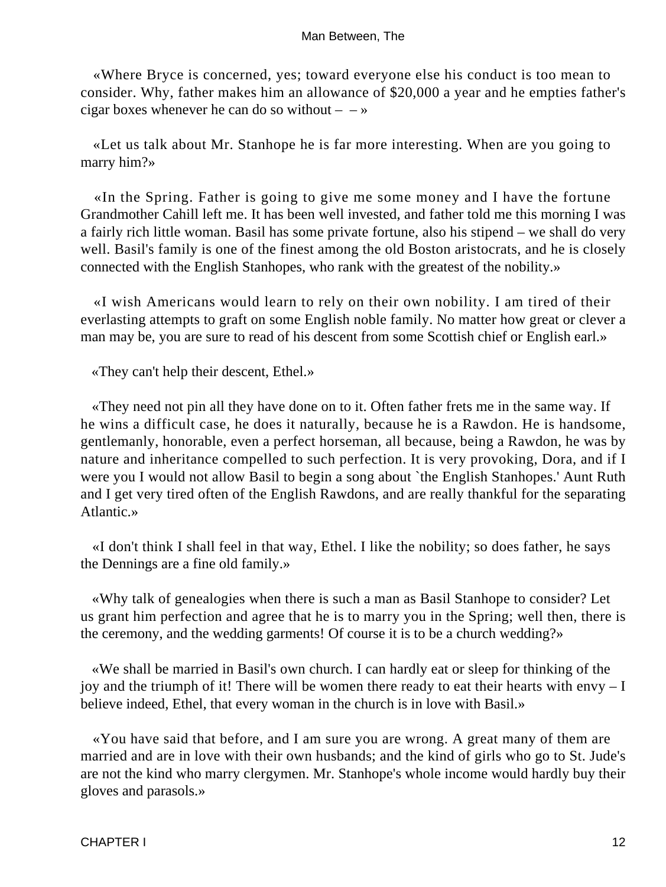«Where Bryce is concerned, yes; toward everyone else his conduct is too mean to consider. Why, father makes him an allowance of $20,000 a year and he empties father's cigar boxes whenever he can do so without – – »

«Let us talk about Mr. Stanhope he is far more interesting. When are you going to marry him?»

«In the Spring. Father is going to give me some money and I have the fortune Grandmother Cahill left me. It has been well invested, and father told me this morning I was a fairly rich little woman. Basil has some private fortune, also his stipend – we shall do very well. Basil's family is one of the finest among the old Boston aristocrats, and he is closely connected with the English Stanhopes, who rank with the greatest of the nobility.»

«I wish Americans would learn to rely on their own nobility. I am tired of their everlasting attempts to graft on some English noble family. No matter how great or clever a man may be, you are sure to read of his descent from some Scottish chief or English earl.»

«They can't help their descent, Ethel.»

«They need not pin all they have done on to it. Often father frets me in the same way. If he wins a difficult case, he does it naturally, because he is a Rawdon. He is handsome, gentlemanly, honorable, even a perfect horseman, all because, being a Rawdon, he was by nature and inheritance compelled to such perfection. It is very provoking, Dora, and if I were you I would not allow Basil to begin a song about `the English Stanhopes.' Aunt Ruth and I get very tired often of the English Rawdons, and are really thankful for the separating Atlantic.»

«I don't think I shall feel in that way, Ethel. I like the nobility; so does father, he says the Dennings are a fine old family.»

«Why talk of genealogies when there is such a man as Basil Stanhope to consider? Let us grant him perfection and agree that he is to marry you in the Spring; well then, there is the ceremony, and the wedding garments! Of course it is to be a church wedding?»

«We shall be married in Basil's own church. I can hardly eat or sleep for thinking of the joy and the triumph of it! There will be women there ready to eat their hearts with envy – I believe indeed, Ethel, that every woman in the church is in love with Basil.»

«You have said that before, and I am sure you are wrong. A great many of them are married and are in love with their own husbands; and the kind of girls who go to St. Jude's are not the kind who marry clergymen. Mr. Stanhope's whole income would hardly buy their gloves and parasols.»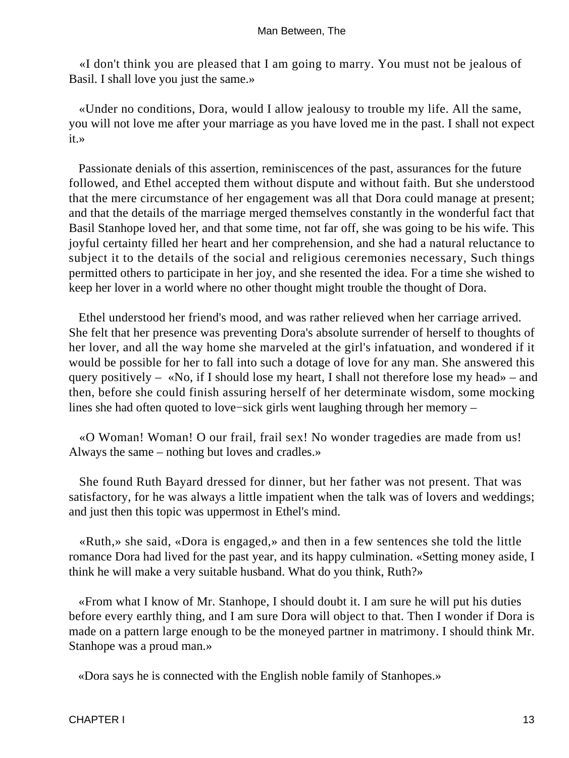«I don't think you are pleased that I am going to marry. You must not be jealous of Basil. I shall love you just the same.»

«Under no conditions, Dora, would I allow jealousy to trouble my life. All the same, you will not love me after your marriage as you have loved me in the past. I shall not expect it.»

Passionate denials of this assertion, reminiscences of the past, assurances for the future followed, and Ethel accepted them without dispute and without faith. But she understood that the mere circumstance of her engagement was all that Dora could manage at present; and that the details of the marriage merged themselves constantly in the wonderful fact that Basil Stanhope loved her, and that some time, not far off, she was going to be his wife. This joyful certainty filled her heart and her comprehension, and she had a natural reluctance to subject it to the details of the social and religious ceremonies necessary, Such things permitted others to participate in her joy, and she resented the idea. For a time she wished to keep her lover in a world where no other thought might trouble the thought of Dora.

Ethel understood her friend's mood, and was rather relieved when her carriage arrived. She felt that her presence was preventing Dora's absolute surrender of herself to thoughts of her lover, and all the way home she marveled at the girl's infatuation, and wondered if it would be possible for her to fall into such a dotage of love for any man. She answered this query positively – «No, if I should lose my heart, I shall not therefore lose my head» – and then, before she could finish assuring herself of her determinate wisdom, some mocking lines she had often quoted to love−sick girls went laughing through her memory –

«O Woman! Woman! O our frail, frail sex! No wonder tragedies are made from us! Always the same – nothing but loves and cradles.»

She found Ruth Bayard dressed for dinner, but her father was not present. That was satisfactory, for he was always a little impatient when the talk was of lovers and weddings; and just then this topic was uppermost in Ethel's mind.

«Ruth,» she said, «Dora is engaged,» and then in a few sentences she told the little romance Dora had lived for the past year, and its happy culmination. «Setting money aside, I think he will make a very suitable husband. What do you think, Ruth?»

«From what I know of Mr. Stanhope, I should doubt it. I am sure he will put his duties before every earthly thing, and I am sure Dora will object to that. Then I wonder if Dora is made on a pattern large enough to be the moneyed partner in matrimony. I should think Mr. Stanhope was a proud man.»

«Dora says he is connected with the English noble family of Stanhopes.»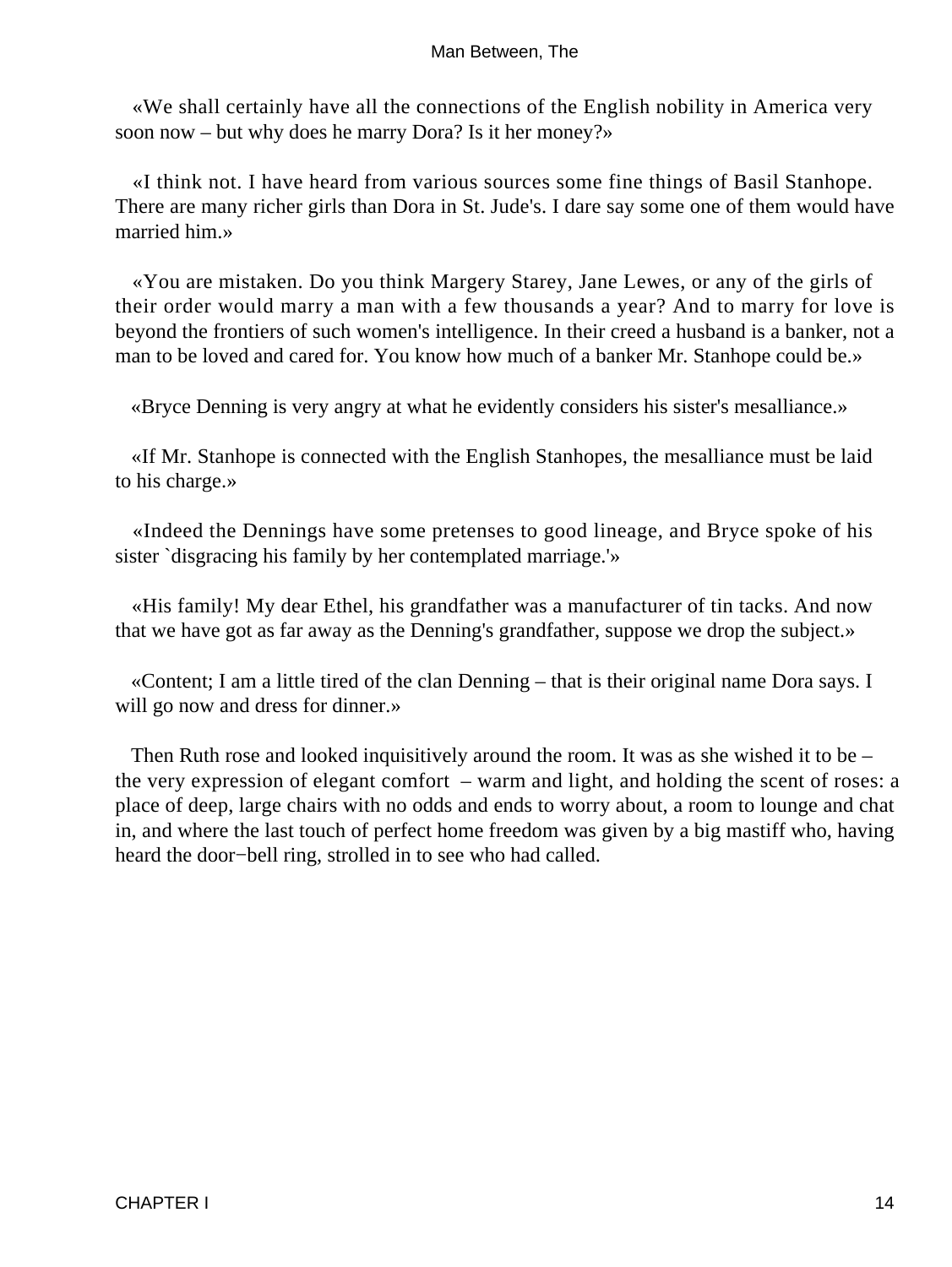«We shall certainly have all the connections of the English nobility in America very soon now – but why does he marry Dora? Is it her money?»

«I think not. I have heard from various sources some fine things of Basil Stanhope. There are many richer girls than Dora in St. Jude's. I dare say some one of them would have married him.»

«You are mistaken. Do you think Margery Starey, Jane Lewes, or any of the girls of their order would marry a man with a few thousands a year? And to marry for love is beyond the frontiers of such women's intelligence. In their creed a husband is a banker, not a man to be loved and cared for. You know how much of a banker Mr. Stanhope could be.»

«Bryce Denning is very angry at what he evidently considers his sister's mesalliance.»

«If Mr. Stanhope is connected with the English Stanhopes, the mesalliance must be laid to his charge.»

«Indeed the Dennings have some pretenses to good lineage, and Bryce spoke of his sister `disgracing his family by her contemplated marriage.'»

«His family! My dear Ethel, his grandfather was a manufacturer of tin tacks. And now that we have got as far away as the Denning's grandfather, suppose we drop the subject.»

«Content; I am a little tired of the clan Denning – that is their original name Dora says. I will go now and dress for dinner.»

Then Ruth rose and looked inquisitively around the room. It was as she wished it to be – the very expression of elegant comfort – warm and light, and holding the scent of roses: a place of deep, large chairs with no odds and ends to worry about, a room to lounge and chat in, and where the last touch of perfect home freedom was given by a big mastiff who, having heard the door−bell ring, strolled in to see who had called.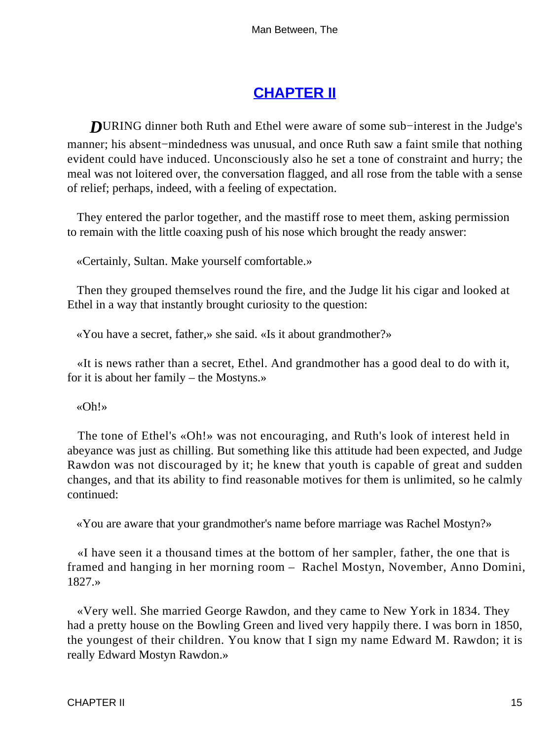## CHAPTER II

DURING dinner both Ruth and Ethel were aware of some sub−interest in the Judge's manner; his absent−mindedness was unusual, and once Ruth saw a faint smile that nothing evident could have induced. Unconsciously also he set a tone of constraint and hurry; the meal was not loitered over, the conversation flagged, and all rose from the table with a sense of relief; perhaps, indeed, with a feeling of expectation.

They entered the parlor together, and the mastiff rose to meet them, asking permission to remain with the little coaxing push of his nose which brought the ready answer:

«Certainly, Sultan. Make yourself comfortable.»

Then they grouped themselves round the fire, and the Judge lit his cigar and looked at Ethel in a way that instantly brought curiosity to the question:

«You have a secret, father,» she said. «Is it about grandmother?»

«It is news rather than a secret, Ethel. And grandmother has a good deal to do with it, for it is about her family – the Mostyns.»

«Oh!»

The tone of Ethel's «Oh!» was not encouraging, and Ruth's look of interest held in abeyance was just as chilling. But something like this attitude had been expected, and Judge Rawdon was not discouraged by it; he knew that youth is capable of great and sudden changes, and that its ability to find reasonable motives for them is unlimited, so he calmly continued:

«You are aware that your grandmother's name before marriage was Rachel Mostyn?»

«I have seen it a thousand times at the bottom of her sampler, father, the one that is framed and hanging in her morning room – Rachel Mostyn, November, Anno Domini, 1827.»

«Very well. She married George Rawdon, and they came to New York in 1834. They had a pretty house on the Bowling Green and lived very happily there. I was born in 1850, the youngest of their children. You know that I sign my name Edward M. Rawdon; it is really Edward Mostyn Rawdon.»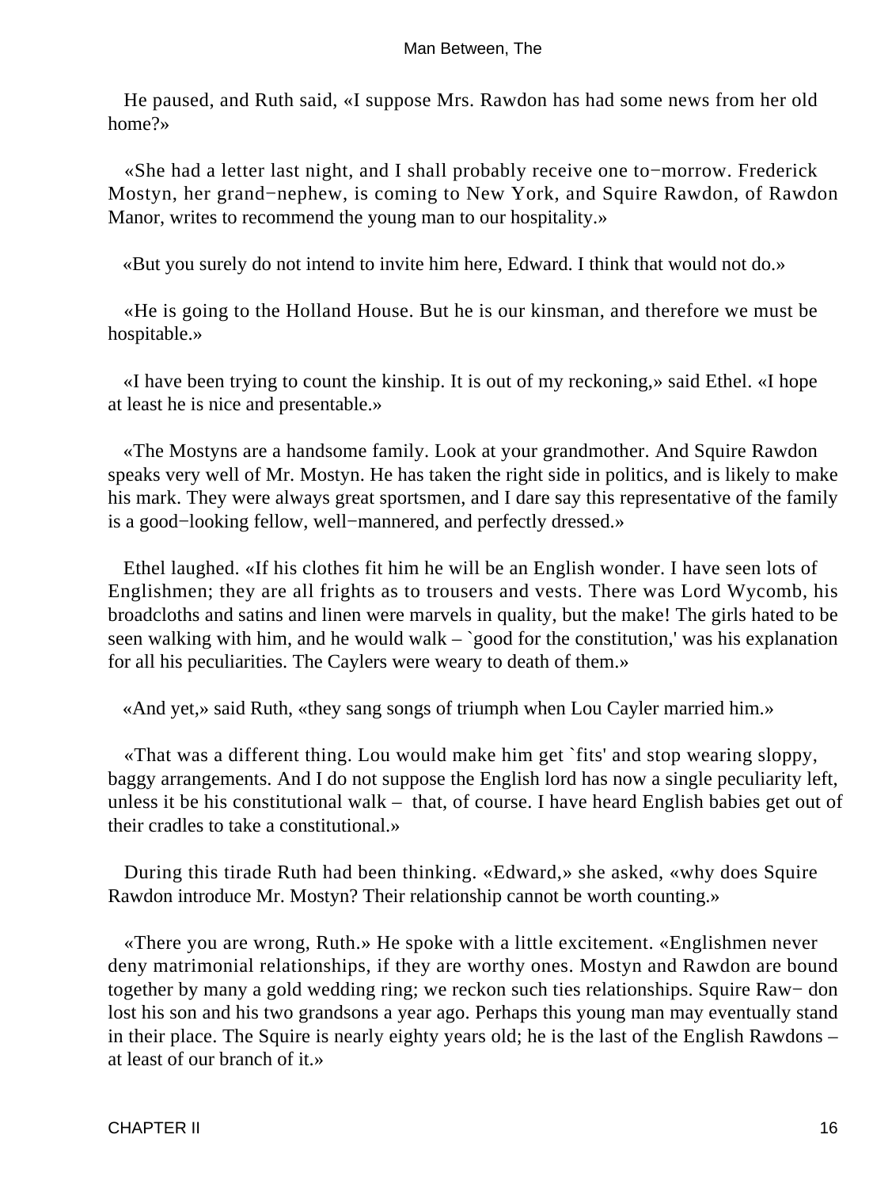He paused, and Ruth said, «I suppose Mrs. Rawdon has had some news from her old home?»

«She had a letter last night, and I shall probably receive one to−morrow. Frederick Mostyn, her grand−nephew, is coming to New York, and Squire Rawdon, of Rawdon Manor, writes to recommend the young man to our hospitality.»

«But you surely do not intend to invite him here, Edward. I think that would not do.»

«He is going to the Holland House. But he is our kinsman, and therefore we must be hospitable.»

«I have been trying to count the kinship. It is out of my reckoning,» said Ethel. «I hope at least he is nice and presentable.»

«The Mostyns are a handsome family. Look at your grandmother. And Squire Rawdon speaks very well of Mr. Mostyn. He has taken the right side in politics, and is likely to make his mark. They were always great sportsmen, and I dare say this representative of the family is a good−looking fellow, well−mannered, and perfectly dressed.»

Ethel laughed. «If his clothes fit him he will be an English wonder. I have seen lots of Englishmen; they are all frights as to trousers and vests. There was Lord Wycomb, his broadcloths and satins and linen were marvels in quality, but the make! The girls hated to be seen walking with him, and he would walk – `good for the constitution,' was his explanation for all his peculiarities. The Caylers were weary to death of them.»

«And yet,» said Ruth, «they sang songs of triumph when Lou Cayler married him.»

«That was a different thing. Lou would make him get `fits' and stop wearing sloppy, baggy arrangements. And I do not suppose the English lord has now a single peculiarity left, unless it be his constitutional walk – that, of course. I have heard English babies get out of their cradles to take a constitutional.»

During this tirade Ruth had been thinking. «Edward,» she asked, «why does Squire Rawdon introduce Mr. Mostyn? Their relationship cannot be worth counting.»

«There you are wrong, Ruth.» He spoke with a little excitement. «Englishmen never deny matrimonial relationships, if they are worthy ones. Mostyn and Rawdon are bound together by many a gold wedding ring; we reckon such ties relationships. Squire Rawdon lost his son and his two grandsons a year ago. Perhaps this young man may eventually stand in their place. The Squire is nearly eighty years old; he is the last of the English Rawdons – at least of our branch of it.»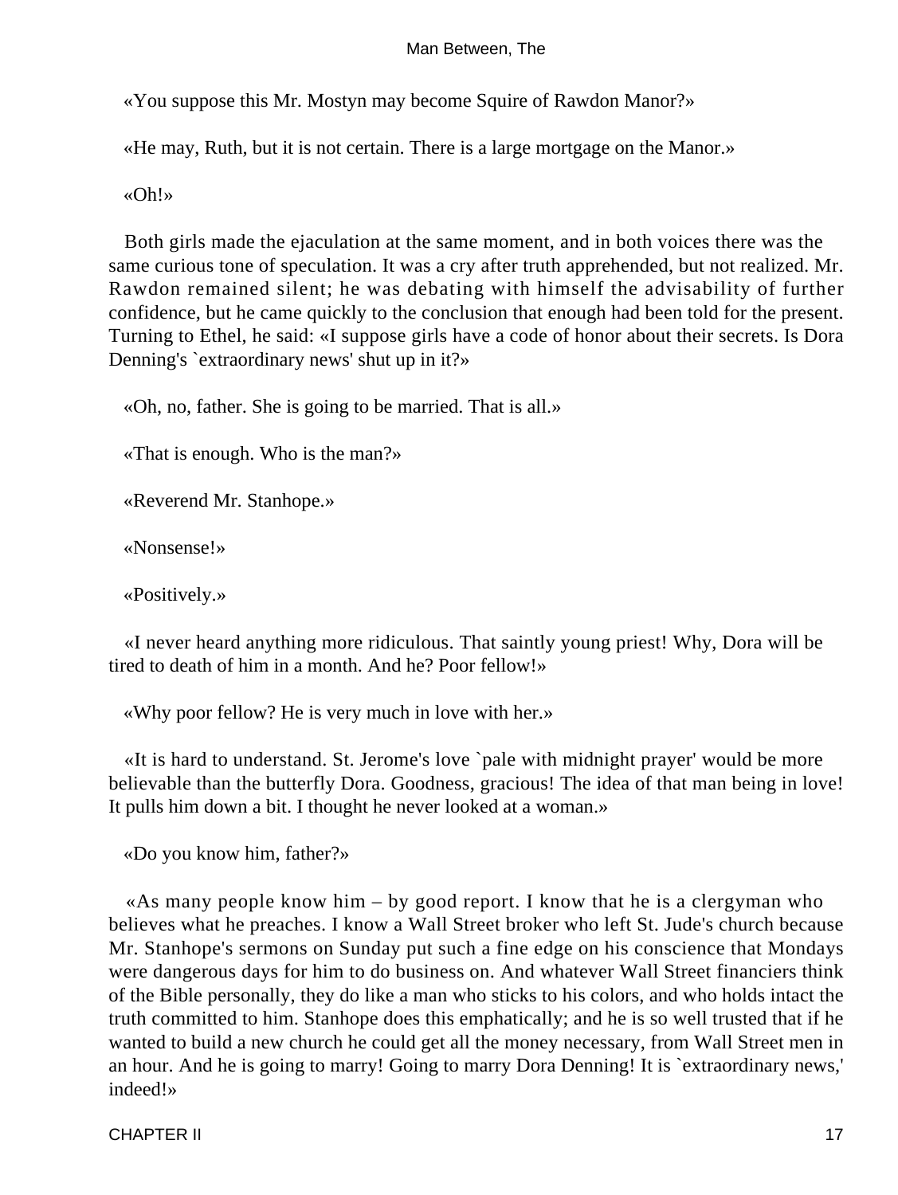«You suppose this Mr. Mostyn may become Squire of Rawdon Manor?»

«He may, Ruth, but it is not certain. There is a large mortgage on the Manor.»

«Oh!»

Both girls made the ejaculation at the same moment, and in both voices there was the same curious tone of speculation. It was a cry after truth apprehended, but not realized. Mr. Rawdon remained silent; he was debating with himself the advisability of further confidence, but he came quickly to the conclusion that enough had been told for the present. Turning to Ethel, he said: «I suppose girls have a code of honor about their secrets. Is Dora Denning's `extraordinary news' shut up in it?»

«Oh, no, father. She is going to be married. That is all.»

«That is enough. Who is the man?»

«Reverend Mr. Stanhope.»

«Nonsense!»

«Positively.»

«I never heard anything more ridiculous. That saintly young priest! Why, Dora will be tired to death of him in a month. And he? Poor fellow!»

«Why poor fellow? He is very much in love with her.»

«It is hard to understand. St. Jerome's love `pale with midnight prayer' would be more believable than the butterfly Dora. Goodness, gracious! The idea of that man being in love! It pulls him down a bit. I thought he never looked at a woman.»

«Do you know him, father?»

«As many people know him – by good report. I know that he is a clergyman who believes what he preaches. I know a Wall Street broker who left St. Jude's church because Mr. Stanhope's sermons on Sunday put such a fine edge on his conscience that Mondays were dangerous days for him to do business on. And whatever Wall Street financiers think of the Bible personally, they do like a man who sticks to his colors, and who holds intact the truth committed to him. Stanhope does this emphatically; and he is so well trusted that if he wanted to build a new church he could get all the money necessary, from Wall Street men in an hour. And he is going to marry! Going to marry Dora Denning! It is `extraordinary news,' indeed!»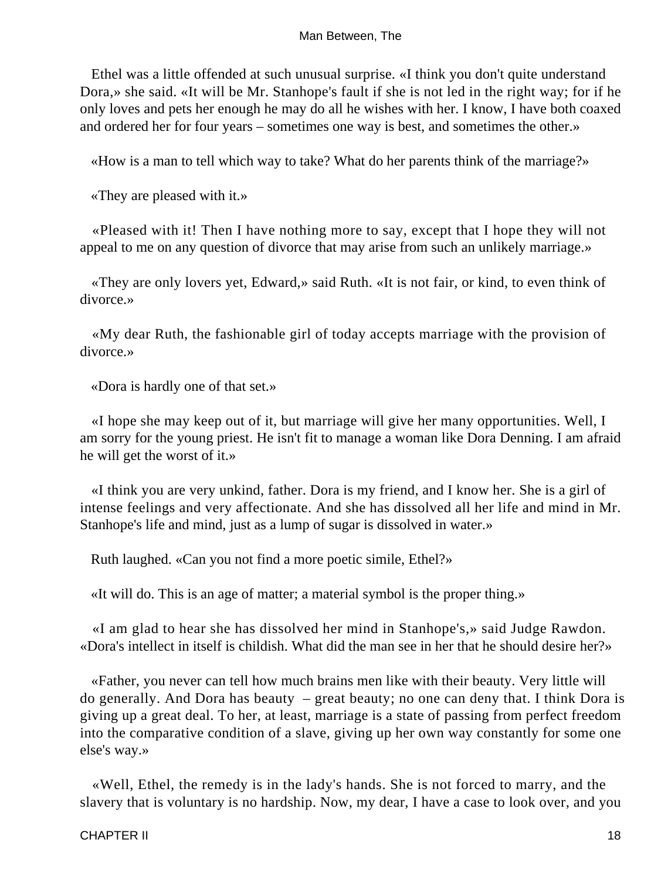Ethel was a little offended at such unusual surprise. «I think you don't quite understand Dora,» she said. «It will be Mr. Stanhope's fault if she is not led in the right way; for if he only loves and pets her enough he may do all he wishes with her. I know, I have both coaxed and ordered her for four years – sometimes one way is best, and sometimes the other.»

«How is a man to tell which way to take? What do her parents think of the marriage?»

«They are pleased with it.»

«Pleased with it! Then I have nothing more to say, except that I hope they will not appeal to me on any question of divorce that may arise from such an unlikely marriage.»

«They are only lovers yet, Edward,» said Ruth. «It is not fair, or kind, to even think of divorce.»

«My dear Ruth, the fashionable girl of today accepts marriage with the provision of divorce.»

«Dora is hardly one of that set.»

«I hope she may keep out of it, but marriage will give her many opportunities. Well, I am sorry for the young priest. He isn't fit to manage a woman like Dora Denning. I am afraid he will get the worst of it.»

«I think you are very unkind, father. Dora is my friend, and I know her. She is a girl of intense feelings and very affectionate. And she has dissolved all her life and mind in Mr. Stanhope's life and mind, just as a lump of sugar is dissolved in water.»

Ruth laughed. «Can you not find a more poetic simile, Ethel?»

«It will do. This is an age of matter; a material symbol is the proper thing.»

«I am glad to hear she has dissolved her mind in Stanhope's,» said Judge Rawdon. «Dora's intellect in itself is childish. What did the man see in her that he should desire her?»

«Father, you never can tell how much brains men like with their beauty. Very little will do generally. And Dora has beauty – great beauty; no one can deny that. I think Dora is giving up a great deal. To her, at least, marriage is a state of passing from perfect freedom into the comparative condition of a slave, giving up her own way constantly for some one else's way.»

«Well, Ethel, the remedy is in the lady's hands. She is not forced to marry, and the slavery that is voluntary is no hardship. Now, my dear, I have a case to look over, and you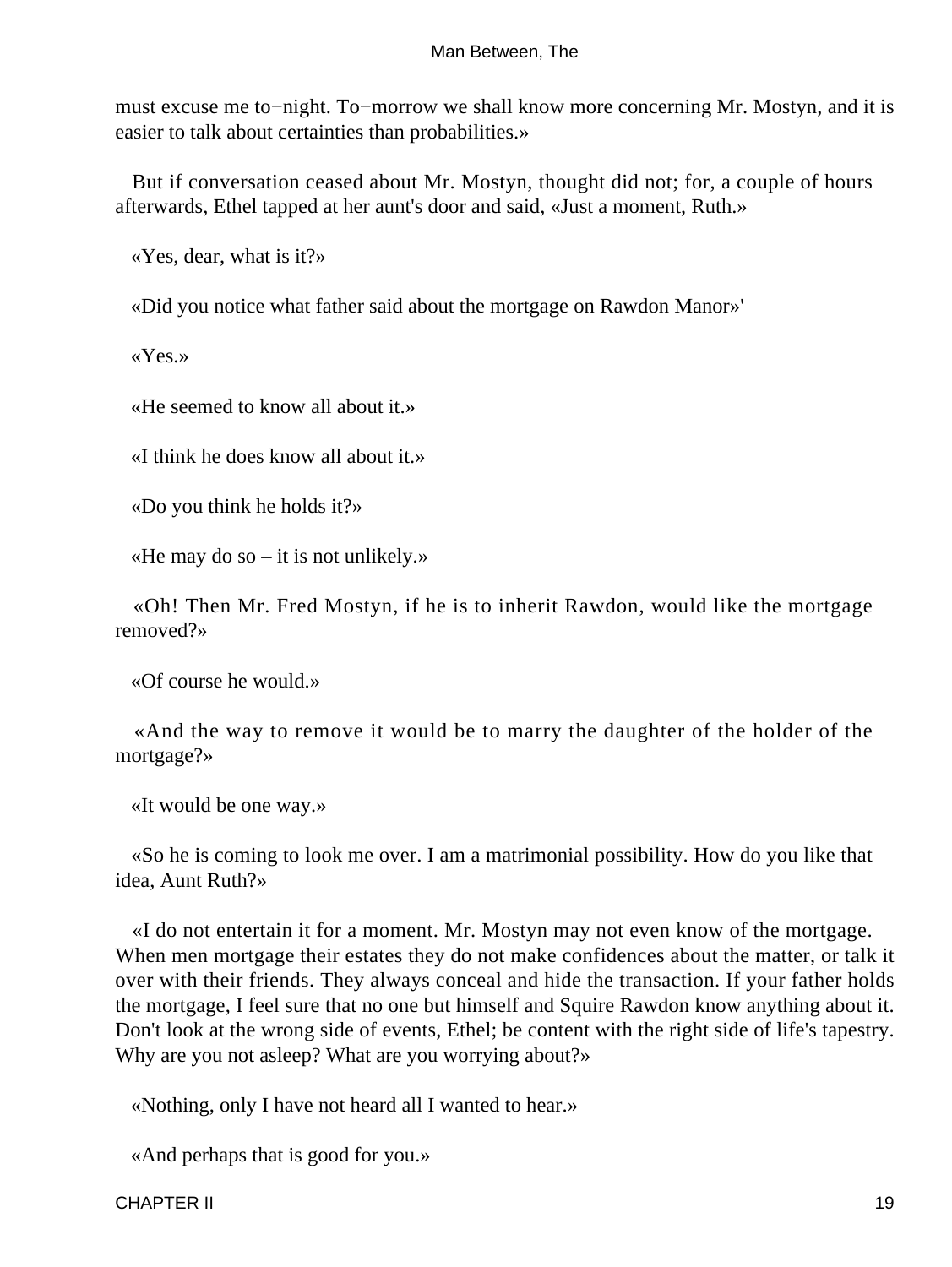must excuse me to−night. To−morrow we shall know more concerning Mr. Mostyn, and it is easier to talk about certainties than probabilities.»

But if conversation ceased about Mr. Mostyn, thought did not; for, a couple of hours afterwards, Ethel tapped at her aunt's door and said, «Just a moment, Ruth.»

«Yes, dear, what is it?»

«Did you notice what father said about the mortgage on Rawdon Manor»'

«Yes.»

«He seemed to know all about it.»

«I think he does know all about it.»

«Do you think he holds it?»

«He may do so – it is not unlikely.»

«Oh! Then Mr. Fred Mostyn, if he is to inherit Rawdon, would like the mortgage removed?»

«Of course he would.»

«And the way to remove it would be to marry the daughter of the holder of the mortgage?»

«It would be one way.»

«So he is coming to look me over. I am a matrimonial possibility. How do you like that idea, Aunt Ruth?»

«I do not entertain it for a moment. Mr. Mostyn may not even know of the mortgage. When men mortgage their estates they do not make confidences about the matter, or talk it over with their friends. They always conceal and hide the transaction. If your father holds the mortgage, I feel sure that no one but himself and Squire Rawdon know anything about it. Don't look at the wrong side of events, Ethel; be content with the right side of life's tapestry. Why are you not asleep? What are you worrying about?»

«Nothing, only I have not heard all I wanted to hear.»

«And perhaps that is good for you.»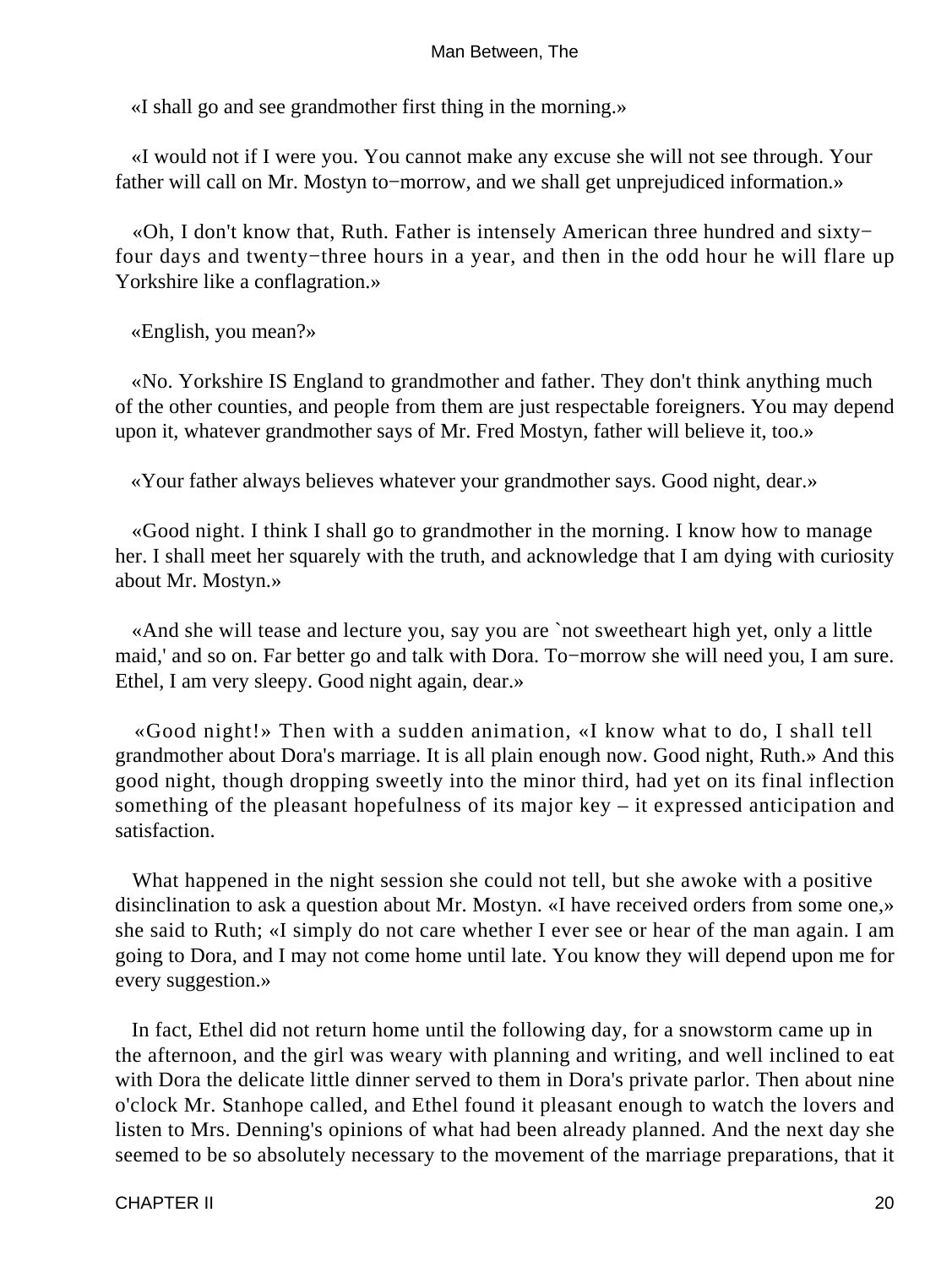«I shall go and see grandmother first thing in the morning.»

«I would not if I were you. You cannot make any excuse she will not see through. Your father will call on Mr. Mostyn to−morrow, and we shall get unprejudiced information.»

«Oh, I don't know that, Ruth. Father is intensely American three hundred and sixty−four days and twenty−three hours in a year, and then in the odd hour he will flare up Yorkshire like a conflagration.»

«English, you mean?»

«No. Yorkshire IS England to grandmother and father. They don't think anything much of the other counties, and people from them are just respectable foreigners. You may depend upon it, whatever grandmother says of Mr. Fred Mostyn, father will believe it, too.»

«Your father always believes whatever your grandmother says. Good night, dear.»

«Good night. I think I shall go to grandmother in the morning. I know how to manage her. I shall meet her squarely with the truth, and acknowledge that I am dying with curiosity about Mr. Mostyn.»

«And she will tease and lecture you, say you are `not sweetheart high yet, only a little maid,' and so on. Far better go and talk with Dora. To−morrow she will need you, I am sure. Ethel, I am very sleepy. Good night again, dear.»

«Good night!» Then with a sudden animation, «I know what to do, I shall tell grandmother about Dora's marriage. It is all plain enough now. Good night, Ruth.» And this good night, though dropping sweetly into the minor third, had yet on its final inflection something of the pleasant hopefulness of its major key – it expressed anticipation and satisfaction.

What happened in the night session she could not tell, but she awoke with a positive disinclination to ask a question about Mr. Mostyn. «I have received orders from some one,» she said to Ruth; «I simply do not care whether I ever see or hear of the man again. I am going to Dora, and I may not come home until late. You know they will depend upon me for every suggestion.»

In fact, Ethel did not return home until the following day, for a snowstorm came up in the afternoon, and the girl was weary with planning and writing, and well inclined to eat with Dora the delicate little dinner served to them in Dora's private parlor. Then about nine o'clock Mr. Stanhope called, and Ethel found it pleasant enough to watch the lovers and listen to Mrs. Denning's opinions of what had been already planned. And the next day she seemed to be so absolutely necessary to the movement of the marriage preparations, that it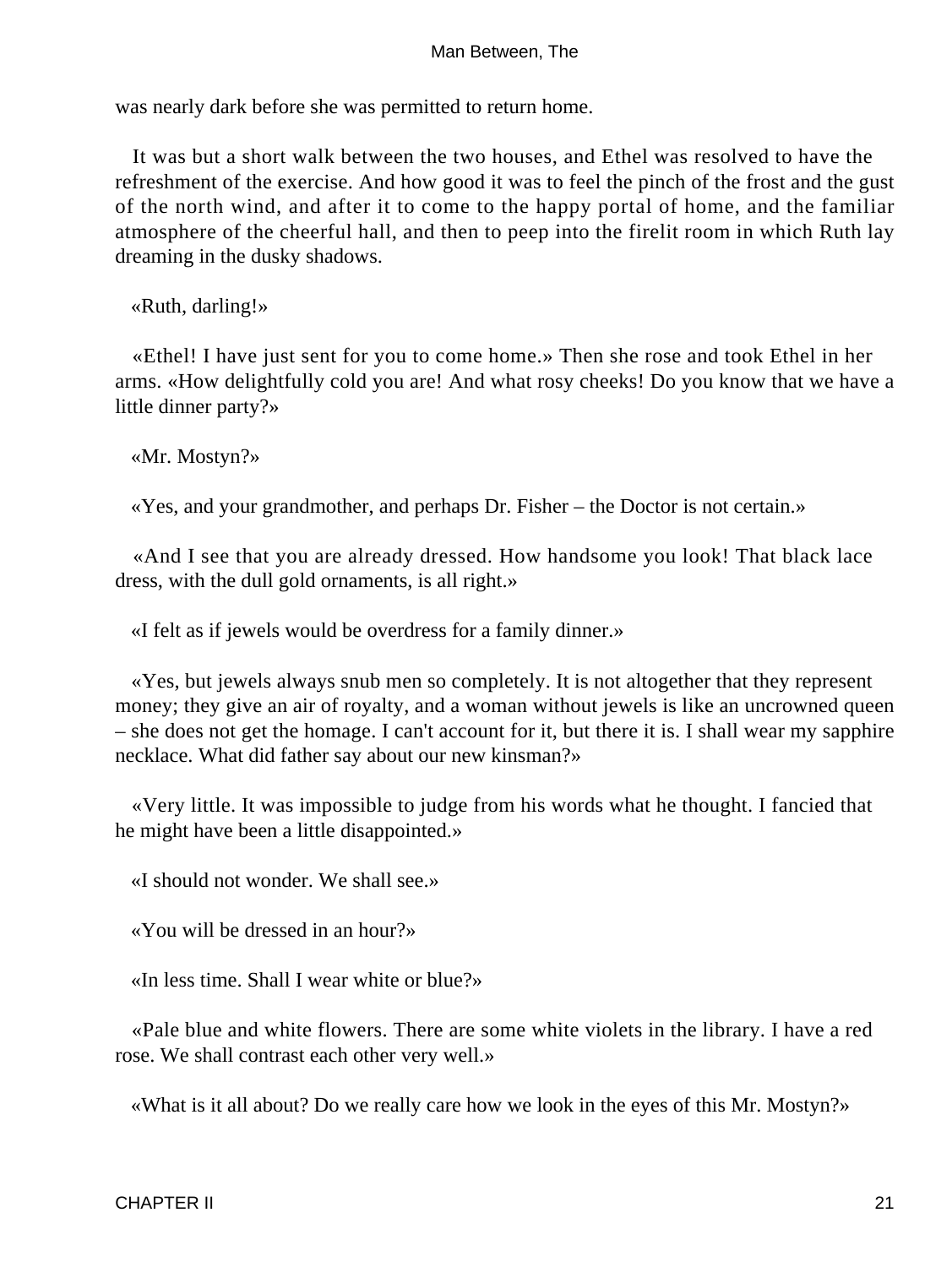was nearly dark before she was permitted to return home.

It was but a short walk between the two houses, and Ethel was resolved to have the refreshment of the exercise. And how good it was to feel the pinch of the frost and the gust of the north wind, and after it to come to the happy portal of home, and the familiar atmosphere of the cheerful hall, and then to peep into the firelit room in which Ruth lay dreaming in the dusky shadows.

«Ruth, darling!»

«Ethel! I have just sent for you to come home.» Then she rose and took Ethel in her arms. «How delightfully cold you are! And what rosy cheeks! Do you know that we have a little dinner party?»

«Mr. Mostyn?»

«Yes, and your grandmother, and perhaps Dr. Fisher – the Doctor is not certain.»

«And I see that you are already dressed. How handsome you look! That black lace dress, with the dull gold ornaments, is all right.»

«I felt as if jewels would be overdress for a family dinner.»

«Yes, but jewels always snub men so completely. It is not altogether that they represent money; they give an air of royalty, and a woman without jewels is like an uncrowned queen – she does not get the homage. I can't account for it, but there it is. I shall wear my sapphire necklace. What did father say about our new kinsman?»

«Very little. It was impossible to judge from his words what he thought. I fancied that he might have been a little disappointed.»

«I should not wonder. We shall see.»

«You will be dressed in an hour?»

«In less time. Shall I wear white or blue?»

«Pale blue and white flowers. There are some white violets in the library. I have a red rose. We shall contrast each other very well.»

«What is it all about? Do we really care how we look in the eyes of this Mr. Mostyn?»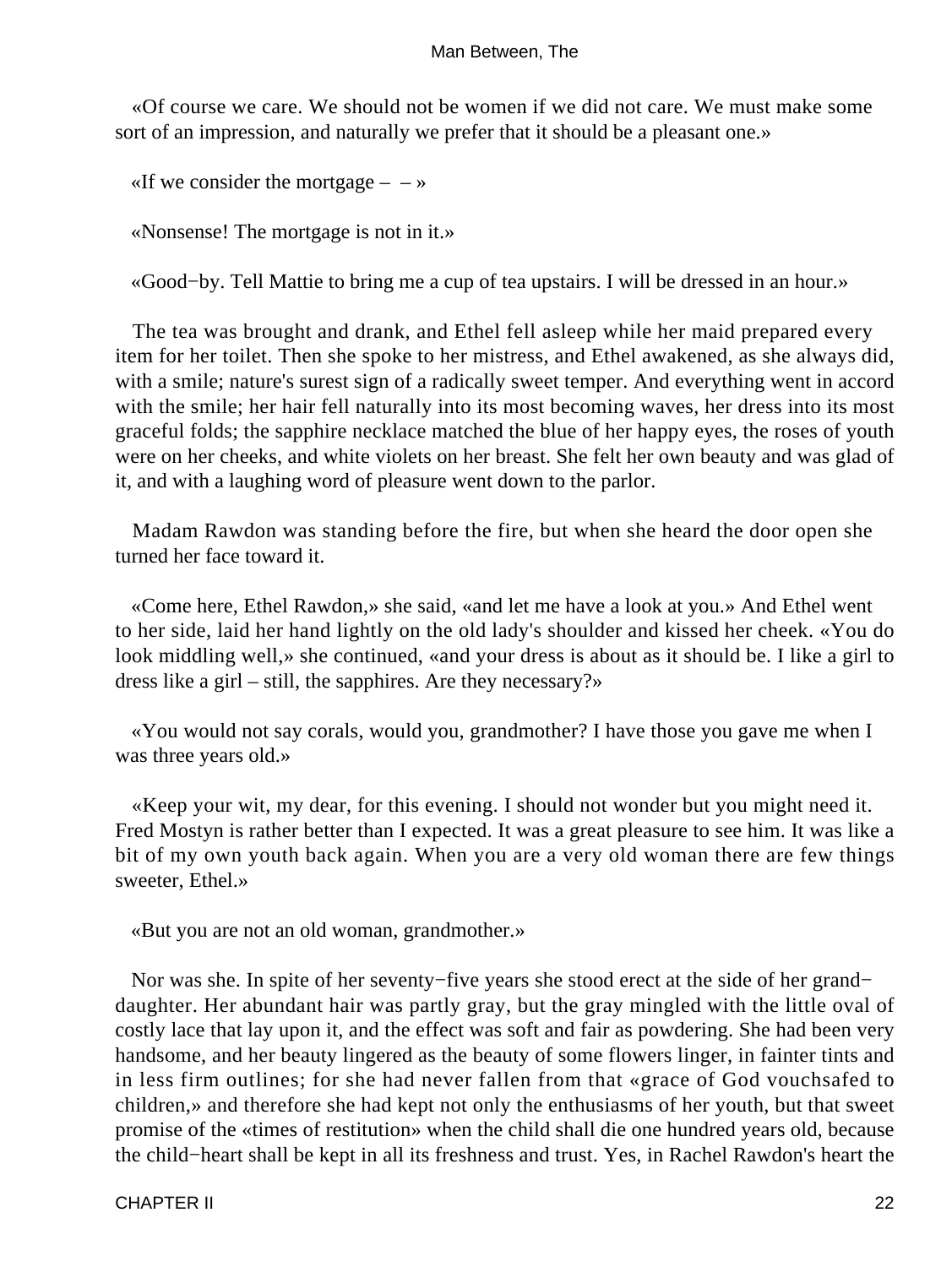«Of course we care. We should not be women if we did not care. We must make some sort of an impression, and naturally we prefer that it should be a pleasant one.»

«If we consider the mortgage – – »

«Nonsense! The mortgage is not in it.»

«Good−by. Tell Mattie to bring me a cup of tea upstairs. I will be dressed in an hour.»

The tea was brought and drank, and Ethel fell asleep while her maid prepared every item for her toilet. Then she spoke to her mistress, and Ethel awakened, as she always did, with a smile; nature's surest sign of a radically sweet temper. And everything went in accord with the smile; her hair fell naturally into its most becoming waves, her dress into its most graceful folds; the sapphire necklace matched the blue of her happy eyes, the roses of youth were on her cheeks, and white violets on her breast. She felt her own beauty and was glad of it, and with a laughing word of pleasure went down to the parlor.

Madam Rawdon was standing before the fire, but when she heard the door open she turned her face toward it.

«Come here, Ethel Rawdon,» she said, «and let me have a look at you.» And Ethel went to her side, laid her hand lightly on the old lady's shoulder and kissed her cheek. «You do look middling well,» she continued, «and your dress is about as it should be. I like a girl to dress like a girl – still, the sapphires. Are they necessary?»

«You would not say corals, would you, grandmother? I have those you gave me when I was three years old.»

«Keep your wit, my dear, for this evening. I should not wonder but you might need it. Fred Mostyn is rather better than I expected. It was a great pleasure to see him. It was like a bit of my own youth back again. When you are a very old woman there are few things sweeter, Ethel.»

«But you are not an old woman, grandmother.»

Nor was she. In spite of her seventy−five years she stood erect at the side of her grand−daughter. Her abundant hair was partly gray, but the gray mingled with the little oval of costly lace that lay upon it, and the effect was soft and fair as powdering. She had been very handsome, and her beauty lingered as the beauty of some flowers linger, in fainter tints and in less firm outlines; for she had never fallen from that «grace of God vouchsafed to children,» and therefore she had kept not only the enthusiasms of her youth, but that sweet promise of the «times of restitution» when the child shall die one hundred years old, because the child−heart shall be kept in all its freshness and trust. Yes, in Rachel Rawdon's heart the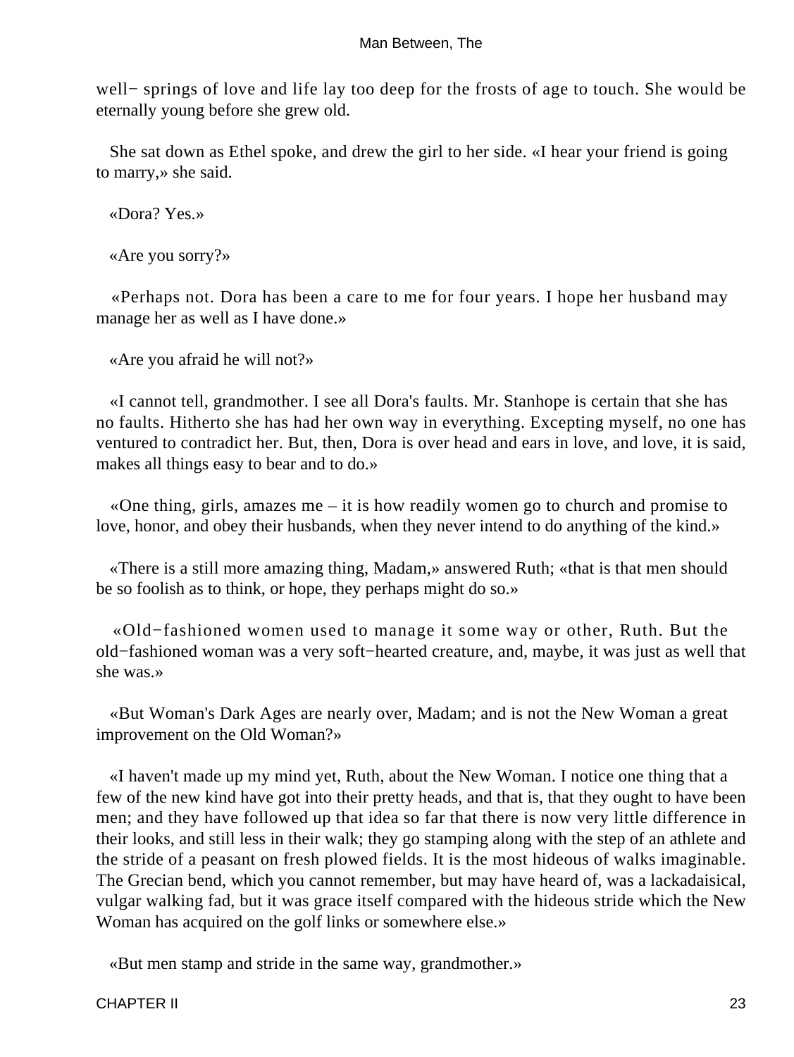well− springs of love and life lay too deep for the frosts of age to touch. She would be eternally young before she grew old.

She sat down as Ethel spoke, and drew the girl to her side. «I hear your friend is going to marry,» she said.

«Dora? Yes.»

«Are you sorry?»

«Perhaps not. Dora has been a care to me for four years. I hope her husband may manage her as well as I have done.»

«Are you afraid he will not?»

«I cannot tell, grandmother. I see all Dora's faults. Mr. Stanhope is certain that she has no faults. Hitherto she has had her own way in everything. Excepting myself, no one has ventured to contradict her. But, then, Dora is over head and ears in love, and love, it is said, makes all things easy to bear and to do.»

«One thing, girls, amazes me – it is how readily women go to church and promise to love, honor, and obey their husbands, when they never intend to do anything of the kind.»

«There is a still more amazing thing, Madam,» answered Ruth; «that is that men should be so foolish as to think, or hope, they perhaps might do so.»

«Old−fashioned women used to manage it some way or other, Ruth. But the old−fashioned woman was a very soft−hearted creature, and, maybe, it was just as well that she was.»

«But Woman's Dark Ages are nearly over, Madam; and is not the New Woman a great improvement on the Old Woman?»

«I haven't made up my mind yet, Ruth, about the New Woman. I notice one thing that a few of the new kind have got into their pretty heads, and that is, that they ought to have been men; and they have followed up that idea so far that there is now very little difference in their looks, and still less in their walk; they go stamping along with the step of an athlete and the stride of a peasant on fresh plowed fields. It is the most hideous of walks imaginable. The Grecian bend, which you cannot remember, but may have heard of, was a lackadaisical, vulgar walking fad, but it was grace itself compared with the hideous stride which the New Woman has acquired on the golf links or somewhere else.»

«But men stamp and stride in the same way, grandmother.»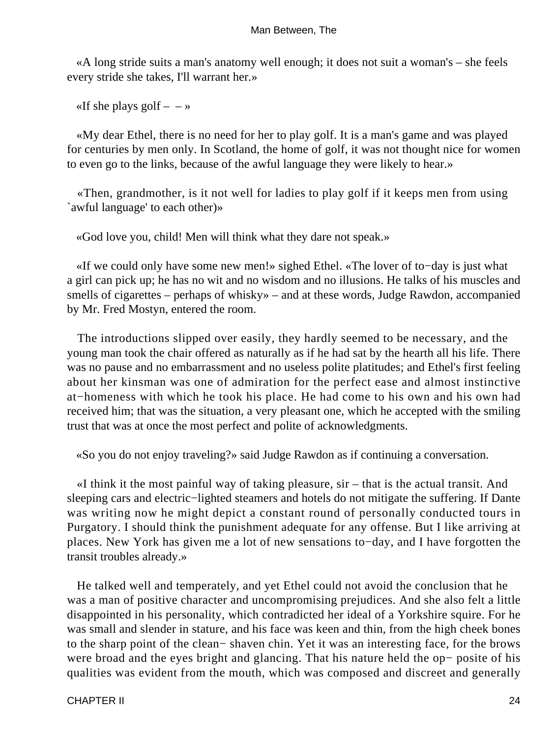«A long stride suits a man's anatomy well enough; it does not suit a woman's – she feels every stride she takes, I'll warrant her.»

«If she plays golf – – »

«My dear Ethel, there is no need for her to play golf. It is a man's game and was played for centuries by men only. In Scotland, the home of golf, it was not thought nice for women to even go to the links, because of the awful language they were likely to hear.»

«Then, grandmother, is it not well for ladies to play golf if it keeps men from using `awful language' to each other)»

«God love you, child! Men will think what they dare not speak.»

«If we could only have some new men!» sighed Ethel. «The lover of to−day is just what a girl can pick up; he has no wit and no wisdom and no illusions. He talks of his muscles and smells of cigarettes – perhaps of whisky» – and at these words, Judge Rawdon, accompanied by Mr. Fred Mostyn, entered the room.

The introductions slipped over easily, they hardly seemed to be necessary, and the young man took the chair offered as naturally as if he had sat by the hearth all his life. There was no pause and no embarrassment and no useless polite platitudes; and Ethel's first feeling about her kinsman was one of admiration for the perfect ease and almost instinctive at−homeness with which he took his place. He had come to his own and his own had received him; that was the situation, a very pleasant one, which he accepted with the smiling trust that was at once the most perfect and polite of acknowledgments.

«So you do not enjoy traveling?» said Judge Rawdon as if continuing a conversation.

«I think it the most painful way of taking pleasure, sir – that is the actual transit. And sleeping cars and electric−lighted steamers and hotels do not mitigate the suffering. If Dante was writing now he might depict a constant round of personally conducted tours in Purgatory. I should think the punishment adequate for any offense. But I like arriving at places. New York has given me a lot of new sensations to−day, and I have forgotten the transit troubles already.»

He talked well and temperately, and yet Ethel could not avoid the conclusion that he was a man of positive character and uncompromising prejudices. And she also felt a little disappointed in his personality, which contradicted her ideal of a Yorkshire squire. For he was small and slender in stature, and his face was keen and thin, from the high cheek bones to the sharp point of the clean− shaven chin. Yet it was an interesting face, for the brows were broad and the eyes bright and glancing. That his nature held the op− posite of his qualities was evident from the mouth, which was composed and discreet and generally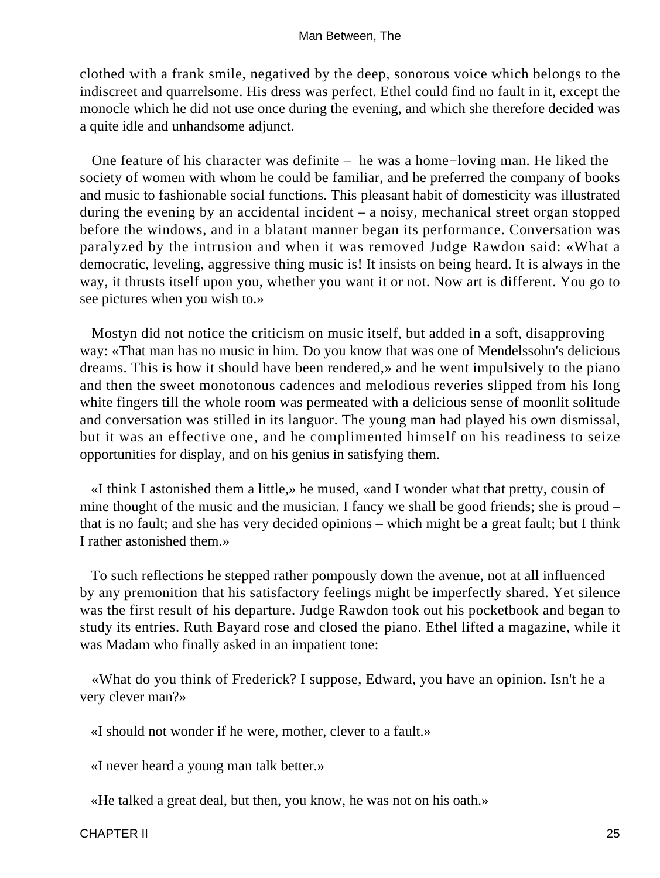clothed with a frank smile, negatived by the deep, sonorous voice which belongs to the indiscreet and quarrelsome. His dress was perfect. Ethel could find no fault in it, except the monocle which he did not use once during the evening, and which she therefore decided was a quite idle and unhandsome adjunct.

One feature of his character was definite – he was a home−loving man. He liked the society of women with whom he could be familiar, and he preferred the company of books and music to fashionable social functions. This pleasant habit of domesticity was illustrated during the evening by an accidental incident – a noisy, mechanical street organ stopped before the windows, and in a blatant manner began its performance. Conversation was paralyzed by the intrusion and when it was removed Judge Rawdon said: «What a democratic, leveling, aggressive thing music is! It insists on being heard. It is always in the way, it thrusts itself upon you, whether you want it or not. Now art is different. You go to see pictures when you wish to.»

Mostyn did not notice the criticism on music itself, but added in a soft, disapproving way: «That man has no music in him. Do you know that was one of Mendelssohn's delicious dreams. This is how it should have been rendered,» and he went impulsively to the piano and then the sweet monotonous cadences and melodious reveries slipped from his long white fingers till the whole room was permeated with a delicious sense of moonlit solitude and conversation was stilled in its languor. The young man had played his own dismissal, but it was an effective one, and he complimented himself on his readiness to seize opportunities for display, and on his genius in satisfying them.

«I think I astonished them a little,» he mused, «and I wonder what that pretty, cousin of mine thought of the music and the musician. I fancy we shall be good friends; she is proud – that is no fault; and she has very decided opinions – which might be a great fault; but I think I rather astonished them.»

To such reflections he stepped rather pompously down the avenue, not at all influenced by any premonition that his satisfactory feelings might be imperfectly shared. Yet silence was the first result of his departure. Judge Rawdon took out his pocketbook and began to study its entries. Ruth Bayard rose and closed the piano. Ethel lifted a magazine, while it was Madam who finally asked in an impatient tone:

«What do you think of Frederick? I suppose, Edward, you have an opinion. Isn't he a very clever man?»

«I should not wonder if he were, mother, clever to a fault.»

«I never heard a young man talk better.»

«He talked a great deal, but then, you know, he was not on his oath.»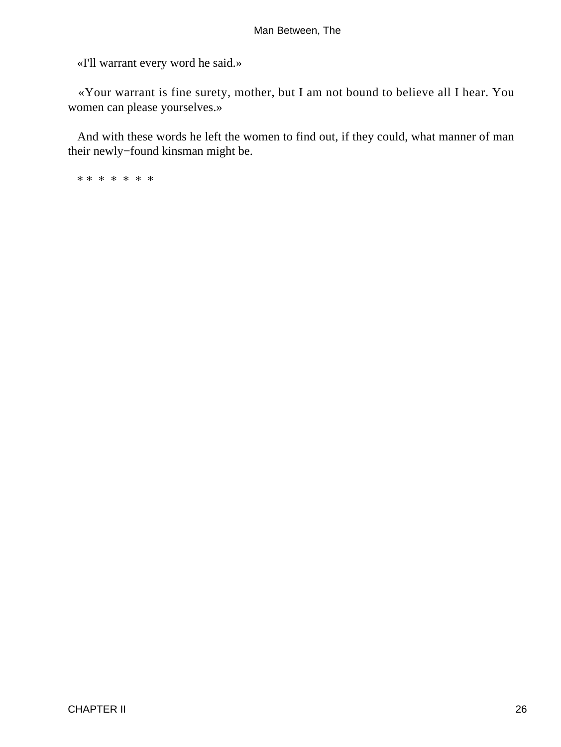«I'll warrant every word he said.»

«Your warrant is fine surety, mother, but I am not bound to believe all I hear. You women can please yourselves.»

And with these words he left the women to find out, if they could, what manner of man their newly−found kinsman might be.

* * * * * * *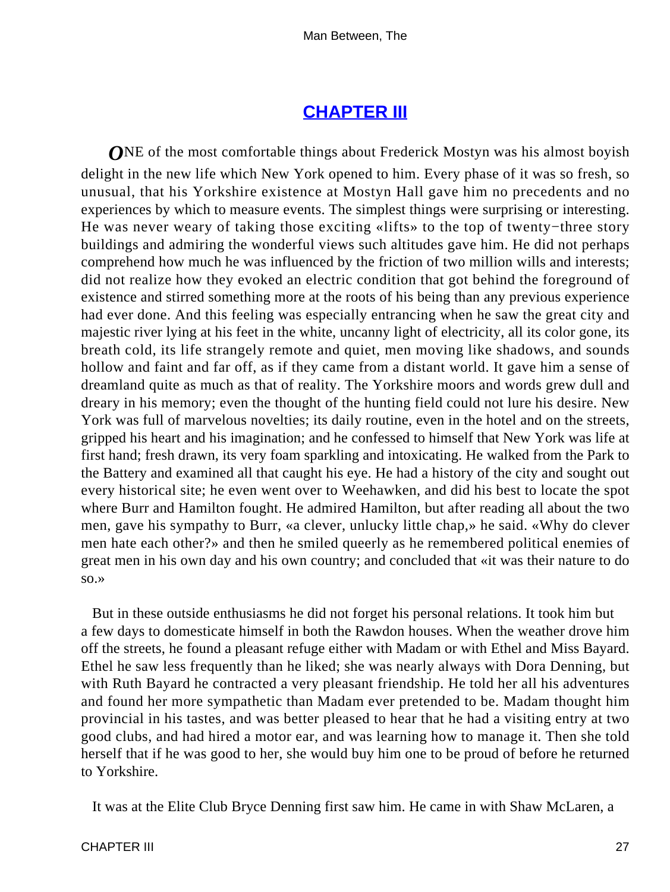## CHAPTER III

*O*NE of the most comfortable things about Frederick Mostyn was his almost boyish delight in the new life which New York opened to him. Every phase of it was so fresh, so unusual, that his Yorkshire existence at Mostyn Hall gave him no precedents and no experiences by which to measure events. The simplest things were surprising or interesting. He was never weary of taking those exciting «lifts» to the top of twenty−three story buildings and admiring the wonderful views such altitudes gave him. He did not perhaps comprehend how much he was influenced by the friction of two million wills and interests; did not realize how they evoked an electric condition that got behind the foreground of existence and stirred something more at the roots of his being than any previous experience had ever done. And this feeling was especially entrancing when he saw the great city and majestic river lying at his feet in the white, uncanny light of electricity, all its color gone, its breath cold, its life strangely remote and quiet, men moving like shadows, and sounds hollow and faint and far off, as if they came from a distant world. It gave him a sense of dreamland quite as much as that of reality. The Yorkshire moors and words grew dull and dreary in his memory; even the thought of the hunting field could not lure his desire. New York was full of marvelous novelties; its daily routine, even in the hotel and on the streets, gripped his heart and his imagination; and he confessed to himself that New York was life at first hand; fresh drawn, its very foam sparkling and intoxicating. He walked from the Park to the Battery and examined all that caught his eye. He had a history of the city and sought out every historical site; he even went over to Weehawken, and did his best to locate the spot where Burr and Hamilton fought. He admired Hamilton, but after reading all about the two men, gave his sympathy to Burr, «a clever, unlucky little chap,» he said. «Why do clever men hate each other?» and then he smiled queerly as he remembered political enemies of great men in his own day and his own country; and concluded that «it was their nature to do so.»

But in these outside enthusiasms he did not forget his personal relations. It took him but a few days to domesticate himself in both the Rawdon houses. When the weather drove him off the streets, he found a pleasant refuge either with Madam or with Ethel and Miss Bayard. Ethel he saw less frequently than he liked; she was nearly always with Dora Denning, but with Ruth Bayard he contracted a very pleasant friendship. He told her all his adventures and found her more sympathetic than Madam ever pretended to be. Madam thought him provincial in his tastes, and was better pleased to hear that he had a visiting entry at two good clubs, and had hired a motor ear, and was learning how to manage it. Then she told herself that if he was good to her, she would buy him one to be proud of before he returned to Yorkshire.

It was at the Elite Club Bryce Denning first saw him. He came in with Shaw McLaren, a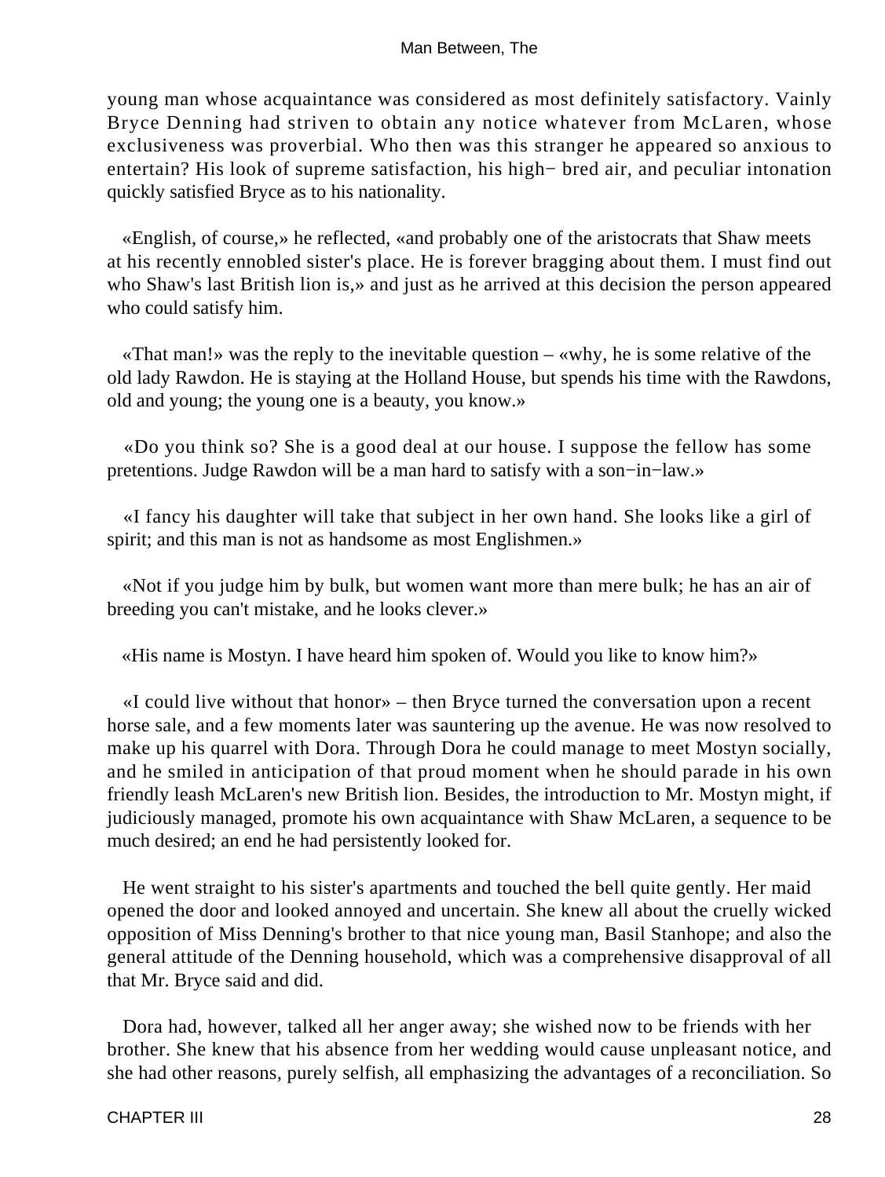young man whose acquaintance was considered as most definitely satisfactory. Vainly Bryce Denning had striven to obtain any notice whatever from McLaren, whose exclusiveness was proverbial. Who then was this stranger he appeared so anxious to entertain? His look of supreme satisfaction, his high− bred air, and peculiar intonation quickly satisfied Bryce as to his nationality.

«English, of course,» he reflected, «and probably one of the aristocrats that Shaw meets at his recently ennobled sister's place. He is forever bragging about them. I must find out who Shaw's last British lion is,» and just as he arrived at this decision the person appeared who could satisfy him.

«That man!» was the reply to the inevitable question – «why, he is some relative of the old lady Rawdon. He is staying at the Holland House, but spends his time with the Rawdons, old and young; the young one is a beauty, you know.»

«Do you think so? She is a good deal at our house. I suppose the fellow has some pretentions. Judge Rawdon will be a man hard to satisfy with a son−in−law.»

«I fancy his daughter will take that subject in her own hand. She looks like a girl of spirit; and this man is not as handsome as most Englishmen.»

«Not if you judge him by bulk, but women want more than mere bulk; he has an air of breeding you can't mistake, and he looks clever.»

«His name is Mostyn. I have heard him spoken of. Would you like to know him?»

«I could live without that honor» – then Bryce turned the conversation upon a recent horse sale, and a few moments later was sauntering up the avenue. He was now resolved to make up his quarrel with Dora. Through Dora he could manage to meet Mostyn socially, and he smiled in anticipation of that proud moment when he should parade in his own friendly leash McLaren's new British lion. Besides, the introduction to Mr. Mostyn might, if judiciously managed, promote his own acquaintance with Shaw McLaren, a sequence to be much desired; an end he had persistently looked for.

He went straight to his sister's apartments and touched the bell quite gently. Her maid opened the door and looked annoyed and uncertain. She knew all about the cruelly wicked opposition of Miss Denning's brother to that nice young man, Basil Stanhope; and also the general attitude of the Denning household, which was a comprehensive disapproval of all that Mr. Bryce said and did.

Dora had, however, talked all her anger away; she wished now to be friends with her brother. She knew that his absence from her wedding would cause unpleasant notice, and she had other reasons, purely selfish, all emphasizing the advantages of a reconciliation. So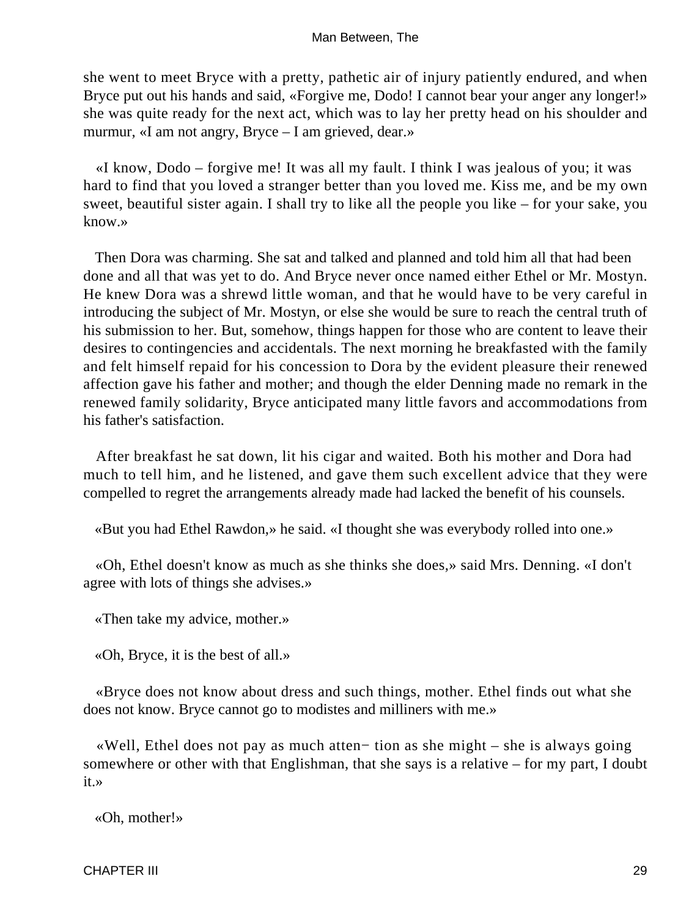she went to meet Bryce with a pretty, pathetic air of injury patiently endured, and when Bryce put out his hands and said, «Forgive me, Dodo! I cannot bear your anger any longer!» she was quite ready for the next act, which was to lay her pretty head on his shoulder and murmur, «I am not angry, Bryce – I am grieved, dear.»

«I know, Dodo – forgive me! It was all my fault. I think I was jealous of you; it was hard to find that you loved a stranger better than you loved me. Kiss me, and be my own sweet, beautiful sister again. I shall try to like all the people you like – for your sake, you know.»

Then Dora was charming. She sat and talked and planned and told him all that had been done and all that was yet to do. And Bryce never once named either Ethel or Mr. Mostyn. He knew Dora was a shrewd little woman, and that he would have to be very careful in introducing the subject of Mr. Mostyn, or else she would be sure to reach the central truth of his submission to her. But, somehow, things happen for those who are content to leave their desires to contingencies and accidentals. The next morning he breakfasted with the family and felt himself repaid for his concession to Dora by the evident pleasure their renewed affection gave his father and mother; and though the elder Denning made no remark in the renewed family solidarity, Bryce anticipated many little favors and accommodations from his father's satisfaction.

After breakfast he sat down, lit his cigar and waited. Both his mother and Dora had much to tell him, and he listened, and gave them such excellent advice that they were compelled to regret the arrangements already made had lacked the benefit of his counsels.

«But you had Ethel Rawdon,» he said. «I thought she was everybody rolled into one.»

«Oh, Ethel doesn't know as much as she thinks she does,» said Mrs. Denning. «I don't agree with lots of things she advises.»

«Then take my advice, mother.»

«Oh, Bryce, it is the best of all.»

«Bryce does not know about dress and such things, mother. Ethel finds out what she does not know. Bryce cannot go to modistes and milliners with me.»

«Well, Ethel does not pay as much attention as she might – she is always going somewhere or other with that Englishman, that she says is a relative – for my part, I doubt it.»

«Oh, mother!»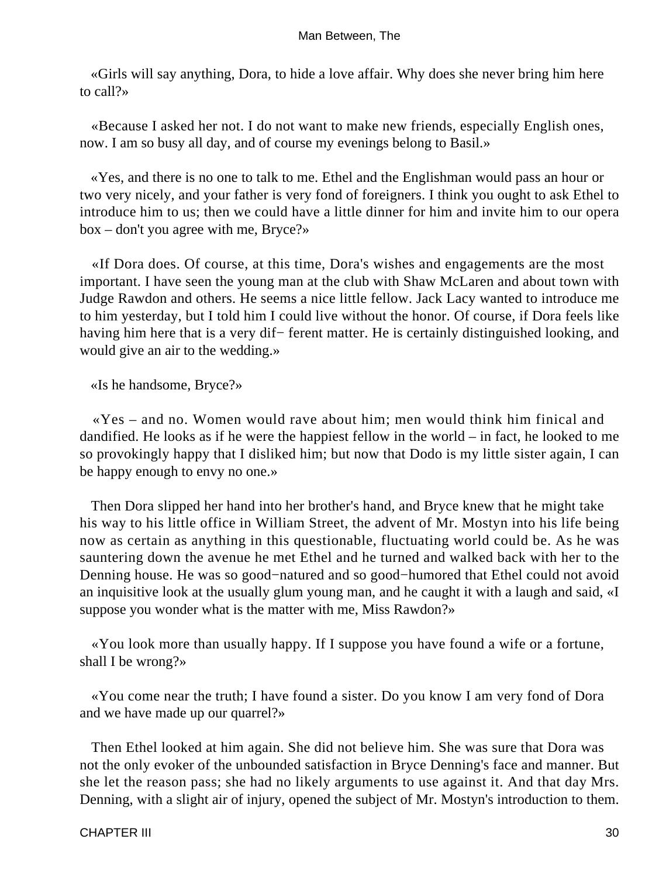«Girls will say anything, Dora, to hide a love affair. Why does she never bring him here to call?»

«Because I asked her not. I do not want to make new friends, especially English ones, now. I am so busy all day, and of course my evenings belong to Basil.»

«Yes, and there is no one to talk to me. Ethel and the Englishman would pass an hour or two very nicely, and your father is very fond of foreigners. I think you ought to ask Ethel to introduce him to us; then we could have a little dinner for him and invite him to our opera box – don't you agree with me, Bryce?»

«If Dora does. Of course, at this time, Dora's wishes and engagements are the most important. I have seen the young man at the club with Shaw McLaren and about town with Judge Rawdon and others. He seems a nice little fellow. Jack Lacy wanted to introduce me to him yesterday, but I told him I could live without the honor. Of course, if Dora feels like having him here that is a very dif− ferent matter. He is certainly distinguished looking, and would give an air to the wedding.»

«Is he handsome, Bryce?»

«Yes – and no. Women would rave about him; men would think him finical and dandified. He looks as if he were the happiest fellow in the world – in fact, he looked to me so provokingly happy that I disliked him; but now that Dodo is my little sister again, I can be happy enough to envy no one.»

Then Dora slipped her hand into her brother's hand, and Bryce knew that he might take his way to his little office in William Street, the advent of Mr. Mostyn into his life being now as certain as anything in this questionable, fluctuating world could be. As he was sauntering down the avenue he met Ethel and he turned and walked back with her to the Denning house. He was so good−natured and so good−humored that Ethel could not avoid an inquisitive look at the usually glum young man, and he caught it with a laugh and said, «I suppose you wonder what is the matter with me, Miss Rawdon?»

«You look more than usually happy. If I suppose you have found a wife or a fortune, shall I be wrong?»

«You come near the truth; I have found a sister. Do you know I am very fond of Dora and we have made up our quarrel?»

Then Ethel looked at him again. She did not believe him. She was sure that Dora was not the only evoker of the unbounded satisfaction in Bryce Denning's face and manner. But she let the reason pass; she had no likely arguments to use against it. And that day Mrs. Denning, with a slight air of injury, opened the subject of Mr. Mostyn's introduction to them.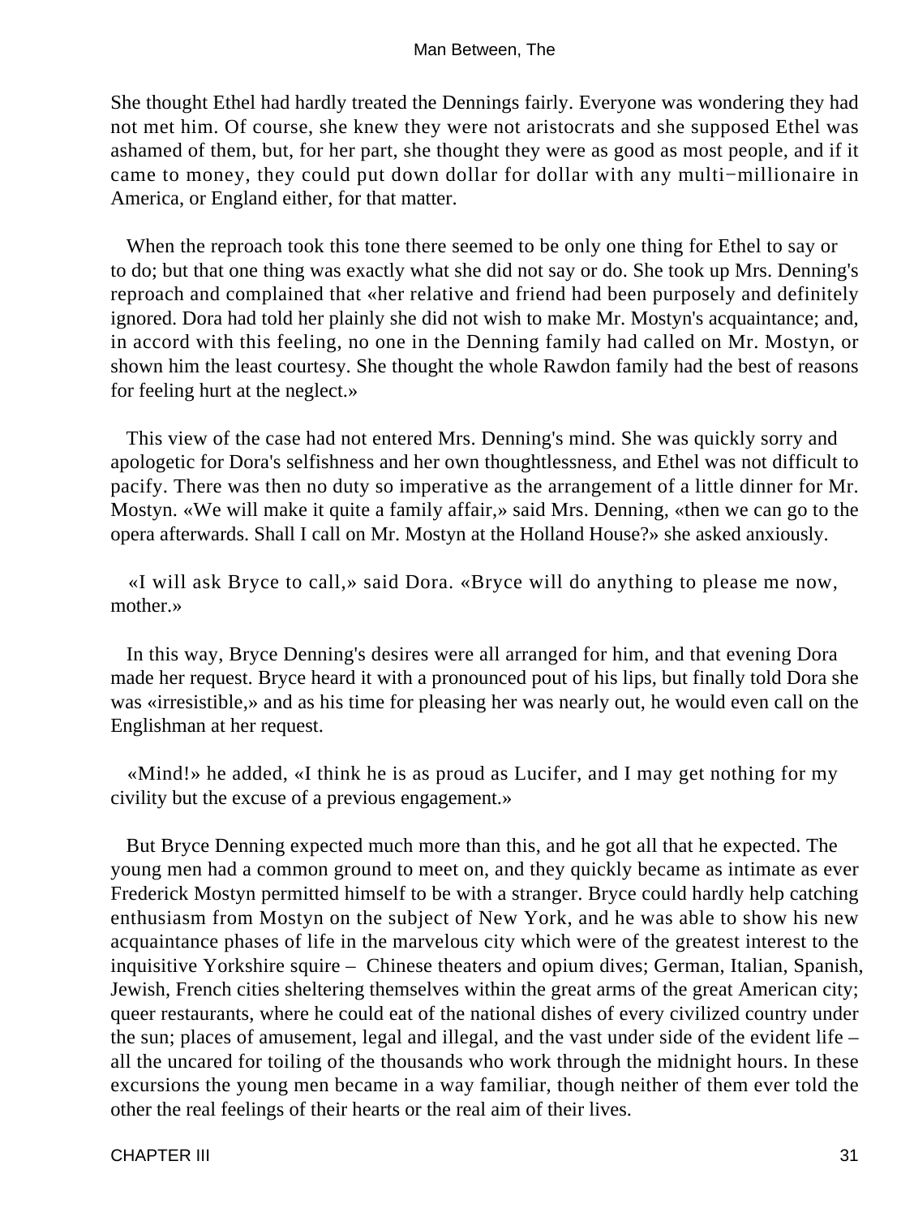She thought Ethel had hardly treated the Dennings fairly. Everyone was wondering they had not met him. Of course, she knew they were not aristocrats and she supposed Ethel was ashamed of them, but, for her part, she thought they were as good as most people, and if it came to money, they could put down dollar for dollar with any multi−millionaire in America, or England either, for that matter.

When the reproach took this tone there seemed to be only one thing for Ethel to say or to do; but that one thing was exactly what she did not say or do. She took up Mrs. Denning's reproach and complained that «her relative and friend had been purposely and definitely ignored. Dora had told her plainly she did not wish to make Mr. Mostyn's acquaintance; and, in accord with this feeling, no one in the Denning family had called on Mr. Mostyn, or shown him the least courtesy. She thought the whole Rawdon family had the best of reasons for feeling hurt at the neglect.»

This view of the case had not entered Mrs. Denning's mind. She was quickly sorry and apologetic for Dora's selfishness and her own thoughtlessness, and Ethel was not difficult to pacify. There was then no duty so imperative as the arrangement of a little dinner for Mr. Mostyn. «We will make it quite a family affair,» said Mrs. Denning, «then we can go to the opera afterwards. Shall I call on Mr. Mostyn at the Holland House?» she asked anxiously.

«I will ask Bryce to call,» said Dora. «Bryce will do anything to please me now, mother.»

In this way, Bryce Denning's desires were all arranged for him, and that evening Dora made her request. Bryce heard it with a pronounced pout of his lips, but finally told Dora she was «irresistible,» and as his time for pleasing her was nearly out, he would even call on the Englishman at her request.

«Mind!» he added, «I think he is as proud as Lucifer, and I may get nothing for my civility but the excuse of a previous engagement.»

But Bryce Denning expected much more than this, and he got all that he expected. The young men had a common ground to meet on, and they quickly became as intimate as ever Frederick Mostyn permitted himself to be with a stranger. Bryce could hardly help catching enthusiasm from Mostyn on the subject of New York, and he was able to show his new acquaintance phases of life in the marvelous city which were of the greatest interest to the inquisitive Yorkshire squire – Chinese theaters and opium dives; German, Italian, Spanish, Jewish, French cities sheltering themselves within the great arms of the great American city; queer restaurants, where he could eat of the national dishes of every civilized country under the sun; places of amusement, legal and illegal, and the vast under side of the evident life – all the uncared for toiling of the thousands who work through the midnight hours. In these excursions the young men became in a way familiar, though neither of them ever told the other the real feelings of their hearts or the real aim of their lives.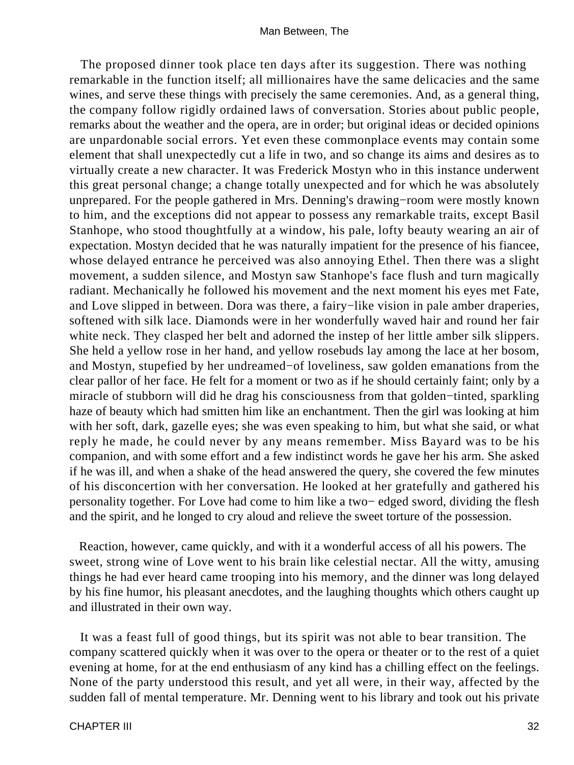The proposed dinner took place ten days after its suggestion. There was nothing remarkable in the function itself; all millionaires have the same delicacies and the same wines, and serve these things with precisely the same ceremonies. And, as a general thing, the company follow rigidly ordained laws of conversation. Stories about public people, remarks about the weather and the opera, are in order; but original ideas or decided opinions are unpardonable social errors. Yet even these commonplace events may contain some element that shall unexpectedly cut a life in two, and so change its aims and desires as to virtually create a new character. It was Frederick Mostyn who in this instance underwent this great personal change; a change totally unexpected and for which he was absolutely unprepared. For the people gathered in Mrs. Denning's drawing−room were mostly known to him, and the exceptions did not appear to possess any remarkable traits, except Basil Stanhope, who stood thoughtfully at a window, his pale, lofty beauty wearing an air of expectation. Mostyn decided that he was naturally impatient for the presence of his fiancee, whose delayed entrance he perceived was also annoying Ethel. Then there was a slight movement, a sudden silence, and Mostyn saw Stanhope's face flush and turn magically radiant. Mechanically he followed his movement and the next moment his eyes met Fate, and Love slipped in between. Dora was there, a fairy−like vision in pale amber draperies, softened with silk lace. Diamonds were in her wonderfully waved hair and round her fair white neck. They clasped her belt and adorned the instep of her little amber silk slippers. She held a yellow rose in her hand, and yellow rosebuds lay among the lace at her bosom, and Mostyn, stupefied by her undreamed−of loveliness, saw golden emanations from the clear pallor of her face. He felt for a moment or two as if he should certainly faint; only by a miracle of stubborn will did he drag his consciousness from that golden−tinted, sparkling haze of beauty which had smitten him like an enchantment. Then the girl was looking at him with her soft, dark, gazelle eyes; she was even speaking to him, but what she said, or what reply he made, he could never by any means remember. Miss Bayard was to be his companion, and with some effort and a few indistinct words he gave her his arm. She asked if he was ill, and when a shake of the head answered the query, she covered the few minutes of his disconcertion with her conversation. He looked at her gratefully and gathered his personality together. For Love had come to him like a two− edged sword, dividing the flesh and the spirit, and he longed to cry aloud and relieve the sweet torture of the possession.

Reaction, however, came quickly, and with it a wonderful access of all his powers. The sweet, strong wine of Love went to his brain like celestial nectar. All the witty, amusing things he had ever heard came trooping into his memory, and the dinner was long delayed by his fine humor, his pleasant anecdotes, and the laughing thoughts which others caught up and illustrated in their own way.

It was a feast full of good things, but its spirit was not able to bear transition. The company scattered quickly when it was over to the opera or theater or to the rest of a quiet evening at home, for at the end enthusiasm of any kind has a chilling effect on the feelings. None of the party understood this result, and yet all were, in their way, affected by the sudden fall of mental temperature. Mr. Denning went to his library and took out his private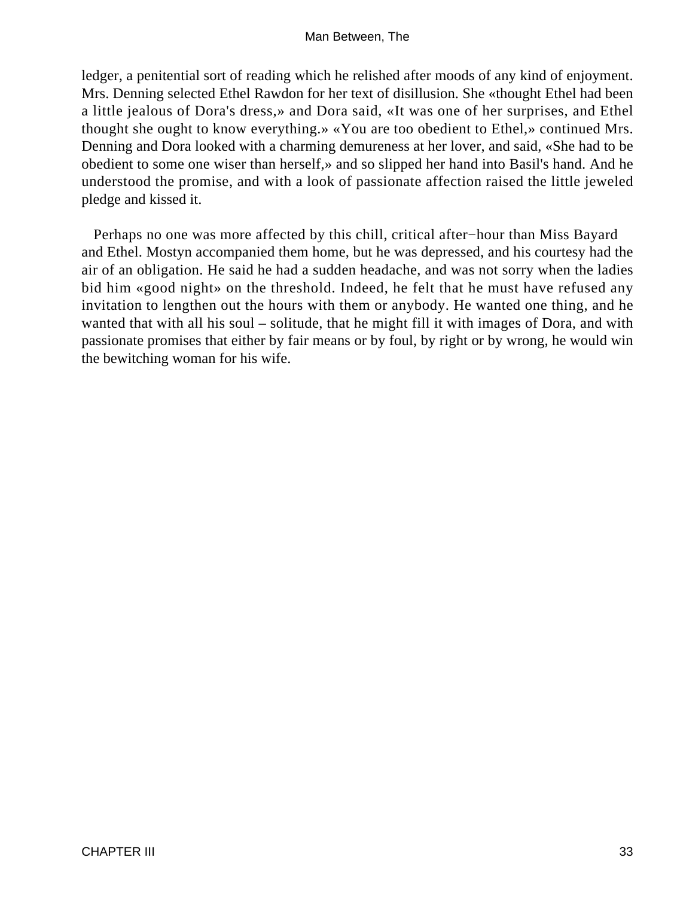ledger, a penitential sort of reading which he relished after moods of any kind of enjoyment. Mrs. Denning selected Ethel Rawdon for her text of disillusion. She «thought Ethel had been a little jealous of Dora's dress,» and Dora said, «It was one of her surprises, and Ethel thought she ought to know everything.» «You are too obedient to Ethel,» continued Mrs. Denning and Dora looked with a charming demureness at her lover, and said, «She had to be obedient to some one wiser than herself,» and so slipped her hand into Basil's hand. And he understood the promise, and with a look of passionate affection raised the little jeweled pledge and kissed it.

Perhaps no one was more affected by this chill, critical after−hour than Miss Bayard and Ethel. Mostyn accompanied them home, but he was depressed, and his courtesy had the air of an obligation. He said he had a sudden headache, and was not sorry when the ladies bid him «good night» on the threshold. Indeed, he felt that he must have refused any invitation to lengthen out the hours with them or anybody. He wanted one thing, and he wanted that with all his soul – solitude, that he might fill it with images of Dora, and with passionate promises that either by fair means or by foul, by right or by wrong, he would win the bewitching woman for his wife.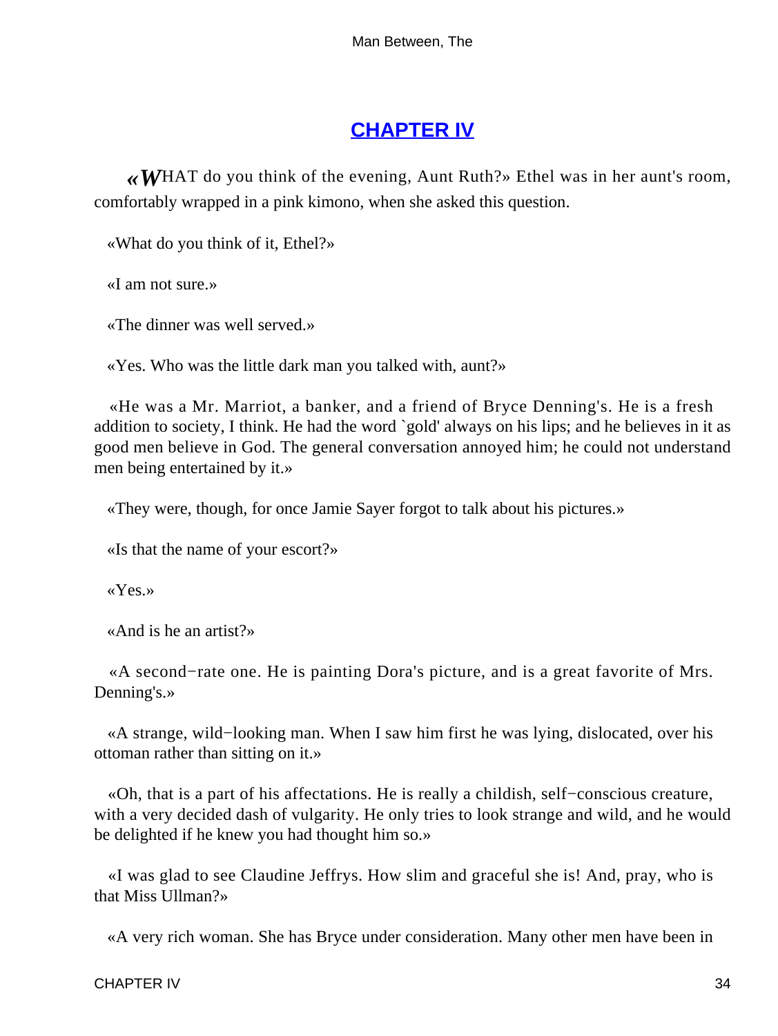# CHAPTER IV

«WHAT do you think of the evening, Aunt Ruth?» Ethel was in her aunt's room, comfortably wrapped in a pink kimono, when she asked this question.

«What do you think of it, Ethel?»

«I am not sure.»

«The dinner was well served.»

«Yes. Who was the little dark man you talked with, aunt?»

«He was a Mr. Marriot, a banker, and a friend of Bryce Denning's. He is a fresh addition to society, I think. He had the word `gold' always on his lips; and he believes in it as good men believe in God. The general conversation annoyed him; he could not understand men being entertained by it.»

«They were, though, for once Jamie Sayer forgot to talk about his pictures.»

«Is that the name of your escort?»

«Yes.»

«And is he an artist?»

«A second−rate one. He is painting Dora's picture, and is a great favorite of Mrs. Denning's.»

«A strange, wild−looking man. When I saw him first he was lying, dislocated, over his ottoman rather than sitting on it.»

«Oh, that is a part of his affectations. He is really a childish, self−conscious creature, with a very decided dash of vulgarity. He only tries to look strange and wild, and he would be delighted if he knew you had thought him so.»

«I was glad to see Claudine Jeffrys. How slim and graceful she is! And, pray, who is that Miss Ullman?»

«A very rich woman. She has Bryce under consideration. Many other men have been in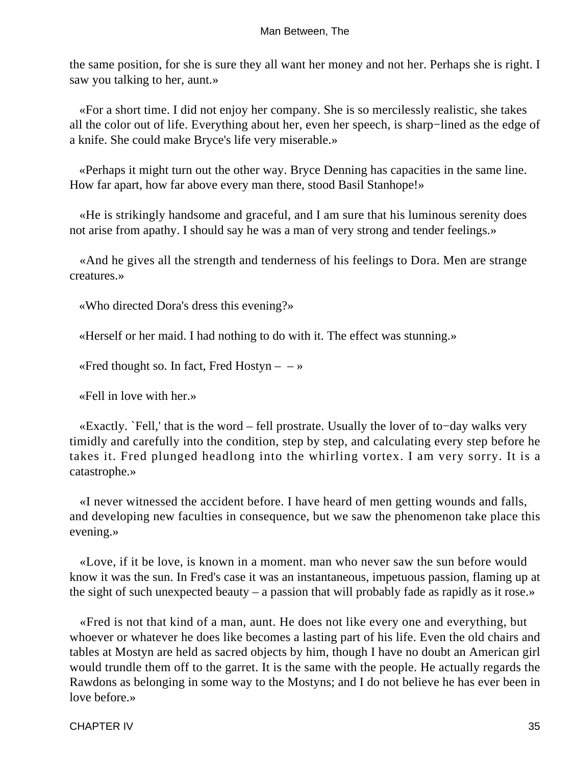the same position, for she is sure they all want her money and not her. Perhaps she is right. I saw you talking to her, aunt.»

«For a short time. I did not enjoy her company. She is so mercilessly realistic, she takes all the color out of life. Everything about her, even her speech, is sharp−lined as the edge of a knife. She could make Bryce's life very miserable.»

«Perhaps it might turn out the other way. Bryce Denning has capacities in the same line. How far apart, how far above every man there, stood Basil Stanhope!»

«He is strikingly handsome and graceful, and I am sure that his luminous serenity does not arise from apathy. I should say he was a man of very strong and tender feelings.»

«And he gives all the strength and tenderness of his feelings to Dora. Men are strange creatures.»

«Who directed Dora's dress this evening?»

«Herself or her maid. I had nothing to do with it. The effect was stunning.»

«Fred thought so. In fact, Fred Hostyn – – »

«Fell in love with her.»

«Exactly. `Fell,' that is the word – fell prostrate. Usually the lover of to−day walks very timidly and carefully into the condition, step by step, and calculating every step before he takes it. Fred plunged headlong into the whirling vortex. I am very sorry. It is a catastrophe.»

«I never witnessed the accident before. I have heard of men getting wounds and falls, and developing new faculties in consequence, but we saw the phenomenon take place this evening.»

«Love, if it be love, is known in a moment. man who never saw the sun before would know it was the sun. In Fred's case it was an instantaneous, impetuous passion, flaming up at the sight of such unexpected beauty – a passion that will probably fade as rapidly as it rose.»

«Fred is not that kind of a man, aunt. He does not like every one and everything, but whoever or whatever he does like becomes a lasting part of his life. Even the old chairs and tables at Mostyn are held as sacred objects by him, though I have no doubt an American girl would trundle them off to the garret. It is the same with the people. He actually regards the Rawdons as belonging in some way to the Mostyns; and I do not believe he has ever been in love before.»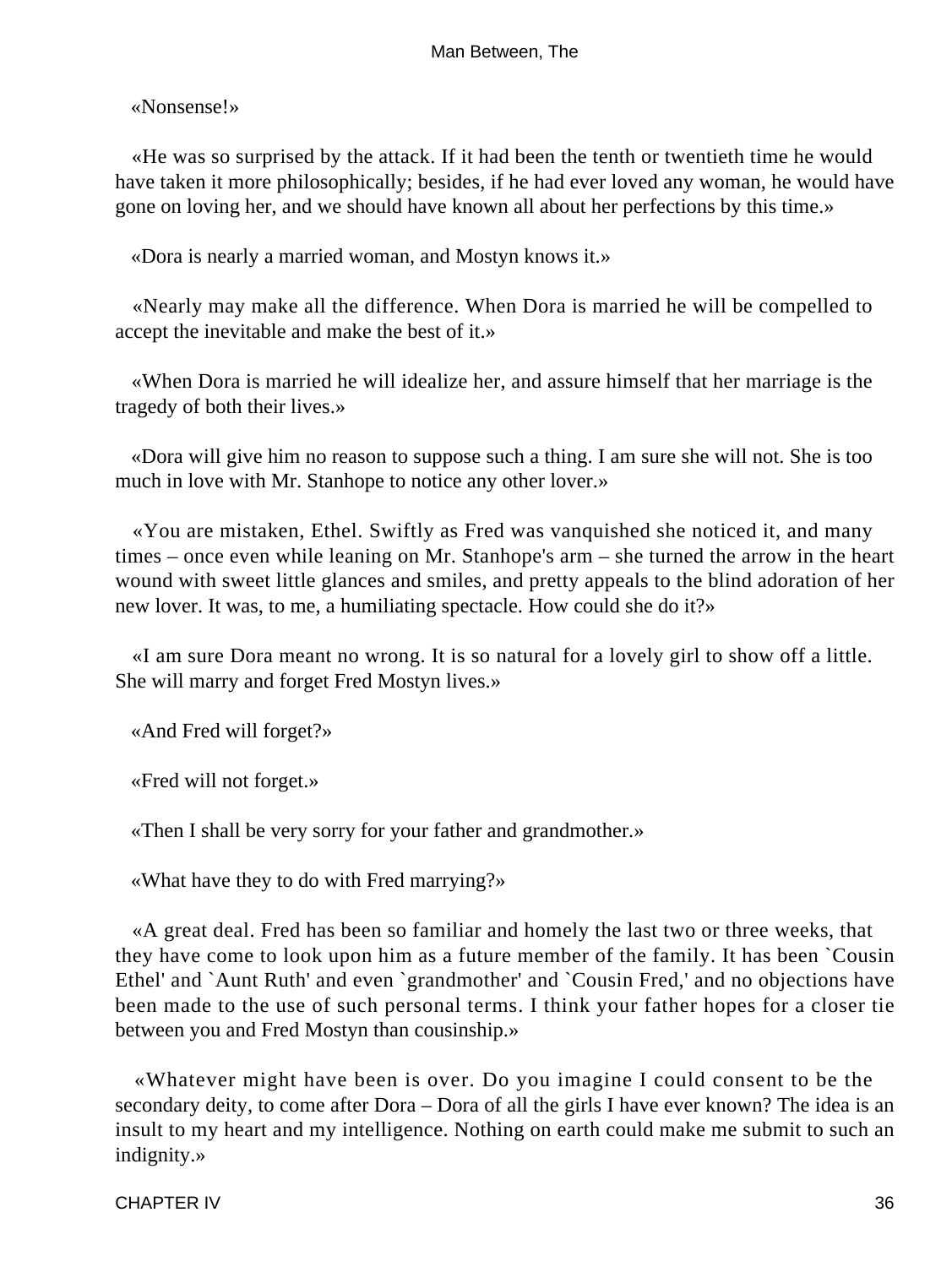«Nonsense!»

«He was so surprised by the attack. If it had been the tenth or twentieth time he would have taken it more philosophically; besides, if he had ever loved any woman, he would have gone on loving her, and we should have known all about her perfections by this time.»

«Dora is nearly a married woman, and Mostyn knows it.»

«Nearly may make all the difference. When Dora is married he will be compelled to accept the inevitable and make the best of it.»

«When Dora is married he will idealize her, and assure himself that her marriage is the tragedy of both their lives.»

«Dora will give him no reason to suppose such a thing. I am sure she will not. She is too much in love with Mr. Stanhope to notice any other lover.»

«You are mistaken, Ethel. Swiftly as Fred was vanquished she noticed it, and many times – once even while leaning on Mr. Stanhope's arm – she turned the arrow in the heart wound with sweet little glances and smiles, and pretty appeals to the blind adoration of her new lover. It was, to me, a humiliating spectacle. How could she do it?»

«I am sure Dora meant no wrong. It is so natural for a lovely girl to show off a little. She will marry and forget Fred Mostyn lives.»

«And Fred will forget?»

«Fred will not forget.»

«Then I shall be very sorry for your father and grandmother.»

«What have they to do with Fred marrying?»

«A great deal. Fred has been so familiar and homely the last two or three weeks, that they have come to look upon him as a future member of the family. It has been `Cousin Ethel' and `Aunt Ruth' and even `grandmother' and `Cousin Fred,' and no objections have been made to the use of such personal terms. I think your father hopes for a closer tie between you and Fred Mostyn than cousinship.»

«Whatever might have been is over. Do you imagine I could consent to be the secondary deity, to come after Dora – Dora of all the girls I have ever known? The idea is an insult to my heart and my intelligence. Nothing on earth could make me submit to such an indignity.»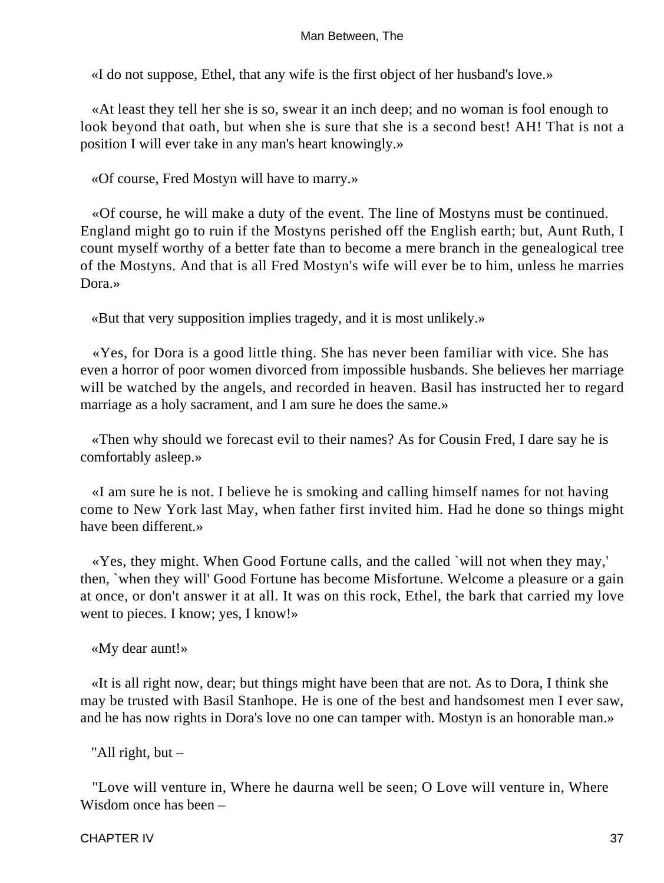«I do not suppose, Ethel, that any wife is the first object of her husband's love.»

«At least they tell her she is so, swear it an inch deep; and no woman is fool enough to look beyond that oath, but when she is sure that she is a second best! AH! That is not a position I will ever take in any man's heart knowingly.»

«Of course, Fred Mostyn will have to marry.»

«Of course, he will make a duty of the event. The line of Mostyns must be continued. England might go to ruin if the Mostyns perished off the English earth; but, Aunt Ruth, I count myself worthy of a better fate than to become a mere branch in the genealogical tree of the Mostyns. And that is all Fred Mostyn's wife will ever be to him, unless he marries Dora.»

«But that very supposition implies tragedy, and it is most unlikely.»

«Yes, for Dora is a good little thing. She has never been familiar with vice. She has even a horror of poor women divorced from impossible husbands. She believes her marriage will be watched by the angels, and recorded in heaven. Basil has instructed her to regard marriage as a holy sacrament, and I am sure he does the same.»

«Then why should we forecast evil to their names? As for Cousin Fred, I dare say he is comfortably asleep.»

«I am sure he is not. I believe he is smoking and calling himself names for not having come to New York last May, when father first invited him. Had he done so things might have been different.»

«Yes, they might. When Good Fortune calls, and the called `will not when they may,' then, `when they will' Good Fortune has become Misfortune. Welcome a pleasure or a gain at once, or don't answer it at all. It was on this rock, Ethel, the bark that carried my love went to pieces. I know; yes, I know!»

«My dear aunt!»

«It is all right now, dear; but things might have been that are not. As to Dora, I think she may be trusted with Basil Stanhope. He is one of the best and handsomest men I ever saw, and he has now rights in Dora's love no one can tamper with. Mostyn is an honorable man.»

"All right, but –

"Love will venture in, Where he daurna well be seen; O Love will venture in, Where Wisdom once has been –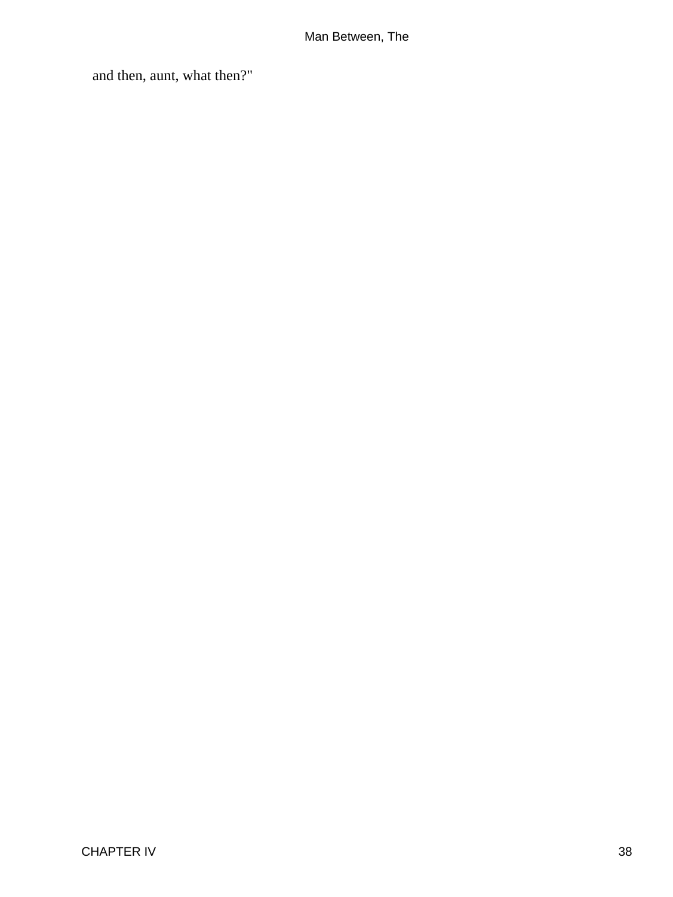and then, aunt, what then?"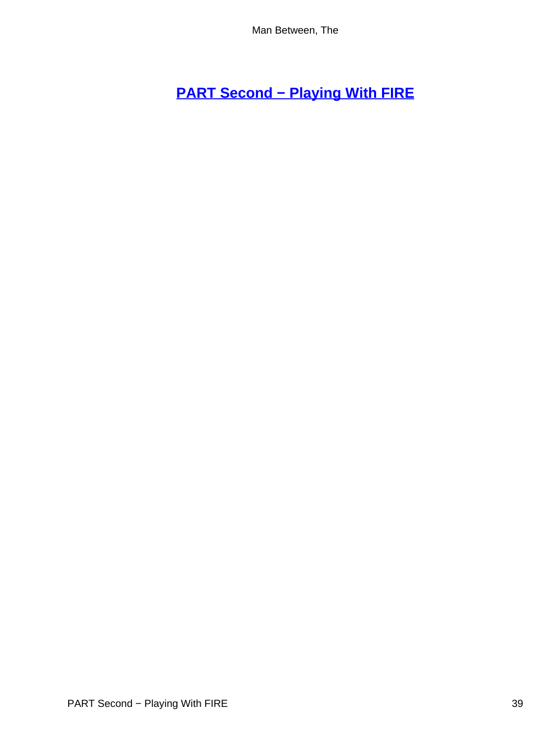## PART Second − Playing With FIRE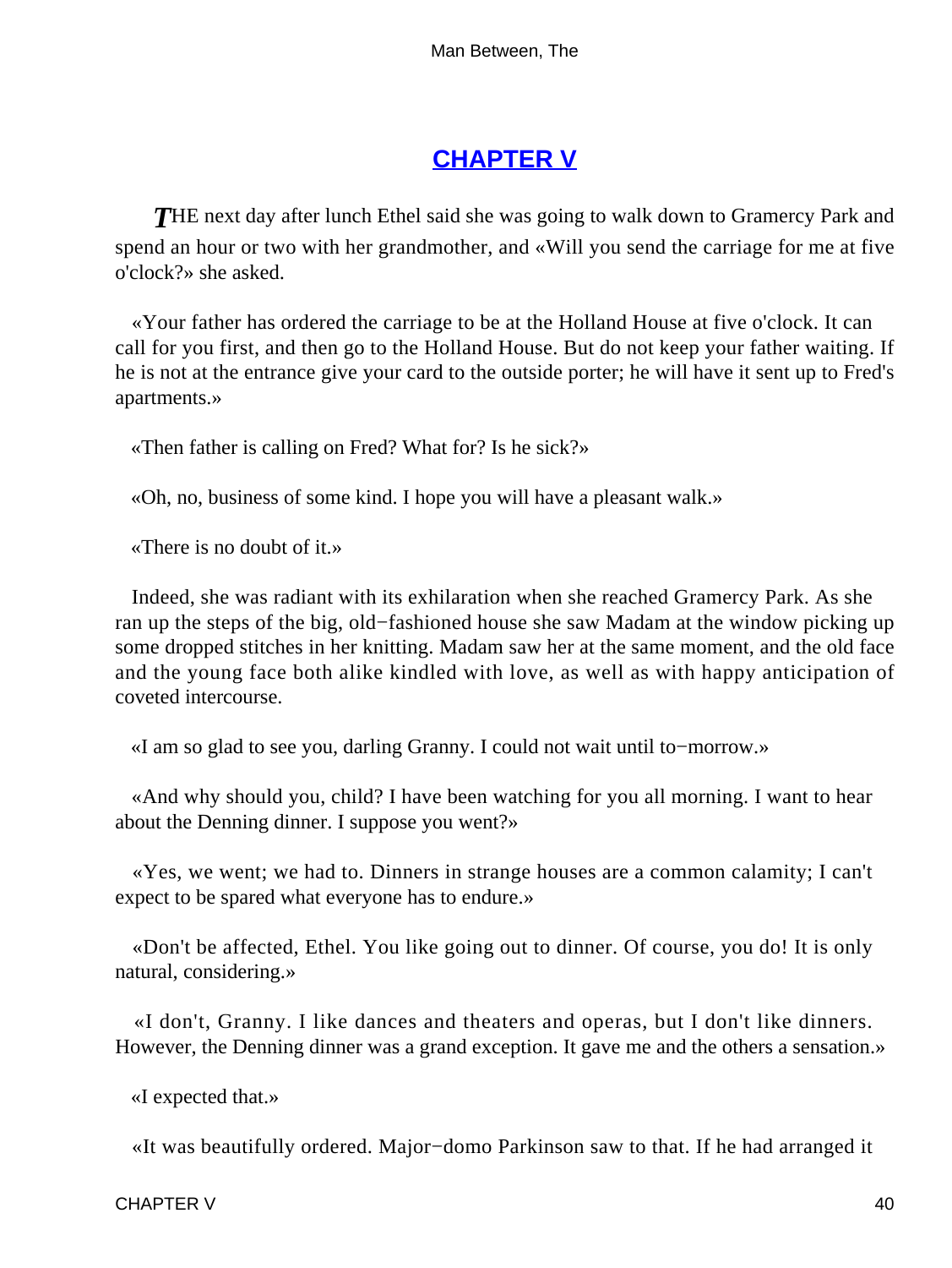## CHAPTER V

THE next day after lunch Ethel said she was going to walk down to Gramercy Park and spend an hour or two with her grandmother, and «Will you send the carriage for me at five o'clock?» she asked.

«Your father has ordered the carriage to be at the Holland House at five o'clock. It can call for you first, and then go to the Holland House. But do not keep your father waiting. If he is not at the entrance give your card to the outside porter; he will have it sent up to Fred's apartments.»

«Then father is calling on Fred? What for? Is he sick?»

«Oh, no, business of some kind. I hope you will have a pleasant walk.»

«There is no doubt of it.»

Indeed, she was radiant with its exhilaration when she reached Gramercy Park. As she ran up the steps of the big, old−fashioned house she saw Madam at the window picking up some dropped stitches in her knitting. Madam saw her at the same moment, and the old face and the young face both alike kindled with love, as well as with happy anticipation of coveted intercourse.

«I am so glad to see you, darling Granny. I could not wait until to−morrow.»

«And why should you, child? I have been watching for you all morning. I want to hear about the Denning dinner. I suppose you went?»

«Yes, we went; we had to. Dinners in strange houses are a common calamity; I can't expect to be spared what everyone has to endure.»

«Don't be affected, Ethel. You like going out to dinner. Of course, you do! It is only natural, considering.»

«I don't, Granny. I like dances and theaters and operas, but I don't like dinners. However, the Denning dinner was a grand exception. It gave me and the others a sensation.»

«I expected that.»

«It was beautifully ordered. Major−domo Parkinson saw to that. If he had arranged it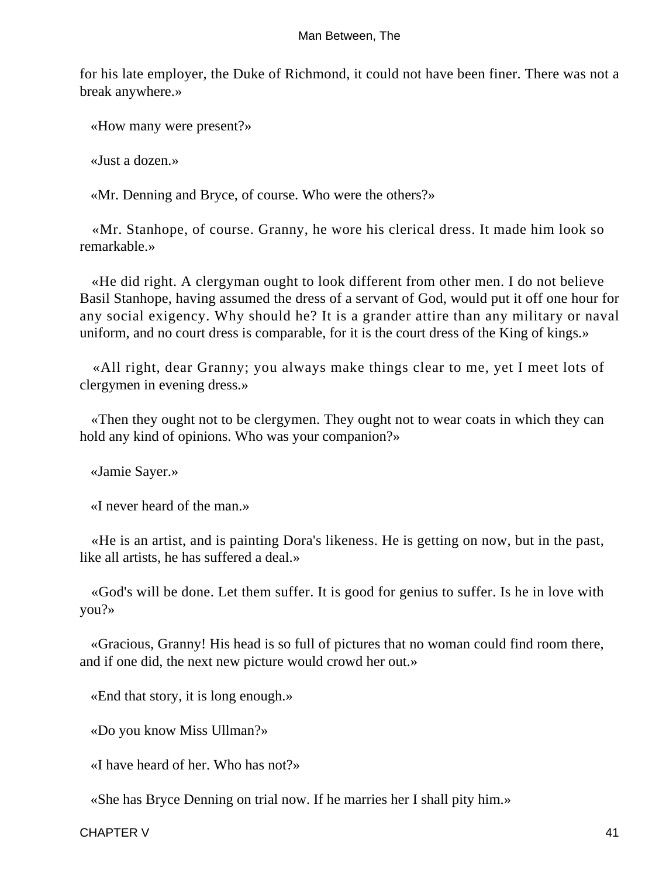for his late employer, the Duke of Richmond, it could not have been finer. There was not a break anywhere.»

«How many were present?»

«Just a dozen.»

«Mr. Denning and Bryce, of course. Who were the others?»

«Mr. Stanhope, of course. Granny, he wore his clerical dress. It made him look so remarkable.»

«He did right. A clergyman ought to look different from other men. I do not believe Basil Stanhope, having assumed the dress of a servant of God, would put it off one hour for any social exigency. Why should he? It is a grander attire than any military or naval uniform, and no court dress is comparable, for it is the court dress of the King of kings.»

«All right, dear Granny; you always make things clear to me, yet I meet lots of clergymen in evening dress.»

«Then they ought not to be clergymen. They ought not to wear coats in which they can hold any kind of opinions. Who was your companion?»

«Jamie Sayer.»

«I never heard of the man.»

«He is an artist, and is painting Dora's likeness. He is getting on now, but in the past, like all artists, he has suffered a deal.»

«God's will be done. Let them suffer. It is good for genius to suffer. Is he in love with you?»

«Gracious, Granny! His head is so full of pictures that no woman could find room there, and if one did, the next new picture would crowd her out.»

«End that story, it is long enough.»

«Do you know Miss Ullman?»

«I have heard of her. Who has not?»

«She has Bryce Denning on trial now. If he marries her I shall pity him.»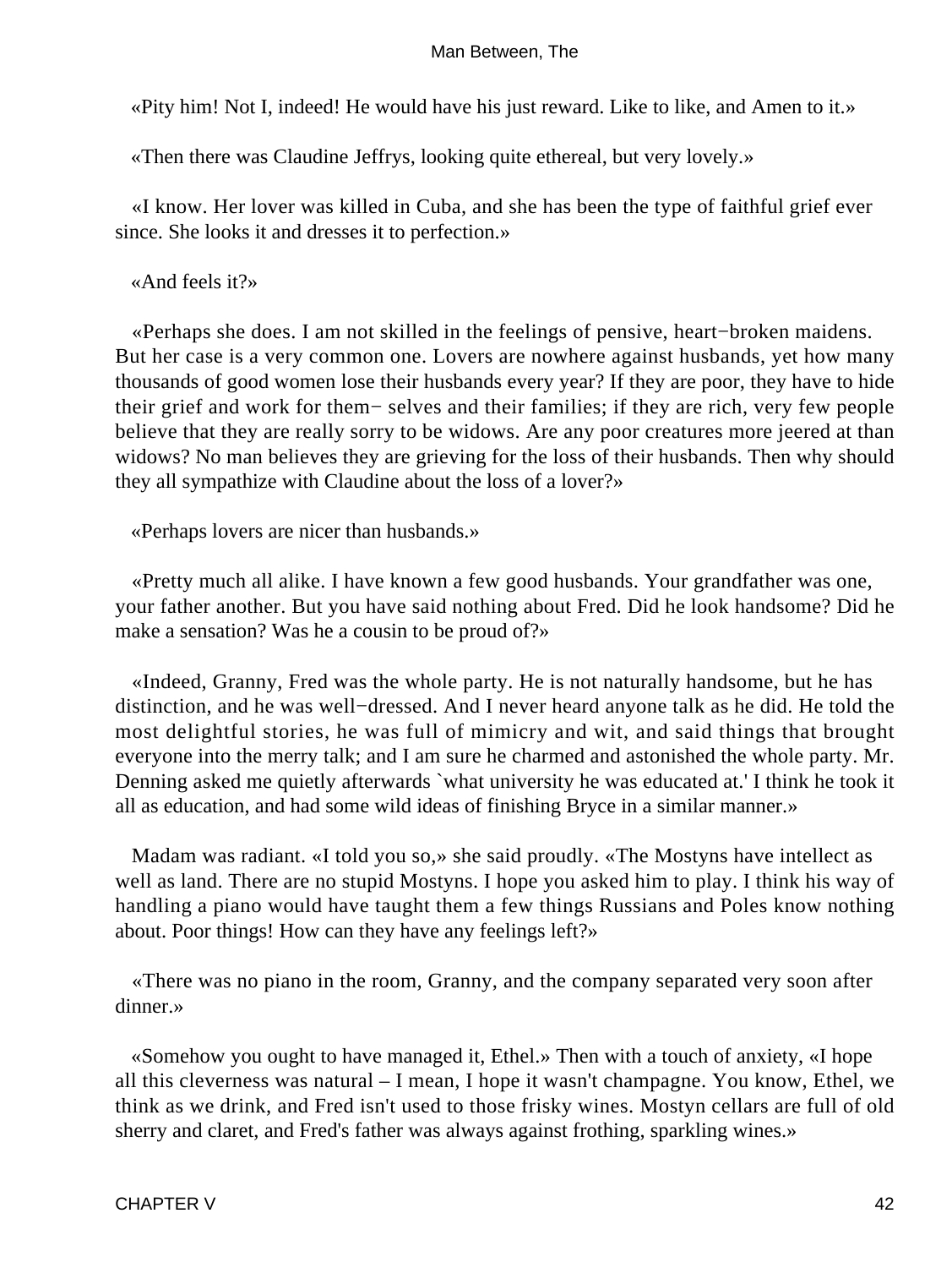«Pity him! Not I, indeed! He would have his just reward. Like to like, and Amen to it.»

«Then there was Claudine Jeffrys, looking quite ethereal, but very lovely.»

«I know. Her lover was killed in Cuba, and she has been the type of faithful grief ever since. She looks it and dresses it to perfection.»

«And feels it?»

«Perhaps she does. I am not skilled in the feelings of pensive, heart−broken maidens. But her case is a very common one. Lovers are nowhere against husbands, yet how many thousands of good women lose their husbands every year? If they are poor, they have to hide their grief and work for them− selves and their families; if they are rich, very few people believe that they are really sorry to be widows. Are any poor creatures more jeered at than widows? No man believes they are grieving for the loss of their husbands. Then why should they all sympathize with Claudine about the loss of a lover?»

«Perhaps lovers are nicer than husbands.»

«Pretty much all alike. I have known a few good husbands. Your grandfather was one, your father another. But you have said nothing about Fred. Did he look handsome? Did he make a sensation? Was he a cousin to be proud of?»

«Indeed, Granny, Fred was the whole party. He is not naturally handsome, but he has distinction, and he was well−dressed. And I never heard anyone talk as he did. He told the most delightful stories, he was full of mimicry and wit, and said things that brought everyone into the merry talk; and I am sure he charmed and astonished the whole party. Mr. Denning asked me quietly afterwards `what university he was educated at.' I think he took it all as education, and had some wild ideas of finishing Bryce in a similar manner.»

Madam was radiant. «I told you so,» she said proudly. «The Mostyns have intellect as well as land. There are no stupid Mostyns. I hope you asked him to play. I think his way of handling a piano would have taught them a few things Russians and Poles know nothing about. Poor things! How can they have any feelings left?»

«There was no piano in the room, Granny, and the company separated very soon after dinner.»

«Somehow you ought to have managed it, Ethel.» Then with a touch of anxiety, «I hope all this cleverness was natural – I mean, I hope it wasn't champagne. You know, Ethel, we think as we drink, and Fred isn't used to those frisky wines. Mostyn cellars are full of old sherry and claret, and Fred's father was always against frothing, sparkling wines.»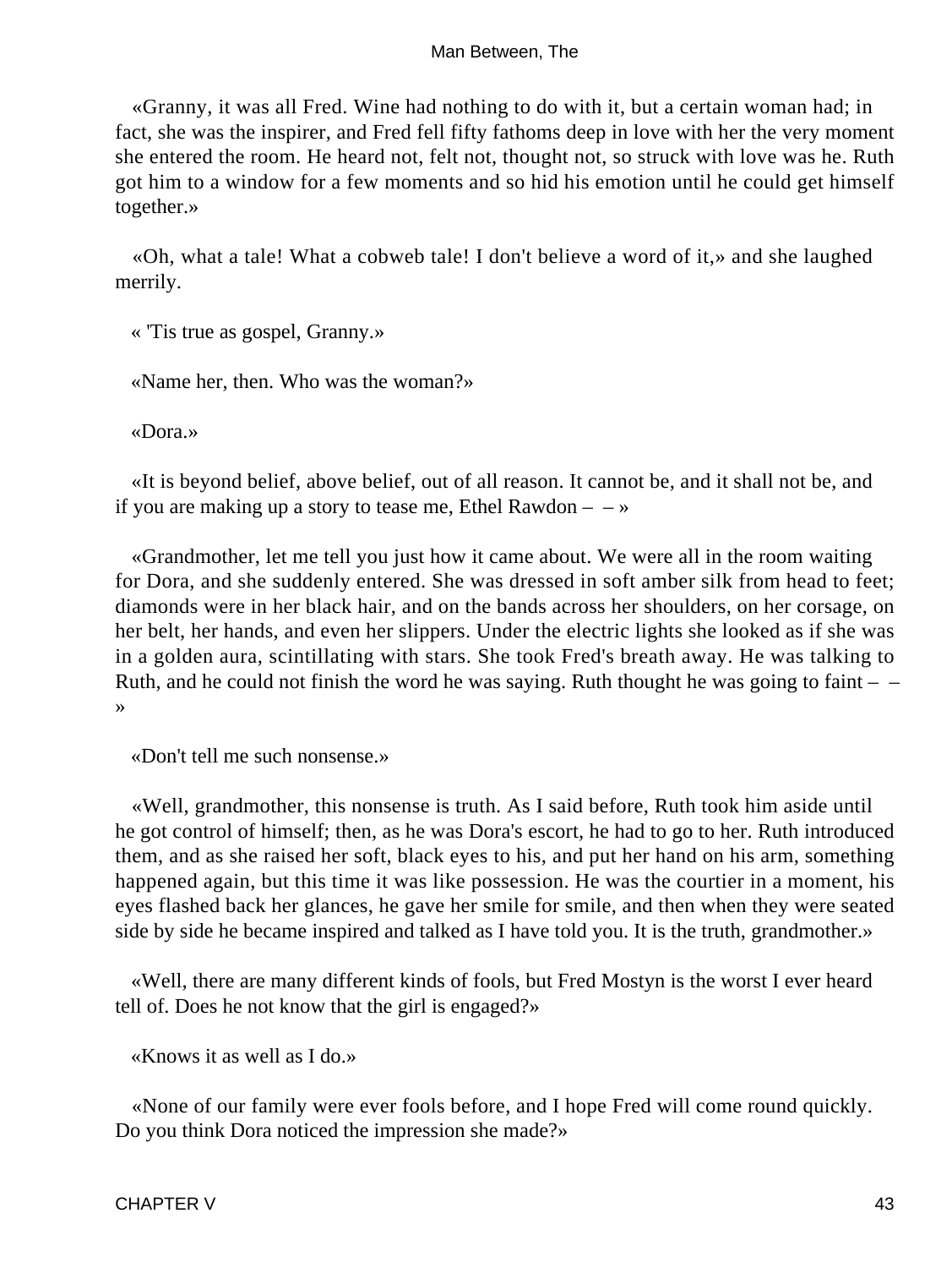«Granny, it was all Fred. Wine had nothing to do with it, but a certain woman had; in fact, she was the inspirer, and Fred fell fifty fathoms deep in love with her the very moment she entered the room. He heard not, felt not, thought not, so struck with love was he. Ruth got him to a window for a few moments and so hid his emotion until he could get himself together.»

«Oh, what a tale! What a cobweb tale! I don't believe a word of it,» and she laughed merrily.

« 'Tis true as gospel, Granny.»

«Name her, then. Who was the woman?»

«Dora.»

«It is beyond belief, above belief, out of all reason. It cannot be, and it shall not be, and if you are making up a story to tease me, Ethel Rawdon – – »

«Grandmother, let me tell you just how it came about. We were all in the room waiting for Dora, and she suddenly entered. She was dressed in soft amber silk from head to feet; diamonds were in her black hair, and on the bands across her shoulders, on her corsage, on her belt, her hands, and even her slippers. Under the electric lights she looked as if she was in a golden aura, scintillating with stars. She took Fred's breath away. He was talking to Ruth, and he could not finish the word he was saying. Ruth thought he was going to faint – – »

«Don't tell me such nonsense.»

«Well, grandmother, this nonsense is truth. As I said before, Ruth took him aside until he got control of himself; then, as he was Dora's escort, he had to go to her. Ruth introduced them, and as she raised her soft, black eyes to his, and put her hand on his arm, something happened again, but this time it was like possession. He was the courtier in a moment, his eyes flashed back her glances, he gave her smile for smile, and then when they were seated side by side he became inspired and talked as I have told you. It is the truth, grandmother.»

«Well, there are many different kinds of fools, but Fred Mostyn is the worst I ever heard tell of. Does he not know that the girl is engaged?»

«Knows it as well as I do.»

«None of our family were ever fools before, and I hope Fred will come round quickly. Do you think Dora noticed the impression she made?»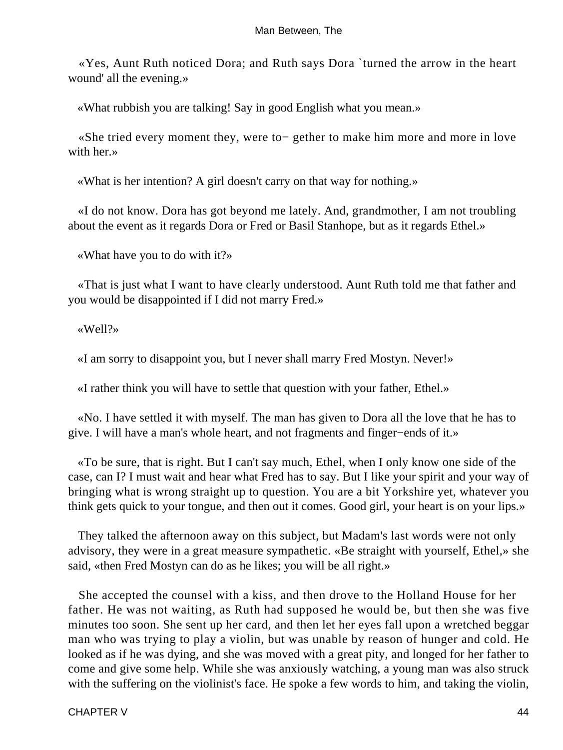«Yes, Aunt Ruth noticed Dora; and Ruth says Dora `turned the arrow in the heart wound' all the evening.»

«What rubbish you are talking! Say in good English what you mean.»

«She tried every moment they, were to− gether to make him more and more in love with her.»

«What is her intention? A girl doesn't carry on that way for nothing.»

«I do not know. Dora has got beyond me lately. And, grandmother, I am not troubling about the event as it regards Dora or Fred or Basil Stanhope, but as it regards Ethel.»

«What have you to do with it?»

«That is just what I want to have clearly understood. Aunt Ruth told me that father and you would be disappointed if I did not marry Fred.»

«Well?»

«I am sorry to disappoint you, but I never shall marry Fred Mostyn. Never!»

«I rather think you will have to settle that question with your father, Ethel.»

«No. I have settled it with myself. The man has given to Dora all the love that he has to give. I will have a man's whole heart, and not fragments and finger−ends of it.»

«To be sure, that is right. But I can't say much, Ethel, when I only know one side of the case, can I? I must wait and hear what Fred has to say. But I like your spirit and your way of bringing what is wrong straight up to question. You are a bit Yorkshire yet, whatever you think gets quick to your tongue, and then out it comes. Good girl, your heart is on your lips.»

They talked the afternoon away on this subject, but Madam's last words were not only advisory, they were in a great measure sympathetic. «Be straight with yourself, Ethel,» she said, «then Fred Mostyn can do as he likes; you will be all right.»

She accepted the counsel with a kiss, and then drove to the Holland House for her father. He was not waiting, as Ruth had supposed he would be, but then she was five minutes too soon. She sent up her card, and then let her eyes fall upon a wretched beggar man who was trying to play a violin, but was unable by reason of hunger and cold. He looked as if he was dying, and she was moved with a great pity, and longed for her father to come and give some help. While she was anxiously watching, a young man was also struck with the suffering on the violinist's face. He spoke a few words to him, and taking the violin,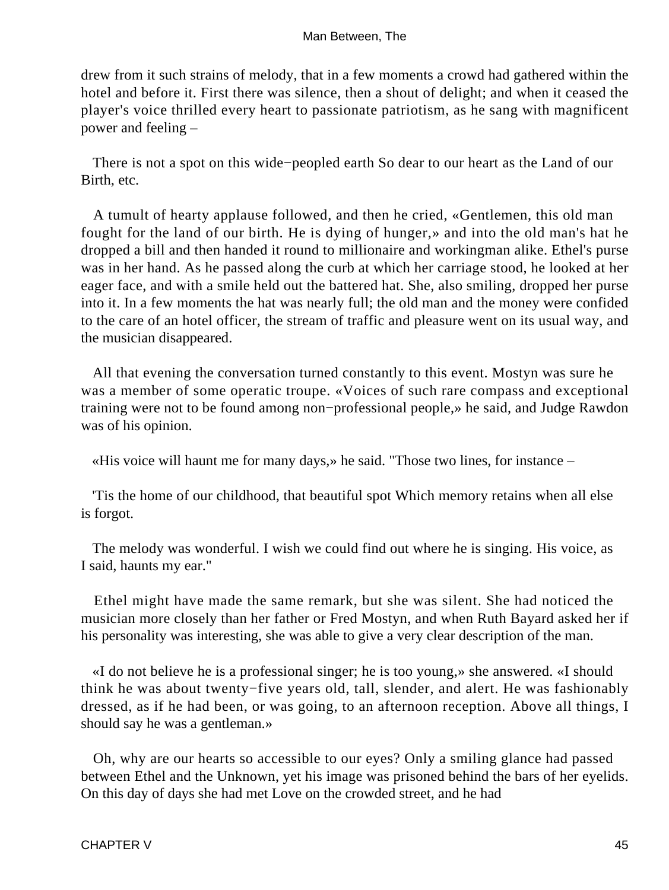drew from it such strains of melody, that in a few moments a crowd had gathered within the hotel and before it. First there was silence, then a shout of delight; and when it ceased the player's voice thrilled every heart to passionate patriotism, as he sang with magnificent power and feeling –

There is not a spot on this wide−peopled earth So dear to our heart as the Land of our Birth, etc.

A tumult of hearty applause followed, and then he cried, «Gentlemen, this old man fought for the land of our birth. He is dying of hunger,» and into the old man's hat he dropped a bill and then handed it round to millionaire and workingman alike. Ethel's purse was in her hand. As he passed along the curb at which her carriage stood, he looked at her eager face, and with a smile held out the battered hat. She, also smiling, dropped her purse into it. In a few moments the hat was nearly full; the old man and the money were confided to the care of an hotel officer, the stream of traffic and pleasure went on its usual way, and the musician disappeared.

All that evening the conversation turned constantly to this event. Mostyn was sure he was a member of some operatic troupe. «Voices of such rare compass and exceptional training were not to be found among non−professional people,» he said, and Judge Rawdon was of his opinion.

«His voice will haunt me for many days,» he said. "Those two lines, for instance –

'Tis the home of our childhood, that beautiful spot Which memory retains when all else is forgot.

The melody was wonderful. I wish we could find out where he is singing. His voice, as I said, haunts my ear."

Ethel might have made the same remark, but she was silent. She had noticed the musician more closely than her father or Fred Mostyn, and when Ruth Bayard asked her if his personality was interesting, she was able to give a very clear description of the man.

«I do not believe he is a professional singer; he is too young,» she answered. «I should think he was about twenty−five years old, tall, slender, and alert. He was fashionably dressed, as if he had been, or was going, to an afternoon reception. Above all things, I should say he was a gentleman.»

Oh, why are our hearts so accessible to our eyes? Only a smiling glance had passed between Ethel and the Unknown, yet his image was prisoned behind the bars of her eyelids. On this day of days she had met Love on the crowded street, and he had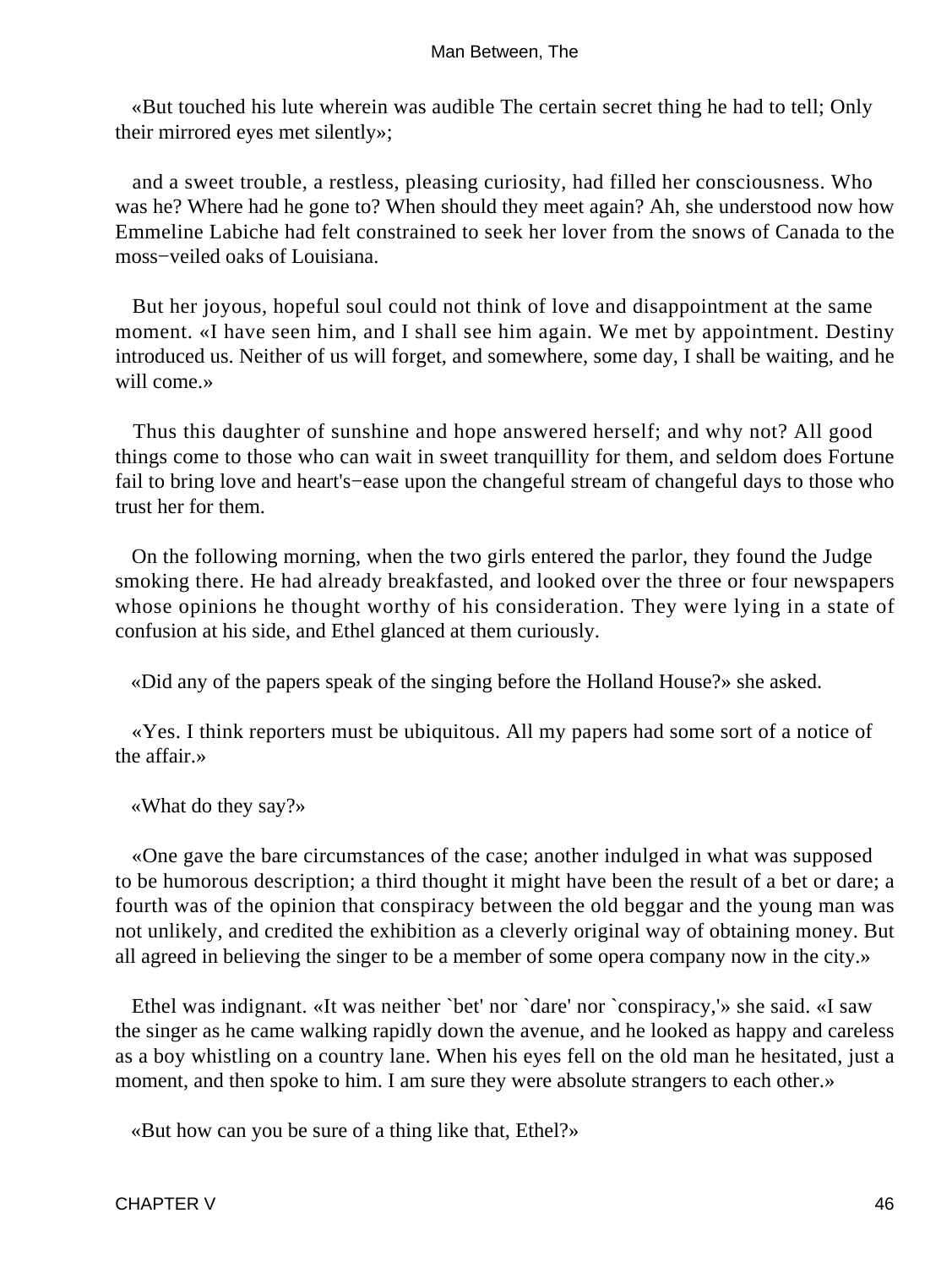«But touched his lute wherein was audible The certain secret thing he had to tell; Only their mirrored eyes met silently»;

and a sweet trouble, a restless, pleasing curiosity, had filled her consciousness. Who was he? Where had he gone to? When should they meet again? Ah, she understood now how Emmeline Labiche had felt constrained to seek her lover from the snows of Canada to the moss−veiled oaks of Louisiana.

But her joyous, hopeful soul could not think of love and disappointment at the same moment. «I have seen him, and I shall see him again. We met by appointment. Destiny introduced us. Neither of us will forget, and somewhere, some day, I shall be waiting, and he will come.»

Thus this daughter of sunshine and hope answered herself; and why not? All good things come to those who can wait in sweet tranquillity for them, and seldom does Fortune fail to bring love and heart's−ease upon the changeful stream of changeful days to those who trust her for them.

On the following morning, when the two girls entered the parlor, they found the Judge smoking there. He had already breakfasted, and looked over the three or four newspapers whose opinions he thought worthy of his consideration. They were lying in a state of confusion at his side, and Ethel glanced at them curiously.

«Did any of the papers speak of the singing before the Holland House?» she asked.

«Yes. I think reporters must be ubiquitous. All my papers had some sort of a notice of the affair.»

«What do they say?»

«One gave the bare circumstances of the case; another indulged in what was supposed to be humorous description; a third thought it might have been the result of a bet or dare; a fourth was of the opinion that conspiracy between the old beggar and the young man was not unlikely, and credited the exhibition as a cleverly original way of obtaining money. But all agreed in believing the singer to be a member of some opera company now in the city.»

Ethel was indignant. «It was neither `bet' nor `dare' nor `conspiracy,'» she said. «I saw the singer as he came walking rapidly down the avenue, and he looked as happy and careless as a boy whistling on a country lane. When his eyes fell on the old man he hesitated, just a moment, and then spoke to him. I am sure they were absolute strangers to each other.»

«But how can you be sure of a thing like that, Ethel?»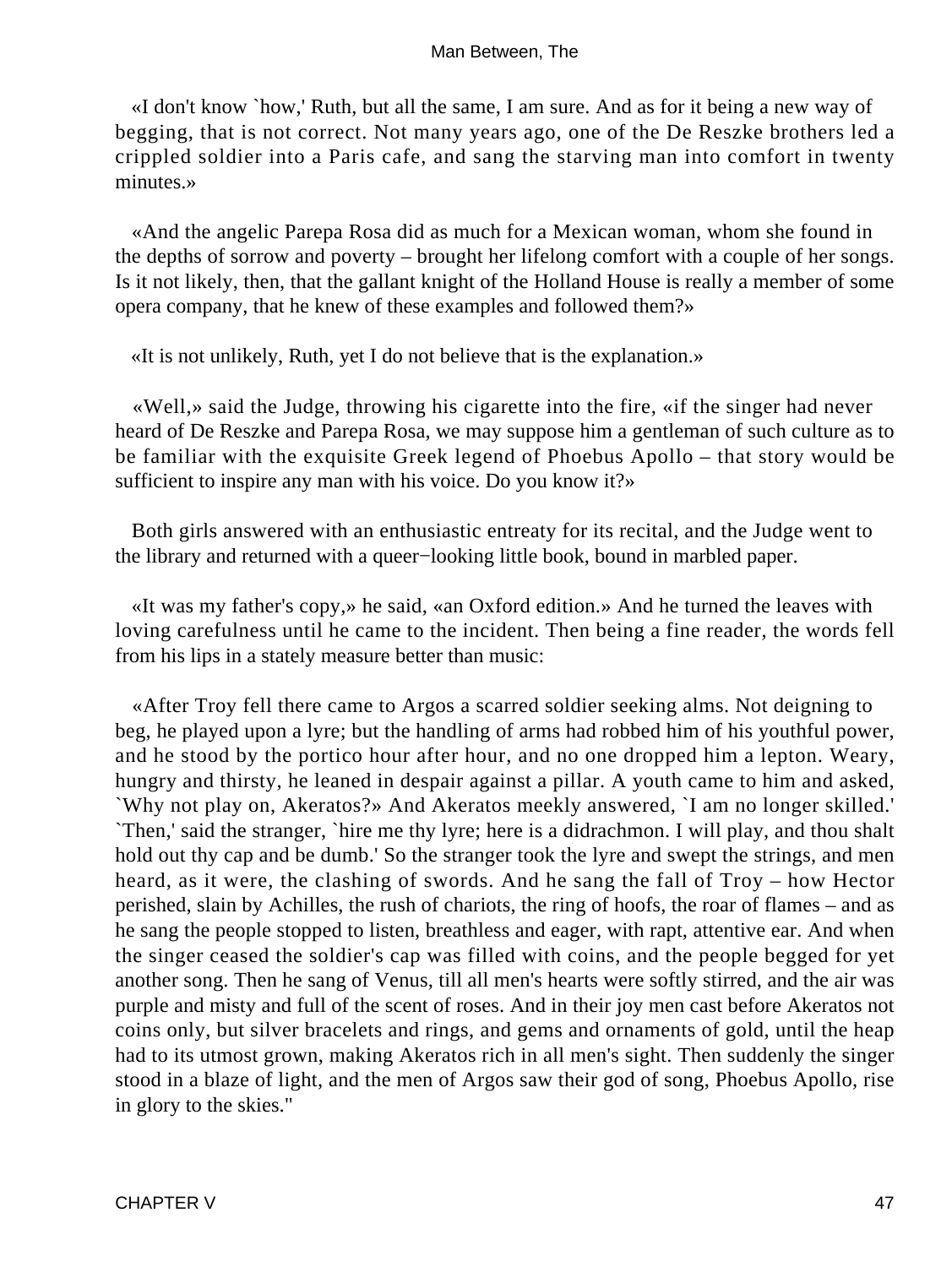«I don't know `how,' Ruth, but all the same, I am sure. And as for it being a new way of begging, that is not correct. Not many years ago, one of the De Reszke brothers led a crippled soldier into a Paris cafe, and sang the starving man into comfort in twenty minutes.»

«And the angelic Parepa Rosa did as much for a Mexican woman, whom she found in the depths of sorrow and poverty – brought her lifelong comfort with a couple of her songs. Is it not likely, then, that the gallant knight of the Holland House is really a member of some opera company, that he knew of these examples and followed them?»

«It is not unlikely, Ruth, yet I do not believe that is the explanation.»

«Well,» said the Judge, throwing his cigarette into the fire, «if the singer had never heard of De Reszke and Parepa Rosa, we may suppose him a gentleman of such culture as to be familiar with the exquisite Greek legend of Phoebus Apollo – that story would be sufficient to inspire any man with his voice. Do you know it?»

Both girls answered with an enthusiastic entreaty for its recital, and the Judge went to the library and returned with a queer−looking little book, bound in marbled paper.

«It was my father's copy,» he said, «an Oxford edition.» And he turned the leaves with loving carefulness until he came to the incident. Then being a fine reader, the words fell from his lips in a stately measure better than music:

«After Troy fell there came to Argos a scarred soldier seeking alms. Not deigning to beg, he played upon a lyre; but the handling of arms had robbed him of his youthful power, and he stood by the portico hour after hour, and no one dropped him a lepton. Weary, hungry and thirsty, he leaned in despair against a pillar. A youth came to him and asked, `Why not play on, Akeratos?» And Akeratos meekly answered, `I am no longer skilled.' `Then,' said the stranger, `hire me thy lyre; here is a didrachmon. I will play, and thou shalt hold out thy cap and be dumb.' So the stranger took the lyre and swept the strings, and men heard, as it were, the clashing of swords. And he sang the fall of Troy – how Hector perished, slain by Achilles, the rush of chariots, the ring of hoofs, the roar of flames – and as he sang the people stopped to listen, breathless and eager, with rapt, attentive ear. And when the singer ceased the soldier's cap was filled with coins, and the people begged for yet another song. Then he sang of Venus, till all men's hearts were softly stirred, and the air was purple and misty and full of the scent of roses. And in their joy men cast before Akeratos not coins only, but silver bracelets and rings, and gems and ornaments of gold, until the heap had to its utmost grown, making Akeratos rich in all men's sight. Then suddenly the singer stood in a blaze of light, and the men of Argos saw their god of song, Phoebus Apollo, rise in glory to the skies."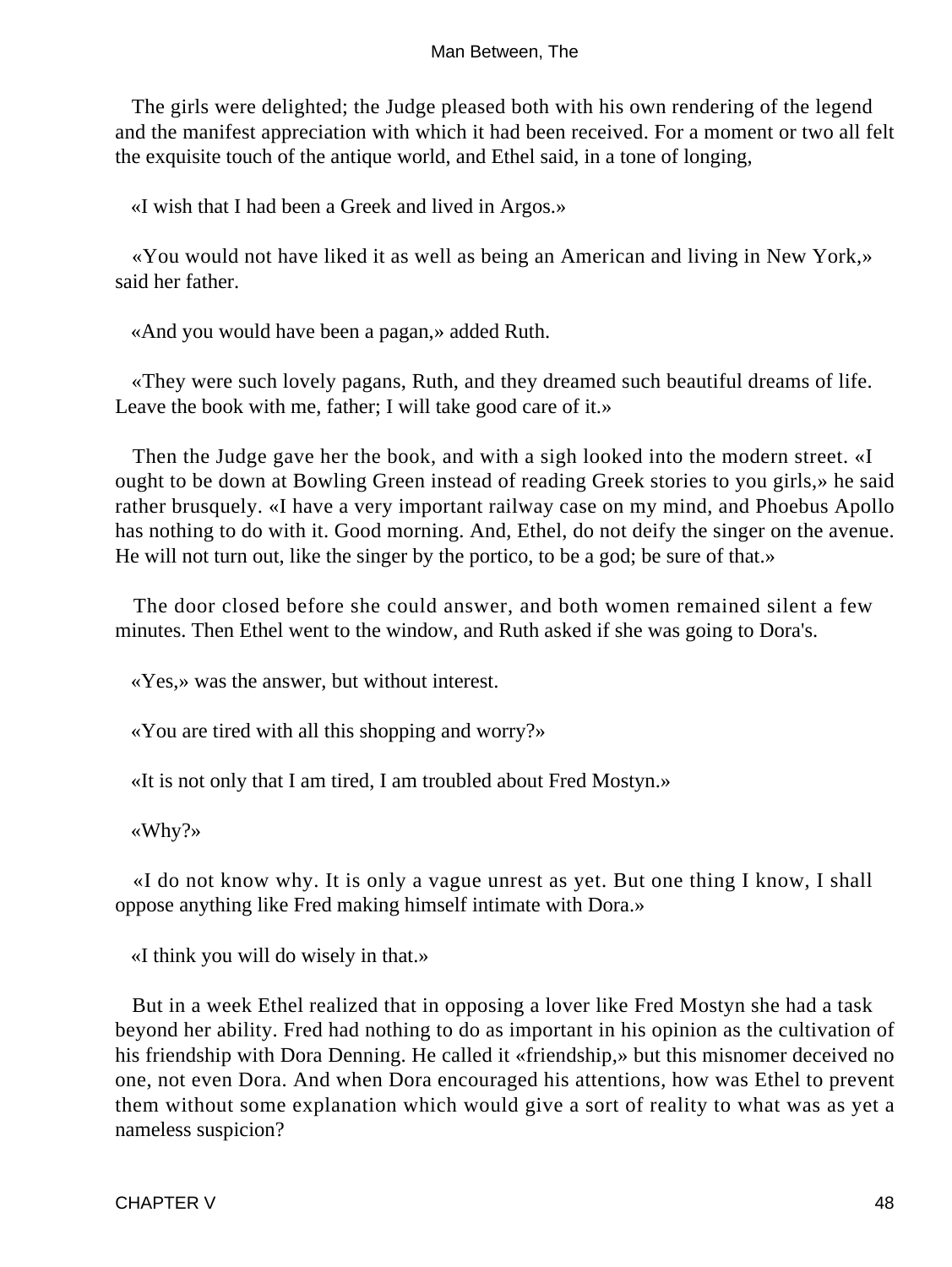The girls were delighted; the Judge pleased both with his own rendering of the legend and the manifest appreciation with which it had been received. For a moment or two all felt the exquisite touch of the antique world, and Ethel said, in a tone of longing,

«I wish that I had been a Greek and lived in Argos.»

«You would not have liked it as well as being an American and living in New York,» said her father.

«And you would have been a pagan,» added Ruth.

«They were such lovely pagans, Ruth, and they dreamed such beautiful dreams of life. Leave the book with me, father; I will take good care of it.»

Then the Judge gave her the book, and with a sigh looked into the modern street. «I ought to be down at Bowling Green instead of reading Greek stories to you girls,» he said rather brusquely. «I have a very important railway case on my mind, and Phoebus Apollo has nothing to do with it. Good morning. And, Ethel, do not deify the singer on the avenue. He will not turn out, like the singer by the portico, to be a god; be sure of that.»

The door closed before she could answer, and both women remained silent a few minutes. Then Ethel went to the window, and Ruth asked if she was going to Dora's.

«Yes,» was the answer, but without interest.

«You are tired with all this shopping and worry?»

«It is not only that I am tired, I am troubled about Fred Mostyn.»

«Why?»

«I do not know why. It is only a vague unrest as yet. But one thing I know, I shall oppose anything like Fred making himself intimate with Dora.»

«I think you will do wisely in that.»

But in a week Ethel realized that in opposing a lover like Fred Mostyn she had a task beyond her ability. Fred had nothing to do as important in his opinion as the cultivation of his friendship with Dora Denning. He called it «friendship,» but this misnomer deceived no one, not even Dora. And when Dora encouraged his attentions, how was Ethel to prevent them without some explanation which would give a sort of reality to what was as yet a nameless suspicion?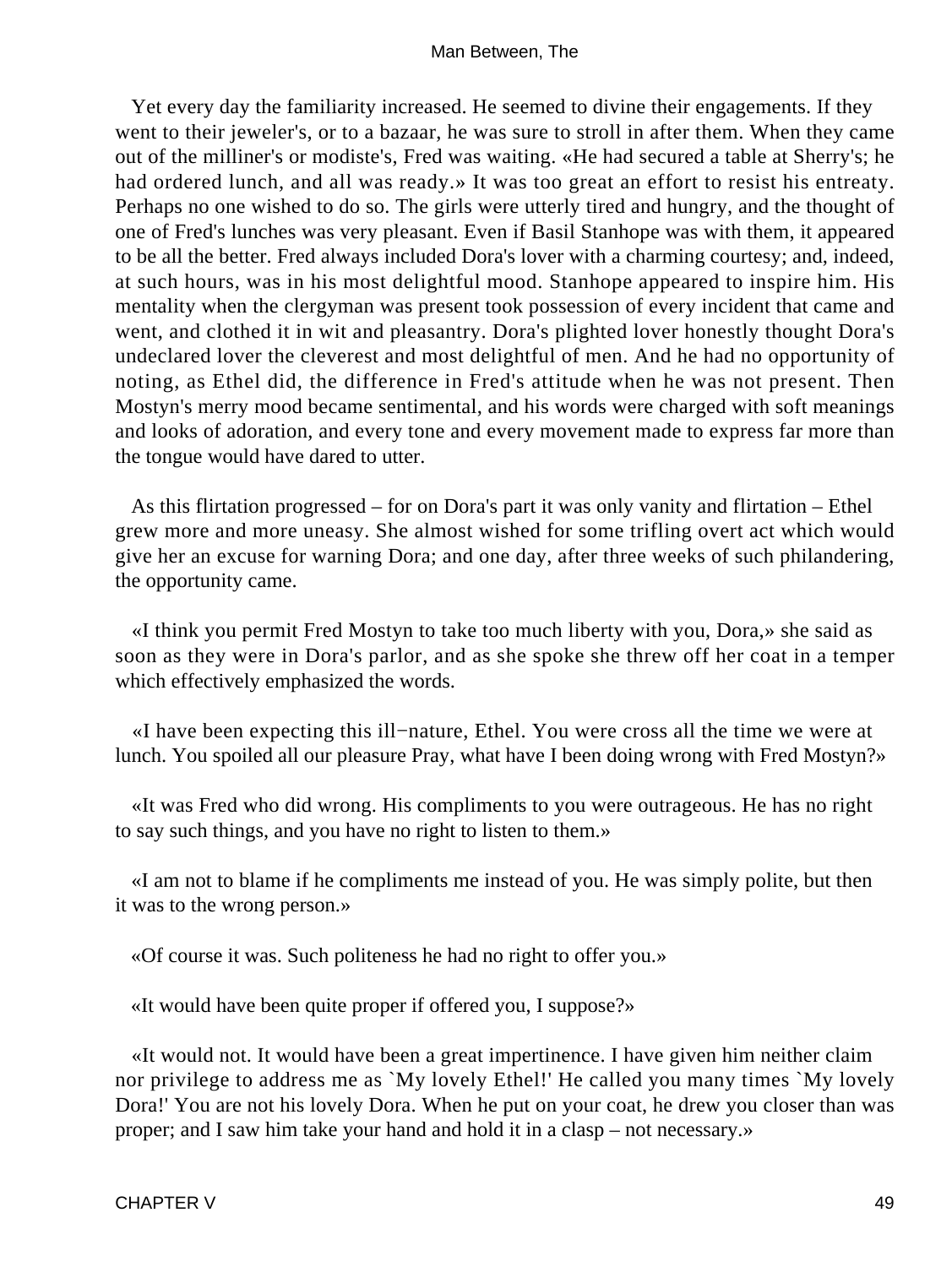Yet every day the familiarity increased. He seemed to divine their engagements. If they went to their jeweler's, or to a bazaar, he was sure to stroll in after them. When they came out of the milliner's or modiste's, Fred was waiting. «He had secured a table at Sherry's; he had ordered lunch, and all was ready.» It was too great an effort to resist his entreaty. Perhaps no one wished to do so. The girls were utterly tired and hungry, and the thought of one of Fred's lunches was very pleasant. Even if Basil Stanhope was with them, it appeared to be all the better. Fred always included Dora's lover with a charming courtesy; and, indeed, at such hours, was in his most delightful mood. Stanhope appeared to inspire him. His mentality when the clergyman was present took possession of every incident that came and went, and clothed it in wit and pleasantry. Dora's plighted lover honestly thought Dora's undeclared lover the cleverest and most delightful of men. And he had no opportunity of noting, as Ethel did, the difference in Fred's attitude when he was not present. Then Mostyn's merry mood became sentimental, and his words were charged with soft meanings and looks of adoration, and every tone and every movement made to express far more than the tongue would have dared to utter.

As this flirtation progressed – for on Dora's part it was only vanity and flirtation – Ethel grew more and more uneasy. She almost wished for some trifling overt act which would give her an excuse for warning Dora; and one day, after three weeks of such philandering, the opportunity came.

«I think you permit Fred Mostyn to take too much liberty with you, Dora,» she said as soon as they were in Dora's parlor, and as she spoke she threw off her coat in a temper which effectively emphasized the words.

«I have been expecting this ill−nature, Ethel. You were cross all the time we were at lunch. You spoiled all our pleasure Pray, what have I been doing wrong with Fred Mostyn?»

«It was Fred who did wrong. His compliments to you were outrageous. He has no right to say such things, and you have no right to listen to them.»

«I am not to blame if he compliments me instead of you. He was simply polite, but then it was to the wrong person.»

«Of course it was. Such politeness he had no right to offer you.»

«It would have been quite proper if offered you, I suppose?»

«It would not. It would have been a great impertinence. I have given him neither claim nor privilege to address me as `My lovely Ethel!' He called you many times `My lovely Dora!' You are not his lovely Dora. When he put on your coat, he drew you closer than was proper; and I saw him take your hand and hold it in a clasp – not necessary.»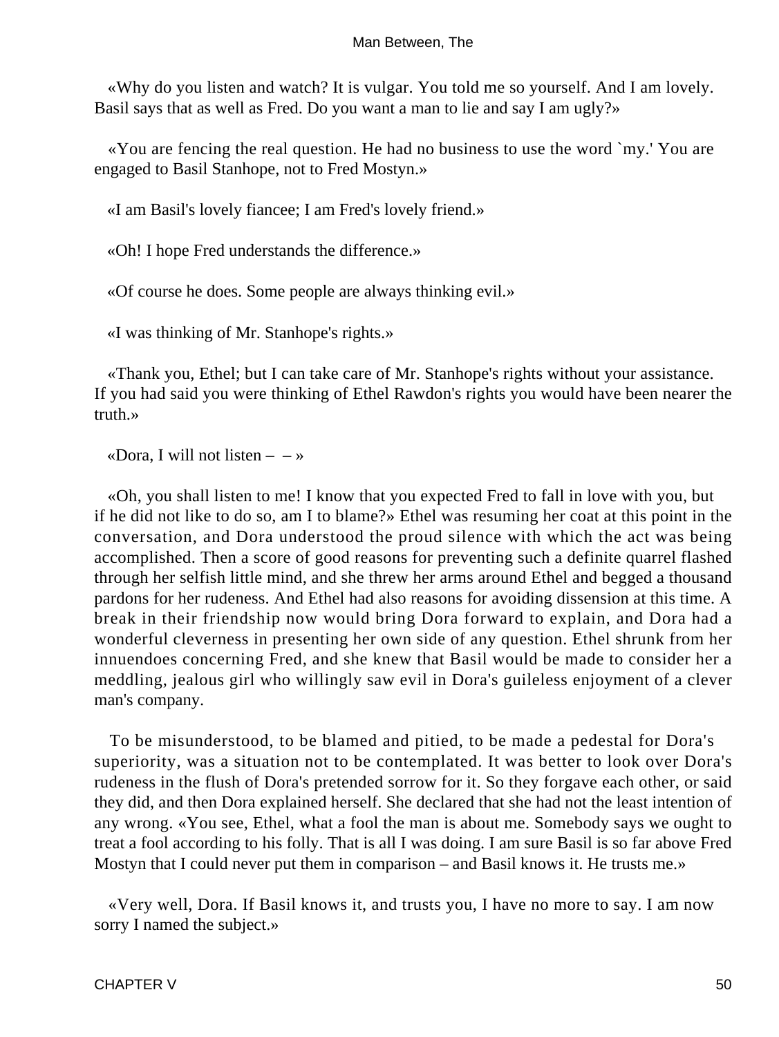«Why do you listen and watch? It is vulgar. You told me so yourself. And I am lovely. Basil says that as well as Fred. Do you want a man to lie and say I am ugly?»

«You are fencing the real question. He had no business to use the word `my.' You are engaged to Basil Stanhope, not to Fred Mostyn.»

«I am Basil's lovely fiancee; I am Fred's lovely friend.»

«Oh! I hope Fred understands the difference.»

«Of course he does. Some people are always thinking evil.»

«I was thinking of Mr. Stanhope's rights.»

«Thank you, Ethel; but I can take care of Mr. Stanhope's rights without your assistance. If you had said you were thinking of Ethel Rawdon's rights you would have been nearer the truth.»

«Dora, I will not listen – – »

«Oh, you shall listen to me! I know that you expected Fred to fall in love with you, but if he did not like to do so, am I to blame?» Ethel was resuming her coat at this point in the conversation, and Dora understood the proud silence with which the act was being accomplished. Then a score of good reasons for preventing such a definite quarrel flashed through her selfish little mind, and she threw her arms around Ethel and begged a thousand pardons for her rudeness. And Ethel had also reasons for avoiding dissension at this time. A break in their friendship now would bring Dora forward to explain, and Dora had a wonderful cleverness in presenting her own side of any question. Ethel shrunk from her innuendoes concerning Fred, and she knew that Basil would be made to consider her a meddling, jealous girl who willingly saw evil in Dora's guileless enjoyment of a clever man's company.

To be misunderstood, to be blamed and pitied, to be made a pedestal for Dora's superiority, was a situation not to be contemplated. It was better to look over Dora's rudeness in the flush of Dora's pretended sorrow for it. So they forgave each other, or said they did, and then Dora explained herself. She declared that she had not the least intention of any wrong. «You see, Ethel, what a fool the man is about me. Somebody says we ought to treat a fool according to his folly. That is all I was doing. I am sure Basil is so far above Fred Mostyn that I could never put them in comparison – and Basil knows it. He trusts me.»

«Very well, Dora. If Basil knows it, and trusts you, I have no more to say. I am now sorry I named the subject.»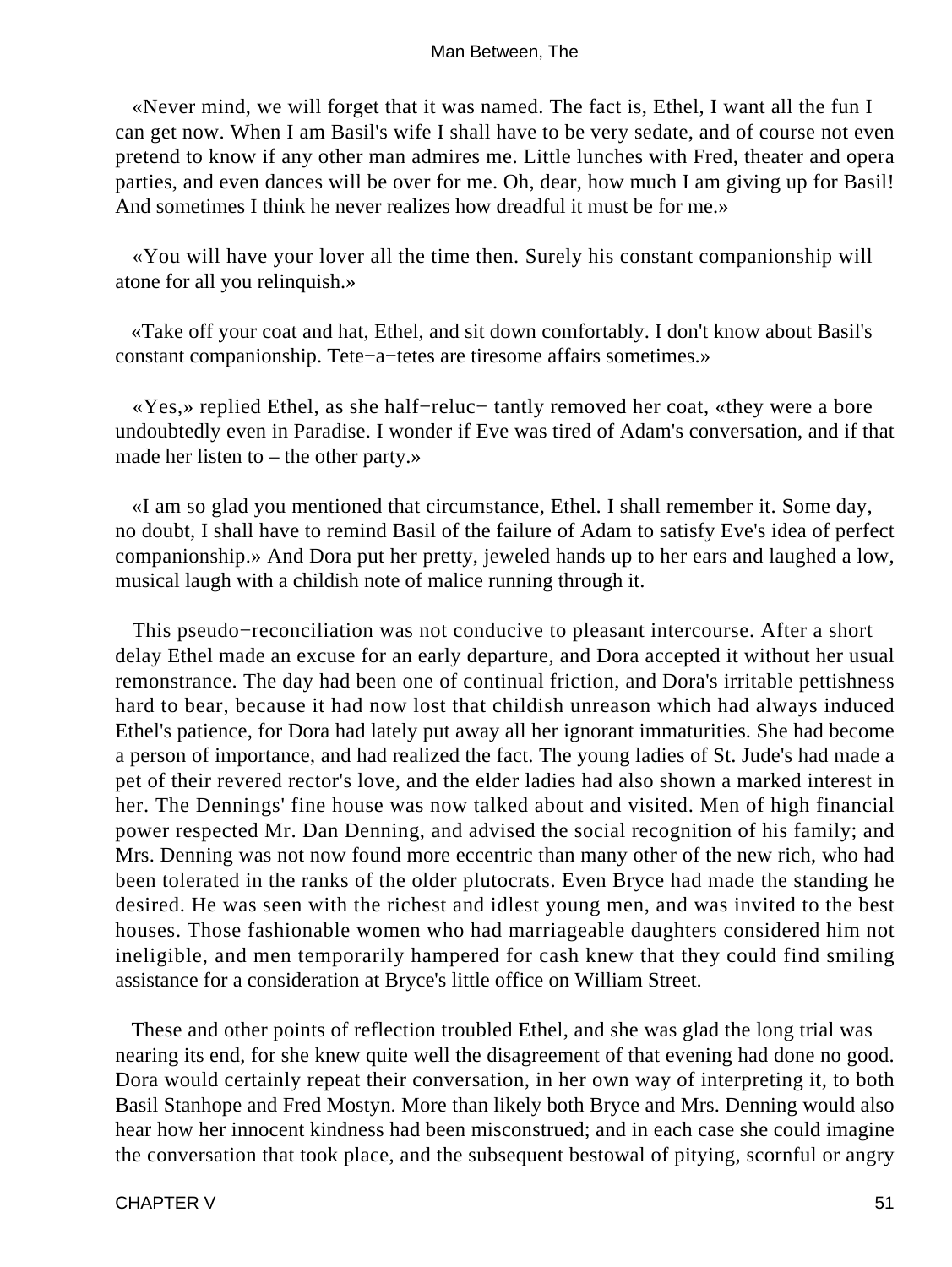«Never mind, we will forget that it was named. The fact is, Ethel, I want all the fun I can get now. When I am Basil's wife I shall have to be very sedate, and of course not even pretend to know if any other man admires me. Little lunches with Fred, theater and opera parties, and even dances will be over for me. Oh, dear, how much I am giving up for Basil! And sometimes I think he never realizes how dreadful it must be for me.»

«You will have your lover all the time then. Surely his constant companionship will atone for all you relinquish.»

«Take off your coat and hat, Ethel, and sit down comfortably. I don't know about Basil's constant companionship. Tete−a−tetes are tiresome affairs sometimes.»

«Yes,» replied Ethel, as she half−reluctantly removed her coat, «they were a bore undoubtedly even in Paradise. I wonder if Eve was tired of Adam's conversation, and if that made her listen to – the other party.»

«I am so glad you mentioned that circumstance, Ethel. I shall remember it. Some day, no doubt, I shall have to remind Basil of the failure of Adam to satisfy Eve's idea of perfect companionship.» And Dora put her pretty, jeweled hands up to her ears and laughed a low, musical laugh with a childish note of malice running through it.

This pseudo−reconciliation was not conducive to pleasant intercourse. After a short delay Ethel made an excuse for an early departure, and Dora accepted it without her usual remonstrance. The day had been one of continual friction, and Dora's irritable pettishness hard to bear, because it had now lost that childish unreason which had always induced Ethel's patience, for Dora had lately put away all her ignorant immaturities. She had become a person of importance, and had realized the fact. The young ladies of St. Jude's had made a pet of their revered rector's love, and the elder ladies had also shown a marked interest in her. The Dennings' fine house was now talked about and visited. Men of high financial power respected Mr. Dan Denning, and advised the social recognition of his family; and Mrs. Denning was not now found more eccentric than many other of the new rich, who had been tolerated in the ranks of the older plutocrats. Even Bryce had made the standing he desired. He was seen with the richest and idlest young men, and was invited to the best houses. Those fashionable women who had marriageable daughters considered him not ineligible, and men temporarily hampered for cash knew that they could find smiling assistance for a consideration at Bryce's little office on William Street.

These and other points of reflection troubled Ethel, and she was glad the long trial was nearing its end, for she knew quite well the disagreement of that evening had done no good. Dora would certainly repeat their conversation, in her own way of interpreting it, to both Basil Stanhope and Fred Mostyn. More than likely both Bryce and Mrs. Denning would also hear how her innocent kindness had been misconstrued; and in each case she could imagine the conversation that took place, and the subsequent bestowal of pitying, scornful or angry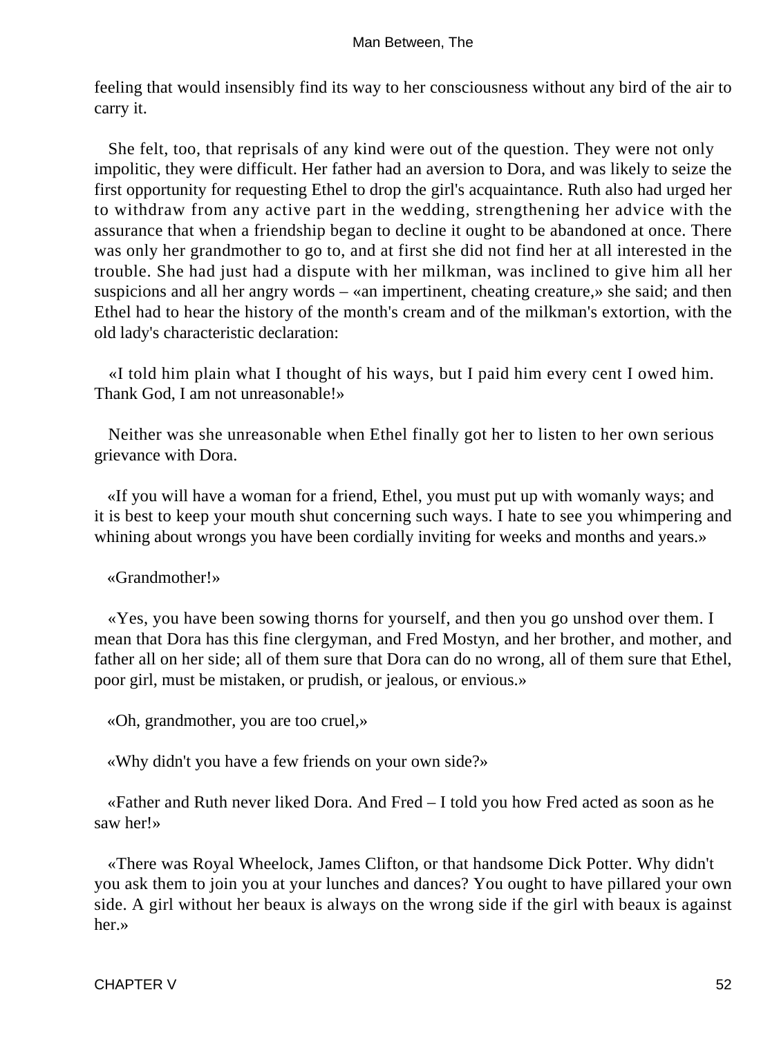feeling that would insensibly find its way to her consciousness without any bird of the air to carry it.

She felt, too, that reprisals of any kind were out of the question. They were not only impolitic, they were difficult. Her father had an aversion to Dora, and was likely to seize the first opportunity for requesting Ethel to drop the girl's acquaintance. Ruth also had urged her to withdraw from any active part in the wedding, strengthening her advice with the assurance that when a friendship began to decline it ought to be abandoned at once. There was only her grandmother to go to, and at first she did not find her at all interested in the trouble. She had just had a dispute with her milkman, was inclined to give him all her suspicions and all her angry words – «an impertinent, cheating creature,» she said; and then Ethel had to hear the history of the month's cream and of the milkman's extortion, with the old lady's characteristic declaration:

«I told him plain what I thought of his ways, but I paid him every cent I owed him. Thank God, I am not unreasonable!»

Neither was she unreasonable when Ethel finally got her to listen to her own serious grievance with Dora.

«If you will have a woman for a friend, Ethel, you must put up with womanly ways; and it is best to keep your mouth shut concerning such ways. I hate to see you whimpering and whining about wrongs you have been cordially inviting for weeks and months and years.»

«Grandmother!»

«Yes, you have been sowing thorns for yourself, and then you go unshod over them. I mean that Dora has this fine clergyman, and Fred Mostyn, and her brother, and mother, and father all on her side; all of them sure that Dora can do no wrong, all of them sure that Ethel, poor girl, must be mistaken, or prudish, or jealous, or envious.»

«Oh, grandmother, you are too cruel,»

«Why didn't you have a few friends on your own side?»

«Father and Ruth never liked Dora. And Fred – I told you how Fred acted as soon as he saw her!»

«There was Royal Wheelock, James Clifton, or that handsome Dick Potter. Why didn't you ask them to join you at your lunches and dances? You ought to have pillared your own side. A girl without her beaux is always on the wrong side if the girl with beaux is against her.»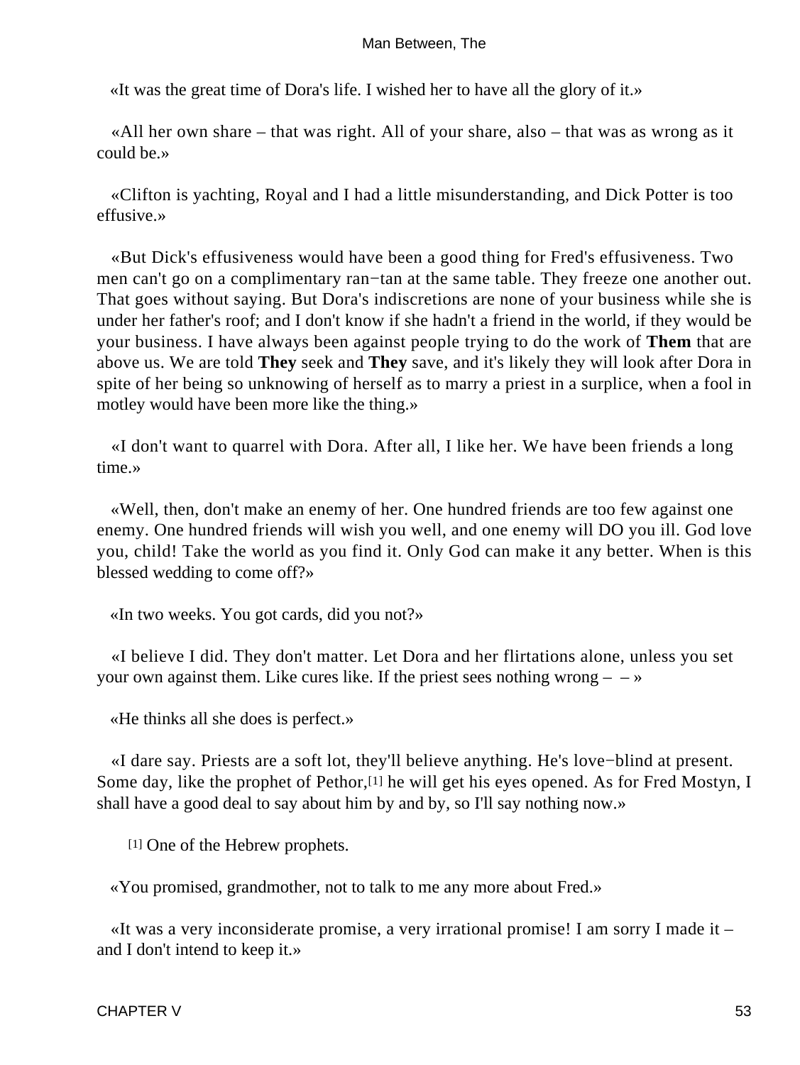«It was the great time of Dora's life. I wished her to have all the glory of it.»

«All her own share – that was right. All of your share, also – that was as wrong as it could be.»

«Clifton is yachting, Royal and I had a little misunderstanding, and Dick Potter is too effusive.»

«But Dick's effusiveness would have been a good thing for Fred's effusiveness. Two men can't go on a complimentary ran−tan at the same table. They freeze one another out. That goes without saying. But Dora's indiscretions are none of your business while she is under her father's roof; and I don't know if she hadn't a friend in the world, if they would be your business. I have always been against people trying to do the work of **Them** that are above us. We are told **They** seek and **They** save, and it's likely they will look after Dora in spite of her being so unknowing of herself as to marry a priest in a surplice, when a fool in motley would have been more like the thing.»

«I don't want to quarrel with Dora. After all, I like her. We have been friends a long time.»

«Well, then, don't make an enemy of her. One hundred friends are too few against one enemy. One hundred friends will wish you well, and one enemy will DO you ill. God love you, child! Take the world as you find it. Only God can make it any better. When is this blessed wedding to come off?»

«In two weeks. You got cards, did you not?»

«I believe I did. They don't matter. Let Dora and her flirtations alone, unless you set your own against them. Like cures like. If the priest sees nothing wrong – – »

«He thinks all she does is perfect.»

«I dare say. Priests are a soft lot, they'll believe anything. He's love−blind at present. Some day, like the prophet of Pethor,[1] he will get his eyes opened. As for Fred Mostyn, I shall have a good deal to say about him by and by, so I'll say nothing now.»

[1] One of the Hebrew prophets.

«You promised, grandmother, not to talk to me any more about Fred.»

«It was a very inconsiderate promise, a very irrational promise! I am sorry I made it – and I don't intend to keep it.»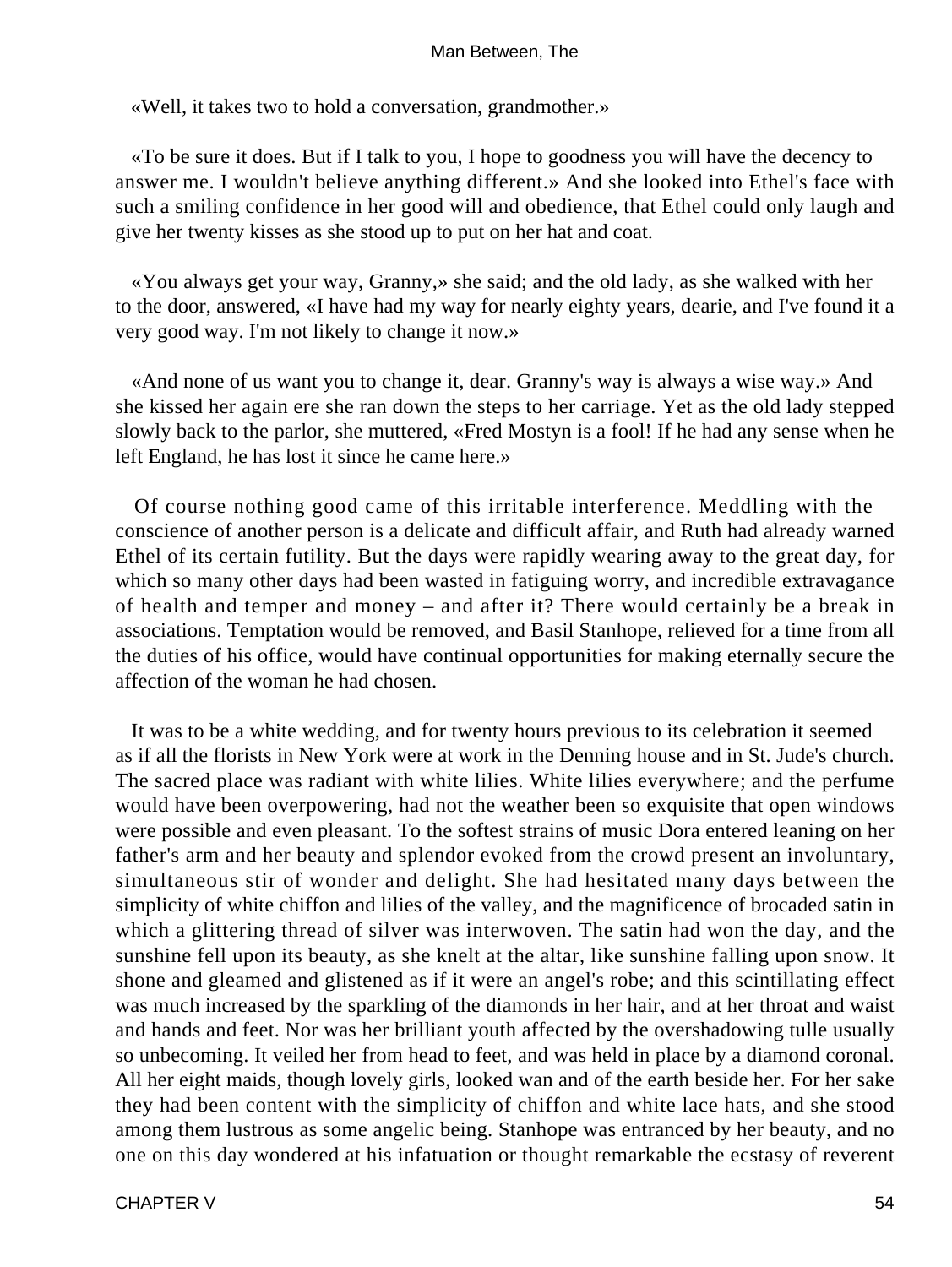«Well, it takes two to hold a conversation, grandmother.»

«To be sure it does. But if I talk to you, I hope to goodness you will have the decency to answer me. I wouldn't believe anything different.» And she looked into Ethel's face with such a smiling confidence in her good will and obedience, that Ethel could only laugh and give her twenty kisses as she stood up to put on her hat and coat.

«You always get your way, Granny,» she said; and the old lady, as she walked with her to the door, answered, «I have had my way for nearly eighty years, dearie, and I've found it a very good way. I'm not likely to change it now.»

«And none of us want you to change it, dear. Granny's way is always a wise way.» And she kissed her again ere she ran down the steps to her carriage. Yet as the old lady stepped slowly back to the parlor, she muttered, «Fred Mostyn is a fool! If he had any sense when he left England, he has lost it since he came here.»

Of course nothing good came of this irritable interference. Meddling with the conscience of another person is a delicate and difficult affair, and Ruth had already warned Ethel of its certain futility. But the days were rapidly wearing away to the great day, for which so many other days had been wasted in fatiguing worry, and incredible extravagance of health and temper and money – and after it? There would certainly be a break in associations. Temptation would be removed, and Basil Stanhope, relieved for a time from all the duties of his office, would have continual opportunities for making eternally secure the affection of the woman he had chosen.

It was to be a white wedding, and for twenty hours previous to its celebration it seemed as if all the florists in New York were at work in the Denning house and in St. Jude's church. The sacred place was radiant with white lilies. White lilies everywhere; and the perfume would have been overpowering, had not the weather been so exquisite that open windows were possible and even pleasant. To the softest strains of music Dora entered leaning on her father's arm and her beauty and splendor evoked from the crowd present an involuntary, simultaneous stir of wonder and delight. She had hesitated many days between the simplicity of white chiffon and lilies of the valley, and the magnificence of brocaded satin in which a glittering thread of silver was interwoven. The satin had won the day, and the sunshine fell upon its beauty, as she knelt at the altar, like sunshine falling upon snow. It shone and gleamed and glistened as if it were an angel's robe; and this scintillating effect was much increased by the sparkling of the diamonds in her hair, and at her throat and waist and hands and feet. Nor was her brilliant youth affected by the overshadowing tulle usually so unbecoming. It veiled her from head to feet, and was held in place by a diamond coronal. All her eight maids, though lovely girls, looked wan and of the earth beside her. For her sake they had been content with the simplicity of chiffon and white lace hats, and she stood among them lustrous as some angelic being. Stanhope was entranced by her beauty, and no one on this day wondered at his infatuation or thought remarkable the ecstasy of reverent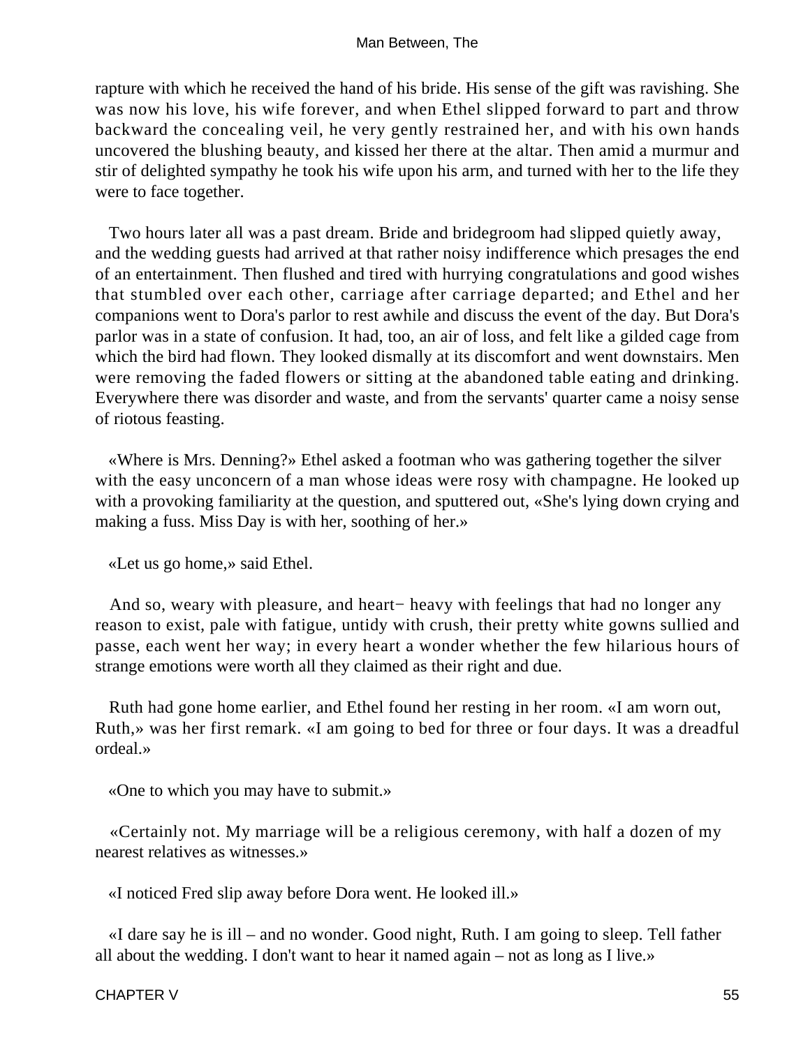rapture with which he received the hand of his bride. His sense of the gift was ravishing. She was now his love, his wife forever, and when Ethel slipped forward to part and throw backward the concealing veil, he very gently restrained her, and with his own hands uncovered the blushing beauty, and kissed her there at the altar. Then amid a murmur and stir of delighted sympathy he took his wife upon his arm, and turned with her to the life they were to face together.

Two hours later all was a past dream. Bride and bridegroom had slipped quietly away, and the wedding guests had arrived at that rather noisy indifference which presages the end of an entertainment. Then flushed and tired with hurrying congratulations and good wishes that stumbled over each other, carriage after carriage departed; and Ethel and her companions went to Dora's parlor to rest awhile and discuss the event of the day. But Dora's parlor was in a state of confusion. It had, too, an air of loss, and felt like a gilded cage from which the bird had flown. They looked dismally at its discomfort and went downstairs. Men were removing the faded flowers or sitting at the abandoned table eating and drinking. Everywhere there was disorder and waste, and from the servants' quarter came a noisy sense of riotous feasting.

«Where is Mrs. Denning?» Ethel asked a footman who was gathering together the silver with the easy unconcern of a man whose ideas were rosy with champagne. He looked up with a provoking familiarity at the question, and sputtered out, «She's lying down crying and making a fuss. Miss Day is with her, soothing of her.»

«Let us go home,» said Ethel.

And so, weary with pleasure, and heart− heavy with feelings that had no longer any reason to exist, pale with fatigue, untidy with crush, their pretty white gowns sullied and passe, each went her way; in every heart a wonder whether the few hilarious hours of strange emotions were worth all they claimed as their right and due.

Ruth had gone home earlier, and Ethel found her resting in her room. «I am worn out, Ruth,» was her first remark. «I am going to bed for three or four days. It was a dreadful ordeal.»

«One to which you may have to submit.»

«Certainly not. My marriage will be a religious ceremony, with half a dozen of my nearest relatives as witnesses.»

«I noticed Fred slip away before Dora went. He looked ill.»

«I dare say he is ill – and no wonder. Good night, Ruth. I am going to sleep. Tell father all about the wedding. I don't want to hear it named again – not as long as I live.»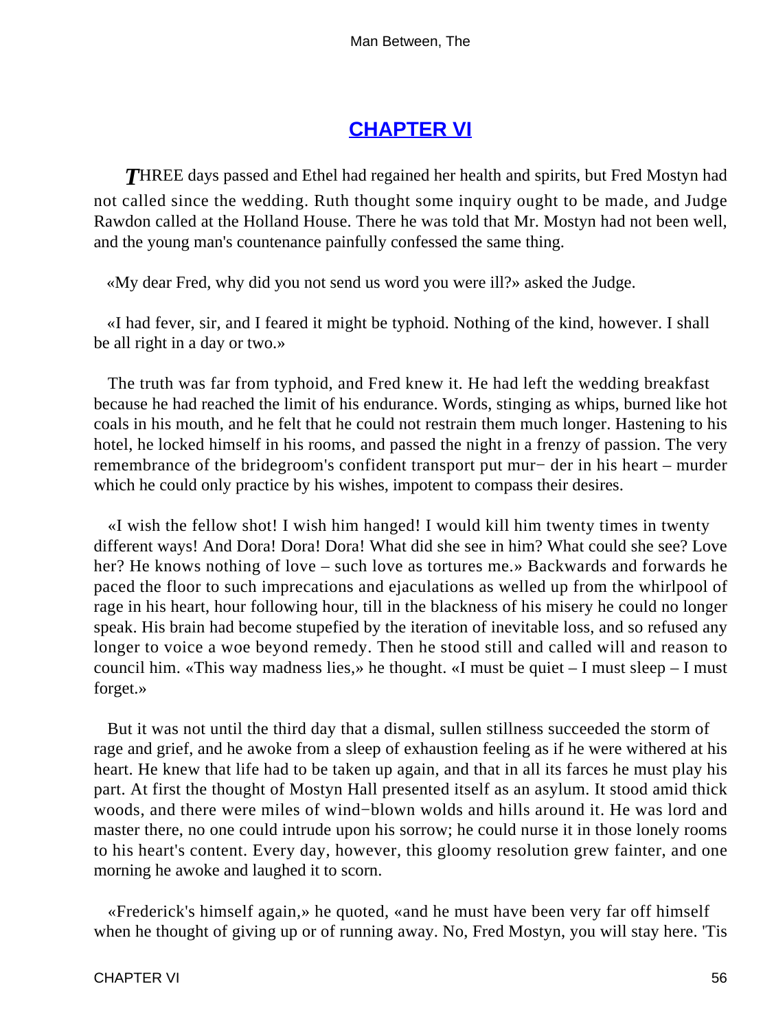## CHAPTER VI

*T*HREE days passed and Ethel had regained her health and spirits, but Fred Mostyn had not called since the wedding. Ruth thought some inquiry ought to be made, and Judge Rawdon called at the Holland House. There he was told that Mr. Mostyn had not been well, and the young man's countenance painfully confessed the same thing.

«My dear Fred, why did you not send us word you were ill?» asked the Judge.

«I had fever, sir, and I feared it might be typhoid. Nothing of the kind, however. I shall be all right in a day or two.»

The truth was far from typhoid, and Fred knew it. He had left the wedding breakfast because he had reached the limit of his endurance. Words, stinging as whips, burned like hot coals in his mouth, and he felt that he could not restrain them much longer. Hastening to his hotel, he locked himself in his rooms, and passed the night in a frenzy of passion. The very remembrance of the bridegroom's confident transport put mur− der in his heart – murder which he could only practice by his wishes, impotent to compass their desires.

«I wish the fellow shot! I wish him hanged! I would kill him twenty times in twenty different ways! And Dora! Dora! Dora! What did she see in him? What could she see? Love her? He knows nothing of love – such love as tortures me.» Backwards and forwards he paced the floor to such imprecations and ejaculations as welled up from the whirlpool of rage in his heart, hour following hour, till in the blackness of his misery he could no longer speak. His brain had become stupefied by the iteration of inevitable loss, and so refused any longer to voice a woe beyond remedy. Then he stood still and called will and reason to council him. «This way madness lies,» he thought. «I must be quiet – I must sleep – I must forget.»

But it was not until the third day that a dismal, sullen stillness succeeded the storm of rage and grief, and he awoke from a sleep of exhaustion feeling as if he were withered at his heart. He knew that life had to be taken up again, and that in all its farces he must play his part. At first the thought of Mostyn Hall presented itself as an asylum. It stood amid thick woods, and there were miles of wind−blown wolds and hills around it. He was lord and master there, no one could intrude upon his sorrow; he could nurse it in those lonely rooms to his heart's content. Every day, however, this gloomy resolution grew fainter, and one morning he awoke and laughed it to scorn.

«Frederick's himself again,» he quoted, «and he must have been very far off himself when he thought of giving up or of running away. No, Fred Mostyn, you will stay here. 'Tis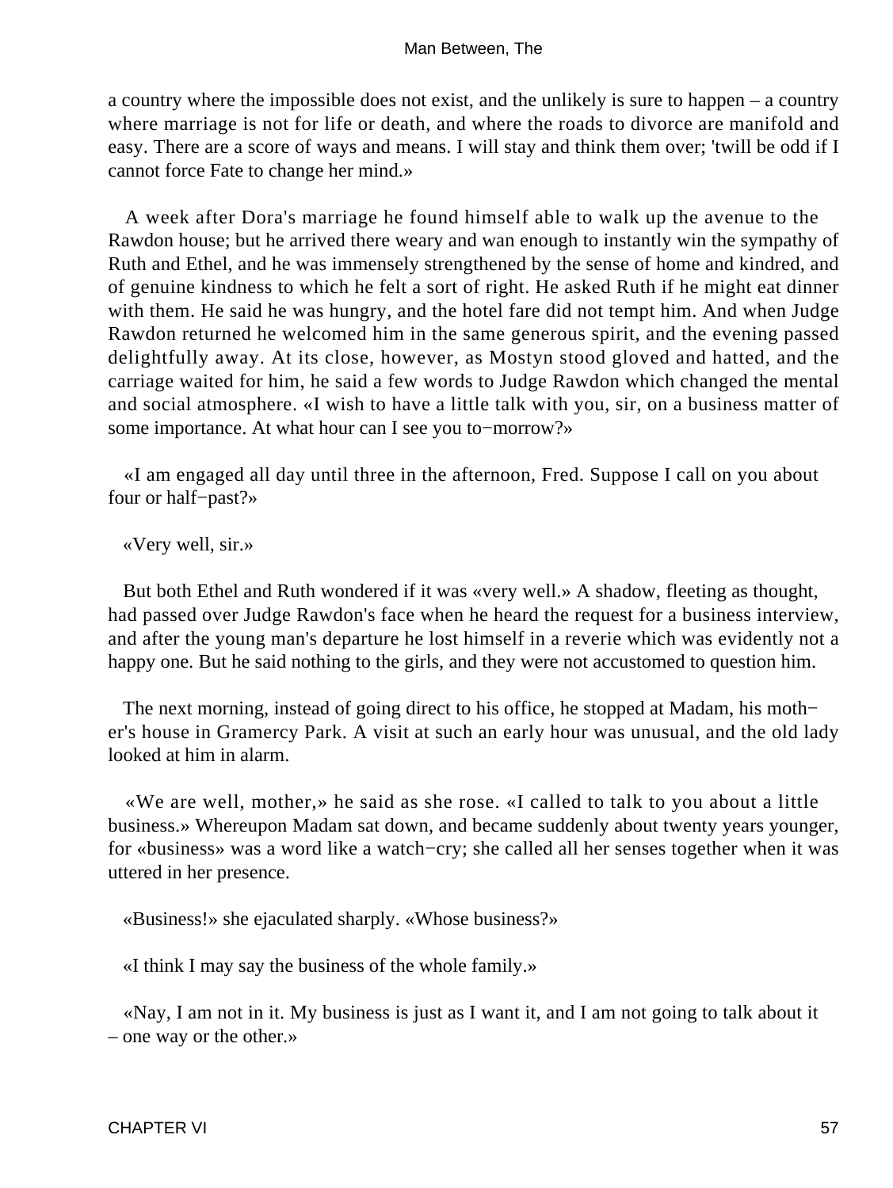a country where the impossible does not exist, and the unlikely is sure to happen – a country where marriage is not for life or death, and where the roads to divorce are manifold and easy. There are a score of ways and means. I will stay and think them over; 'twill be odd if I cannot force Fate to change her mind.»

A week after Dora's marriage he found himself able to walk up the avenue to the Rawdon house; but he arrived there weary and wan enough to instantly win the sympathy of Ruth and Ethel, and he was immensely strengthened by the sense of home and kindred, and of genuine kindness to which he felt a sort of right. He asked Ruth if he might eat dinner with them. He said he was hungry, and the hotel fare did not tempt him. And when Judge Rawdon returned he welcomed him in the same generous spirit, and the evening passed delightfully away. At its close, however, as Mostyn stood gloved and hatted, and the carriage waited for him, he said a few words to Judge Rawdon which changed the mental and social atmosphere. «I wish to have a little talk with you, sir, on a business matter of some importance. At what hour can I see you to−morrow?»

«I am engaged all day until three in the afternoon, Fred. Suppose I call on you about four or half−past?»

«Very well, sir.»

But both Ethel and Ruth wondered if it was «very well.» A shadow, fleeting as thought, had passed over Judge Rawdon's face when he heard the request for a business interview, and after the young man's departure he lost himself in a reverie which was evidently not a happy one. But he said nothing to the girls, and they were not accustomed to question him.

The next morning, instead of going direct to his office, he stopped at Madam, his mother's house in Gramercy Park. A visit at such an early hour was unusual, and the old lady looked at him in alarm.

«We are well, mother,» he said as she rose. «I called to talk to you about a little business.» Whereupon Madam sat down, and became suddenly about twenty years younger, for «business» was a word like a watch−cry; she called all her senses together when it was uttered in her presence.

«Business!» she ejaculated sharply. «Whose business?»

«I think I may say the business of the whole family.»

«Nay, I am not in it. My business is just as I want it, and I am not going to talk about it – one way or the other.»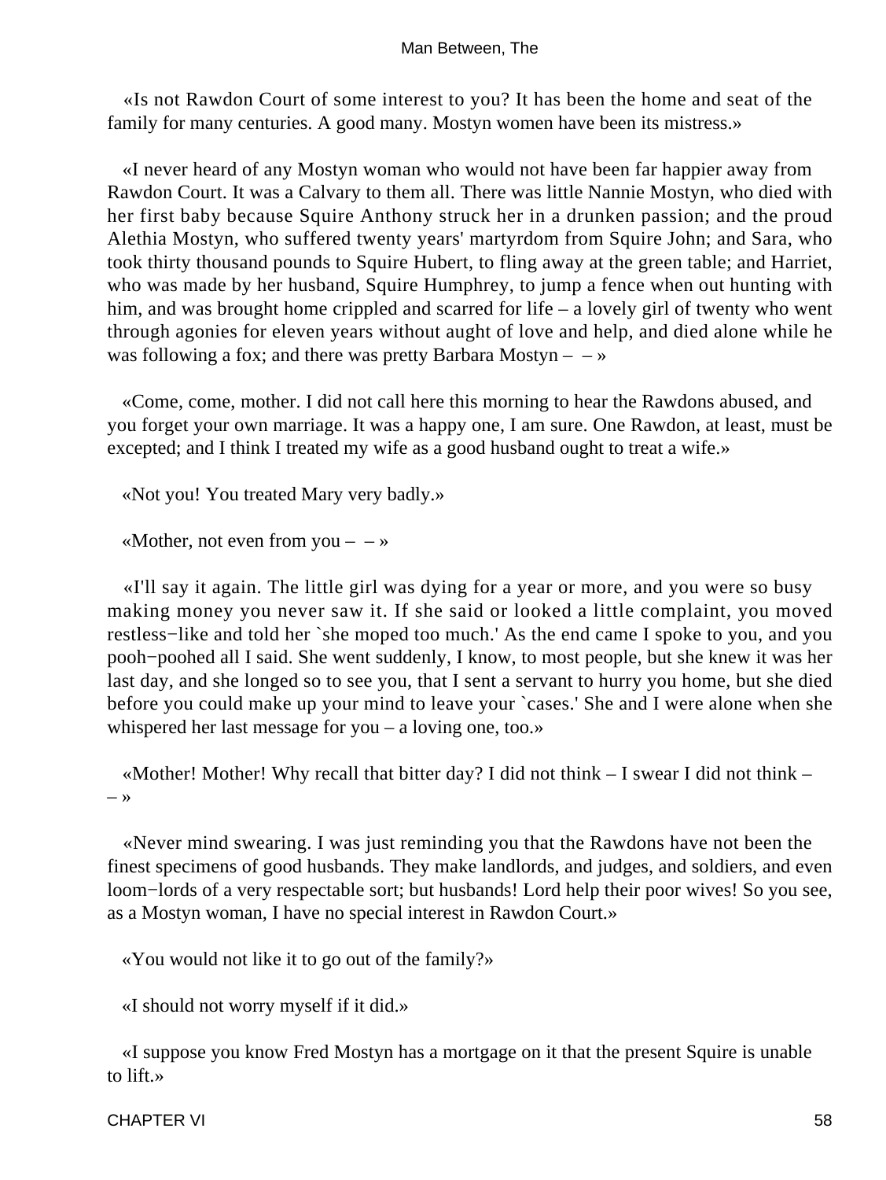«Is not Rawdon Court of some interest to you? It has been the home and seat of the family for many centuries. A good many. Mostyn women have been its mistress.»

«I never heard of any Mostyn woman who would not have been far happier away from Rawdon Court. It was a Calvary to them all. There was little Nannie Mostyn, who died with her first baby because Squire Anthony struck her in a drunken passion; and the proud Alethia Mostyn, who suffered twenty years' martyrdom from Squire John; and Sara, who took thirty thousand pounds to Squire Hubert, to fling away at the green table; and Harriet, who was made by her husband, Squire Humphrey, to jump a fence when out hunting with him, and was brought home crippled and scarred for life – a lovely girl of twenty who went through agonies for eleven years without aught of love and help, and died alone while he was following a fox; and there was pretty Barbara Mostyn – – »

«Come, come, mother. I did not call here this morning to hear the Rawdons abused, and you forget your own marriage. It was a happy one, I am sure. One Rawdon, at least, must be excepted; and I think I treated my wife as a good husband ought to treat a wife.»

«Not you! You treated Mary very badly.»

«Mother, not even from you – – »

«I'll say it again. The little girl was dying for a year or more, and you were so busy making money you never saw it. If she said or looked a little complaint, you moved restless−like and told her `she moped too much.' As the end came I spoke to you, and you pooh−poohed all I said. She went suddenly, I know, to most people, but she knew it was her last day, and she longed so to see you, that I sent a servant to hurry you home, but she died before you could make up your mind to leave your `cases.' She and I were alone when she whispered her last message for you – a loving one, too.»

«Mother! Mother! Why recall that bitter day? I did not think – I swear I did not think – – »

«Never mind swearing. I was just reminding you that the Rawdons have not been the finest specimens of good husbands. They make landlords, and judges, and soldiers, and even loom−lords of a very respectable sort; but husbands! Lord help their poor wives! So you see, as a Mostyn woman, I have no special interest in Rawdon Court.»

«You would not like it to go out of the family?»

«I should not worry myself if it did.»

«I suppose you know Fred Mostyn has a mortgage on it that the present Squire is unable to lift.»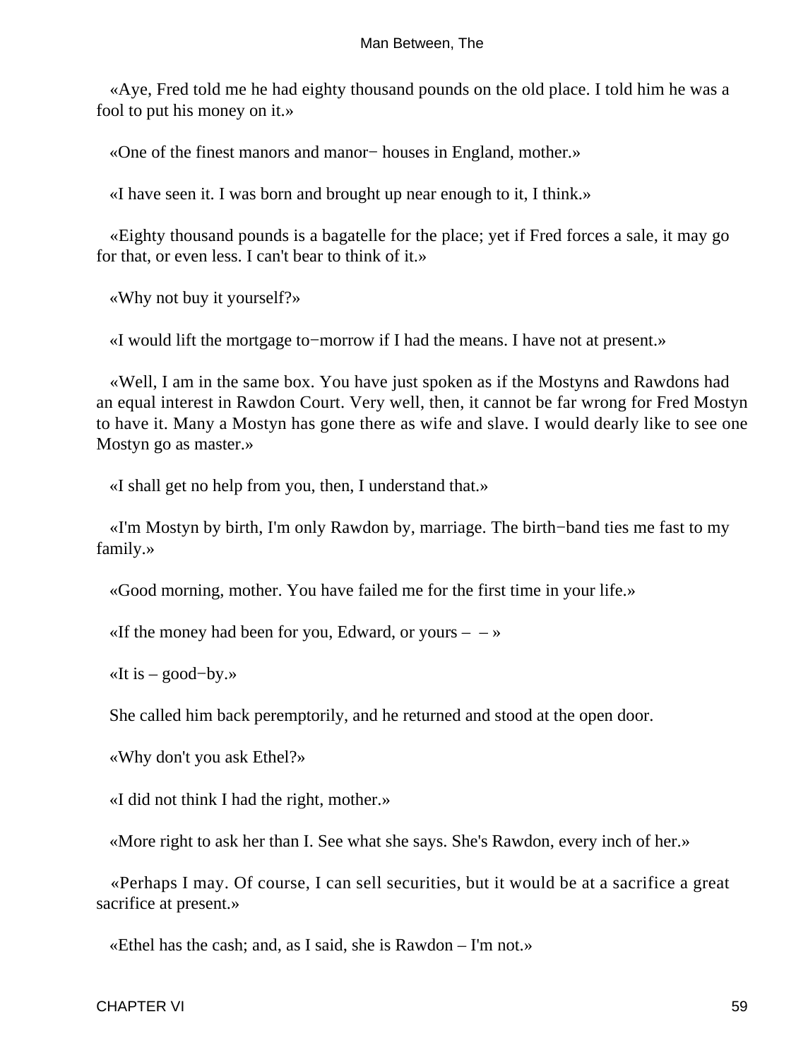«Aye, Fred told me he had eighty thousand pounds on the old place. I told him he was a fool to put his money on it.»

«One of the finest manors and manor− houses in England, mother.»

«I have seen it. I was born and brought up near enough to it, I think.»

«Eighty thousand pounds is a bagatelle for the place; yet if Fred forces a sale, it may go for that, or even less. I can't bear to think of it.»

«Why not buy it yourself?»

«I would lift the mortgage to−morrow if I had the means. I have not at present.»

«Well, I am in the same box. You have just spoken as if the Mostyns and Rawdons had an equal interest in Rawdon Court. Very well, then, it cannot be far wrong for Fred Mostyn to have it. Many a Mostyn has gone there as wife and slave. I would dearly like to see one Mostyn go as master.»

«I shall get no help from you, then, I understand that.»

«I'm Mostyn by birth, I'm only Rawdon by, marriage. The birth−band ties me fast to my family.»

«Good morning, mother. You have failed me for the first time in your life.»

«If the money had been for you, Edward, or yours – – »

«It is – good−by.»

She called him back peremptorily, and he returned and stood at the open door.

«Why don't you ask Ethel?»

«I did not think I had the right, mother.»

«More right to ask her than I. See what she says. She's Rawdon, every inch of her.»

«Perhaps I may. Of course, I can sell securities, but it would be at a sacrifice a great sacrifice at present.»

«Ethel has the cash; and, as I said, she is Rawdon – I'm not.»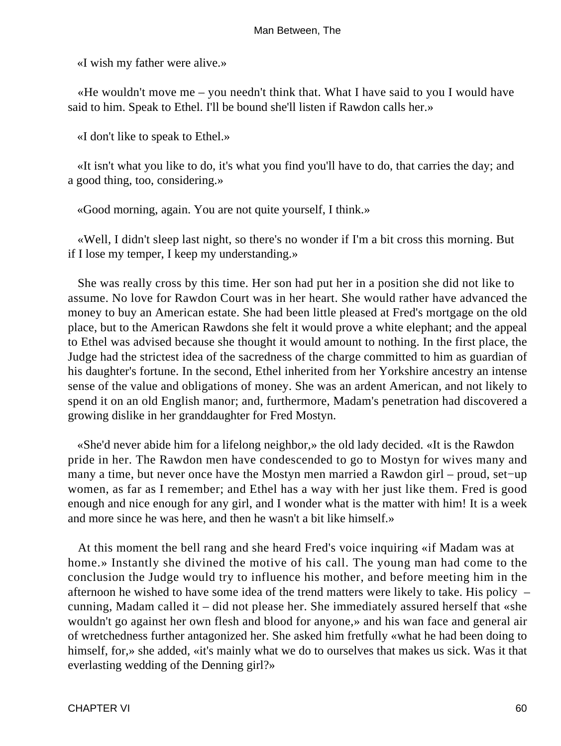«I wish my father were alive.»

«He wouldn't move me – you needn't think that. What I have said to you I would have said to him. Speak to Ethel. I'll be bound she'll listen if Rawdon calls her.»

«I don't like to speak to Ethel.»

«It isn't what you like to do, it's what you find you'll have to do, that carries the day; and a good thing, too, considering.»

«Good morning, again. You are not quite yourself, I think.»

«Well, I didn't sleep last night, so there's no wonder if I'm a bit cross this morning. But if I lose my temper, I keep my understanding.»

She was really cross by this time. Her son had put her in a position she did not like to assume. No love for Rawdon Court was in her heart. She would rather have advanced the money to buy an American estate. She had been little pleased at Fred's mortgage on the old place, but to the American Rawdons she felt it would prove a white elephant; and the appeal to Ethel was advised because she thought it would amount to nothing. In the first place, the Judge had the strictest idea of the sacredness of the charge committed to him as guardian of his daughter's fortune. In the second, Ethel inherited from her Yorkshire ancestry an intense sense of the value and obligations of money. She was an ardent American, and not likely to spend it on an old English manor; and, furthermore, Madam's penetration had discovered a growing dislike in her granddaughter for Fred Mostyn.

«She'd never abide him for a lifelong neighbor,» the old lady decided. «It is the Rawdon pride in her. The Rawdon men have condescended to go to Mostyn for wives many and many a time, but never once have the Mostyn men married a Rawdon girl – proud, set-up women, as far as I remember; and Ethel has a way with her just like them. Fred is good enough and nice enough for any girl, and I wonder what is the matter with him! It is a week and more since he was here, and then he wasn't a bit like himself.»

At this moment the bell rang and she heard Fred's voice inquiring «if Madam was at home.» Instantly she divined the motive of his call. The young man had come to the conclusion the Judge would try to influence his mother, and before meeting him in the afternoon he wished to have some idea of the trend matters were likely to take. His policy – cunning, Madam called it – did not please her. She immediately assured herself that «she wouldn't go against her own flesh and blood for anyone,» and his wan face and general air of wretchedness further antagonized her. She asked him fretfully «what he had been doing to himself, for,» she added, «it's mainly what we do to ourselves that makes us sick. Was it that everlasting wedding of the Denning girl?»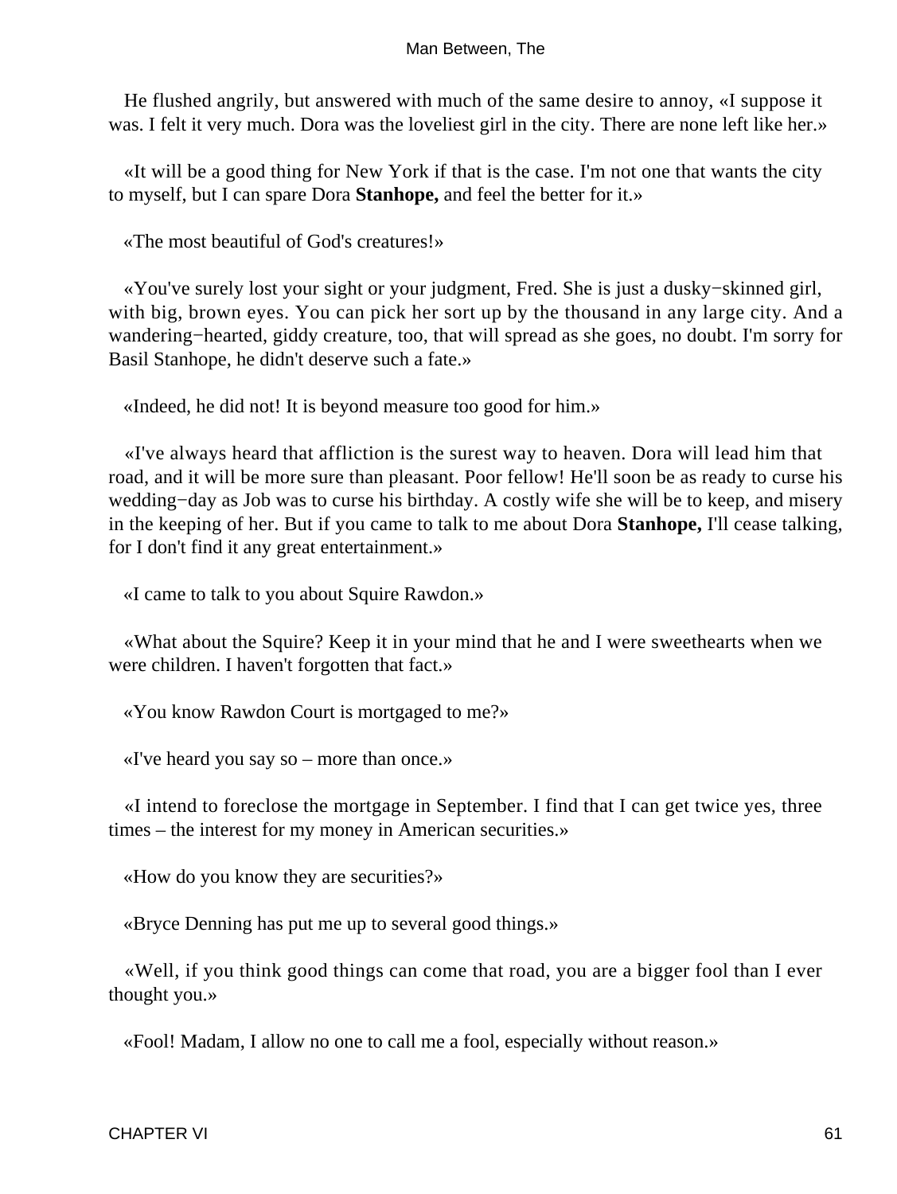He flushed angrily, but answered with much of the same desire to annoy, «I suppose it was. I felt it very much. Dora was the loveliest girl in the city. There are none left like her.»

«It will be a good thing for New York if that is the case. I'm not one that wants the city to myself, but I can spare Dora **Stanhope,** and feel the better for it.»

«The most beautiful of God's creatures!»

«You've surely lost your sight or your judgment, Fred. She is just a dusky−skinned girl, with big, brown eyes. You can pick her sort up by the thousand in any large city. And a wandering−hearted, giddy creature, too, that will spread as she goes, no doubt. I'm sorry for Basil Stanhope, he didn't deserve such a fate.»

«Indeed, he did not! It is beyond measure too good for him.»

«I've always heard that affliction is the surest way to heaven. Dora will lead him that road, and it will be more sure than pleasant. Poor fellow! He'll soon be as ready to curse his wedding−day as Job was to curse his birthday. A costly wife she will be to keep, and misery in the keeping of her. But if you came to talk to me about Dora **Stanhope,** I'll cease talking, for I don't find it any great entertainment.»

«I came to talk to you about Squire Rawdon.»

«What about the Squire? Keep it in your mind that he and I were sweethearts when we were children. I haven't forgotten that fact.»

«You know Rawdon Court is mortgaged to me?»

«I've heard you say so – more than once.»

«I intend to foreclose the mortgage in September. I find that I can get twice yes, three times – the interest for my money in American securities.»

«How do you know they are securities?»

«Bryce Denning has put me up to several good things.»

«Well, if you think good things can come that road, you are a bigger fool than I ever thought you.»

«Fool! Madam, I allow no one to call me a fool, especially without reason.»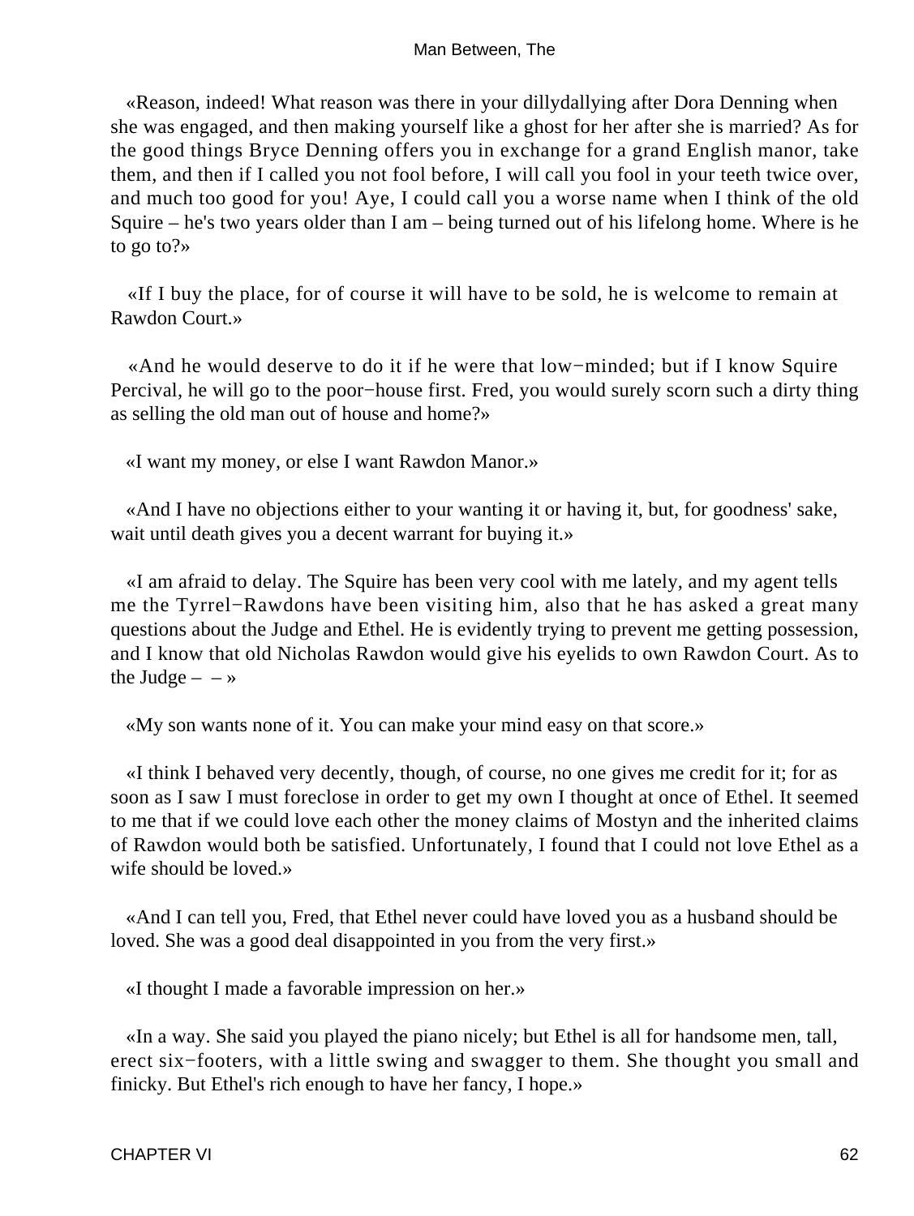«Reason, indeed! What reason was there in your dillydallying after Dora Denning when she was engaged, and then making yourself like a ghost for her after she is married? As for the good things Bryce Denning offers you in exchange for a grand English manor, take them, and then if I called you not fool before, I will call you fool in your teeth twice over, and much too good for you! Aye, I could call you a worse name when I think of the old Squire – he's two years older than I am – being turned out of his lifelong home. Where is he to go to?»

«If I buy the place, for of course it will have to be sold, he is welcome to remain at Rawdon Court.»

«And he would deserve to do it if he were that low−minded; but if I know Squire Percival, he will go to the poor−house first. Fred, you would surely scorn such a dirty thing as selling the old man out of house and home?»

«I want my money, or else I want Rawdon Manor.»

«And I have no objections either to your wanting it or having it, but, for goodness' sake, wait until death gives you a decent warrant for buying it.»

«I am afraid to delay. The Squire has been very cool with me lately, and my agent tells me the Tyrrel−Rawdons have been visiting him, also that he has asked a great many questions about the Judge and Ethel. He is evidently trying to prevent me getting possession, and I know that old Nicholas Rawdon would give his eyelids to own Rawdon Court. As to the Judge – – »

«My son wants none of it. You can make your mind easy on that score.»

«I think I behaved very decently, though, of course, no one gives me credit for it; for as soon as I saw I must foreclose in order to get my own I thought at once of Ethel. It seemed to me that if we could love each other the money claims of Mostyn and the inherited claims of Rawdon would both be satisfied. Unfortunately, I found that I could not love Ethel as a wife should be loved.»

«And I can tell you, Fred, that Ethel never could have loved you as a husband should be loved. She was a good deal disappointed in you from the very first.»

«I thought I made a favorable impression on her.»

«In a way. She said you played the piano nicely; but Ethel is all for handsome men, tall, erect six−footers, with a little swing and swagger to them. She thought you small and finicky. But Ethel's rich enough to have her fancy, I hope.»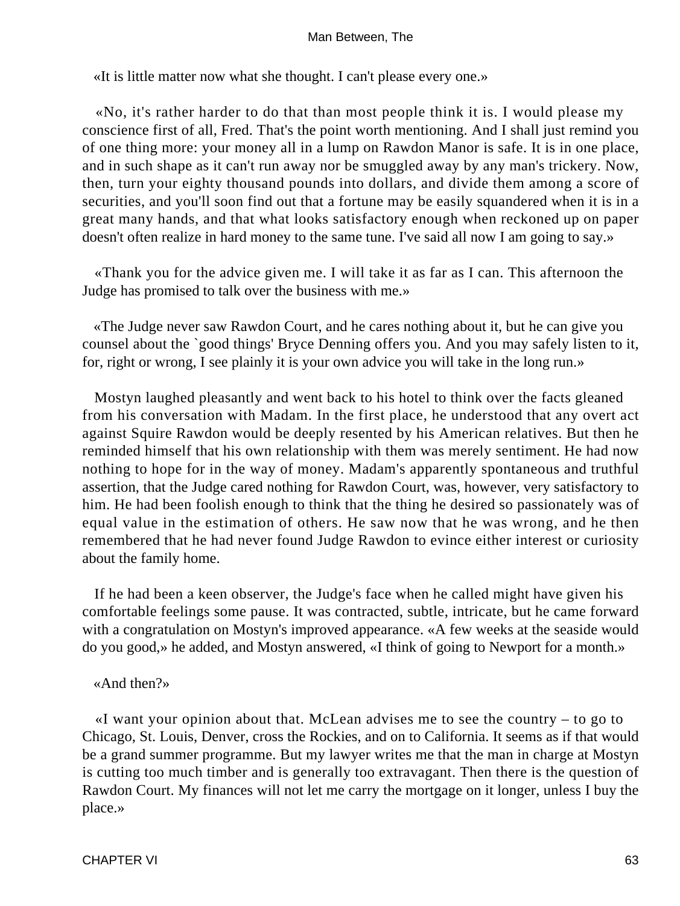«It is little matter now what she thought. I can't please every one.»

«No, it's rather harder to do that than most people think it is. I would please my conscience first of all, Fred. That's the point worth mentioning. And I shall just remind you of one thing more: your money all in a lump on Rawdon Manor is safe. It is in one place, and in such shape as it can't run away nor be smuggled away by any man's trickery. Now, then, turn your eighty thousand pounds into dollars, and divide them among a score of securities, and you'll soon find out that a fortune may be easily squandered when it is in a great many hands, and that what looks satisfactory enough when reckoned up on paper doesn't often realize in hard money to the same tune. I've said all now I am going to say.»

«Thank you for the advice given me. I will take it as far as I can. This afternoon the Judge has promised to talk over the business with me.»

«The Judge never saw Rawdon Court, and he cares nothing about it, but he can give you counsel about the `good things' Bryce Denning offers you. And you may safely listen to it, for, right or wrong, I see plainly it is your own advice you will take in the long run.»

Mostyn laughed pleasantly and went back to his hotel to think over the facts gleaned from his conversation with Madam. In the first place, he understood that any overt act against Squire Rawdon would be deeply resented by his American relatives. But then he reminded himself that his own relationship with them was merely sentiment. He had now nothing to hope for in the way of money. Madam's apparently spontaneous and truthful assertion, that the Judge cared nothing for Rawdon Court, was, however, very satisfactory to him. He had been foolish enough to think that the thing he desired so passionately was of equal value in the estimation of others. He saw now that he was wrong, and he then remembered that he had never found Judge Rawdon to evince either interest or curiosity about the family home.

If he had been a keen observer, the Judge's face when he called might have given his comfortable feelings some pause. It was contracted, subtle, intricate, but he came forward with a congratulation on Mostyn's improved appearance. «A few weeks at the seaside would do you good,» he added, and Mostyn answered, «I think of going to Newport for a month.»

«And then?»

«I want your opinion about that. McLean advises me to see the country – to go to Chicago, St. Louis, Denver, cross the Rockies, and on to California. It seems as if that would be a grand summer programme. But my lawyer writes me that the man in charge at Mostyn is cutting too much timber and is generally too extravagant. Then there is the question of Rawdon Court. My finances will not let me carry the mortgage on it longer, unless I buy the place.»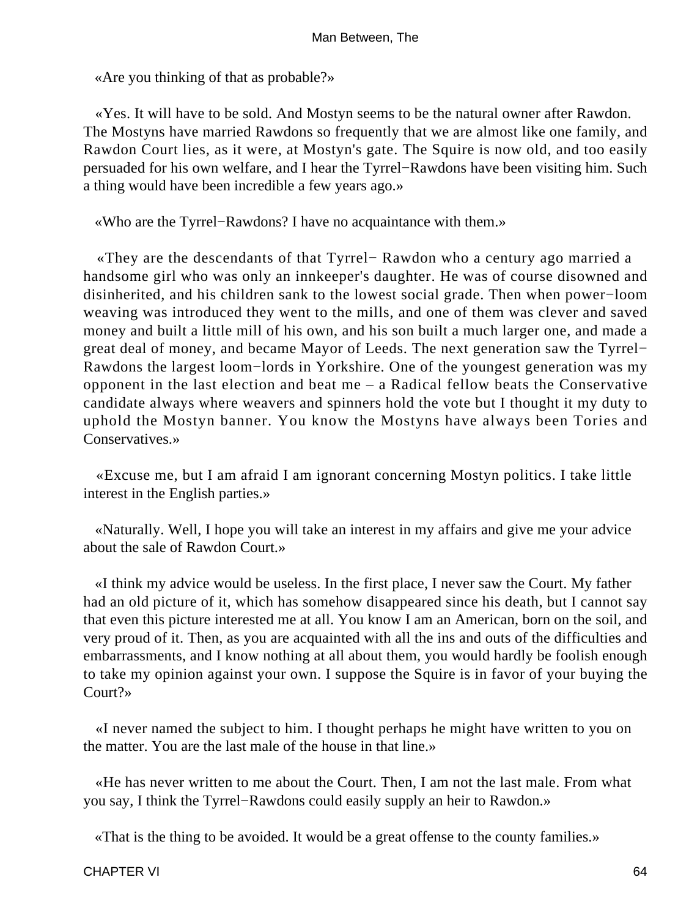«Are you thinking of that as probable?»

«Yes. It will have to be sold. And Mostyn seems to be the natural owner after Rawdon. The Mostyns have married Rawdons so frequently that we are almost like one family, and Rawdon Court lies, as it were, at Mostyn's gate. The Squire is now old, and too easily persuaded for his own welfare, and I hear the Tyrrel−Rawdons have been visiting him. Such a thing would have been incredible a few years ago.»

«Who are the Tyrrel−Rawdons? I have no acquaintance with them.»

«They are the descendants of that Tyrrel− Rawdon who a century ago married a handsome girl who was only an innkeeper's daughter. He was of course disowned and disinherited, and his children sank to the lowest social grade. Then when power−loom weaving was introduced they went to the mills, and one of them was clever and saved money and built a little mill of his own, and his son built a much larger one, and made a great deal of money, and became Mayor of Leeds. The next generation saw the Tyrrel−Rawdons the largest loom−lords in Yorkshire. One of the youngest generation was my opponent in the last election and beat me – a Radical fellow beats the Conservative candidate always where weavers and spinners hold the vote but I thought it my duty to uphold the Mostyn banner. You know the Mostyns have always been Tories and Conservatives.»

«Excuse me, but I am afraid I am ignorant concerning Mostyn politics. I take little interest in the English parties.»

«Naturally. Well, I hope you will take an interest in my affairs and give me your advice about the sale of Rawdon Court.»

«I think my advice would be useless. In the first place, I never saw the Court. My father had an old picture of it, which has somehow disappeared since his death, but I cannot say that even this picture interested me at all. You know I am an American, born on the soil, and very proud of it. Then, as you are acquainted with all the ins and outs of the difficulties and embarrassments, and I know nothing at all about them, you would hardly be foolish enough to take my opinion against your own. I suppose the Squire is in favor of your buying the Court?»

«I never named the subject to him. I thought perhaps he might have written to you on the matter. You are the last male of the house in that line.»

«He has never written to me about the Court. Then, I am not the last male. From what you say, I think the Tyrrel−Rawdons could easily supply an heir to Rawdon.»

«That is the thing to be avoided. It would be a great offense to the county families.»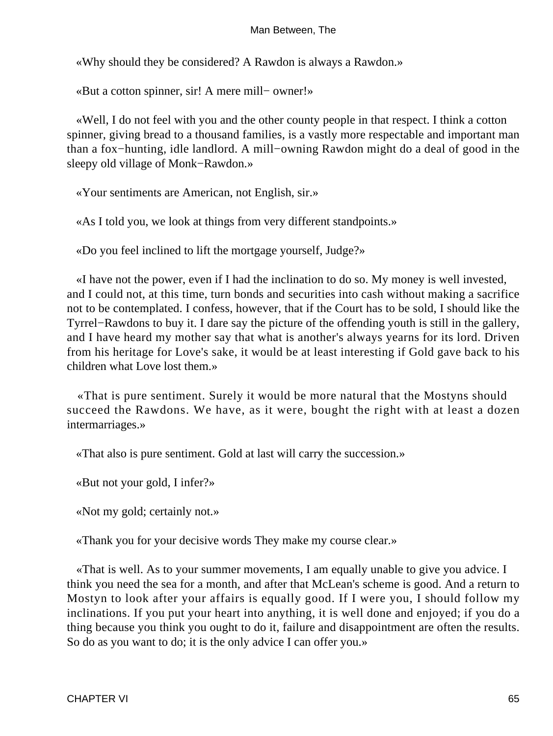«Why should they be considered? A Rawdon is always a Rawdon.»

«But a cotton spinner, sir! A mere mill− owner!»

«Well, I do not feel with you and the other county people in that respect. I think a cotton spinner, giving bread to a thousand families, is a vastly more respectable and important man than a fox−hunting, idle landlord. A mill−owning Rawdon might do a deal of good in the sleepy old village of Monk−Rawdon.»

«Your sentiments are American, not English, sir.»

«As I told you, we look at things from very different standpoints.»

«Do you feel inclined to lift the mortgage yourself, Judge?»

«I have not the power, even if I had the inclination to do so. My money is well invested, and I could not, at this time, turn bonds and securities into cash without making a sacrifice not to be contemplated. I confess, however, that if the Court has to be sold, I should like the Tyrrel−Rawdons to buy it. I dare say the picture of the offending youth is still in the gallery, and I have heard my mother say that what is another's always yearns for its lord. Driven from his heritage for Love's sake, it would be at least interesting if Gold gave back to his children what Love lost them.»

«That is pure sentiment. Surely it would be more natural that the Mostyns should succeed the Rawdons. We have, as it were, bought the right with at least a dozen intermarriages.»

«That also is pure sentiment. Gold at last will carry the succession.»

«But not your gold, I infer?»

«Not my gold; certainly not.»

«Thank you for your decisive words They make my course clear.»

«That is well. As to your summer movements, I am equally unable to give you advice. I think you need the sea for a month, and after that McLean's scheme is good. And a return to Mostyn to look after your affairs is equally good. If I were you, I should follow my inclinations. If you put your heart into anything, it is well done and enjoyed; if you do a thing because you think you ought to do it, failure and disappointment are often the results. So do as you want to do; it is the only advice I can offer you.»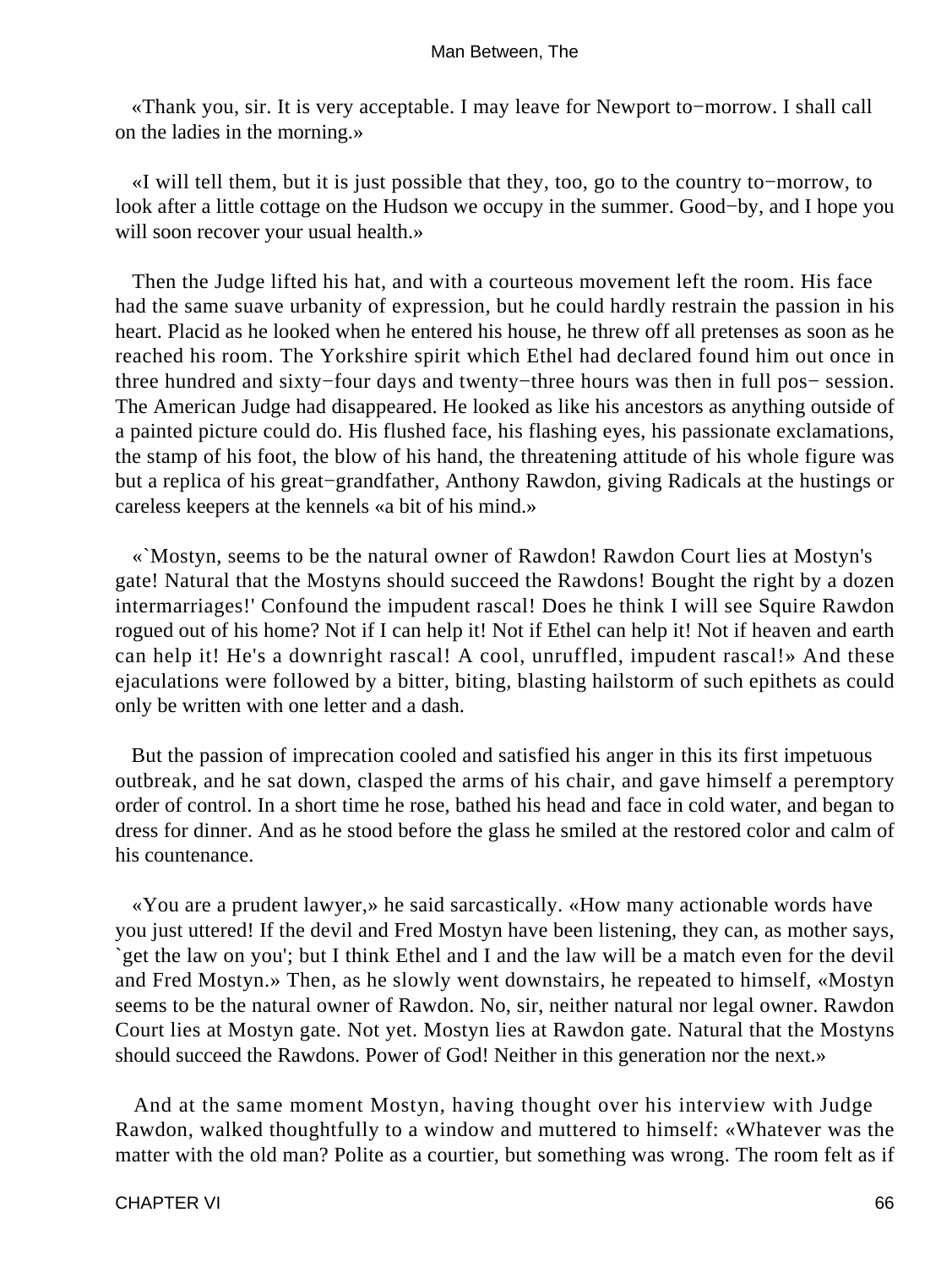«Thank you, sir. It is very acceptable. I may leave for Newport to−morrow. I shall call on the ladies in the morning.»

«I will tell them, but it is just possible that they, too, go to the country to−morrow, to look after a little cottage on the Hudson we occupy in the summer. Good−by, and I hope you will soon recover your usual health.»

Then the Judge lifted his hat, and with a courteous movement left the room. His face had the same suave urbanity of expression, but he could hardly restrain the passion in his heart. Placid as he looked when he entered his house, he threw off all pretenses as soon as he reached his room. The Yorkshire spirit which Ethel had declared found him out once in three hundred and sixty−four days and twenty−three hours was then in full pos− session. The American Judge had disappeared. He looked as like his ancestors as anything outside of a painted picture could do. His flushed face, his flashing eyes, his passionate exclamations, the stamp of his foot, the blow of his hand, the threatening attitude of his whole figure was but a replica of his great−grandfather, Anthony Rawdon, giving Radicals at the hustings or careless keepers at the kennels «a bit of his mind.»

«`Mostyn, seems to be the natural owner of Rawdon! Rawdon Court lies at Mostyn's gate! Natural that the Mostyns should succeed the Rawdons! Bought the right by a dozen intermarriages!' Confound the impudent rascal! Does he think I will see Squire Rawdon rogued out of his home? Not if I can help it! Not if Ethel can help it! Not if heaven and earth can help it! He's a downright rascal! A cool, unruffled, impudent rascal!» And these ejaculations were followed by a bitter, biting, blasting hailstorm of such epithets as could only be written with one letter and a dash.

But the passion of imprecation cooled and satisfied his anger in this its first impetuous outbreak, and he sat down, clasped the arms of his chair, and gave himself a peremptory order of control. In a short time he rose, bathed his head and face in cold water, and began to dress for dinner. And as he stood before the glass he smiled at the restored color and calm of his countenance.

«You are a prudent lawyer,» he said sarcastically. «How many actionable words have you just uttered! If the devil and Fred Mostyn have been listening, they can, as mother says, `get the law on you'; but I think Ethel and I and the law will be a match even for the devil and Fred Mostyn.» Then, as he slowly went downstairs, he repeated to himself, «Mostyn seems to be the natural owner of Rawdon. No, sir, neither natural nor legal owner. Rawdon Court lies at Mostyn gate. Not yet. Mostyn lies at Rawdon gate. Natural that the Mostyns should succeed the Rawdons. Power of God! Neither in this generation nor the next.»

And at the same moment Mostyn, having thought over his interview with Judge Rawdon, walked thoughtfully to a window and muttered to himself: «Whatever was the matter with the old man? Polite as a courtier, but something was wrong. The room felt as if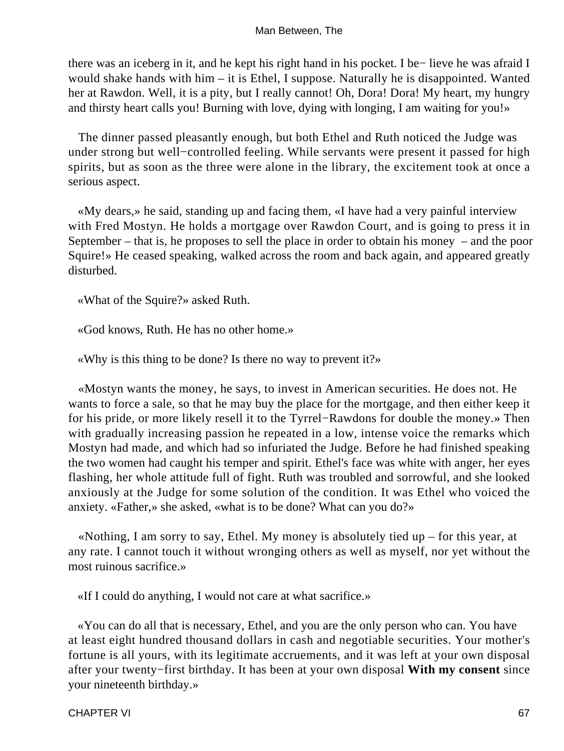there was an iceberg in it, and he kept his right hand in his pocket. I be− lieve he was afraid I would shake hands with him – it is Ethel, I suppose. Naturally he is disappointed. Wanted her at Rawdon. Well, it is a pity, but I really cannot! Oh, Dora! Dora! My heart, my hungry and thirsty heart calls you! Burning with love, dying with longing, I am waiting for you!»

The dinner passed pleasantly enough, but both Ethel and Ruth noticed the Judge was under strong but well−controlled feeling. While servants were present it passed for high spirits, but as soon as the three were alone in the library, the excitement took at once a serious aspect.

«My dears,» he said, standing up and facing them, «I have had a very painful interview with Fred Mostyn. He holds a mortgage over Rawdon Court, and is going to press it in September – that is, he proposes to sell the place in order to obtain his money – and the poor Squire!» He ceased speaking, walked across the room and back again, and appeared greatly disturbed.

«What of the Squire?» asked Ruth.

«God knows, Ruth. He has no other home.»

«Why is this thing to be done? Is there no way to prevent it?»

«Mostyn wants the money, he says, to invest in American securities. He does not. He wants to force a sale, so that he may buy the place for the mortgage, and then either keep it for his pride, or more likely resell it to the Tyrrel−Rawdons for double the money.» Then with gradually increasing passion he repeated in a low, intense voice the remarks which Mostyn had made, and which had so infuriated the Judge. Before he had finished speaking the two women had caught his temper and spirit. Ethel's face was white with anger, her eyes flashing, her whole attitude full of fight. Ruth was troubled and sorrowful, and she looked anxiously at the Judge for some solution of the condition. It was Ethel who voiced the anxiety. «Father,» she asked, «what is to be done? What can you do?»

«Nothing, I am sorry to say, Ethel. My money is absolutely tied up – for this year, at any rate. I cannot touch it without wronging others as well as myself, nor yet without the most ruinous sacrifice.»

«If I could do anything, I would not care at what sacrifice.»

«You can do all that is necessary, Ethel, and you are the only person who can. You have at least eight hundred thousand dollars in cash and negotiable securities. Your mother's fortune is all yours, with its legitimate accruements, and it was left at your own disposal after your twenty−first birthday. It has been at your own disposal **With my consent** since your nineteenth birthday.»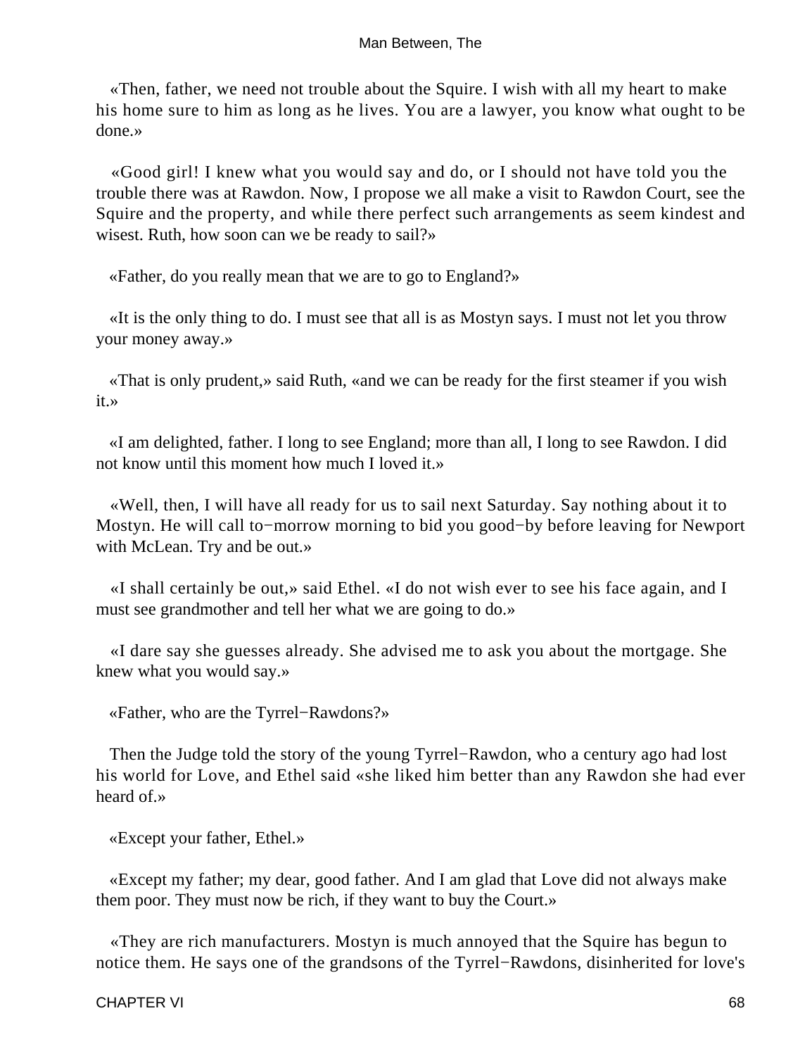«Then, father, we need not trouble about the Squire. I wish with all my heart to make his home sure to him as long as he lives. You are a lawyer, you know what ought to be done.»

«Good girl! I knew what you would say and do, or I should not have told you the trouble there was at Rawdon. Now, I propose we all make a visit to Rawdon Court, see the Squire and the property, and while there perfect such arrangements as seem kindest and wisest. Ruth, how soon can we be ready to sail?»

«Father, do you really mean that we are to go to England?»

«It is the only thing to do. I must see that all is as Mostyn says. I must not let you throw your money away.»

«That is only prudent,» said Ruth, «and we can be ready for the first steamer if you wish it.»

«I am delighted, father. I long to see England; more than all, I long to see Rawdon. I did not know until this moment how much I loved it.»

«Well, then, I will have all ready for us to sail next Saturday. Say nothing about it to Mostyn. He will call to−morrow morning to bid you good−by before leaving for Newport with McLean. Try and be out.»

«I shall certainly be out,» said Ethel. «I do not wish ever to see his face again, and I must see grandmother and tell her what we are going to do.»

«I dare say she guesses already. She advised me to ask you about the mortgage. She knew what you would say.»

«Father, who are the Tyrrel−Rawdons?»

Then the Judge told the story of the young Tyrrel−Rawdon, who a century ago had lost his world for Love, and Ethel said «she liked him better than any Rawdon she had ever heard of.»

«Except your father, Ethel.»

«Except my father; my dear, good father. And I am glad that Love did not always make them poor. They must now be rich, if they want to buy the Court.»

«They are rich manufacturers. Mostyn is much annoyed that the Squire has begun to notice them. He says one of the grandsons of the Tyrrel−Rawdons, disinherited for love's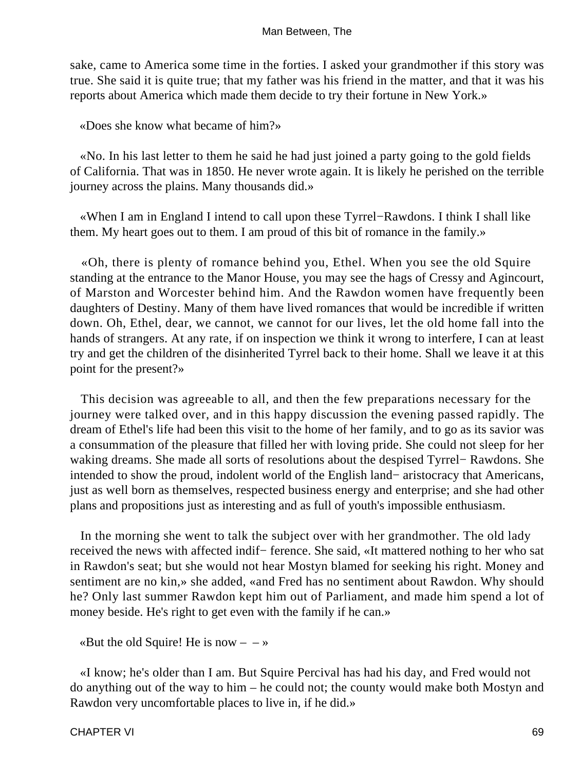sake, came to America some time in the forties. I asked your grandmother if this story was true. She said it is quite true; that my father was his friend in the matter, and that it was his reports about America which made them decide to try their fortune in New York.»

«Does she know what became of him?»

«No. In his last letter to them he said he had just joined a party going to the gold fields of California. That was in 1850. He never wrote again. It is likely he perished on the terrible journey across the plains. Many thousands did.»

«When I am in England I intend to call upon these Tyrrel−Rawdons. I think I shall like them. My heart goes out to them. I am proud of this bit of romance in the family.»

«Oh, there is plenty of romance behind you, Ethel. When you see the old Squire standing at the entrance to the Manor House, you may see the hags of Cressy and Agincourt, of Marston and Worcester behind him. And the Rawdon women have frequently been daughters of Destiny. Many of them have lived romances that would be incredible if written down. Oh, Ethel, dear, we cannot, we cannot for our lives, let the old home fall into the hands of strangers. At any rate, if on inspection we think it wrong to interfere, I can at least try and get the children of the disinherited Tyrrel back to their home. Shall we leave it at this point for the present?»

This decision was agreeable to all, and then the few preparations necessary for the journey were talked over, and in this happy discussion the evening passed rapidly. The dream of Ethel's life had been this visit to the home of her family, and to go as its savior was a consummation of the pleasure that filled her with loving pride. She could not sleep for her waking dreams. She made all sorts of resolutions about the despised Tyrrel− Rawdons. She intended to show the proud, indolent world of the English land− aristocracy that Americans, just as well born as themselves, respected business energy and enterprise; and she had other plans and propositions just as interesting and as full of youth's impossible enthusiasm.

In the morning she went to talk the subject over with her grandmother. The old lady received the news with affected indif− ference. She said, «It mattered nothing to her who sat in Rawdon's seat; but she would not hear Mostyn blamed for seeking his right. Money and sentiment are no kin,» she added, «and Fred has no sentiment about Rawdon. Why should he? Only last summer Rawdon kept him out of Parliament, and made him spend a lot of money beside. He's right to get even with the family if he can.»

«But the old Squire! He is now – – »

«I know; he's older than I am. But Squire Percival has had his day, and Fred would not do anything out of the way to him – he could not; the county would make both Mostyn and Rawdon very uncomfortable places to live in, if he did.»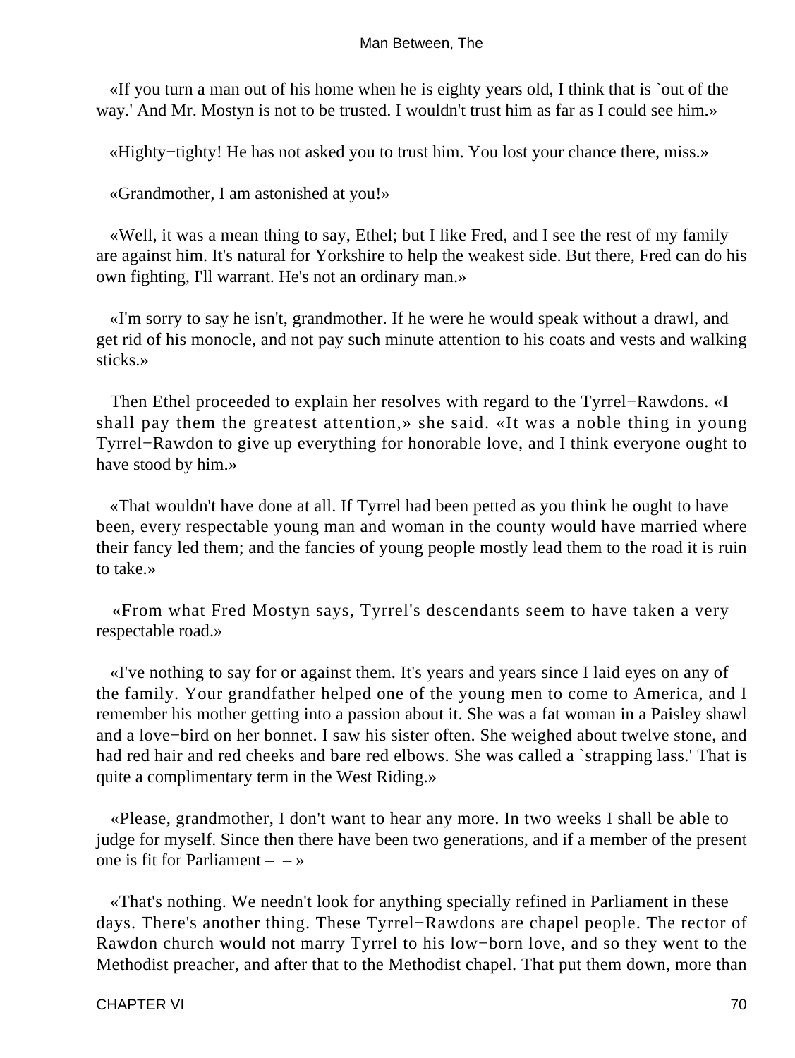«If you turn a man out of his home when he is eighty years old, I think that is `out of the way.' And Mr. Mostyn is not to be trusted. I wouldn't trust him as far as I could see him.»

«Highty−tighty! He has not asked you to trust him. You lost your chance there, miss.»

«Grandmother, I am astonished at you!»

«Well, it was a mean thing to say, Ethel; but I like Fred, and I see the rest of my family are against him. It's natural for Yorkshire to help the weakest side. But there, Fred can do his own fighting, I'll warrant. He's not an ordinary man.»

«I'm sorry to say he isn't, grandmother. If he were he would speak without a drawl, and get rid of his monocle, and not pay such minute attention to his coats and vests and walking sticks.»

Then Ethel proceeded to explain her resolves with regard to the Tyrrel−Rawdons. «I shall pay them the greatest attention,» she said. «It was a noble thing in young Tyrrel−Rawdon to give up everything for honorable love, and I think everyone ought to have stood by him.»

«That wouldn't have done at all. If Tyrrel had been petted as you think he ought to have been, every respectable young man and woman in the county would have married where their fancy led them; and the fancies of young people mostly lead them to the road it is ruin to take.»

«From what Fred Mostyn says, Tyrrel's descendants seem to have taken a very respectable road.»

«I've nothing to say for or against them. It's years and years since I laid eyes on any of the family. Your grandfather helped one of the young men to come to America, and I remember his mother getting into a passion about it. She was a fat woman in a Paisley shawl and a love−bird on her bonnet. I saw his sister often. She weighed about twelve stone, and had red hair and red cheeks and bare red elbows. She was called a `strapping lass.' That is quite a complimentary term in the West Riding.»

«Please, grandmother, I don't want to hear any more. In two weeks I shall be able to judge for myself. Since then there have been two generations, and if a member of the present one is fit for Parliament – – »

«That's nothing. We needn't look for anything specially refined in Parliament in these days. There's another thing. These Tyrrel−Rawdons are chapel people. The rector of Rawdon church would not marry Tyrrel to his low−born love, and so they went to the Methodist preacher, and after that to the Methodist chapel. That put them down, more than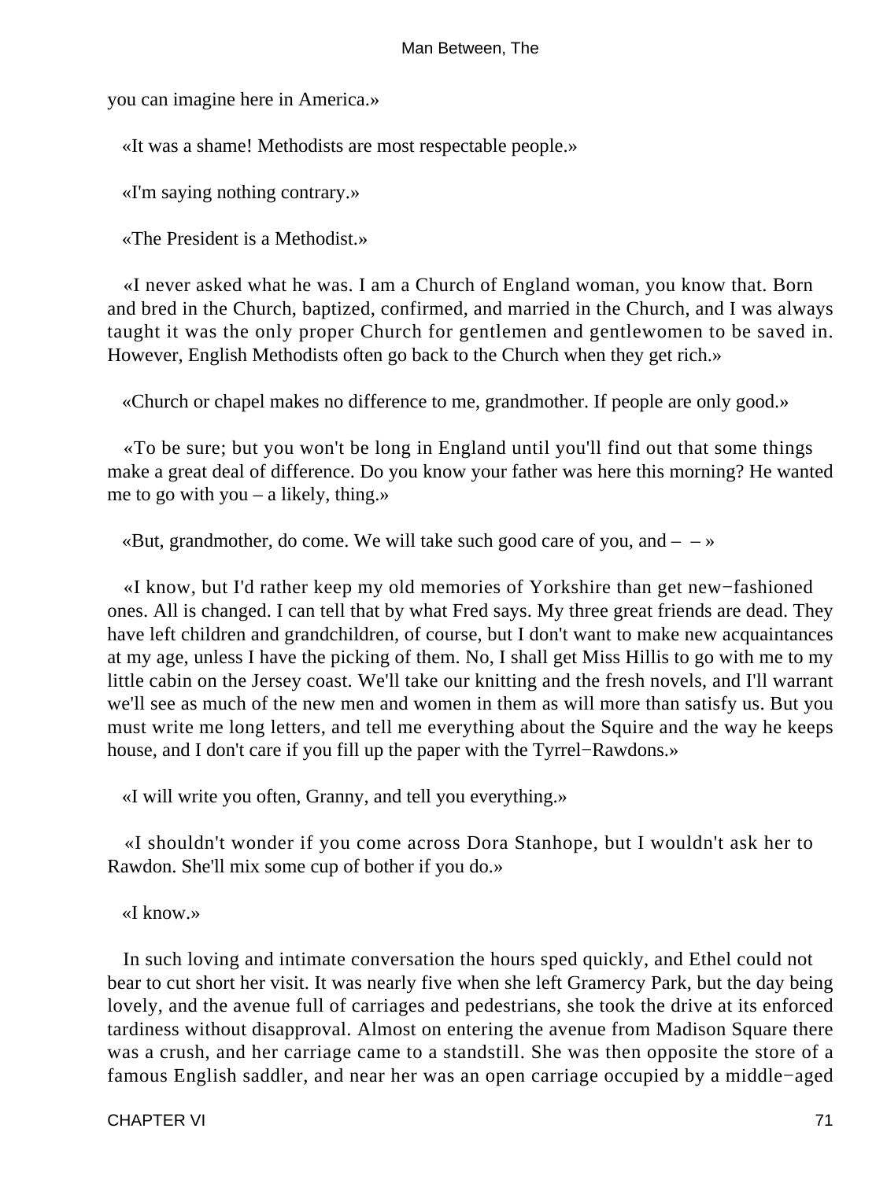you can imagine here in America.»

«It was a shame! Methodists are most respectable people.»

«I'm saying nothing contrary.»

«The President is a Methodist.»

«I never asked what he was. I am a Church of England woman, you know that. Born and bred in the Church, baptized, confirmed, and married in the Church, and I was always taught it was the only proper Church for gentlemen and gentlewomen to be saved in. However, English Methodists often go back to the Church when they get rich.»

«Church or chapel makes no difference to me, grandmother. If people are only good.»

«To be sure; but you won't be long in England until you'll find out that some things make a great deal of difference. Do you know your father was here this morning? He wanted me to go with you – a likely, thing.»

«But, grandmother, do come. We will take such good care of you, and – – »

«I know, but I'd rather keep my old memories of Yorkshire than get new−fashioned ones. All is changed. I can tell that by what Fred says. My three great friends are dead. They have left children and grandchildren, of course, but I don't want to make new acquaintances at my age, unless I have the picking of them. No, I shall get Miss Hillis to go with me to my little cabin on the Jersey coast. We'll take our knitting and the fresh novels, and I'll warrant we'll see as much of the new men and women in them as will more than satisfy us. But you must write me long letters, and tell me everything about the Squire and the way he keeps house, and I don't care if you fill up the paper with the Tyrrel−Rawdons.»

«I will write you often, Granny, and tell you everything.»

«I shouldn't wonder if you come across Dora Stanhope, but I wouldn't ask her to Rawdon. She'll mix some cup of bother if you do.»

«I know.»

In such loving and intimate conversation the hours sped quickly, and Ethel could not bear to cut short her visit. It was nearly five when she left Gramercy Park, but the day being lovely, and the avenue full of carriages and pedestrians, she took the drive at its enforced tardiness without disapproval. Almost on entering the avenue from Madison Square there was a crush, and her carriage came to a standstill. She was then opposite the store of a famous English saddler, and near her was an open carriage occupied by a middle−aged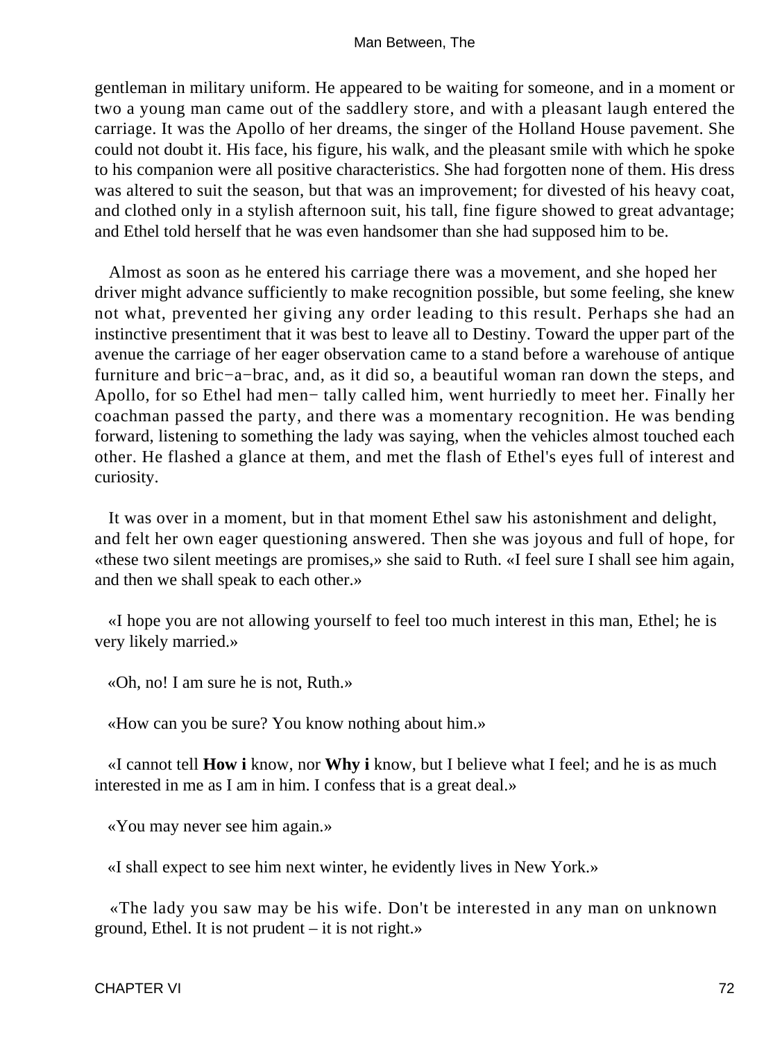gentleman in military uniform. He appeared to be waiting for someone, and in a moment or two a young man came out of the saddlery store, and with a pleasant laugh entered the carriage. It was the Apollo of her dreams, the singer of the Holland House pavement. She could not doubt it. His face, his figure, his walk, and the pleasant smile with which he spoke to his companion were all positive characteristics. She had forgotten none of them. His dress was altered to suit the season, but that was an improvement; for divested of his heavy coat, and clothed only in a stylish afternoon suit, his tall, fine figure showed to great advantage; and Ethel told herself that he was even handsomer than she had supposed him to be.

Almost as soon as he entered his carriage there was a movement, and she hoped her driver might advance sufficiently to make recognition possible, but some feeling, she knew not what, prevented her giving any order leading to this result. Perhaps she had an instinctive presentiment that it was best to leave all to Destiny. Toward the upper part of the avenue the carriage of her eager observation came to a stand before a warehouse of antique furniture and bric−a−brac, and, as it did so, a beautiful woman ran down the steps, and Apollo, for so Ethel had men− tally called him, went hurriedly to meet her. Finally her coachman passed the party, and there was a momentary recognition. He was bending forward, listening to something the lady was saying, when the vehicles almost touched each other. He flashed a glance at them, and met the flash of Ethel's eyes full of interest and curiosity.

It was over in a moment, but in that moment Ethel saw his astonishment and delight, and felt her own eager questioning answered. Then she was joyous and full of hope, for «these two silent meetings are promises,» she said to Ruth. «I feel sure I shall see him again, and then we shall speak to each other.»

«I hope you are not allowing yourself to feel too much interest in this man, Ethel; he is very likely married.»

«Oh, no! I am sure he is not, Ruth.»

«How can you be sure? You know nothing about him.»

«I cannot tell **How i** know, nor **Why i** know, but I believe what I feel; and he is as much interested in me as I am in him. I confess that is a great deal.»

«You may never see him again.»

«I shall expect to see him next winter, he evidently lives in New York.»

«The lady you saw may be his wife. Don't be interested in any man on unknown ground, Ethel. It is not prudent – it is not right.»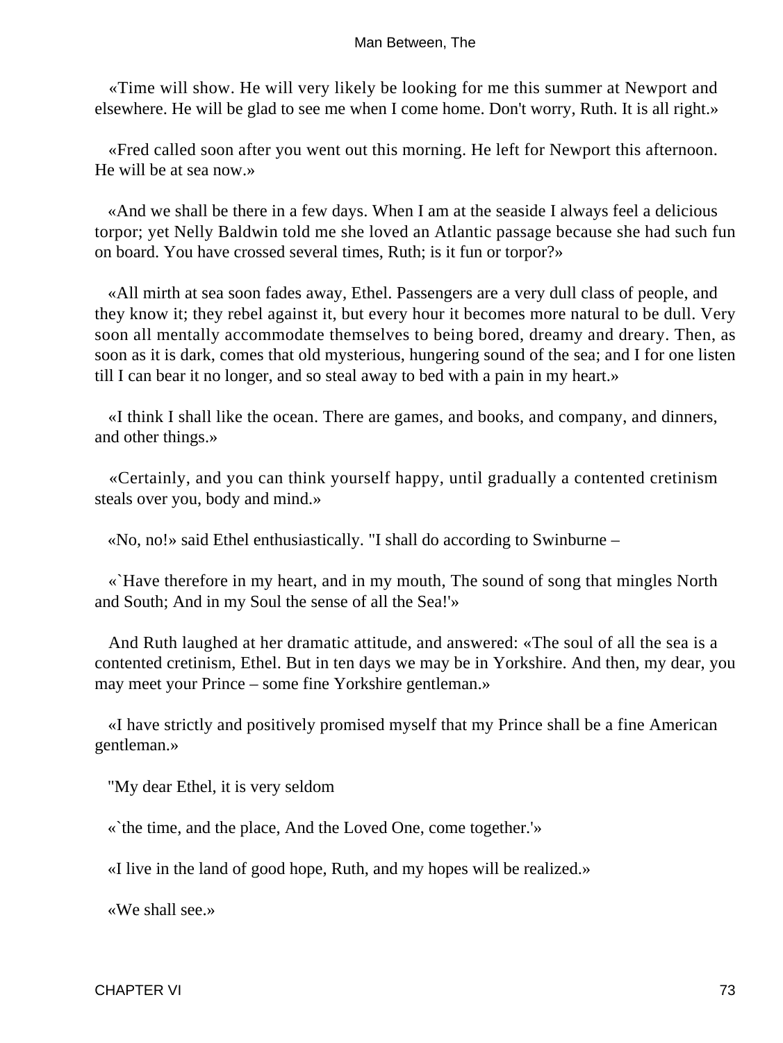«Time will show. He will very likely be looking for me this summer at Newport and elsewhere. He will be glad to see me when I come home. Don't worry, Ruth. It is all right.»

«Fred called soon after you went out this morning. He left for Newport this afternoon. He will be at sea now.»

«And we shall be there in a few days. When I am at the seaside I always feel a delicious torpor; yet Nelly Baldwin told me she loved an Atlantic passage because she had such fun on board. You have crossed several times, Ruth; is it fun or torpor?»

«All mirth at sea soon fades away, Ethel. Passengers are a very dull class of people, and they know it; they rebel against it, but every hour it becomes more natural to be dull. Very soon all mentally accommodate themselves to being bored, dreamy and dreary. Then, as soon as it is dark, comes that old mysterious, hungering sound of the sea; and I for one listen till I can bear it no longer, and so steal away to bed with a pain in my heart.»

«I think I shall like the ocean. There are games, and books, and company, and dinners, and other things.»

«Certainly, and you can think yourself happy, until gradually a contented cretinism steals over you, body and mind.»

«No, no!» said Ethel enthusiastically. "I shall do according to Swinburne –

«`Have therefore in my heart, and in my mouth, The sound of song that mingles North and South; And in my Soul the sense of all the Sea!'»

And Ruth laughed at her dramatic attitude, and answered: «The soul of all the sea is a contented cretinism, Ethel. But in ten days we may be in Yorkshire. And then, my dear, you may meet your Prince – some fine Yorkshire gentleman.»

«I have strictly and positively promised myself that my Prince shall be a fine American gentleman.»

"My dear Ethel, it is very seldom

«`the time, and the place, And the Loved One, come together.'»

«I live in the land of good hope, Ruth, and my hopes will be realized.»

«We shall see.»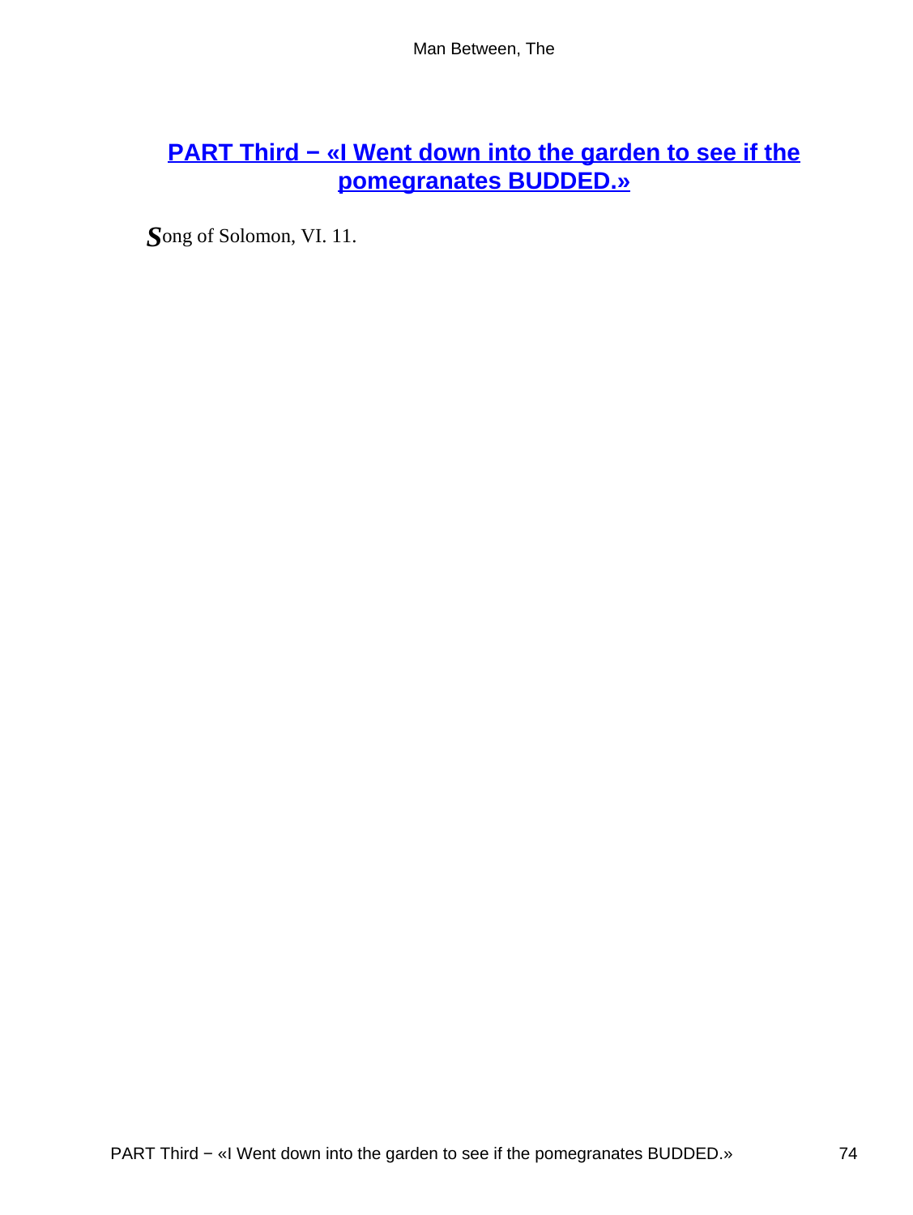## PART Third − «I Went down into the garden to see if the pomegranates BUDDED.»

Song of Solomon, VI. 11.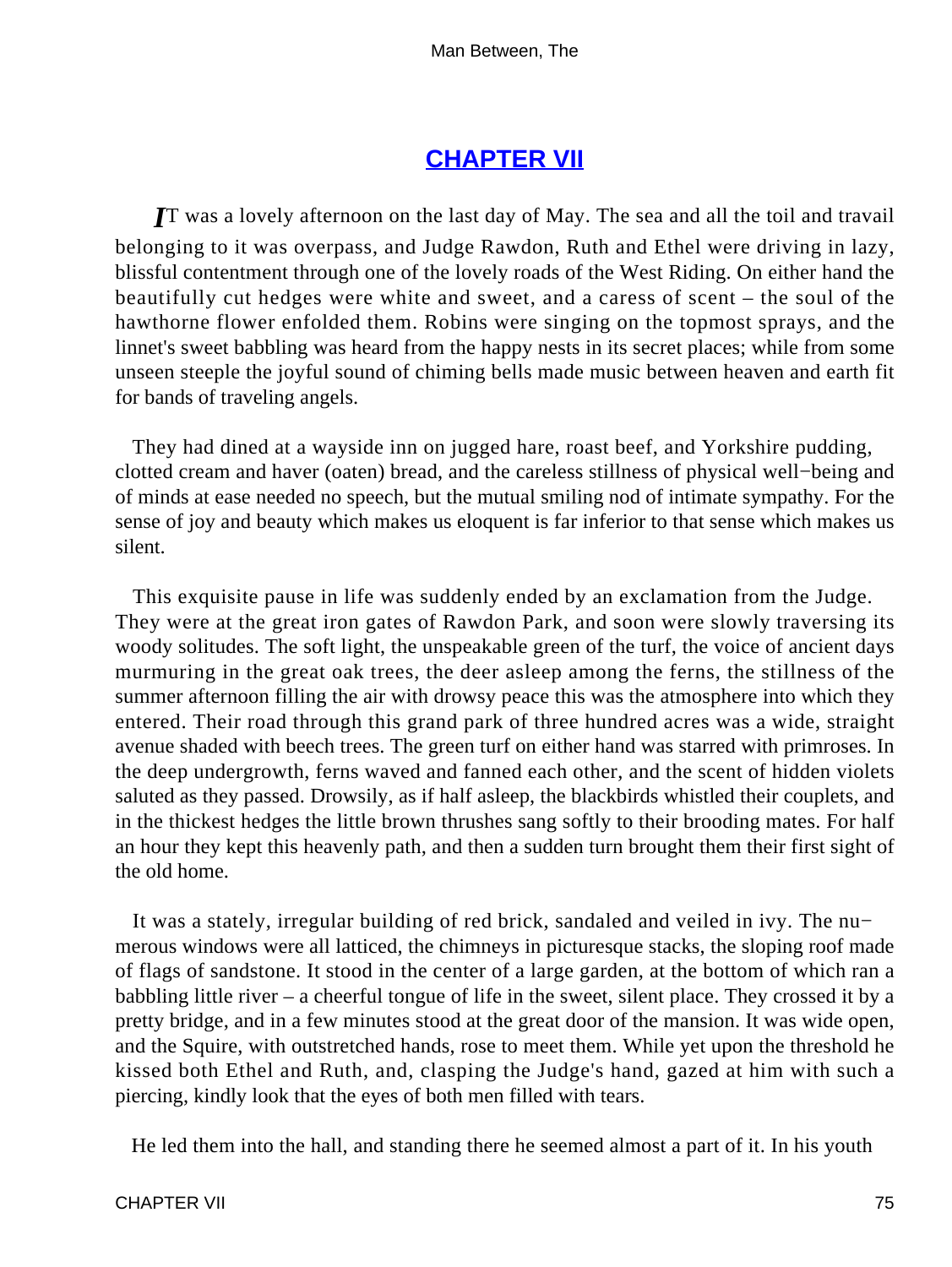## CHAPTER VII

IT was a lovely afternoon on the last day of May. The sea and all the toil and travail belonging to it was overpass, and Judge Rawdon, Ruth and Ethel were driving in lazy, blissful contentment through one of the lovely roads of the West Riding. On either hand the beautifully cut hedges were white and sweet, and a caress of scent – the soul of the hawthorne flower enfolded them. Robins were singing on the topmost sprays, and the linnet's sweet babbling was heard from the happy nests in its secret places; while from some unseen steeple the joyful sound of chiming bells made music between heaven and earth fit for bands of traveling angels.

They had dined at a wayside inn on jugged hare, roast beef, and Yorkshire pudding, clotted cream and haver (oaten) bread, and the careless stillness of physical well−being and of minds at ease needed no speech, but the mutual smiling nod of intimate sympathy. For the sense of joy and beauty which makes us eloquent is far inferior to that sense which makes us silent.

This exquisite pause in life was suddenly ended by an exclamation from the Judge. They were at the great iron gates of Rawdon Park, and soon were slowly traversing its woody solitudes. The soft light, the unspeakable green of the turf, the voice of ancient days murmuring in the great oak trees, the deer asleep among the ferns, the stillness of the summer afternoon filling the air with drowsy peace this was the atmosphere into which they entered. Their road through this grand park of three hundred acres was a wide, straight avenue shaded with beech trees. The green turf on either hand was starred with primroses. In the deep undergrowth, ferns waved and fanned each other, and the scent of hidden violets saluted as they passed. Drowsily, as if half asleep, the blackbirds whistled their couplets, and in the thickest hedges the little brown thrushes sang softly to their brooding mates. For half an hour they kept this heavenly path, and then a sudden turn brought them their first sight of the old home.

It was a stately, irregular building of red brick, sandaled and veiled in ivy. The numerous windows were all latticed, the chimneys in picturesque stacks, the sloping roof made of flags of sandstone. It stood in the center of a large garden, at the bottom of which ran a babbling little river – a cheerful tongue of life in the sweet, silent place. They crossed it by a pretty bridge, and in a few minutes stood at the great door of the mansion. It was wide open, and the Squire, with outstretched hands, rose to meet them. While yet upon the threshold he kissed both Ethel and Ruth, and, clasping the Judge's hand, gazed at him with such a piercing, kindly look that the eyes of both men filled with tears.

He led them into the hall, and standing there he seemed almost a part of it. In his youth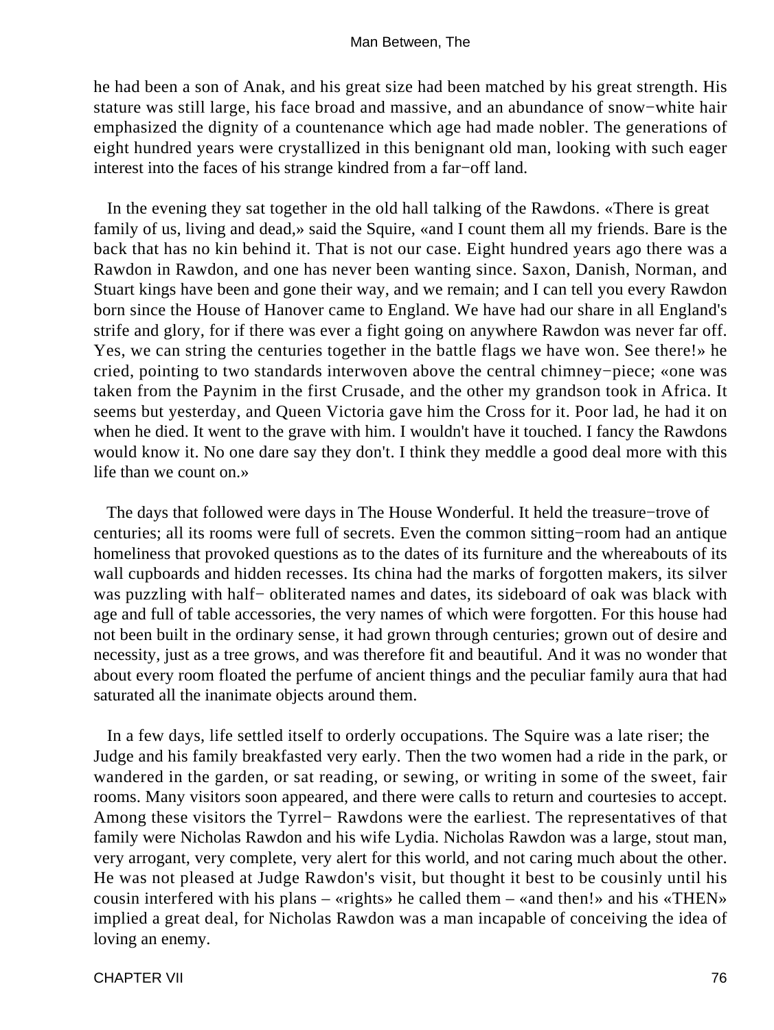he had been a son of Anak, and his great size had been matched by his great strength. His stature was still large, his face broad and massive, and an abundance of snow−white hair emphasized the dignity of a countenance which age had made nobler. The generations of eight hundred years were crystallized in this benignant old man, looking with such eager interest into the faces of his strange kindred from a far−off land.

In the evening they sat together in the old hall talking of the Rawdons. «There is great family of us, living and dead,» said the Squire, «and I count them all my friends. Bare is the back that has no kin behind it. That is not our case. Eight hundred years ago there was a Rawdon in Rawdon, and one has never been wanting since. Saxon, Danish, Norman, and Stuart kings have been and gone their way, and we remain; and I can tell you every Rawdon born since the House of Hanover came to England. We have had our share in all England's strife and glory, for if there was ever a fight going on anywhere Rawdon was never far off. Yes, we can string the centuries together in the battle flags we have won. See there!» he cried, pointing to two standards interwoven above the central chimney−piece; «one was taken from the Paynim in the first Crusade, and the other my grandson took in Africa. It seems but yesterday, and Queen Victoria gave him the Cross for it. Poor lad, he had it on when he died. It went to the grave with him. I wouldn't have it touched. I fancy the Rawdons would know it. No one dare say they don't. I think they meddle a good deal more with this life than we count on.»

The days that followed were days in The House Wonderful. It held the treasure−trove of centuries; all its rooms were full of secrets. Even the common sitting−room had an antique homeliness that provoked questions as to the dates of its furniture and the whereabouts of its wall cupboards and hidden recesses. Its china had the marks of forgotten makers, its silver was puzzling with half− obliterated names and dates, its sideboard of oak was black with age and full of table accessories, the very names of which were forgotten. For this house had not been built in the ordinary sense, it had grown through centuries; grown out of desire and necessity, just as a tree grows, and was therefore fit and beautiful. And it was no wonder that about every room floated the perfume of ancient things and the peculiar family aura that had saturated all the inanimate objects around them.

In a few days, life settled itself to orderly occupations. The Squire was a late riser; the Judge and his family breakfasted very early. Then the two women had a ride in the park, or wandered in the garden, or sat reading, or sewing, or writing in some of the sweet, fair rooms. Many visitors soon appeared, and there were calls to return and courtesies to accept. Among these visitors the Tyrrel− Rawdons were the earliest. The representatives of that family were Nicholas Rawdon and his wife Lydia. Nicholas Rawdon was a large, stout man, very arrogant, very complete, very alert for this world, and not caring much about the other. He was not pleased at Judge Rawdon's visit, but thought it best to be cousinly until his cousin interfered with his plans – «rights» he called them – «and then!» and his «THEN» implied a great deal, for Nicholas Rawdon was a man incapable of conceiving the idea of loving an enemy.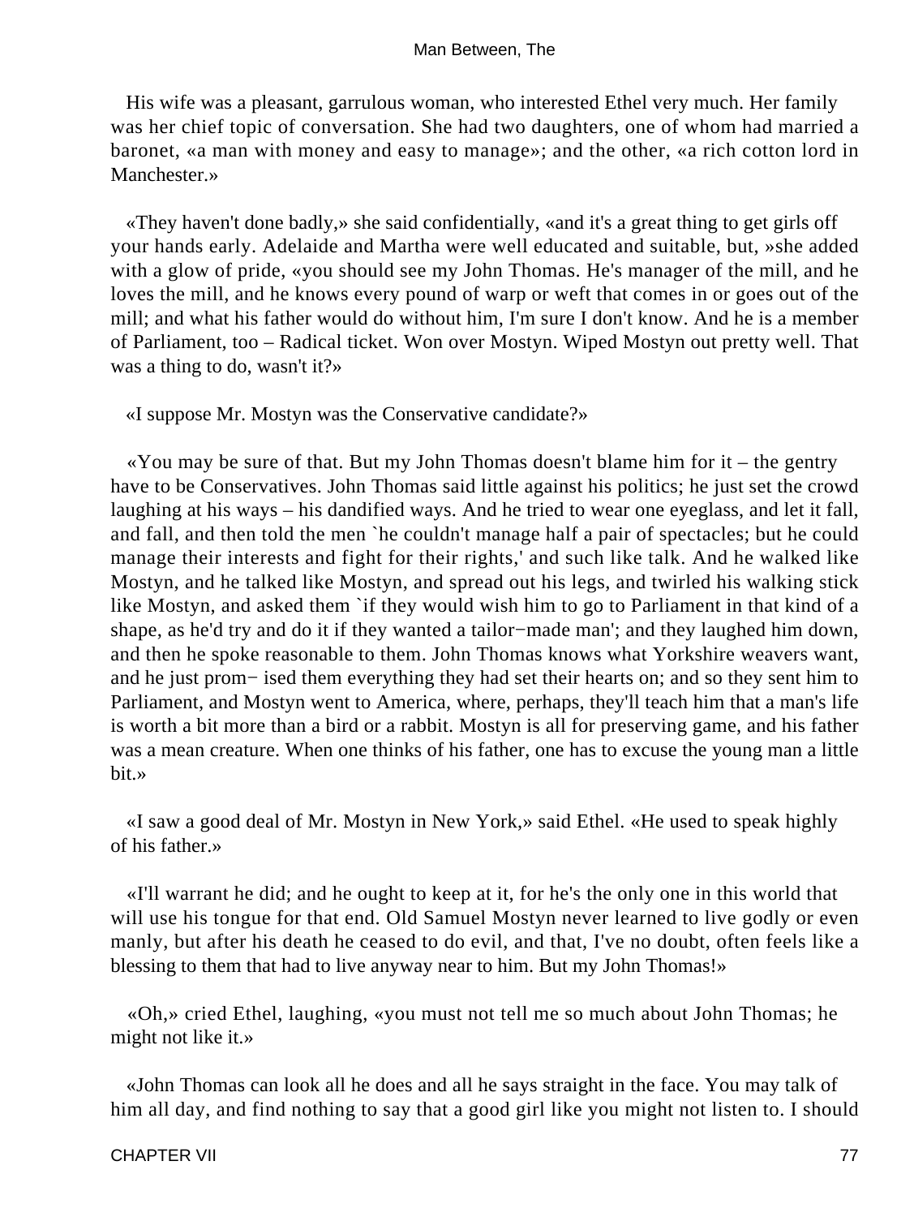His wife was a pleasant, garrulous woman, who interested Ethel very much. Her family was her chief topic of conversation. She had two daughters, one of whom had married a baronet, «a man with money and easy to manage»; and the other, «a rich cotton lord in Manchester.»

«They haven't done badly,» she said confidentially, «and it's a great thing to get girls off your hands early. Adelaide and Martha were well educated and suitable, but, »she added with a glow of pride, «you should see my John Thomas. He's manager of the mill, and he loves the mill, and he knows every pound of warp or weft that comes in or goes out of the mill; and what his father would do without him, I'm sure I don't know. And he is a member of Parliament, too – Radical ticket. Won over Mostyn. Wiped Mostyn out pretty well. That was a thing to do, wasn't it?»

«I suppose Mr. Mostyn was the Conservative candidate?»

«You may be sure of that. But my John Thomas doesn't blame him for it – the gentry have to be Conservatives. John Thomas said little against his politics; he just set the crowd laughing at his ways – his dandified ways. And he tried to wear one eyeglass, and let it fall, and fall, and then told the men `he couldn't manage half a pair of spectacles; but he could manage their interests and fight for their rights,' and such like talk. And he walked like Mostyn, and he talked like Mostyn, and spread out his legs, and twirled his walking stick like Mostyn, and asked them `if they would wish him to go to Parliament in that kind of a shape, as he'd try and do it if they wanted a tailor−made man'; and they laughed him down, and then he spoke reasonable to them. John Thomas knows what Yorkshire weavers want, and he just promised them everything they had set their hearts on; and so they sent him to Parliament, and Mostyn went to America, where, perhaps, they'll teach him that a man's life is worth a bit more than a bird or a rabbit. Mostyn is all for preserving game, and his father was a mean creature. When one thinks of his father, one has to excuse the young man a little bit.»

«I saw a good deal of Mr. Mostyn in New York,» said Ethel. «He used to speak highly of his father.»

«I'll warrant he did; and he ought to keep at it, for he's the only one in this world that will use his tongue for that end. Old Samuel Mostyn never learned to live godly or even manly, but after his death he ceased to do evil, and that, I've no doubt, often feels like a blessing to them that had to live anyway near to him. But my John Thomas!»

«Oh,» cried Ethel, laughing, «you must not tell me so much about John Thomas; he might not like it.»

«John Thomas can look all he does and all he says straight in the face. You may talk of him all day, and find nothing to say that a good girl like you might not listen to. I should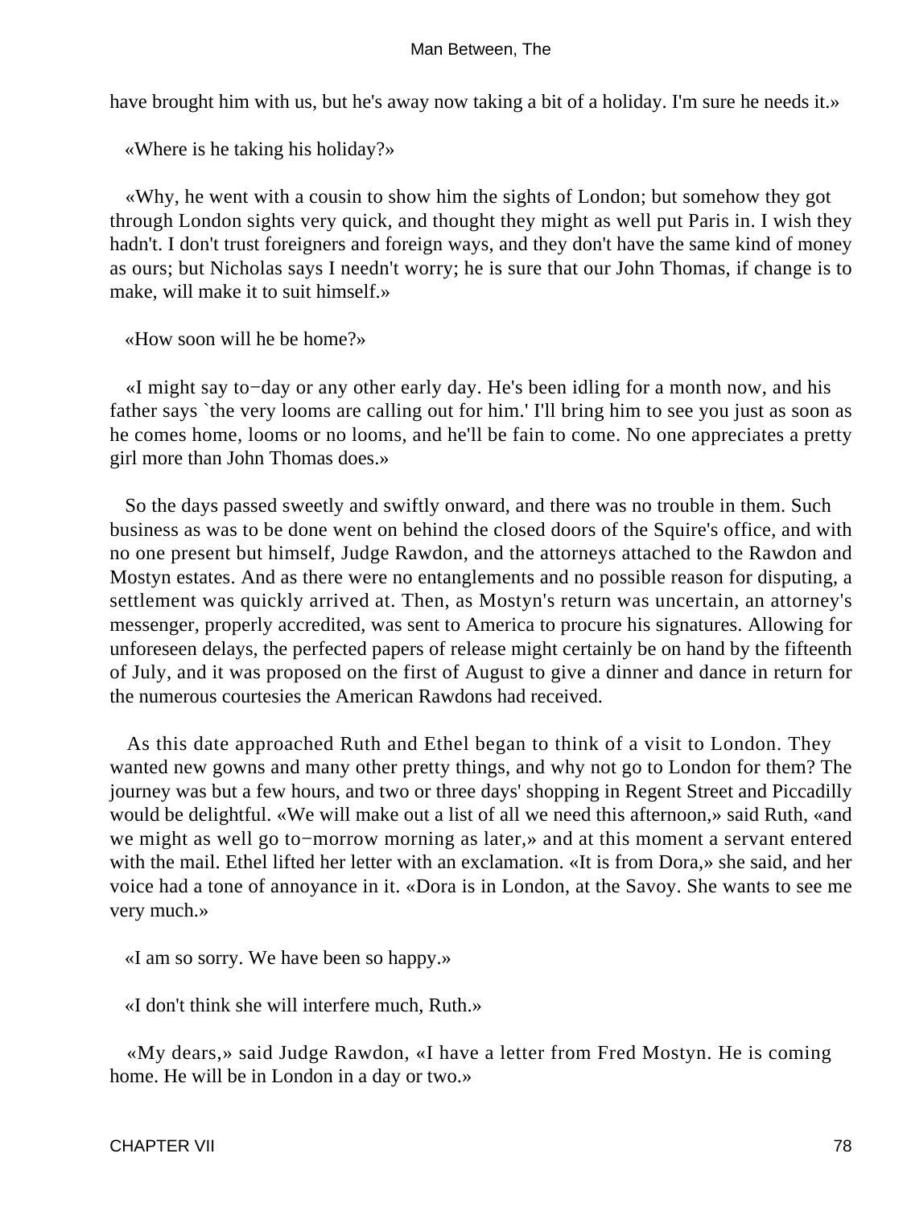have brought him with us, but he's away now taking a bit of a holiday. I'm sure he needs it.»

«Where is he taking his holiday?»

«Why, he went with a cousin to show him the sights of London; but somehow they got through London sights very quick, and thought they might as well put Paris in. I wish they hadn't. I don't trust foreigners and foreign ways, and they don't have the same kind of money as ours; but Nicholas says I needn't worry; he is sure that our John Thomas, if change is to make, will make it to suit himself.»

«How soon will he be home?»

«I might say to−day or any other early day. He's been idling for a month now, and his father says `the very looms are calling out for him.' I'll bring him to see you just as soon as he comes home, looms or no looms, and he'll be fain to come. No one appreciates a pretty girl more than John Thomas does.»

So the days passed sweetly and swiftly onward, and there was no trouble in them. Such business as was to be done went on behind the closed doors of the Squire's office, and with no one present but himself, Judge Rawdon, and the attorneys attached to the Rawdon and Mostyn estates. And as there were no entanglements and no possible reason for disputing, a settlement was quickly arrived at. Then, as Mostyn's return was uncertain, an attorney's messenger, properly accredited, was sent to America to procure his signatures. Allowing for unforeseen delays, the perfected papers of release might certainly be on hand by the fifteenth of July, and it was proposed on the first of August to give a dinner and dance in return for the numerous courtesies the American Rawdons had received.

As this date approached Ruth and Ethel began to think of a visit to London. They wanted new gowns and many other pretty things, and why not go to London for them? The journey was but a few hours, and two or three days' shopping in Regent Street and Piccadilly would be delightful. «We will make out a list of all we need this afternoon,» said Ruth, «and we might as well go to−morrow morning as later,» and at this moment a servant entered with the mail. Ethel lifted her letter with an exclamation. «It is from Dora,» she said, and her voice had a tone of annoyance in it. «Dora is in London, at the Savoy. She wants to see me very much.»

«I am so sorry. We have been so happy.»

«I don't think she will interfere much, Ruth.»

«My dears,» said Judge Rawdon, «I have a letter from Fred Mostyn. He is coming home. He will be in London in a day or two.»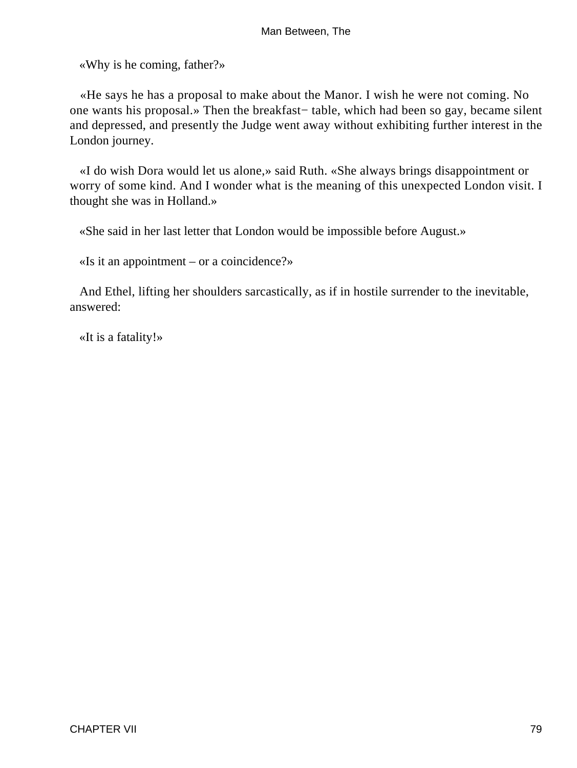«Why is he coming, father?»

«He says he has a proposal to make about the Manor. I wish he were not coming. No one wants his proposal.» Then the breakfast− table, which had been so gay, became silent and depressed, and presently the Judge went away without exhibiting further interest in the London journey.

«I do wish Dora would let us alone,» said Ruth. «She always brings disappointment or worry of some kind. And I wonder what is the meaning of this unexpected London visit. I thought she was in Holland.»

«She said in her last letter that London would be impossible before August.»

«Is it an appointment – or a coincidence?»

And Ethel, lifting her shoulders sarcastically, as if in hostile surrender to the inevitable, answered:

«It is a fatality!»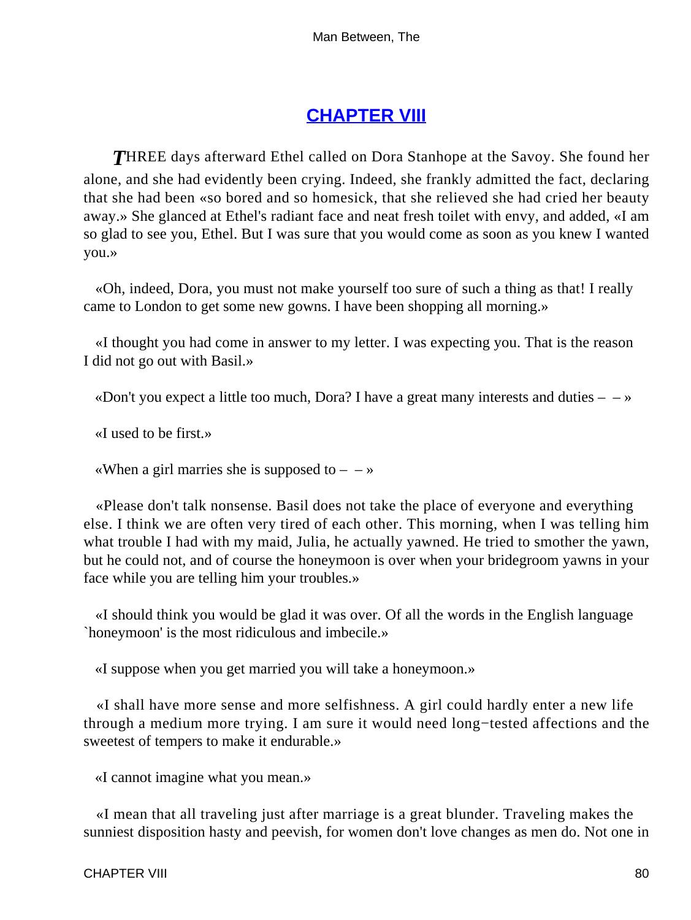## CHAPTER VIII

*T*HREE days afterward Ethel called on Dora Stanhope at the Savoy. She found her alone, and she had evidently been crying. Indeed, she frankly admitted the fact, declaring that she had been «so bored and so homesick, that she relieved she had cried her beauty away.» She glanced at Ethel's radiant face and neat fresh toilet with envy, and added, «I am so glad to see you, Ethel. But I was sure that you would come as soon as you knew I wanted you.»

«Oh, indeed, Dora, you must not make yourself too sure of such a thing as that! I really came to London to get some new gowns. I have been shopping all morning.»

«I thought you had come in answer to my letter. I was expecting you. That is the reason I did not go out with Basil.»

«Don't you expect a little too much, Dora? I have a great many interests and duties – – »

«I used to be first.»

«When a girl marries she is supposed to – – »

«Please don't talk nonsense. Basil does not take the place of everyone and everything else. I think we are often very tired of each other. This morning, when I was telling him what trouble I had with my maid, Julia, he actually yawned. He tried to smother the yawn, but he could not, and of course the honeymoon is over when your bridegroom yawns in your face while you are telling him your troubles.»

«I should think you would be glad it was over. Of all the words in the English language `honeymoon' is the most ridiculous and imbecile.»

«I suppose when you get married you will take a honeymoon.»

«I shall have more sense and more selfishness. A girl could hardly enter a new life through a medium more trying. I am sure it would need long−tested affections and the sweetest of tempers to make it endurable.»

«I cannot imagine what you mean.»

«I mean that all traveling just after marriage is a great blunder. Traveling makes the sunniest disposition hasty and peevish, for women don't love changes as men do. Not one in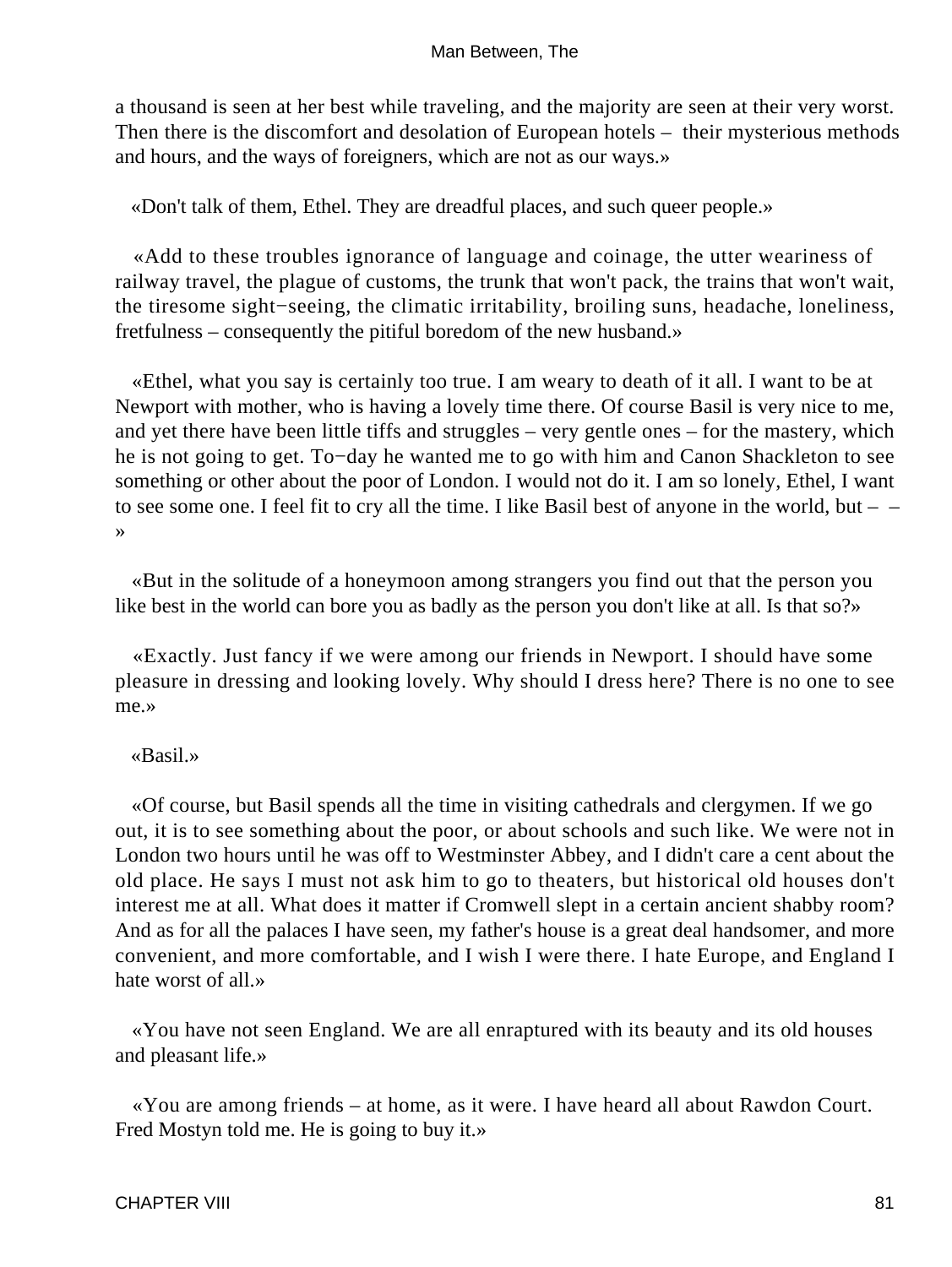a thousand is seen at her best while traveling, and the majority are seen at their very worst. Then there is the discomfort and desolation of European hotels – their mysterious methods and hours, and the ways of foreigners, which are not as our ways.»

«Don't talk of them, Ethel. They are dreadful places, and such queer people.»

«Add to these troubles ignorance of language and coinage, the utter weariness of railway travel, the plague of customs, the trunk that won't pack, the trains that won't wait, the tiresome sight−seeing, the climatic irritability, broiling suns, headache, loneliness, fretfulness – consequently the pitiful boredom of the new husband.»

«Ethel, what you say is certainly too true. I am weary to death of it all. I want to be at Newport with mother, who is having a lovely time there. Of course Basil is very nice to me, and yet there have been little tiffs and struggles – very gentle ones – for the mastery, which he is not going to get. To−day he wanted me to go with him and Canon Shackleton to see something or other about the poor of London. I would not do it. I am so lonely, Ethel, I want to see some one. I feel fit to cry all the time. I like Basil best of anyone in the world, but – – »

«But in the solitude of a honeymoon among strangers you find out that the person you like best in the world can bore you as badly as the person you don't like at all. Is that so?»

«Exactly. Just fancy if we were among our friends in Newport. I should have some pleasure in dressing and looking lovely. Why should I dress here? There is no one to see me.»

«Basil.»

«Of course, but Basil spends all the time in visiting cathedrals and clergymen. If we go out, it is to see something about the poor, or about schools and such like. We were not in London two hours until he was off to Westminster Abbey, and I didn't care a cent about the old place. He says I must not ask him to go to theaters, but historical old houses don't interest me at all. What does it matter if Cromwell slept in a certain ancient shabby room? And as for all the palaces I have seen, my father's house is a great deal handsomer, and more convenient, and more comfortable, and I wish I were there. I hate Europe, and England I hate worst of all.»

«You have not seen England. We are all enraptured with its beauty and its old houses and pleasant life.»

«You are among friends – at home, as it were. I have heard all about Rawdon Court. Fred Mostyn told me. He is going to buy it.»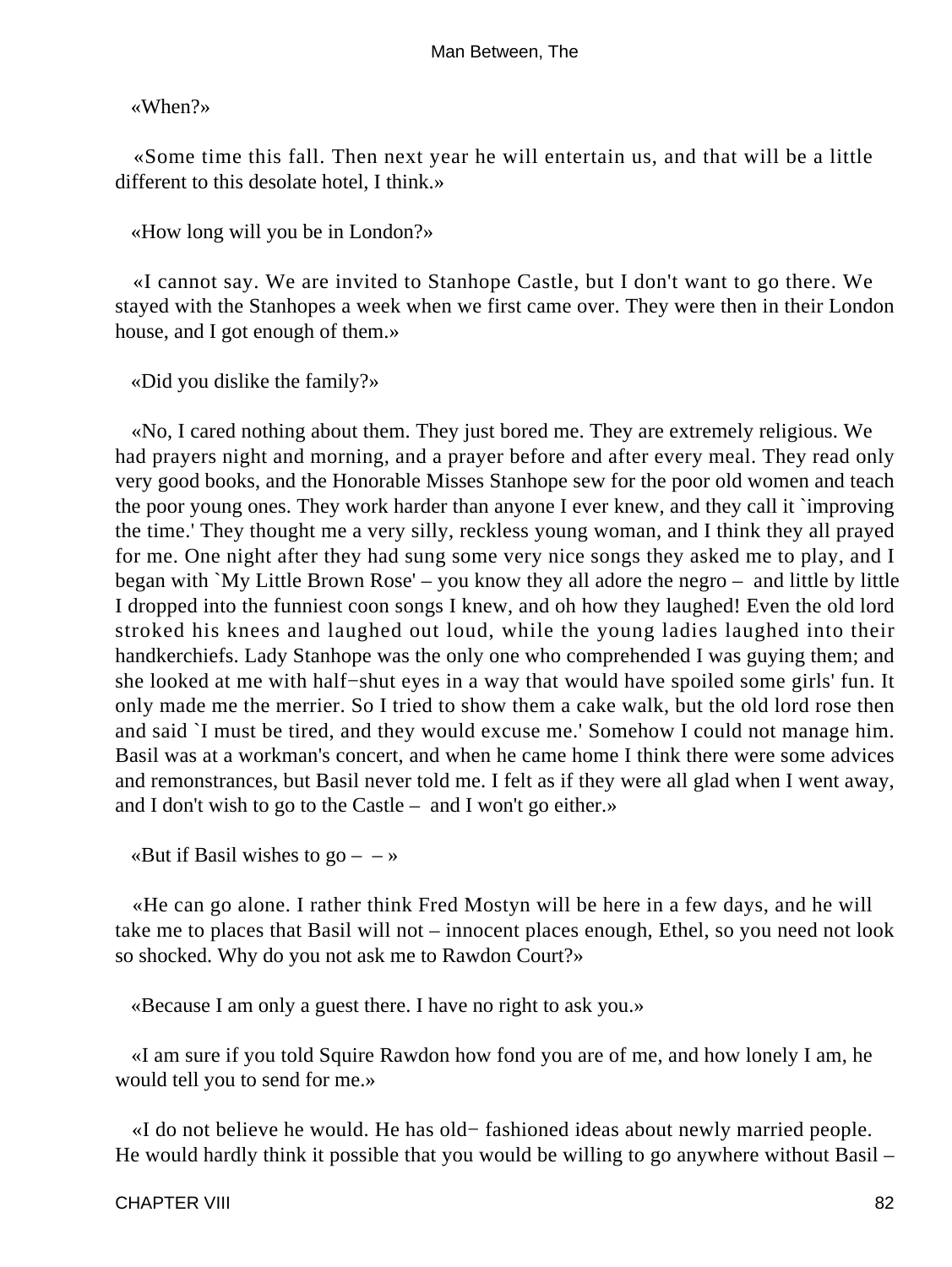«When?»

«Some time this fall. Then next year he will entertain us, and that will be a little different to this desolate hotel, I think.»

«How long will you be in London?»

«I cannot say. We are invited to Stanhope Castle, but I don't want to go there. We stayed with the Stanhopes a week when we first came over. They were then in their London house, and I got enough of them.»

«Did you dislike the family?»

«No, I cared nothing about them. They just bored me. They are extremely religious. We had prayers night and morning, and a prayer before and after every meal. They read only very good books, and the Honorable Misses Stanhope sew for the poor old women and teach the poor young ones. They work harder than anyone I ever knew, and they call it `improving the time.' They thought me a very silly, reckless young woman, and I think they all prayed for me. One night after they had sung some very nice songs they asked me to play, and I began with `My Little Brown Rose' – you know they all adore the negro – and little by little I dropped into the funniest coon songs I knew, and oh how they laughed! Even the old lord stroked his knees and laughed out loud, while the young ladies laughed into their handkerchiefs. Lady Stanhope was the only one who comprehended I was guying them; and she looked at me with half−shut eyes in a way that would have spoiled some girls' fun. It only made me the merrier. So I tried to show them a cake walk, but the old lord rose then and said `I must be tired, and they would excuse me.' Somehow I could not manage him. Basil was at a workman's concert, and when he came home I think there were some advices and remonstrances, but Basil never told me. I felt as if they were all glad when I went away, and I don't wish to go to the Castle – and I won't go either.»

«But if Basil wishes to go – – »

«He can go alone. I rather think Fred Mostyn will be here in a few days, and he will take me to places that Basil will not – innocent places enough, Ethel, so you need not look so shocked. Why do you not ask me to Rawdon Court?»

«Because I am only a guest there. I have no right to ask you.»

«I am sure if you told Squire Rawdon how fond you are of me, and how lonely I am, he would tell you to send for me.»

«I do not believe he would. He has old− fashioned ideas about newly married people. He would hardly think it possible that you would be willing to go anywhere without Basil –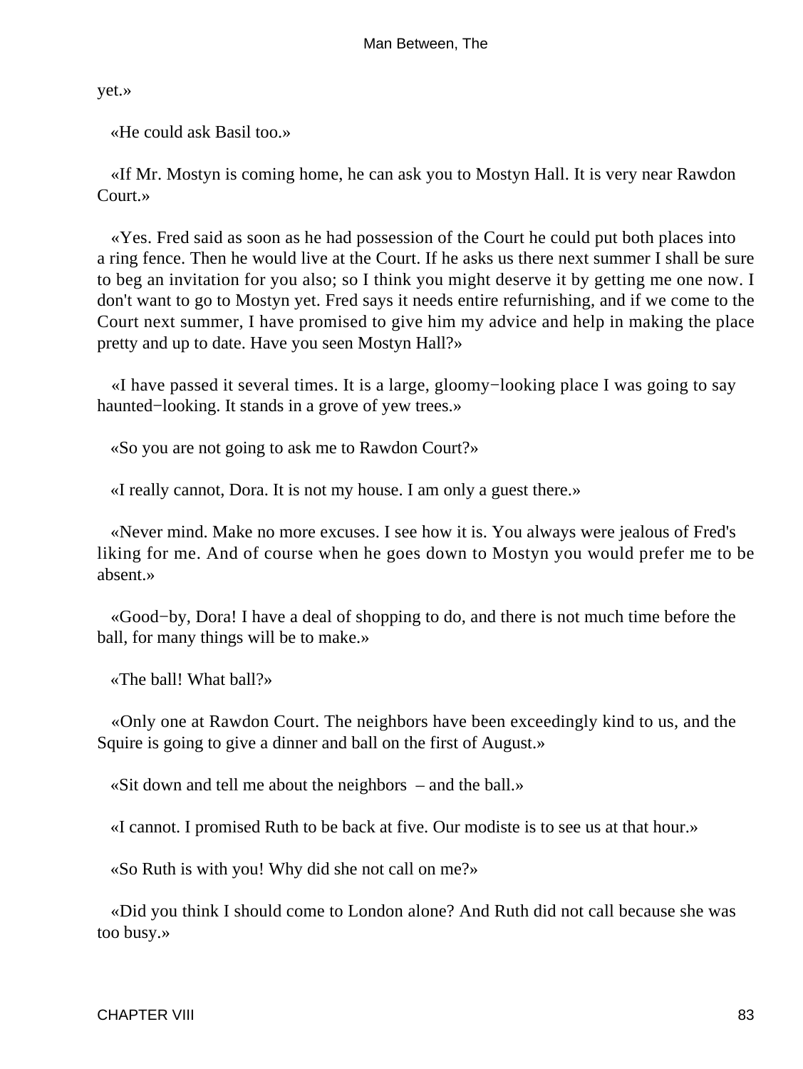yet.»

«He could ask Basil too.»

«If Mr. Mostyn is coming home, he can ask you to Mostyn Hall. It is very near Rawdon Court.»

«Yes. Fred said as soon as he had possession of the Court he could put both places into a ring fence. Then he would live at the Court. If he asks us there next summer I shall be sure to beg an invitation for you also; so I think you might deserve it by getting me one now. I don't want to go to Mostyn yet. Fred says it needs entire refurnishing, and if we come to the Court next summer, I have promised to give him my advice and help in making the place pretty and up to date. Have you seen Mostyn Hall?»

«I have passed it several times. It is a large, gloomy−looking place I was going to say haunted−looking. It stands in a grove of yew trees.»

«So you are not going to ask me to Rawdon Court?»

«I really cannot, Dora. It is not my house. I am only a guest there.»

«Never mind. Make no more excuses. I see how it is. You always were jealous of Fred's liking for me. And of course when he goes down to Mostyn you would prefer me to be absent.»

«Good−by, Dora! I have a deal of shopping to do, and there is not much time before the ball, for many things will be to make.»

«The ball! What ball?»

«Only one at Rawdon Court. The neighbors have been exceedingly kind to us, and the Squire is going to give a dinner and ball on the first of August.»

«Sit down and tell me about the neighbors – and the ball.»

«I cannot. I promised Ruth to be back at five. Our modiste is to see us at that hour.»

«So Ruth is with you! Why did she not call on me?»

«Did you think I should come to London alone? And Ruth did not call because she was too busy.»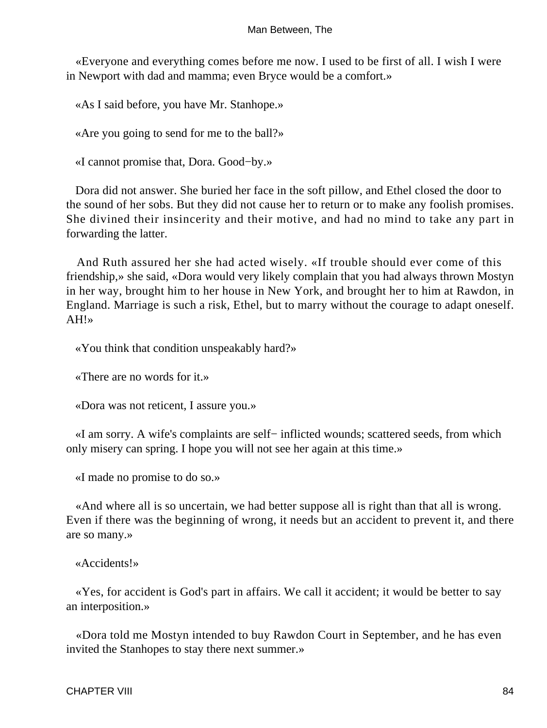«Everyone and everything comes before me now. I used to be first of all. I wish I were in Newport with dad and mamma; even Bryce would be a comfort.»

«As I said before, you have Mr. Stanhope.»

«Are you going to send for me to the ball?»

«I cannot promise that, Dora. Good−by.»

Dora did not answer. She buried her face in the soft pillow, and Ethel closed the door to the sound of her sobs. But they did not cause her to return or to make any foolish promises. She divined their insincerity and their motive, and had no mind to take any part in forwarding the latter.

And Ruth assured her she had acted wisely. «If trouble should ever come of this friendship,» she said, «Dora would very likely complain that you had always thrown Mostyn in her way, brought him to her house in New York, and brought her to him at Rawdon, in England. Marriage is such a risk, Ethel, but to marry without the courage to adapt oneself. AH!»

«You think that condition unspeakably hard?»

«There are no words for it.»

«Dora was not reticent, I assure you.»

«I am sorry. A wife's complaints are self− inflicted wounds; scattered seeds, from which only misery can spring. I hope you will not see her again at this time.»

«I made no promise to do so.»

«And where all is so uncertain, we had better suppose all is right than that all is wrong. Even if there was the beginning of wrong, it needs but an accident to prevent it, and there are so many.»

«Accidents!»

«Yes, for accident is God's part in affairs. We call it accident; it would be better to say an interposition.»

«Dora told me Mostyn intended to buy Rawdon Court in September, and he has even invited the Stanhopes to stay there next summer.»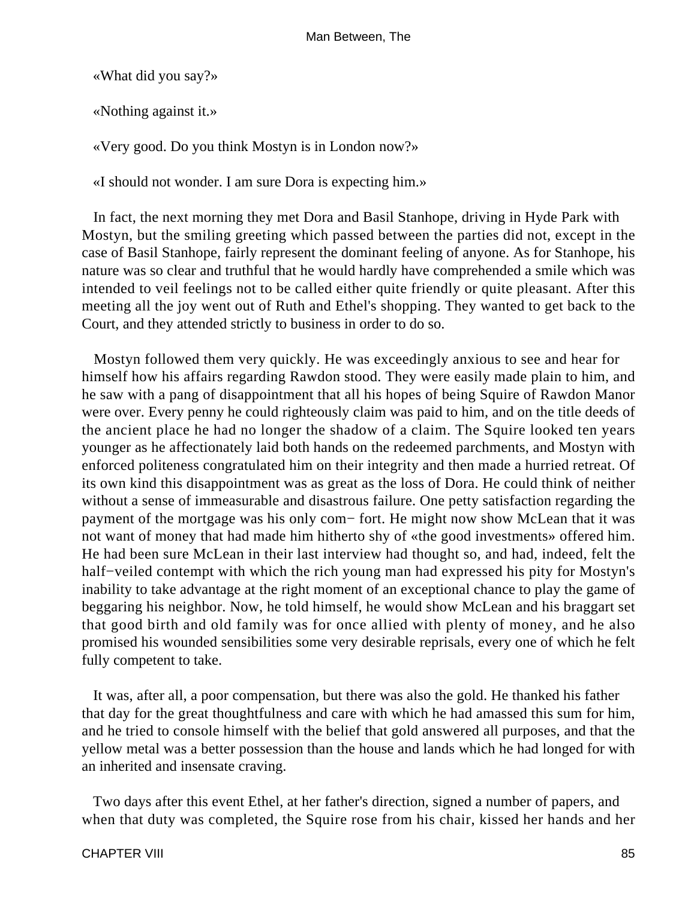«What did you say?»

«Nothing against it.»

«Very good. Do you think Mostyn is in London now?»

«I should not wonder. I am sure Dora is expecting him.»

In fact, the next morning they met Dora and Basil Stanhope, driving in Hyde Park with Mostyn, but the smiling greeting which passed between the parties did not, except in the case of Basil Stanhope, fairly represent the dominant feeling of anyone. As for Stanhope, his nature was so clear and truthful that he would hardly have comprehended a smile which was intended to veil feelings not to be called either quite friendly or quite pleasant. After this meeting all the joy went out of Ruth and Ethel's shopping. They wanted to get back to the Court, and they attended strictly to business in order to do so.

Mostyn followed them very quickly. He was exceedingly anxious to see and hear for himself how his affairs regarding Rawdon stood. They were easily made plain to him, and he saw with a pang of disappointment that all his hopes of being Squire of Rawdon Manor were over. Every penny he could righteously claim was paid to him, and on the title deeds of the ancient place he had no longer the shadow of a claim. The Squire looked ten years younger as he affectionately laid both hands on the redeemed parchments, and Mostyn with enforced politeness congratulated him on their integrity and then made a hurried retreat. Of its own kind this disappointment was as great as the loss of Dora. He could think of neither without a sense of immeasurable and disastrous failure. One petty satisfaction regarding the payment of the mortgage was his only com− fort. He might now show McLean that it was not want of money that had made him hitherto shy of «the good investments» offered him. He had been sure McLean in their last interview had thought so, and had, indeed, felt the half−veiled contempt with which the rich young man had expressed his pity for Mostyn's inability to take advantage at the right moment of an exceptional chance to play the game of beggaring his neighbor. Now, he told himself, he would show McLean and his braggart set that good birth and old family was for once allied with plenty of money, and he also promised his wounded sensibilities some very desirable reprisals, every one of which he felt fully competent to take.

It was, after all, a poor compensation, but there was also the gold. He thanked his father that day for the great thoughtfulness and care with which he had amassed this sum for him, and he tried to console himself with the belief that gold answered all purposes, and that the yellow metal was a better possession than the house and lands which he had longed for with an inherited and insensate craving.

Two days after this event Ethel, at her father's direction, signed a number of papers, and when that duty was completed, the Squire rose from his chair, kissed her hands and her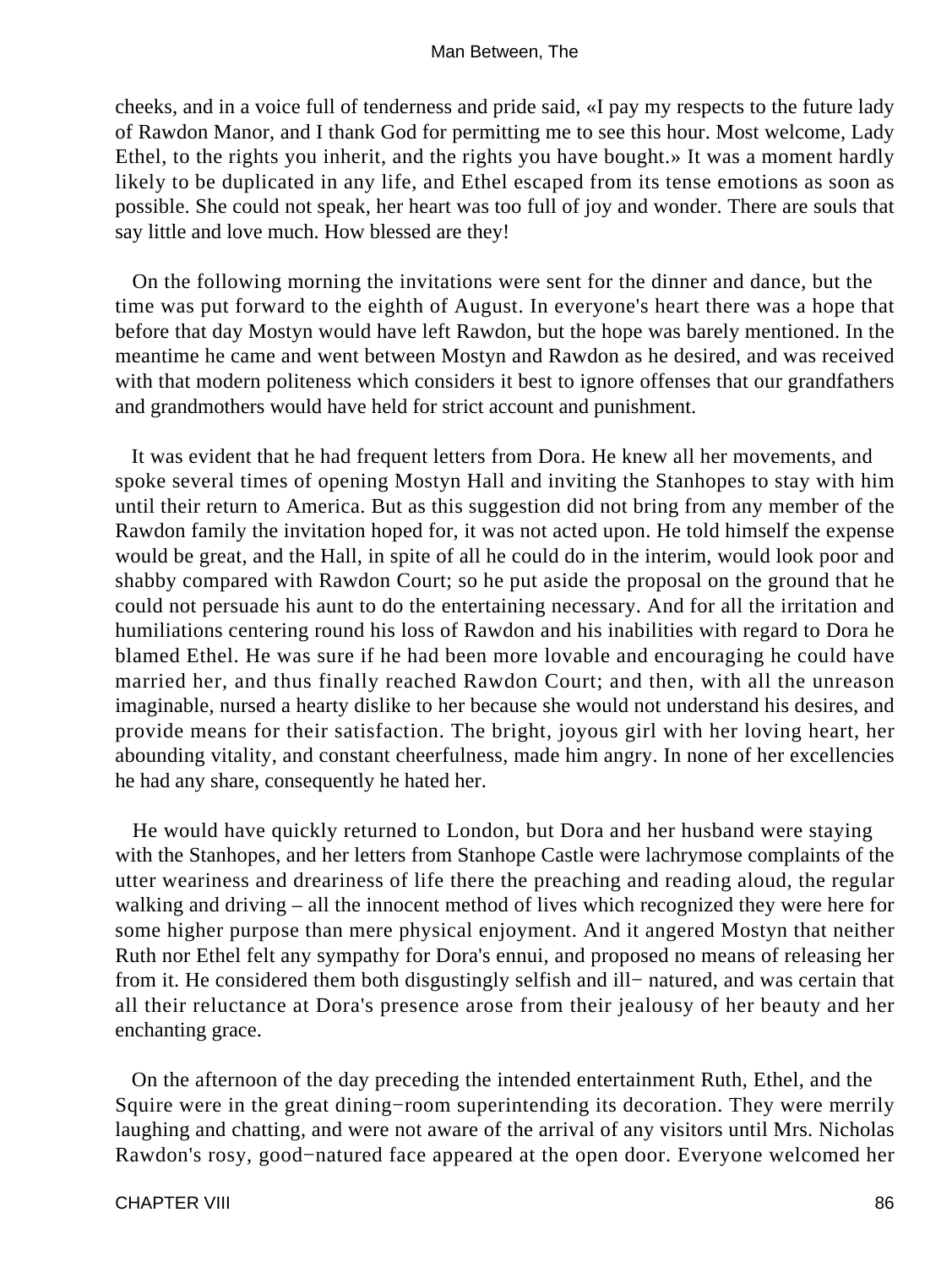cheeks, and in a voice full of tenderness and pride said, «I pay my respects to the future lady of Rawdon Manor, and I thank God for permitting me to see this hour. Most welcome, Lady Ethel, to the rights you inherit, and the rights you have bought.» It was a moment hardly likely to be duplicated in any life, and Ethel escaped from its tense emotions as soon as possible. She could not speak, her heart was too full of joy and wonder. There are souls that say little and love much. How blessed are they!

On the following morning the invitations were sent for the dinner and dance, but the time was put forward to the eighth of August. In everyone's heart there was a hope that before that day Mostyn would have left Rawdon, but the hope was barely mentioned. In the meantime he came and went between Mostyn and Rawdon as he desired, and was received with that modern politeness which considers it best to ignore offenses that our grandfathers and grandmothers would have held for strict account and punishment.

It was evident that he had frequent letters from Dora. He knew all her movements, and spoke several times of opening Mostyn Hall and inviting the Stanhopes to stay with him until their return to America. But as this suggestion did not bring from any member of the Rawdon family the invitation hoped for, it was not acted upon. He told himself the expense would be great, and the Hall, in spite of all he could do in the interim, would look poor and shabby compared with Rawdon Court; so he put aside the proposal on the ground that he could not persuade his aunt to do the entertaining necessary. And for all the irritation and humiliations centering round his loss of Rawdon and his inabilities with regard to Dora he blamed Ethel. He was sure if he had been more lovable and encouraging he could have married her, and thus finally reached Rawdon Court; and then, with all the unreason imaginable, nursed a hearty dislike to her because she would not understand his desires, and provide means for their satisfaction. The bright, joyous girl with her loving heart, her abounding vitality, and constant cheerfulness, made him angry. In none of her excellencies he had any share, consequently he hated her.

He would have quickly returned to London, but Dora and her husband were staying with the Stanhopes, and her letters from Stanhope Castle were lachrymose complaints of the utter weariness and dreariness of life there the preaching and reading aloud, the regular walking and driving – all the innocent method of lives which recognized they were here for some higher purpose than mere physical enjoyment. And it angered Mostyn that neither Ruth nor Ethel felt any sympathy for Dora's ennui, and proposed no means of releasing her from it. He considered them both disgustingly selfish and ill−natured, and was certain that all their reluctance at Dora's presence arose from their jealousy of her beauty and her enchanting grace.

On the afternoon of the day preceding the intended entertainment Ruth, Ethel, and the Squire were in the great dining−room superintending its decoration. They were merrily laughing and chatting, and were not aware of the arrival of any visitors until Mrs. Nicholas Rawdon's rosy, good−natured face appeared at the open door. Everyone welcomed her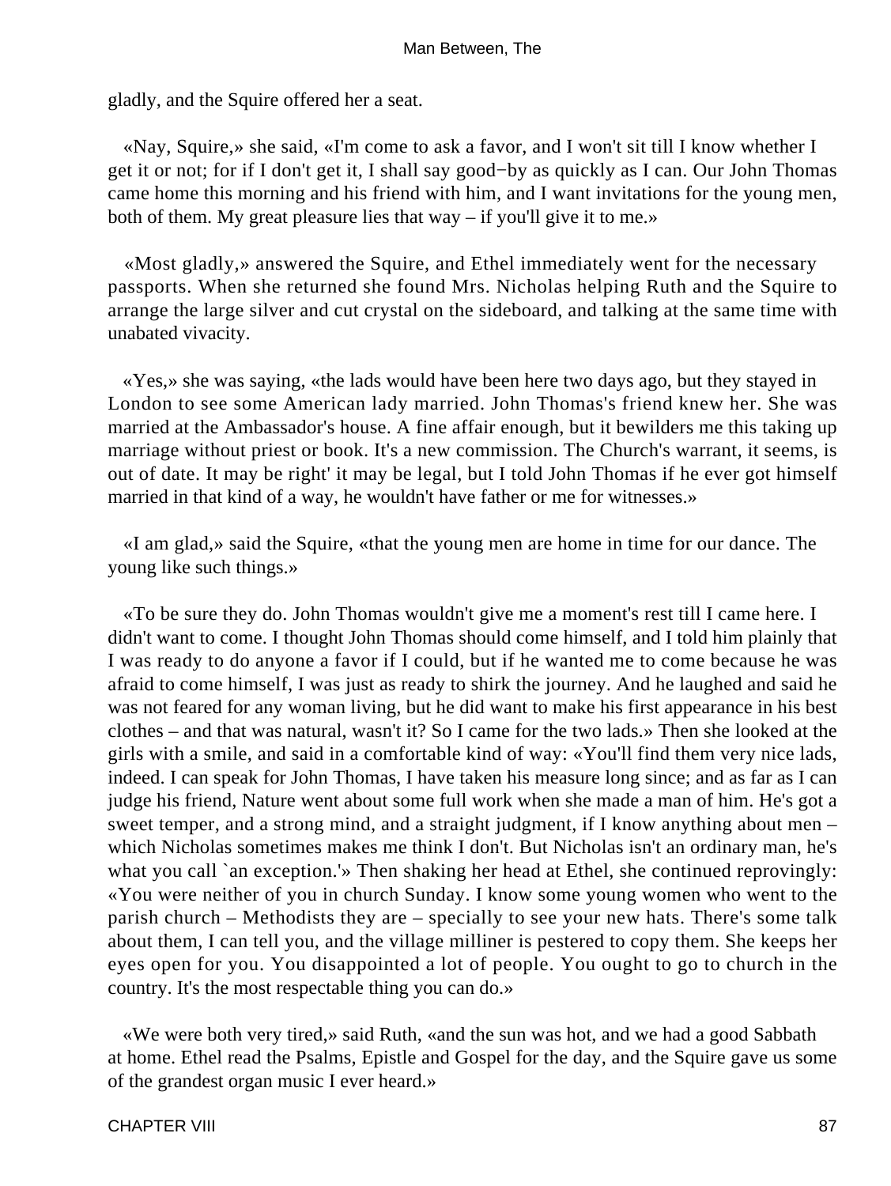gladly, and the Squire offered her a seat.

«Nay, Squire,» she said, «I'm come to ask a favor, and I won't sit till I know whether I get it or not; for if I don't get it, I shall say good−by as quickly as I can. Our John Thomas came home this morning and his friend with him, and I want invitations for the young men, both of them. My great pleasure lies that way – if you'll give it to me.»

«Most gladly,» answered the Squire, and Ethel immediately went for the necessary passports. When she returned she found Mrs. Nicholas helping Ruth and the Squire to arrange the large silver and cut crystal on the sideboard, and talking at the same time with unabated vivacity.

«Yes,» she was saying, «the lads would have been here two days ago, but they stayed in London to see some American lady married. John Thomas's friend knew her. She was married at the Ambassador's house. A fine affair enough, but it bewilders me this taking up marriage without priest or book. It's a new commission. The Church's warrant, it seems, is out of date. It may be right' it may be legal, but I told John Thomas if he ever got himself married in that kind of a way, he wouldn't have father or me for witnesses.»

«I am glad,» said the Squire, «that the young men are home in time for our dance. The young like such things.»

«To be sure they do. John Thomas wouldn't give me a moment's rest till I came here. I didn't want to come. I thought John Thomas should come himself, and I told him plainly that I was ready to do anyone a favor if I could, but if he wanted me to come because he was afraid to come himself, I was just as ready to shirk the journey. And he laughed and said he was not feared for any woman living, but he did want to make his first appearance in his best clothes – and that was natural, wasn't it? So I came for the two lads.» Then she looked at the girls with a smile, and said in a comfortable kind of way: «You'll find them very nice lads, indeed. I can speak for John Thomas, I have taken his measure long since; and as far as I can judge his friend, Nature went about some full work when she made a man of him. He's got a sweet temper, and a strong mind, and a straight judgment, if I know anything about men – which Nicholas sometimes makes me think I don't. But Nicholas isn't an ordinary man, he's what you call `an exception.'» Then shaking her head at Ethel, she continued reprovingly: «You were neither of you in church Sunday. I know some young women who went to the parish church – Methodists they are – specially to see your new hats. There's some talk about them, I can tell you, and the village milliner is pestered to copy them. She keeps her eyes open for you. You disappointed a lot of people. You ought to go to church in the country. It's the most respectable thing you can do.»

«We were both very tired,» said Ruth, «and the sun was hot, and we had a good Sabbath at home. Ethel read the Psalms, Epistle and Gospel for the day, and the Squire gave us some of the grandest organ music I ever heard.»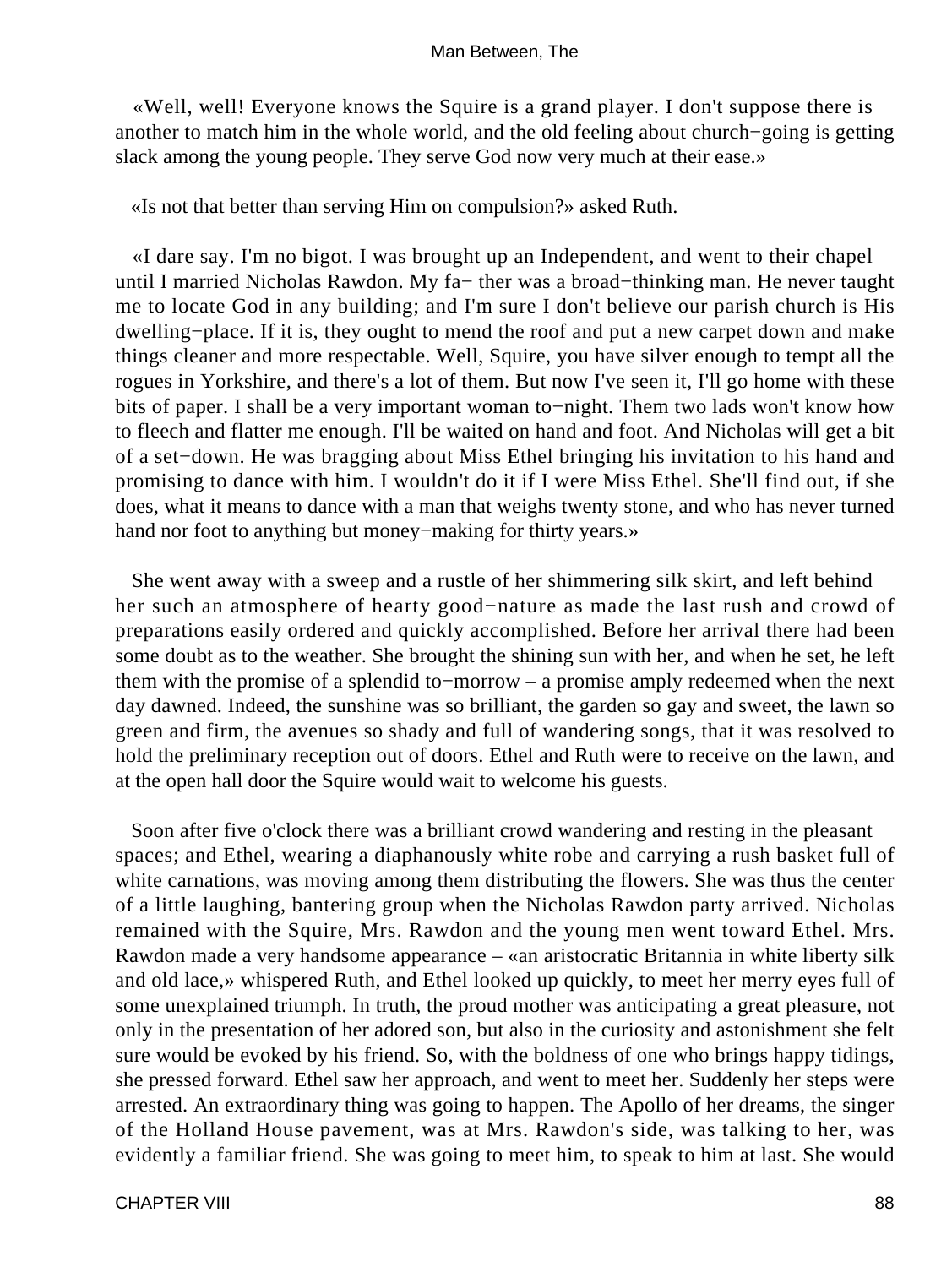«Well, well! Everyone knows the Squire is a grand player. I don't suppose there is another to match him in the whole world, and the old feeling about church−going is getting slack among the young people. They serve God now very much at their ease.»

«Is not that better than serving Him on compulsion?» asked Ruth.

«I dare say. I'm no bigot. I was brought up an Independent, and went to their chapel until I married Nicholas Rawdon. My fa− ther was a broad−thinking man. He never taught me to locate God in any building; and I'm sure I don't believe our parish church is His dwelling−place. If it is, they ought to mend the roof and put a new carpet down and make things cleaner and more respectable. Well, Squire, you have silver enough to tempt all the rogues in Yorkshire, and there's a lot of them. But now I've seen it, I'll go home with these bits of paper. I shall be a very important woman to−night. Them two lads won't know how to fleech and flatter me enough. I'll be waited on hand and foot. And Nicholas will get a bit of a set−down. He was bragging about Miss Ethel bringing his invitation to his hand and promising to dance with him. I wouldn't do it if I were Miss Ethel. She'll find out, if she does, what it means to dance with a man that weighs twenty stone, and who has never turned hand nor foot to anything but money−making for thirty years.»

She went away with a sweep and a rustle of her shimmering silk skirt, and left behind her such an atmosphere of hearty good−nature as made the last rush and crowd of preparations easily ordered and quickly accomplished. Before her arrival there had been some doubt as to the weather. She brought the shining sun with her, and when he set, he left them with the promise of a splendid to−morrow – a promise amply redeemed when the next day dawned. Indeed, the sunshine was so brilliant, the garden so gay and sweet, the lawn so green and firm, the avenues so shady and full of wandering songs, that it was resolved to hold the preliminary reception out of doors. Ethel and Ruth were to receive on the lawn, and at the open hall door the Squire would wait to welcome his guests.

Soon after five o'clock there was a brilliant crowd wandering and resting in the pleasant spaces; and Ethel, wearing a diaphanously white robe and carrying a rush basket full of white carnations, was moving among them distributing the flowers. She was thus the center of a little laughing, bantering group when the Nicholas Rawdon party arrived. Nicholas remained with the Squire, Mrs. Rawdon and the young men went toward Ethel. Mrs. Rawdon made a very handsome appearance – «an aristocratic Britannia in white liberty silk and old lace,» whispered Ruth, and Ethel looked up quickly, to meet her merry eyes full of some unexplained triumph. In truth, the proud mother was anticipating a great pleasure, not only in the presentation of her adored son, but also in the curiosity and astonishment she felt sure would be evoked by his friend. So, with the boldness of one who brings happy tidings, she pressed forward. Ethel saw her approach, and went to meet her. Suddenly her steps were arrested. An extraordinary thing was going to happen. The Apollo of her dreams, the singer of the Holland House pavement, was at Mrs. Rawdon's side, was talking to her, was evidently a familiar friend. She was going to meet him, to speak to him at last. She would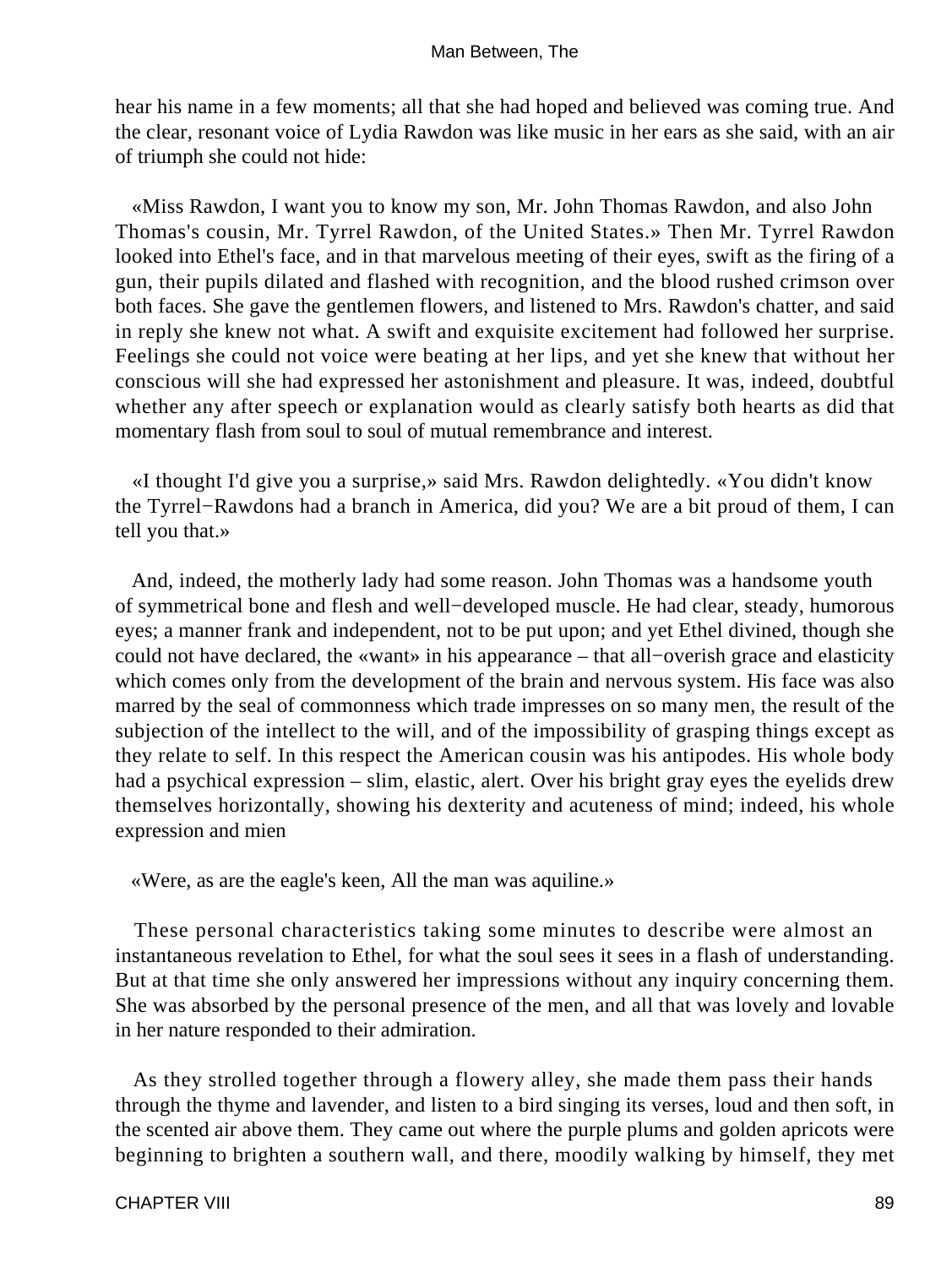hear his name in a few moments; all that she had hoped and believed was coming true. And the clear, resonant voice of Lydia Rawdon was like music in her ears as she said, with an air of triumph she could not hide:

«Miss Rawdon, I want you to know my son, Mr. John Thomas Rawdon, and also John Thomas's cousin, Mr. Tyrrel Rawdon, of the United States.» Then Mr. Tyrrel Rawdon looked into Ethel's face, and in that marvelous meeting of their eyes, swift as the firing of a gun, their pupils dilated and flashed with recognition, and the blood rushed crimson over both faces. She gave the gentlemen flowers, and listened to Mrs. Rawdon's chatter, and said in reply she knew not what. A swift and exquisite excitement had followed her surprise. Feelings she could not voice were beating at her lips, and yet she knew that without her conscious will she had expressed her astonishment and pleasure. It was, indeed, doubtful whether any after speech or explanation would as clearly satisfy both hearts as did that momentary flash from soul to soul of mutual remembrance and interest.

«I thought I'd give you a surprise,» said Mrs. Rawdon delightedly. «You didn't know the Tyrrel−Rawdons had a branch in America, did you? We are a bit proud of them, I can tell you that.»

And, indeed, the motherly lady had some reason. John Thomas was a handsome youth of symmetrical bone and flesh and well−developed muscle. He had clear, steady, humorous eyes; a manner frank and independent, not to be put upon; and yet Ethel divined, though she could not have declared, the «want» in his appearance – that all−overish grace and elasticity which comes only from the development of the brain and nervous system. His face was also marred by the seal of commonness which trade impresses on so many men, the result of the subjection of the intellect to the will, and of the impossibility of grasping things except as they relate to self. In this respect the American cousin was his antipodes. His whole body had a psychical expression – slim, elastic, alert. Over his bright gray eyes the eyelids drew themselves horizontally, showing his dexterity and acuteness of mind; indeed, his whole expression and mien

«Were, as are the eagle's keen, All the man was aquiline.»

These personal characteristics taking some minutes to describe were almost an instantaneous revelation to Ethel, for what the soul sees it sees in a flash of understanding. But at that time she only answered her impressions without any inquiry concerning them. She was absorbed by the personal presence of the men, and all that was lovely and lovable in her nature responded to their admiration.

As they strolled together through a flowery alley, she made them pass their hands through the thyme and lavender, and listen to a bird singing its verses, loud and then soft, in the scented air above them. They came out where the purple plums and golden apricots were beginning to brighten a southern wall, and there, moodily walking by himself, they met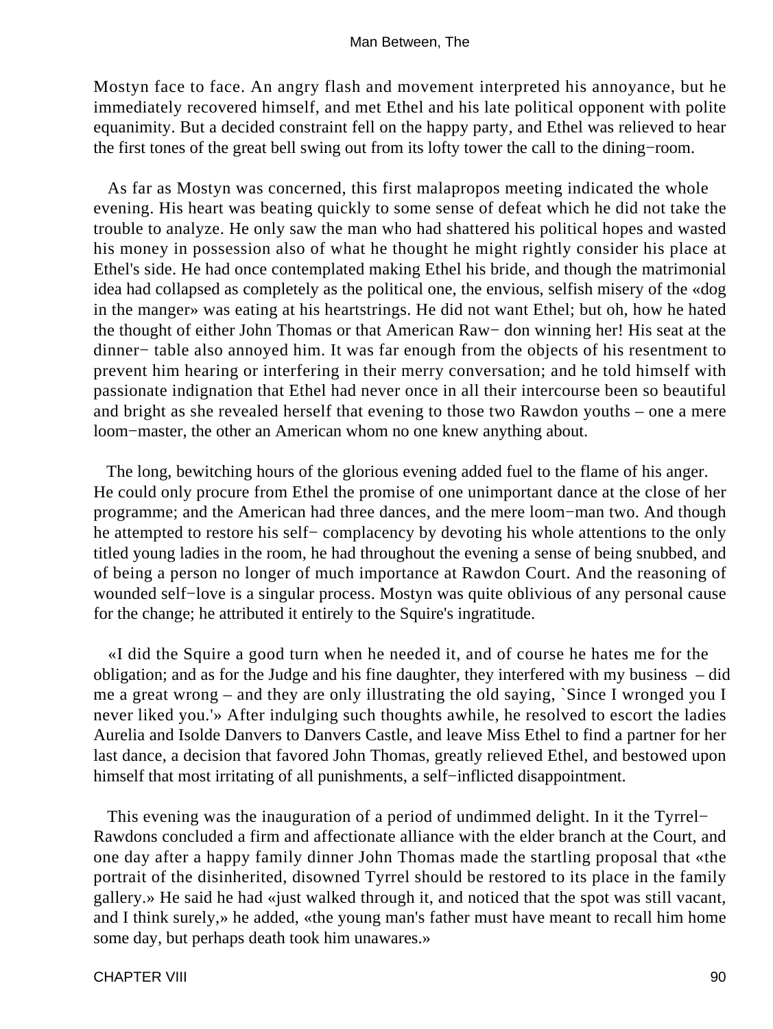Mostyn face to face. An angry flash and movement interpreted his annoyance, but he immediately recovered himself, and met Ethel and his late political opponent with polite equanimity. But a decided constraint fell on the happy party, and Ethel was relieved to hear the first tones of the great bell swing out from its lofty tower the call to the dining−room.

As far as Mostyn was concerned, this first malapropos meeting indicated the whole evening. His heart was beating quickly to some sense of defeat which he did not take the trouble to analyze. He only saw the man who had shattered his political hopes and wasted his money in possession also of what he thought he might rightly consider his place at Ethel's side. He had once contemplated making Ethel his bride, and though the matrimonial idea had collapsed as completely as the political one, the envious, selfish misery of the «dog in the manger» was eating at his heartstrings. He did not want Ethel; but oh, how he hated the thought of either John Thomas or that American Raw− don winning her! His seat at the dinner− table also annoyed him. It was far enough from the objects of his resentment to prevent him hearing or interfering in their merry conversation; and he told himself with passionate indignation that Ethel had never once in all their intercourse been so beautiful and bright as she revealed herself that evening to those two Rawdon youths – one a mere loom−master, the other an American whom no one knew anything about.

The long, bewitching hours of the glorious evening added fuel to the flame of his anger. He could only procure from Ethel the promise of one unimportant dance at the close of her programme; and the American had three dances, and the mere loom−man two. And though he attempted to restore his self− complacency by devoting his whole attentions to the only titled young ladies in the room, he had throughout the evening a sense of being snubbed, and of being a person no longer of much importance at Rawdon Court. And the reasoning of wounded self−love is a singular process. Mostyn was quite oblivious of any personal cause for the change; he attributed it entirely to the Squire's ingratitude.

«I did the Squire a good turn when he needed it, and of course he hates me for the obligation; and as for the Judge and his fine daughter, they interfered with my business – did me a great wrong – and they are only illustrating the old saying, `Since I wronged you I never liked you.'» After indulging such thoughts awhile, he resolved to escort the ladies Aurelia and Isolde Danvers to Danvers Castle, and leave Miss Ethel to find a partner for her last dance, a decision that favored John Thomas, greatly relieved Ethel, and bestowed upon himself that most irritating of all punishments, a self−inflicted disappointment.

This evening was the inauguration of a period of undimmed delight. In it the Tyrrel−Rawdons concluded a firm and affectionate alliance with the elder branch at the Court, and one day after a happy family dinner John Thomas made the startling proposal that «the portrait of the disinherited, disowned Tyrrel should be restored to its place in the family gallery.» He said he had «just walked through it, and noticed that the spot was still vacant, and I think surely,» he added, «the young man's father must have meant to recall him home some day, but perhaps death took him unawares.»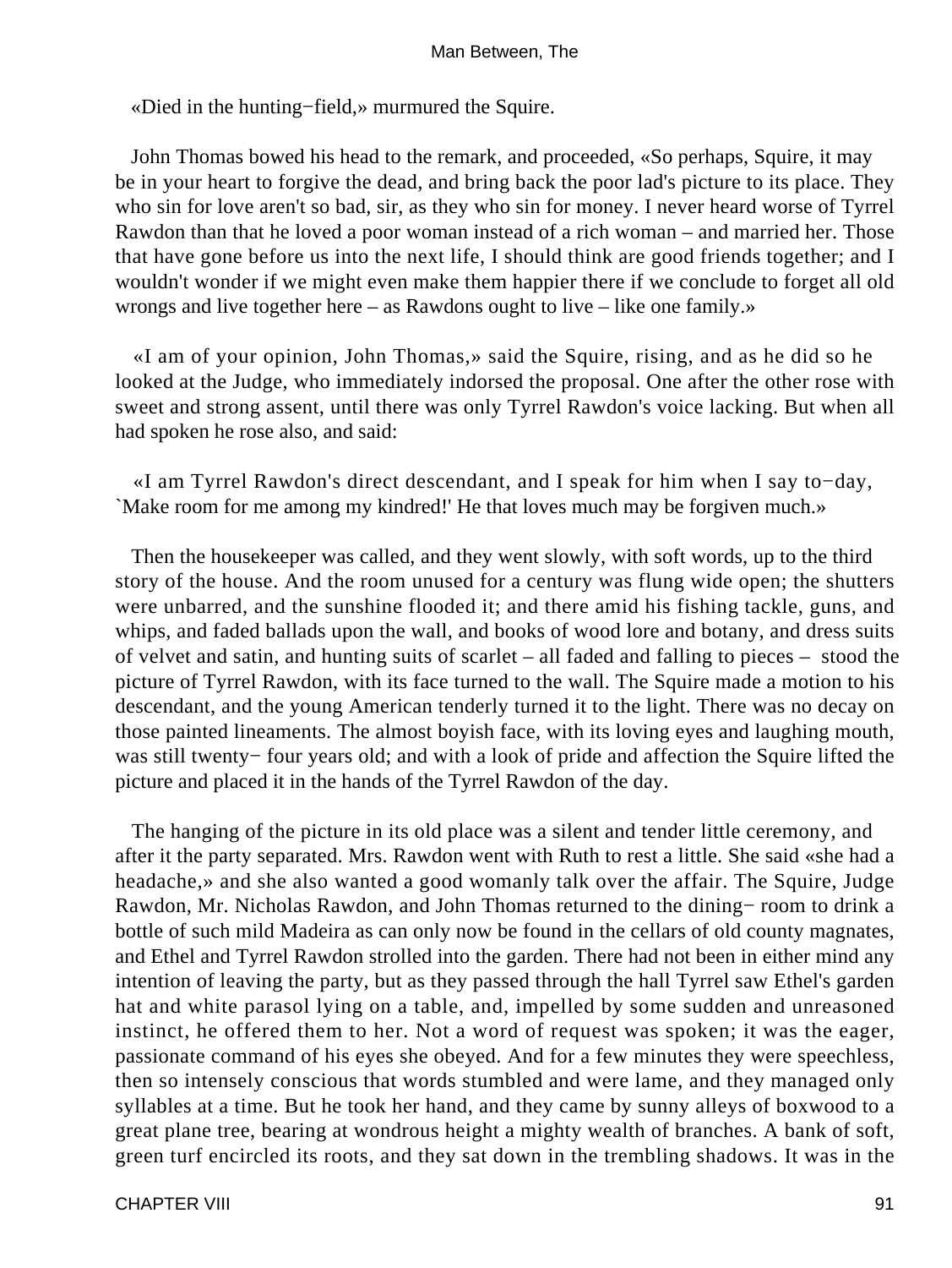«Died in the hunting−field,» murmured the Squire.

John Thomas bowed his head to the remark, and proceeded, «So perhaps, Squire, it may be in your heart to forgive the dead, and bring back the poor lad's picture to its place. They who sin for love aren't so bad, sir, as they who sin for money. I never heard worse of Tyrrel Rawdon than that he loved a poor woman instead of a rich woman – and married her. Those that have gone before us into the next life, I should think are good friends together; and I wouldn't wonder if we might even make them happier there if we conclude to forget all old wrongs and live together here – as Rawdons ought to live – like one family.»

«I am of your opinion, John Thomas,» said the Squire, rising, and as he did so he looked at the Judge, who immediately indorsed the proposal. One after the other rose with sweet and strong assent, until there was only Tyrrel Rawdon's voice lacking. But when all had spoken he rose also, and said:

«I am Tyrrel Rawdon's direct descendant, and I speak for him when I say to−day, `Make room for me among my kindred!' He that loves much may be forgiven much.»

Then the housekeeper was called, and they went slowly, with soft words, up to the third story of the house. And the room unused for a century was flung wide open; the shutters were unbarred, and the sunshine flooded it; and there amid his fishing tackle, guns, and whips, and faded ballads upon the wall, and books of wood lore and botany, and dress suits of velvet and satin, and hunting suits of scarlet – all faded and falling to pieces – stood the picture of Tyrrel Rawdon, with its face turned to the wall. The Squire made a motion to his descendant, and the young American tenderly turned it to the light. There was no decay on those painted lineaments. The almost boyish face, with its loving eyes and laughing mouth, was still twenty− four years old; and with a look of pride and affection the Squire lifted the picture and placed it in the hands of the Tyrrel Rawdon of the day.

The hanging of the picture in its old place was a silent and tender little ceremony, and after it the party separated. Mrs. Rawdon went with Ruth to rest a little. She said «she had a headache,» and she also wanted a good womanly talk over the affair. The Squire, Judge Rawdon, Mr. Nicholas Rawdon, and John Thomas returned to the dining− room to drink a bottle of such mild Madeira as can only now be found in the cellars of old county magnates, and Ethel and Tyrrel Rawdon strolled into the garden. There had not been in either mind any intention of leaving the party, but as they passed through the hall Tyrrel saw Ethel's garden hat and white parasol lying on a table, and, impelled by some sudden and unreasoned instinct, he offered them to her. Not a word of request was spoken; it was the eager, passionate command of his eyes she obeyed. And for a few minutes they were speechless, then so intensely conscious that words stumbled and were lame, and they managed only syllables at a time. But he took her hand, and they came by sunny alleys of boxwood to a great plane tree, bearing at wondrous height a mighty wealth of branches. A bank of soft, green turf encircled its roots, and they sat down in the trembling shadows. It was in the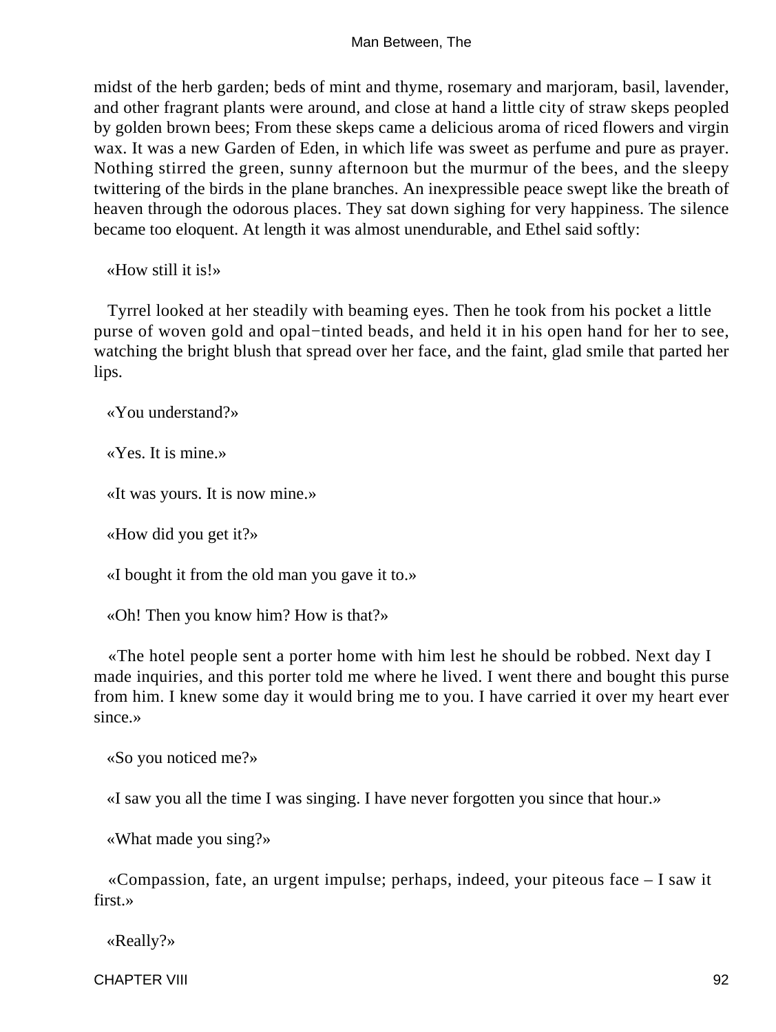midst of the herb garden; beds of mint and thyme, rosemary and marjoram, basil, lavender, and other fragrant plants were around, and close at hand a little city of straw skeps peopled by golden brown bees; From these skeps came a delicious aroma of riced flowers and virgin wax. It was a new Garden of Eden, in which life was sweet as perfume and pure as prayer. Nothing stirred the green, sunny afternoon but the murmur of the bees, and the sleepy twittering of the birds in the plane branches. An inexpressible peace swept like the breath of heaven through the odorous places. They sat down sighing for very happiness. The silence became too eloquent. At length it was almost unendurable, and Ethel said softly:

«How still it is!»

Tyrrel looked at her steadily with beaming eyes. Then he took from his pocket a little purse of woven gold and opal−tinted beads, and held it in his open hand for her to see, watching the bright blush that spread over her face, and the faint, glad smile that parted her lips.

«You understand?»

«Yes. It is mine.»

«It was yours. It is now mine.»

«How did you get it?»

«I bought it from the old man you gave it to.»

«Oh! Then you know him? How is that?»

«The hotel people sent a porter home with him lest he should be robbed. Next day I made inquiries, and this porter told me where he lived. I went there and bought this purse from him. I knew some day it would bring me to you. I have carried it over my heart ever since.»

«So you noticed me?»

«I saw you all the time I was singing. I have never forgotten you since that hour.»

«What made you sing?»

«Compassion, fate, an urgent impulse; perhaps, indeed, your piteous face – I saw it first.»

«Really?»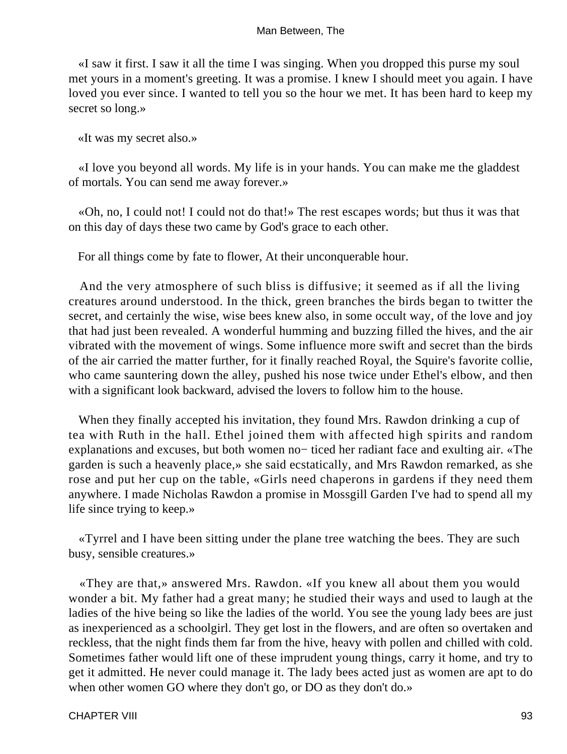«I saw it first. I saw it all the time I was singing. When you dropped this purse my soul met yours in a moment's greeting. It was a promise. I knew I should meet you again. I have loved you ever since. I wanted to tell you so the hour we met. It has been hard to keep my secret so long.»

«It was my secret also.»

«I love you beyond all words. My life is in your hands. You can make me the gladdest of mortals. You can send me away forever.»

«Oh, no, I could not! I could not do that!» The rest escapes words; but thus it was that on this day of days these two came by God's grace to each other.

For all things come by fate to flower, At their unconquerable hour.

And the very atmosphere of such bliss is diffusive; it seemed as if all the living creatures around understood. In the thick, green branches the birds began to twitter the secret, and certainly the wise, wise bees knew also, in some occult way, of the love and joy that had just been revealed. A wonderful humming and buzzing filled the hives, and the air vibrated with the movement of wings. Some influence more swift and secret than the birds of the air carried the matter further, for it finally reached Royal, the Squire's favorite collie, who came sauntering down the alley, pushed his nose twice under Ethel's elbow, and then with a significant look backward, advised the lovers to follow him to the house.

When they finally accepted his invitation, they found Mrs. Rawdon drinking a cup of tea with Ruth in the hall. Ethel joined them with affected high spirits and random explanations and excuses, but both women no− ticed her radiant face and exulting air. «The garden is such a heavenly place,» she said ecstatically, and Mrs Rawdon remarked, as she rose and put her cup on the table, «Girls need chaperons in gardens if they need them anywhere. I made Nicholas Rawdon a promise in Mossgill Garden I've had to spend all my life since trying to keep.»

«Tyrrel and I have been sitting under the plane tree watching the bees. They are such busy, sensible creatures.»

«They are that,» answered Mrs. Rawdon. «If you knew all about them you would wonder a bit. My father had a great many; he studied their ways and used to laugh at the ladies of the hive being so like the ladies of the world. You see the young lady bees are just as inexperienced as a schoolgirl. They get lost in the flowers, and are often so overtaken and reckless, that the night finds them far from the hive, heavy with pollen and chilled with cold. Sometimes father would lift one of these imprudent young things, carry it home, and try to get it admitted. He never could manage it. The lady bees acted just as women are apt to do when other women GO where they don't go, or DO as they don't do.»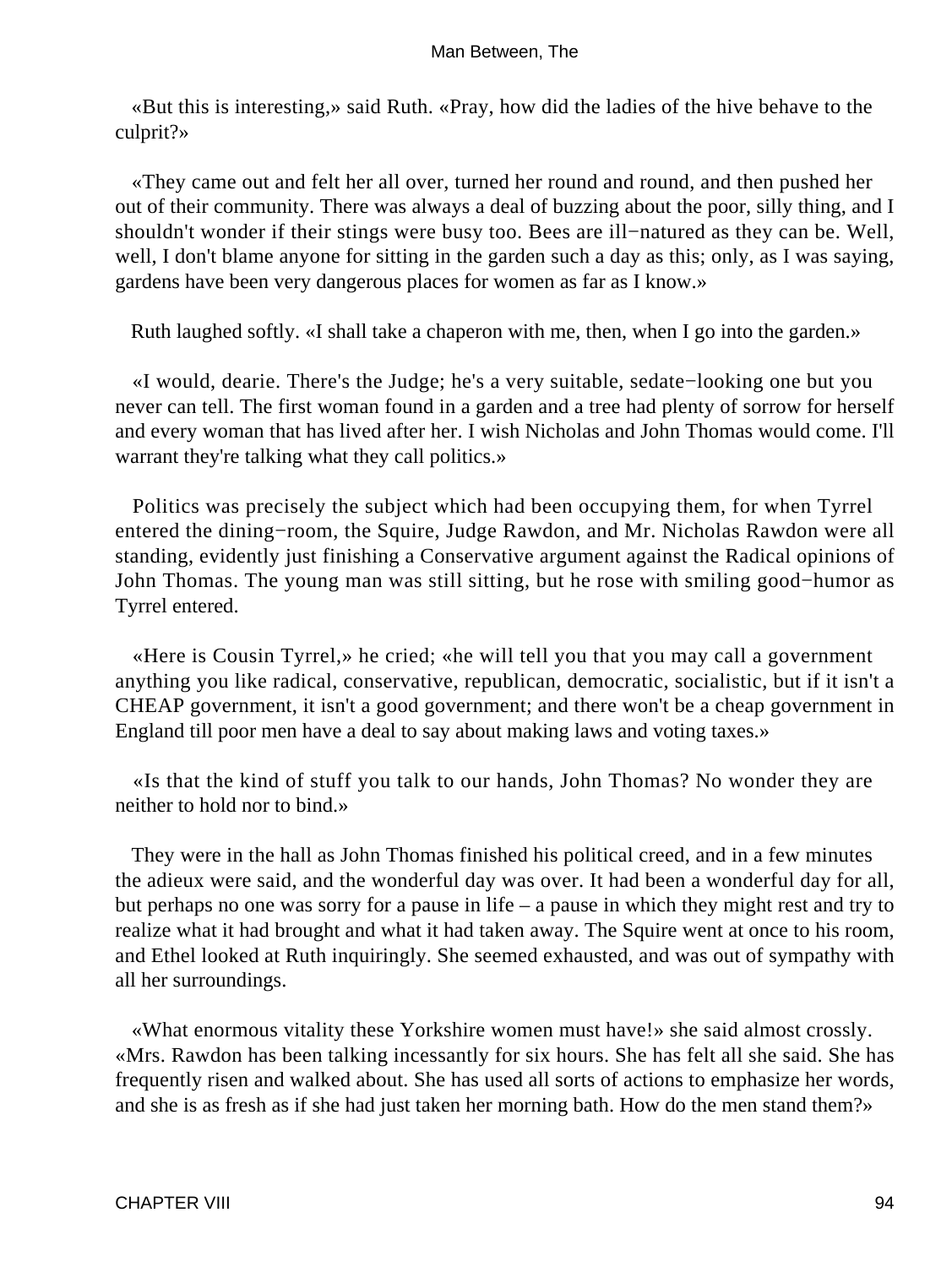«But this is interesting,» said Ruth. «Pray, how did the ladies of the hive behave to the culprit?»

«They came out and felt her all over, turned her round and round, and then pushed her out of their community. There was always a deal of buzzing about the poor, silly thing, and I shouldn't wonder if their stings were busy too. Bees are ill−natured as they can be. Well, well, I don't blame anyone for sitting in the garden such a day as this; only, as I was saying, gardens have been very dangerous places for women as far as I know.»

Ruth laughed softly. «I shall take a chaperon with me, then, when I go into the garden.»

«I would, dearie. There's the Judge; he's a very suitable, sedate−looking one but you never can tell. The first woman found in a garden and a tree had plenty of sorrow for herself and every woman that has lived after her. I wish Nicholas and John Thomas would come. I'll warrant they're talking what they call politics.»

Politics was precisely the subject which had been occupying them, for when Tyrrel entered the dining−room, the Squire, Judge Rawdon, and Mr. Nicholas Rawdon were all standing, evidently just finishing a Conservative argument against the Radical opinions of John Thomas. The young man was still sitting, but he rose with smiling good−humor as Tyrrel entered.

«Here is Cousin Tyrrel,» he cried; «he will tell you that you may call a government anything you like radical, conservative, republican, democratic, socialistic, but if it isn't a CHEAP government, it isn't a good government; and there won't be a cheap government in England till poor men have a deal to say about making laws and voting taxes.»

«Is that the kind of stuff you talk to our hands, John Thomas? No wonder they are neither to hold nor to bind.»

They were in the hall as John Thomas finished his political creed, and in a few minutes the adieux were said, and the wonderful day was over. It had been a wonderful day for all, but perhaps no one was sorry for a pause in life – a pause in which they might rest and try to realize what it had brought and what it had taken away. The Squire went at once to his room, and Ethel looked at Ruth inquiringly. She seemed exhausted, and was out of sympathy with all her surroundings.

«What enormous vitality these Yorkshire women must have!» she said almost crossly. «Mrs. Rawdon has been talking incessantly for six hours. She has felt all she said. She has frequently risen and walked about. She has used all sorts of actions to emphasize her words, and she is as fresh as if she had just taken her morning bath. How do the men stand them?»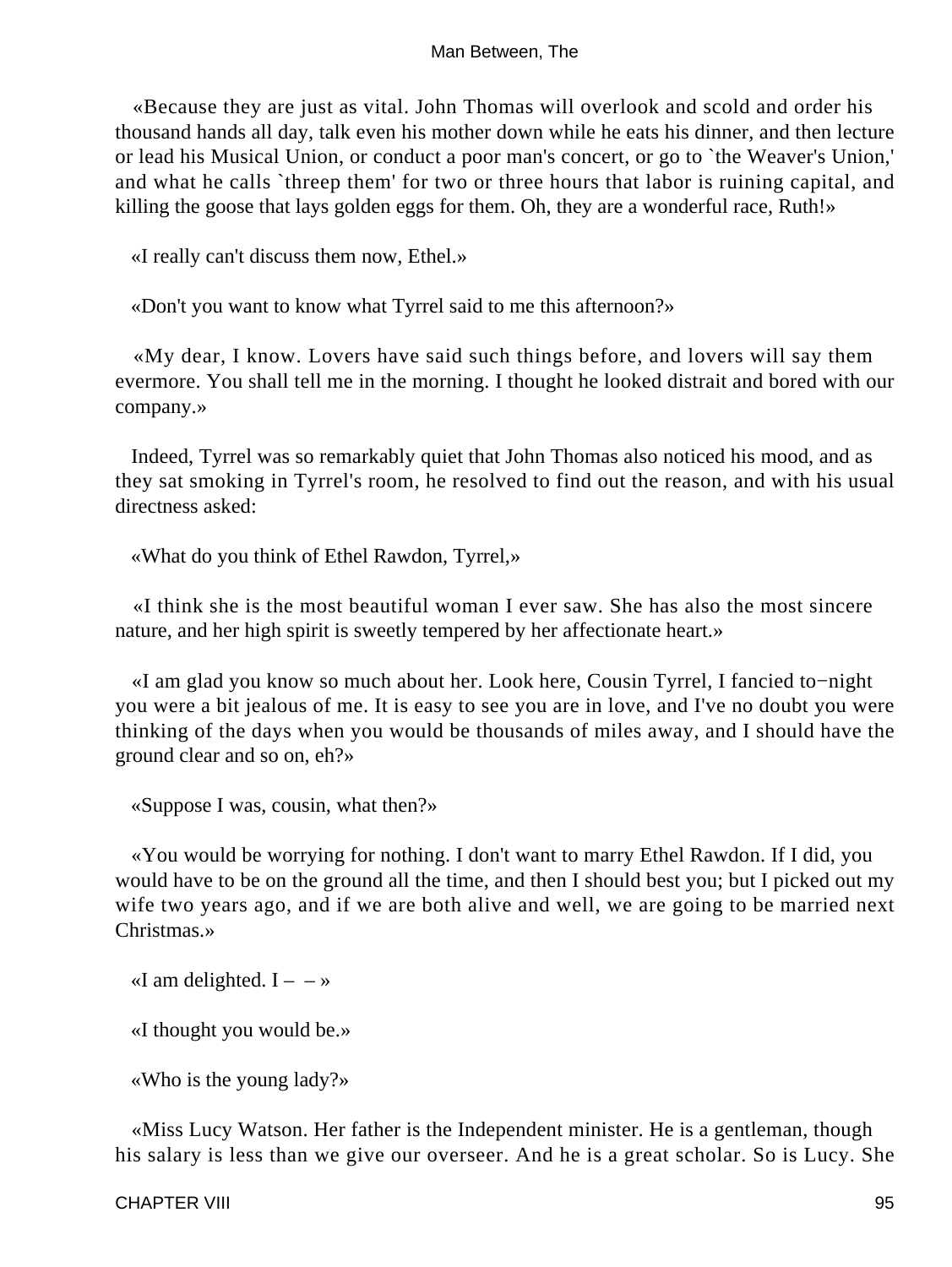«Because they are just as vital. John Thomas will overlook and scold and order his thousand hands all day, talk even his mother down while he eats his dinner, and then lecture or lead his Musical Union, or conduct a poor man's concert, or go to `the Weaver's Union,' and what he calls `threep them' for two or three hours that labor is ruining capital, and killing the goose that lays golden eggs for them. Oh, they are a wonderful race, Ruth!»

«I really can't discuss them now, Ethel.»

«Don't you want to know what Tyrrel said to me this afternoon?»

«My dear, I know. Lovers have said such things before, and lovers will say them evermore. You shall tell me in the morning. I thought he looked distrait and bored with our company.»

Indeed, Tyrrel was so remarkably quiet that John Thomas also noticed his mood, and as they sat smoking in Tyrrel's room, he resolved to find out the reason, and with his usual directness asked:

«What do you think of Ethel Rawdon, Tyrrel,»

«I think she is the most beautiful woman I ever saw. She has also the most sincere nature, and her high spirit is sweetly tempered by her affectionate heart.»

«I am glad you know so much about her. Look here, Cousin Tyrrel, I fancied to−night you were a bit jealous of me. It is easy to see you are in love, and I've no doubt you were thinking of the days when you would be thousands of miles away, and I should have the ground clear and so on, eh?»

«Suppose I was, cousin, what then?»

«You would be worrying for nothing. I don't want to marry Ethel Rawdon. If I did, you would have to be on the ground all the time, and then I should best you; but I picked out my wife two years ago, and if we are both alive and well, we are going to be married next Christmas.»

«I am delighted. I – – »

«I thought you would be.»

«Who is the young lady?»

«Miss Lucy Watson. Her father is the Independent minister. He is a gentleman, though his salary is less than we give our overseer. And he is a great scholar. So is Lucy. She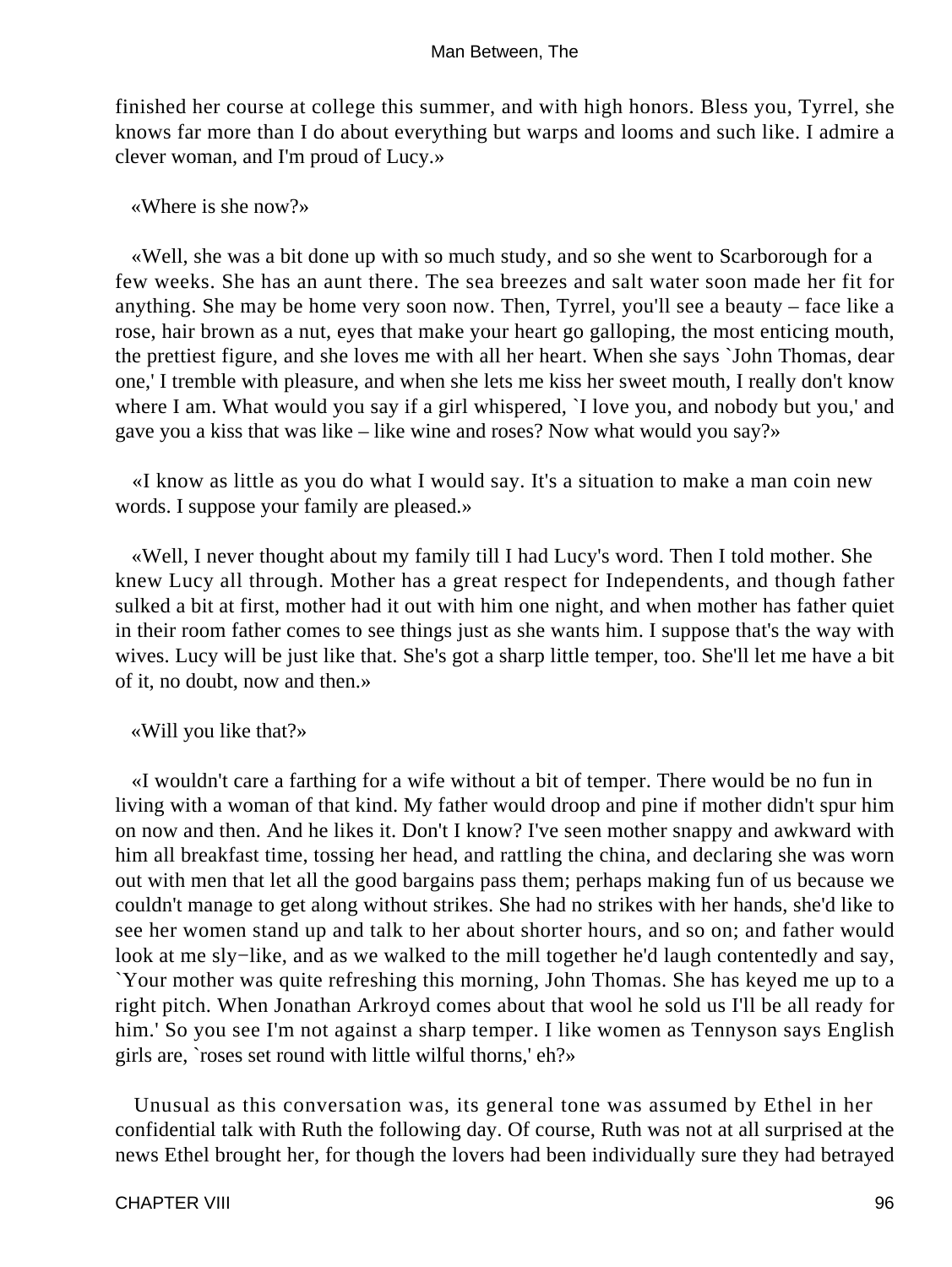finished her course at college this summer, and with high honors. Bless you, Tyrrel, she knows far more than I do about everything but warps and looms and such like. I admire a clever woman, and I'm proud of Lucy.»

«Where is she now?»

«Well, she was a bit done up with so much study, and so she went to Scarborough for a few weeks. She has an aunt there. The sea breezes and salt water soon made her fit for anything. She may be home very soon now. Then, Tyrrel, you'll see a beauty – face like a rose, hair brown as a nut, eyes that make your heart go galloping, the most enticing mouth, the prettiest figure, and she loves me with all her heart. When she says `John Thomas, dear one,' I tremble with pleasure, and when she lets me kiss her sweet mouth, I really don't know where I am. What would you say if a girl whispered, `I love you, and nobody but you,' and gave you a kiss that was like – like wine and roses? Now what would you say?»

«I know as little as you do what I would say. It's a situation to make a man coin new words. I suppose your family are pleased.»

«Well, I never thought about my family till I had Lucy's word. Then I told mother. She knew Lucy all through. Mother has a great respect for Independents, and though father sulked a bit at first, mother had it out with him one night, and when mother has father quiet in their room father comes to see things just as she wants him. I suppose that's the way with wives. Lucy will be just like that. She's got a sharp little temper, too. She'll let me have a bit of it, no doubt, now and then.»

«Will you like that?»

«I wouldn't care a farthing for a wife without a bit of temper. There would be no fun in living with a woman of that kind. My father would droop and pine if mother didn't spur him on now and then. And he likes it. Don't I know? I've seen mother snappy and awkward with him all breakfast time, tossing her head, and rattling the china, and declaring she was worn out with men that let all the good bargains pass them; perhaps making fun of us because we couldn't manage to get along without strikes. She had no strikes with her hands, she'd like to see her women stand up and talk to her about shorter hours, and so on; and father would look at me sly−like, and as we walked to the mill together he'd laugh contentedly and say, `Your mother was quite refreshing this morning, John Thomas. She has keyed me up to a right pitch. When Jonathan Arkroyd comes about that wool he sold us I'll be all ready for him.' So you see I'm not against a sharp temper. I like women as Tennyson says English girls are, `roses set round with little wilful thorns,' eh?»

Unusual as this conversation was, its general tone was assumed by Ethel in her confidential talk with Ruth the following day. Of course, Ruth was not at all surprised at the news Ethel brought her, for though the lovers had been individually sure they had betrayed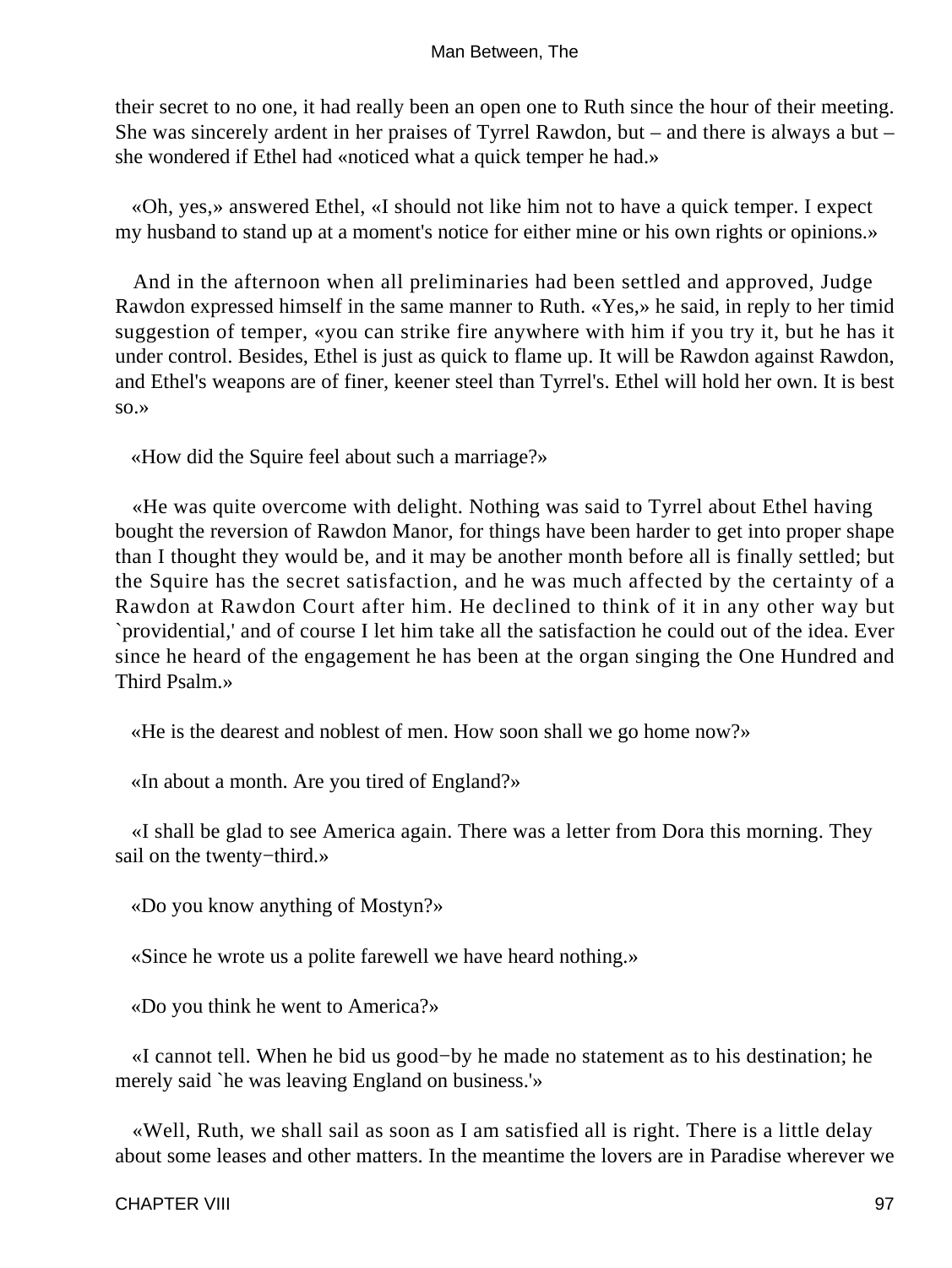their secret to no one, it had really been an open one to Ruth since the hour of their meeting. She was sincerely ardent in her praises of Tyrrel Rawdon, but – and there is always a but – she wondered if Ethel had «noticed what a quick temper he had.»

«Oh, yes,» answered Ethel, «I should not like him not to have a quick temper. I expect my husband to stand up at a moment's notice for either mine or his own rights or opinions.»

And in the afternoon when all preliminaries had been settled and approved, Judge Rawdon expressed himself in the same manner to Ruth. «Yes,» he said, in reply to her timid suggestion of temper, «you can strike fire anywhere with him if you try it, but he has it under control. Besides, Ethel is just as quick to flame up. It will be Rawdon against Rawdon, and Ethel's weapons are of finer, keener steel than Tyrrel's. Ethel will hold her own. It is best so.»

«How did the Squire feel about such a marriage?»

«He was quite overcome with delight. Nothing was said to Tyrrel about Ethel having bought the reversion of Rawdon Manor, for things have been harder to get into proper shape than I thought they would be, and it may be another month before all is finally settled; but the Squire has the secret satisfaction, and he was much affected by the certainty of a Rawdon at Rawdon Court after him. He declined to think of it in any other way but `providential,' and of course I let him take all the satisfaction he could out of the idea. Ever since he heard of the engagement he has been at the organ singing the One Hundred and Third Psalm.»

«He is the dearest and noblest of men. How soon shall we go home now?»

«In about a month. Are you tired of England?»

«I shall be glad to see America again. There was a letter from Dora this morning. They sail on the twenty−third.»

«Do you know anything of Mostyn?»

«Since he wrote us a polite farewell we have heard nothing.»

«Do you think he went to America?»

«I cannot tell. When he bid us good−by he made no statement as to his destination; he merely said `he was leaving England on business.'»

«Well, Ruth, we shall sail as soon as I am satisfied all is right. There is a little delay about some leases and other matters. In the meantime the lovers are in Paradise wherever we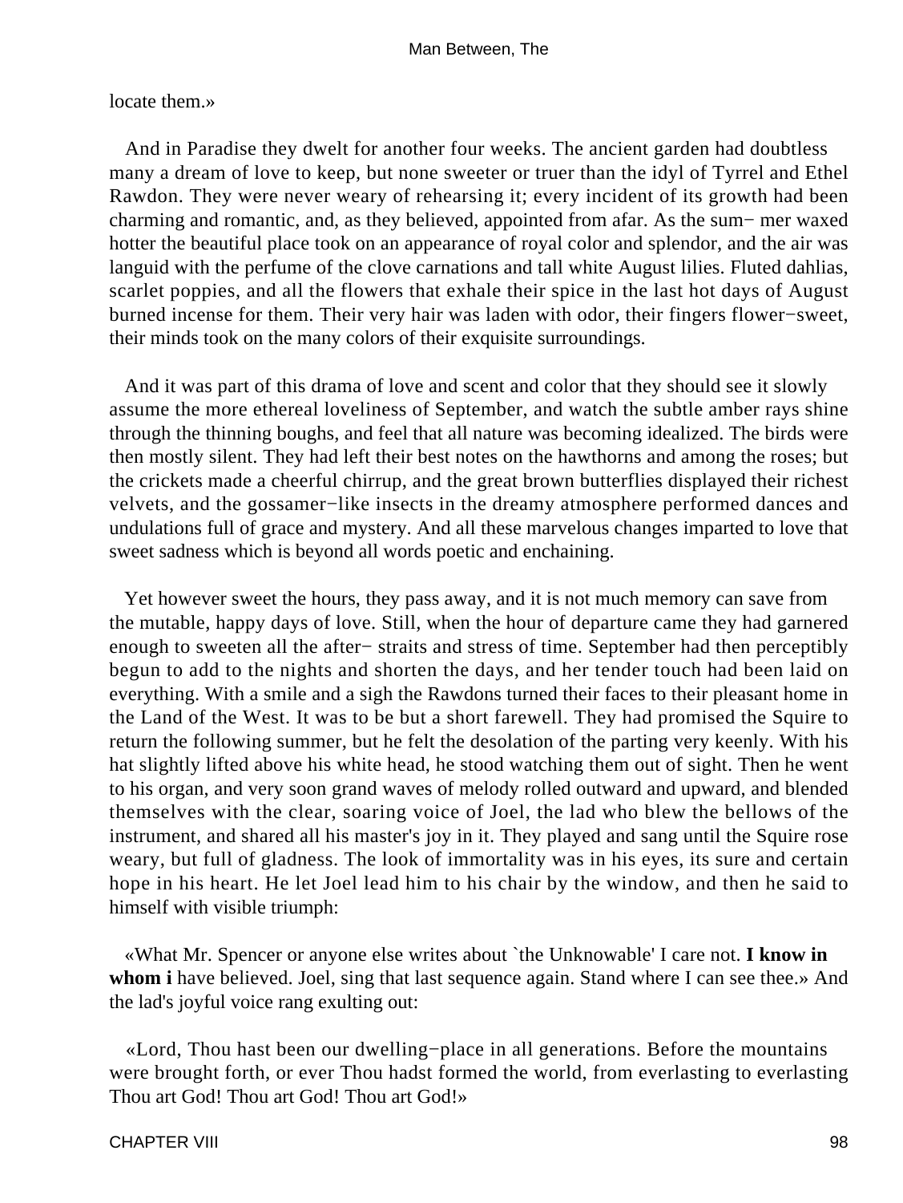locate them.»

And in Paradise they dwelt for another four weeks. The ancient garden had doubtless many a dream of love to keep, but none sweeter or truer than the idyl of Tyrrel and Ethel Rawdon. They were never weary of rehearsing it; every incident of its growth had been charming and romantic, and, as they believed, appointed from afar. As the sum− mer waxed hotter the beautiful place took on an appearance of royal color and splendor, and the air was languid with the perfume of the clove carnations and tall white August lilies. Fluted dahlias, scarlet poppies, and all the flowers that exhale their spice in the last hot days of August burned incense for them. Their very hair was laden with odor, their fingers flower−sweet, their minds took on the many colors of their exquisite surroundings.

And it was part of this drama of love and scent and color that they should see it slowly assume the more ethereal loveliness of September, and watch the subtle amber rays shine through the thinning boughs, and feel that all nature was becoming idealized. The birds were then mostly silent. They had left their best notes on the hawthorns and among the roses; but the crickets made a cheerful chirrup, and the great brown butterflies displayed their richest velvets, and the gossamer−like insects in the dreamy atmosphere performed dances and undulations full of grace and mystery. And all these marvelous changes imparted to love that sweet sadness which is beyond all words poetic and enchaining.

Yet however sweet the hours, they pass away, and it is not much memory can save from the mutable, happy days of love. Still, when the hour of departure came they had garnered enough to sweeten all the after− straits and stress of time. September had then perceptibly begun to add to the nights and shorten the days, and her tender touch had been laid on everything. With a smile and a sigh the Rawdons turned their faces to their pleasant home in the Land of the West. It was to be but a short farewell. They had promised the Squire to return the following summer, but he felt the desolation of the parting very keenly. With his hat slightly lifted above his white head, he stood watching them out of sight. Then he went to his organ, and very soon grand waves of melody rolled outward and upward, and blended themselves with the clear, soaring voice of Joel, the lad who blew the bellows of the instrument, and shared all his master's joy in it. They played and sang until the Squire rose weary, but full of gladness. The look of immortality was in his eyes, its sure and certain hope in his heart. He let Joel lead him to his chair by the window, and then he said to himself with visible triumph:

«What Mr. Spencer or anyone else writes about `the Unknowable' I care not. **I know in whom i** have believed. Joel, sing that last sequence again. Stand where I can see thee.» And the lad's joyful voice rang exulting out:

«Lord, Thou hast been our dwelling−place in all generations. Before the mountains were brought forth, or ever Thou hadst formed the world, from everlasting to everlasting Thou art God! Thou art God! Thou art God!»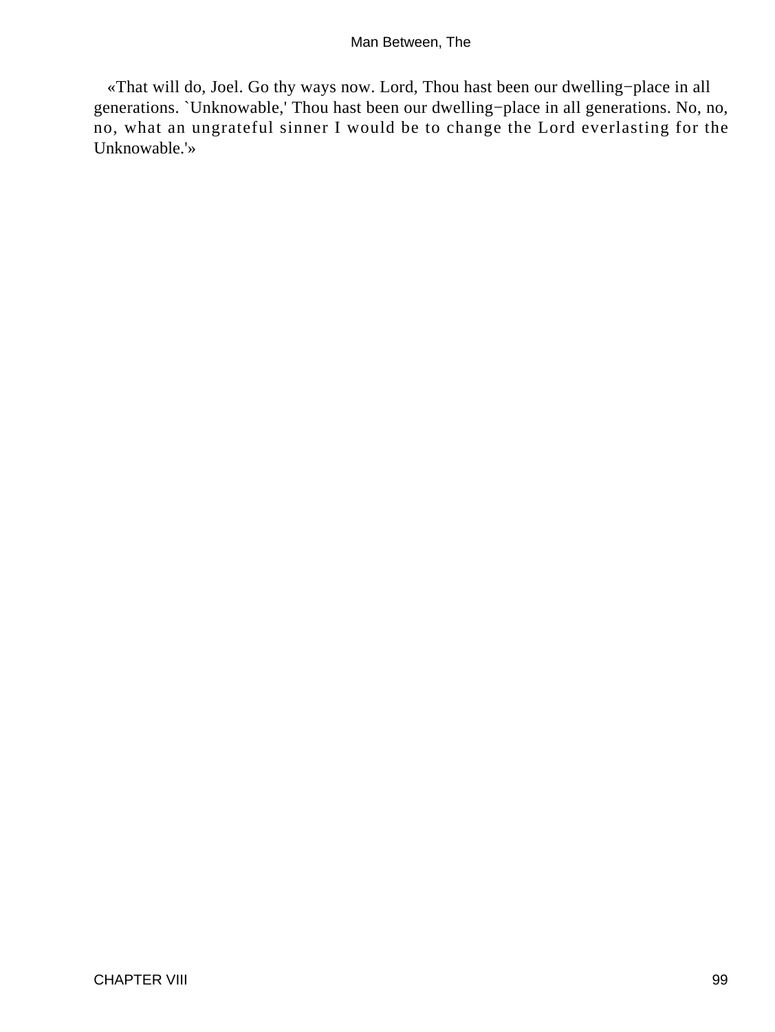«That will do, Joel. Go thy ways now. Lord, Thou hast been our dwelling−place in all generations. `Unknowable,' Thou hast been our dwelling−place in all generations. No, no, no, what an ungrateful sinner I would be to change the Lord everlasting for the Unknowable.'»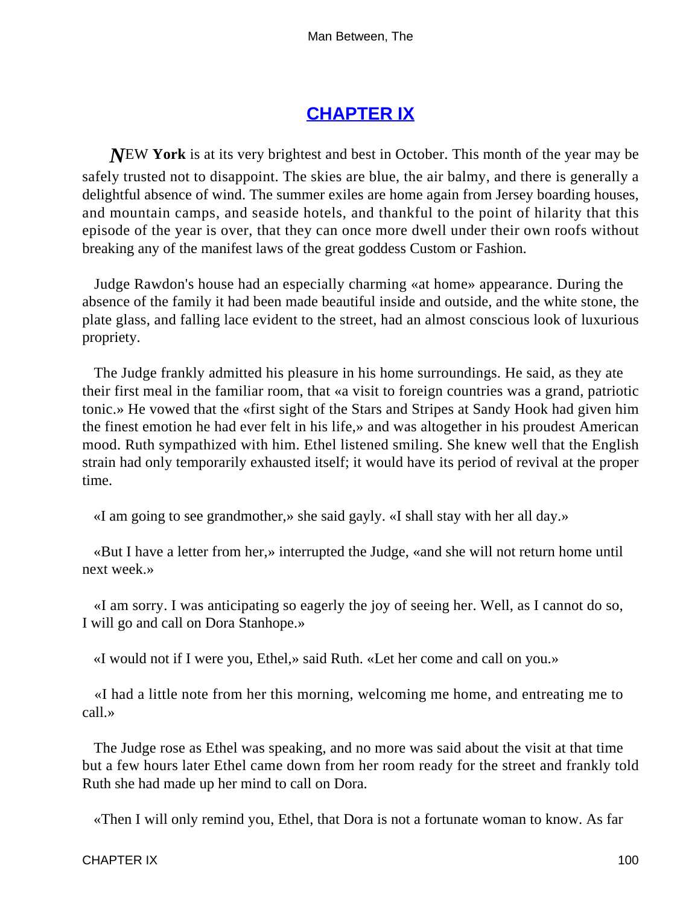# CHAPTER IX

NEW **York** is at its very brightest and best in October. This month of the year may be safely trusted not to disappoint. The skies are blue, the air balmy, and there is generally a delightful absence of wind. The summer exiles are home again from Jersey boarding houses, and mountain camps, and seaside hotels, and thankful to the point of hilarity that this episode of the year is over, that they can once more dwell under their own roofs without breaking any of the manifest laws of the great goddess Custom or Fashion.

Judge Rawdon's house had an especially charming «at home» appearance. During the absence of the family it had been made beautiful inside and outside, and the white stone, the plate glass, and falling lace evident to the street, had an almost conscious look of luxurious propriety.

The Judge frankly admitted his pleasure in his home surroundings. He said, as they ate their first meal in the familiar room, that «a visit to foreign countries was a grand, patriotic tonic.» He vowed that the «first sight of the Stars and Stripes at Sandy Hook had given him the finest emotion he had ever felt in his life,» and was altogether in his proudest American mood. Ruth sympathized with him. Ethel listened smiling. She knew well that the English strain had only temporarily exhausted itself; it would have its period of revival at the proper time.

«I am going to see grandmother,» she said gayly. «I shall stay with her all day.»

«But I have a letter from her,» interrupted the Judge, «and she will not return home until next week.»

«I am sorry. I was anticipating so eagerly the joy of seeing her. Well, as I cannot do so, I will go and call on Dora Stanhope.»

«I would not if I were you, Ethel,» said Ruth. «Let her come and call on you.»

«I had a little note from her this morning, welcoming me home, and entreating me to call.»

The Judge rose as Ethel was speaking, and no more was said about the visit at that time but a few hours later Ethel came down from her room ready for the street and frankly told Ruth she had made up her mind to call on Dora.

«Then I will only remind you, Ethel, that Dora is not a fortunate woman to know. As far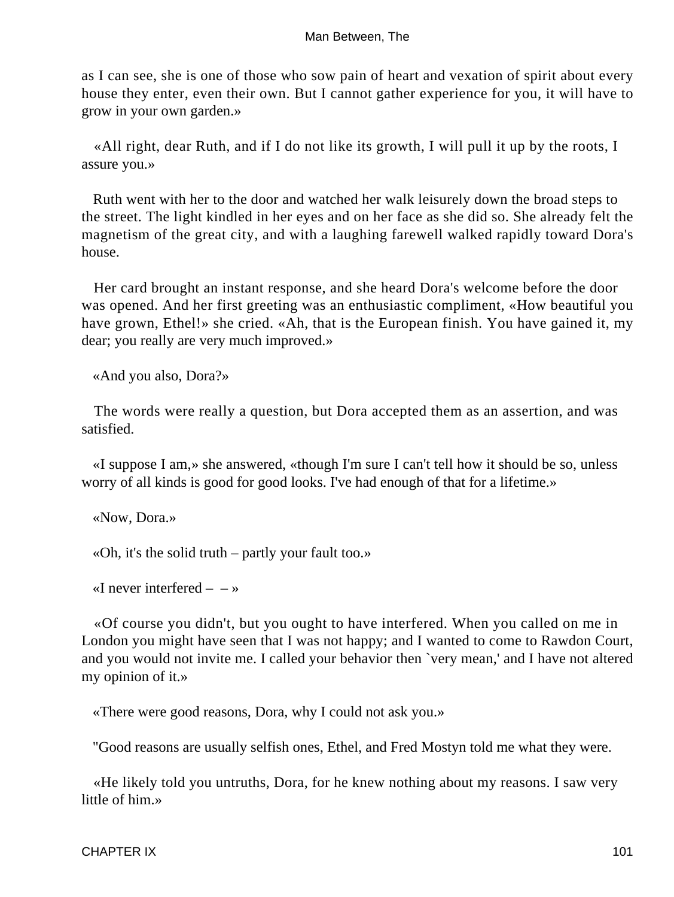as I can see, she is one of those who sow pain of heart and vexation of spirit about every house they enter, even their own. But I cannot gather experience for you, it will have to grow in your own garden.»

«All right, dear Ruth, and if I do not like its growth, I will pull it up by the roots, I assure you.»

Ruth went with her to the door and watched her walk leisurely down the broad steps to the street. The light kindled in her eyes and on her face as she did so. She already felt the magnetism of the great city, and with a laughing farewell walked rapidly toward Dora's house.

Her card brought an instant response, and she heard Dora's welcome before the door was opened. And her first greeting was an enthusiastic compliment, «How beautiful you have grown, Ethel!» she cried. «Ah, that is the European finish. You have gained it, my dear; you really are very much improved.»

«And you also, Dora?»

The words were really a question, but Dora accepted them as an assertion, and was satisfied.

«I suppose I am,» she answered, «though I'm sure I can't tell how it should be so, unless worry of all kinds is good for good looks. I've had enough of that for a lifetime.»

«Now, Dora.»

«Oh, it's the solid truth – partly your fault too.»

«I never interfered – – »

«Of course you didn't, but you ought to have interfered. When you called on me in London you might have seen that I was not happy; and I wanted to come to Rawdon Court, and you would not invite me. I called your behavior then `very mean,' and I have not altered my opinion of it.»

«There were good reasons, Dora, why I could not ask you.»

"Good reasons are usually selfish ones, Ethel, and Fred Mostyn told me what they were.

«He likely told you untruths, Dora, for he knew nothing about my reasons. I saw very little of him.»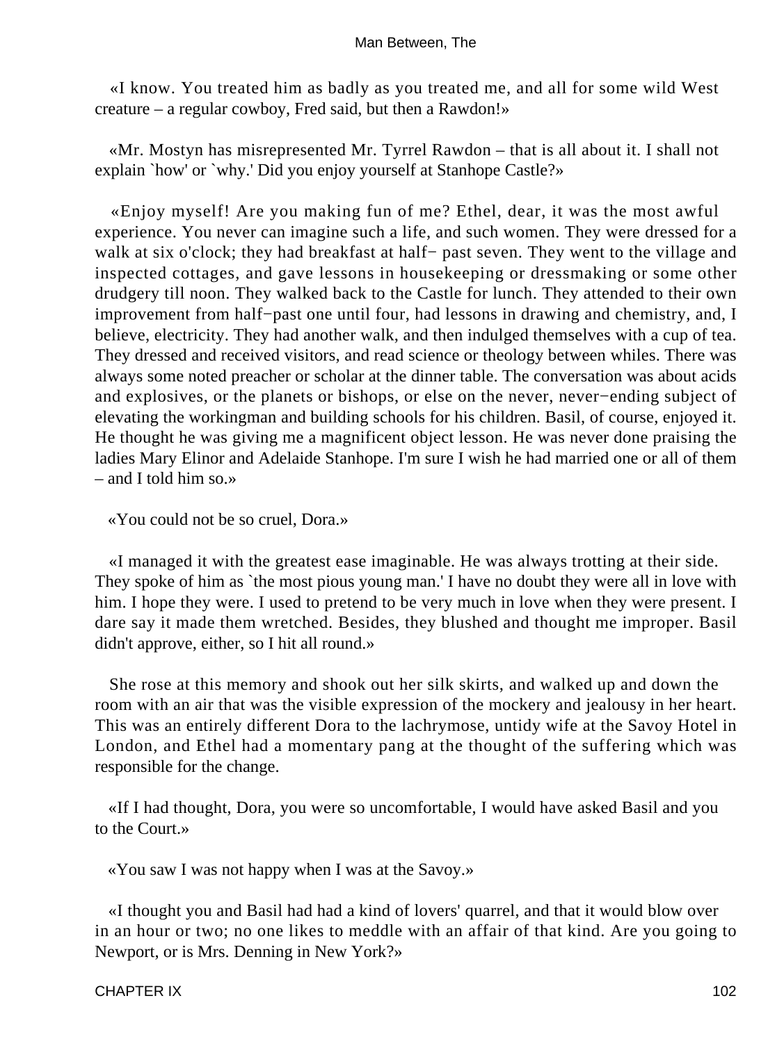«I know. You treated him as badly as you treated me, and all for some wild West creature – a regular cowboy, Fred said, but then a Rawdon!»

«Mr. Mostyn has misrepresented Mr. Tyrrel Rawdon – that is all about it. I shall not explain `how' or `why.' Did you enjoy yourself at Stanhope Castle?»

«Enjoy myself! Are you making fun of me? Ethel, dear, it was the most awful experience. You never can imagine such a life, and such women. They were dressed for a walk at six o'clock; they had breakfast at half− past seven. They went to the village and inspected cottages, and gave lessons in housekeeping or dressmaking or some other drudgery till noon. They walked back to the Castle for lunch. They attended to their own improvement from half−past one until four, had lessons in drawing and chemistry, and, I believe, electricity. They had another walk, and then indulged themselves with a cup of tea. They dressed and received visitors, and read science or theology between whiles. There was always some noted preacher or scholar at the dinner table. The conversation was about acids and explosives, or the planets or bishops, or else on the never, never−ending subject of elevating the workingman and building schools for his children. Basil, of course, enjoyed it. He thought he was giving me a magnificent object lesson. He was never done praising the ladies Mary Elinor and Adelaide Stanhope. I'm sure I wish he had married one or all of them – and I told him so.»

«You could not be so cruel, Dora.»

«I managed it with the greatest ease imaginable. He was always trotting at their side. They spoke of him as `the most pious young man.' I have no doubt they were all in love with him. I hope they were. I used to pretend to be very much in love when they were present. I dare say it made them wretched. Besides, they blushed and thought me improper. Basil didn't approve, either, so I hit all round.»

She rose at this memory and shook out her silk skirts, and walked up and down the room with an air that was the visible expression of the mockery and jealousy in her heart. This was an entirely different Dora to the lachrymose, untidy wife at the Savoy Hotel in London, and Ethel had a momentary pang at the thought of the suffering which was responsible for the change.

«If I had thought, Dora, you were so uncomfortable, I would have asked Basil and you to the Court.»

«You saw I was not happy when I was at the Savoy.»

«I thought you and Basil had had a kind of lovers' quarrel, and that it would blow over in an hour or two; no one likes to meddle with an affair of that kind. Are you going to Newport, or is Mrs. Denning in New York?»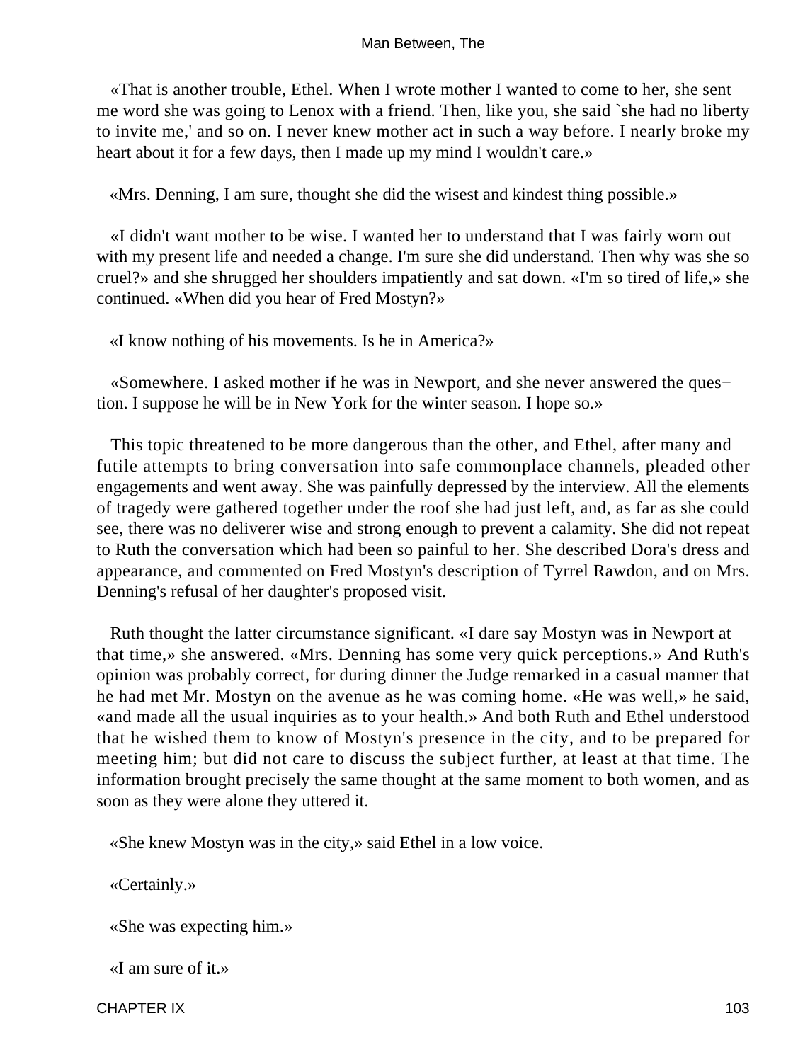«That is another trouble, Ethel. When I wrote mother I wanted to come to her, she sent me word she was going to Lenox with a friend. Then, like you, she said `she had no liberty to invite me,' and so on. I never knew mother act in such a way before. I nearly broke my heart about it for a few days, then I made up my mind I wouldn't care.»

«Mrs. Denning, I am sure, thought she did the wisest and kindest thing possible.»

«I didn't want mother to be wise. I wanted her to understand that I was fairly worn out with my present life and needed a change. I'm sure she did understand. Then why was she so cruel?» and she shrugged her shoulders impatiently and sat down. «I'm so tired of life,» she continued. «When did you hear of Fred Mostyn?»

«I know nothing of his movements. Is he in America?»

«Somewhere. I asked mother if he was in Newport, and she never answered the question. I suppose he will be in New York for the winter season. I hope so.»

This topic threatened to be more dangerous than the other, and Ethel, after many and futile attempts to bring conversation into safe commonplace channels, pleaded other engagements and went away. She was painfully depressed by the interview. All the elements of tragedy were gathered together under the roof she had just left, and, as far as she could see, there was no deliverer wise and strong enough to prevent a calamity. She did not repeat to Ruth the conversation which had been so painful to her. She described Dora's dress and appearance, and commented on Fred Mostyn's description of Tyrrel Rawdon, and on Mrs. Denning's refusal of her daughter's proposed visit.

Ruth thought the latter circumstance significant. «I dare say Mostyn was in Newport at that time,» she answered. «Mrs. Denning has some very quick perceptions.» And Ruth's opinion was probably correct, for during dinner the Judge remarked in a casual manner that he had met Mr. Mostyn on the avenue as he was coming home. «He was well,» he said, «and made all the usual inquiries as to your health.» And both Ruth and Ethel understood that he wished them to know of Mostyn's presence in the city, and to be prepared for meeting him; but did not care to discuss the subject further, at least at that time. The information brought precisely the same thought at the same moment to both women, and as soon as they were alone they uttered it.

«She knew Mostyn was in the city,» said Ethel in a low voice.

«Certainly.»

«She was expecting him.»

«I am sure of it.»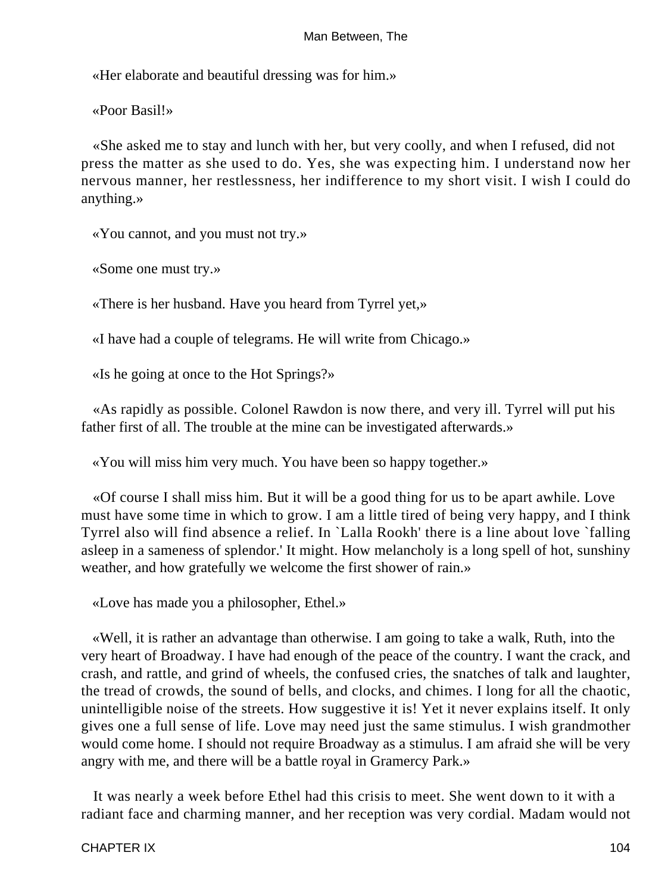«Her elaborate and beautiful dressing was for him.»

«Poor Basil!»

«She asked me to stay and lunch with her, but very coolly, and when I refused, did not press the matter as she used to do. Yes, she was expecting him. I understand now her nervous manner, her restlessness, her indifference to my short visit. I wish I could do anything.»

«You cannot, and you must not try.»

«Some one must try.»

«There is her husband. Have you heard from Tyrrel yet,»

«I have had a couple of telegrams. He will write from Chicago.»

«Is he going at once to the Hot Springs?»

«As rapidly as possible. Colonel Rawdon is now there, and very ill. Tyrrel will put his father first of all. The trouble at the mine can be investigated afterwards.»

«You will miss him very much. You have been so happy together.»

«Of course I shall miss him. But it will be a good thing for us to be apart awhile. Love must have some time in which to grow. I am a little tired of being very happy, and I think Tyrrel also will find absence a relief. In `Lalla Rookh' there is a line about love `falling asleep in a sameness of splendor.' It might. How melancholy is a long spell of hot, sunshiny weather, and how gratefully we welcome the first shower of rain.»

«Love has made you a philosopher, Ethel.»

«Well, it is rather an advantage than otherwise. I am going to take a walk, Ruth, into the very heart of Broadway. I have had enough of the peace of the country. I want the crack, and crash, and rattle, and grind of wheels, the confused cries, the snatches of talk and laughter, the tread of crowds, the sound of bells, and clocks, and chimes. I long for all the chaotic, unintelligible noise of the streets. How suggestive it is! Yet it never explains itself. It only gives one a full sense of life. Love may need just the same stimulus. I wish grandmother would come home. I should not require Broadway as a stimulus. I am afraid she will be very angry with me, and there will be a battle royal in Gramercy Park.»

It was nearly a week before Ethel had this crisis to meet. She went down to it with a radiant face and charming manner, and her reception was very cordial. Madam would not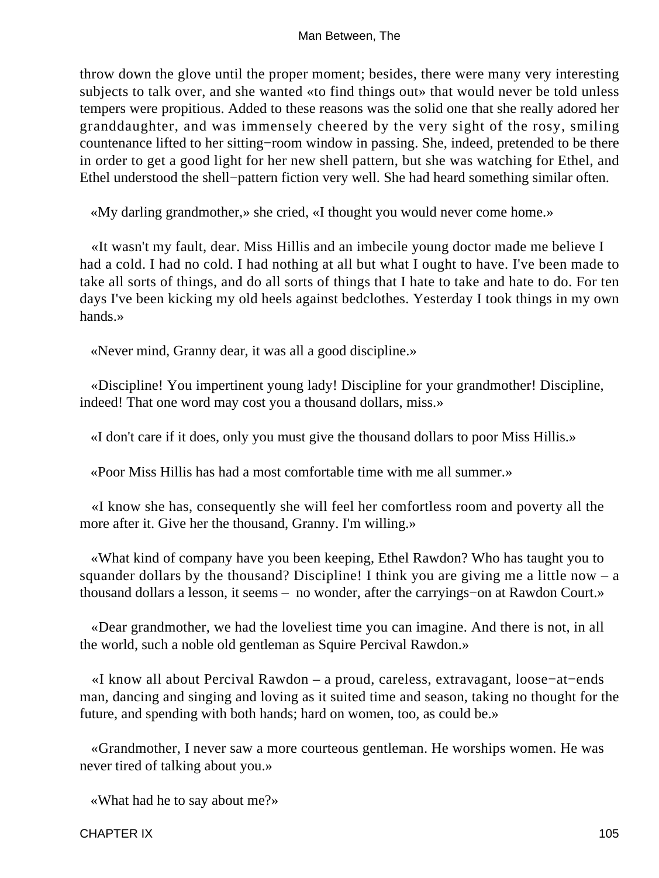throw down the glove until the proper moment; besides, there were many very interesting subjects to talk over, and she wanted «to find things out» that would never be told unless tempers were propitious. Added to these reasons was the solid one that she really adored her granddaughter, and was immensely cheered by the very sight of the rosy, smiling countenance lifted to her sitting−room window in passing. She, indeed, pretended to be there in order to get a good light for her new shell pattern, but she was watching for Ethel, and Ethel understood the shell−pattern fiction very well. She had heard something similar often.

«My darling grandmother,» she cried, «I thought you would never come home.»

«It wasn't my fault, dear. Miss Hillis and an imbecile young doctor made me believe I had a cold. I had no cold. I had nothing at all but what I ought to have. I've been made to take all sorts of things, and do all sorts of things that I hate to take and hate to do. For ten days I've been kicking my old heels against bedclothes. Yesterday I took things in my own hands.»

«Never mind, Granny dear, it was all a good discipline.»

«Discipline! You impertinent young lady! Discipline for your grandmother! Discipline, indeed! That one word may cost you a thousand dollars, miss.»

«I don't care if it does, only you must give the thousand dollars to poor Miss Hillis.»

«Poor Miss Hillis has had a most comfortable time with me all summer.»

«I know she has, consequently she will feel her comfortless room and poverty all the more after it. Give her the thousand, Granny. I'm willing.»

«What kind of company have you been keeping, Ethel Rawdon? Who has taught you to squander dollars by the thousand? Discipline! I think you are giving me a little now – a thousand dollars a lesson, it seems – no wonder, after the carryings−on at Rawdon Court.»

«Dear grandmother, we had the loveliest time you can imagine. And there is not, in all the world, such a noble old gentleman as Squire Percival Rawdon.»

«I know all about Percival Rawdon – a proud, careless, extravagant, loose−at−ends man, dancing and singing and loving as it suited time and season, taking no thought for the future, and spending with both hands; hard on women, too, as could be.»

«Grandmother, I never saw a more courteous gentleman. He worships women. He was never tired of talking about you.»

«What had he to say about me?»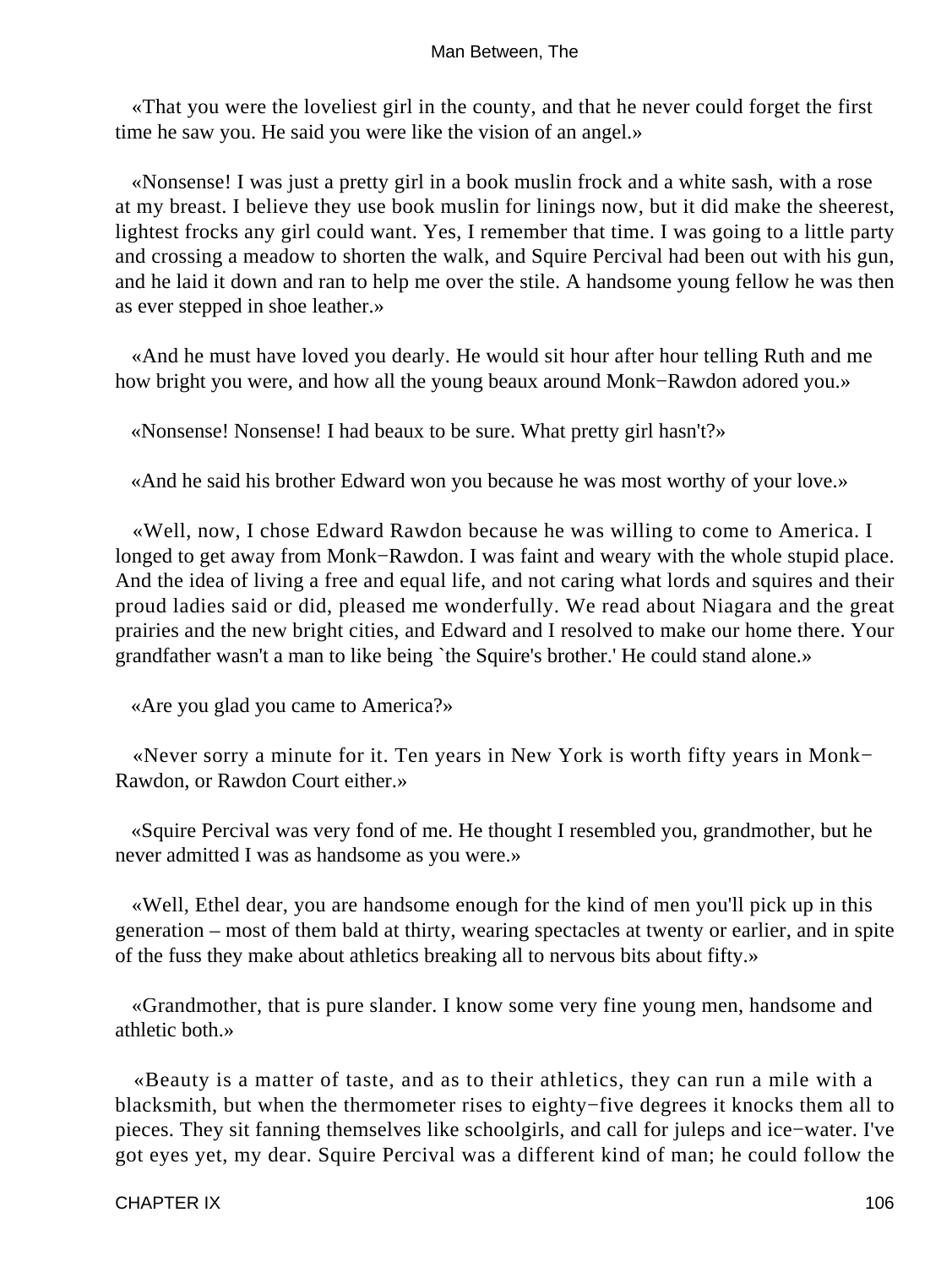«That you were the loveliest girl in the county, and that he never could forget the first time he saw you. He said you were like the vision of an angel.»

«Nonsense! I was just a pretty girl in a book muslin frock and a white sash, with a rose at my breast. I believe they use book muslin for linings now, but it did make the sheerest, lightest frocks any girl could want. Yes, I remember that time. I was going to a little party and crossing a meadow to shorten the walk, and Squire Percival had been out with his gun, and he laid it down and ran to help me over the stile. A handsome young fellow he was then as ever stepped in shoe leather.»

«And he must have loved you dearly. He would sit hour after hour telling Ruth and me how bright you were, and how all the young beaux around Monk−Rawdon adored you.»

«Nonsense! Nonsense! I had beaux to be sure. What pretty girl hasn't?»

«And he said his brother Edward won you because he was most worthy of your love.»

«Well, now, I chose Edward Rawdon because he was willing to come to America. I longed to get away from Monk−Rawdon. I was faint and weary with the whole stupid place. And the idea of living a free and equal life, and not caring what lords and squires and their proud ladies said or did, pleased me wonderfully. We read about Niagara and the great prairies and the new bright cities, and Edward and I resolved to make our home there. Your grandfather wasn't a man to like being `the Squire's brother.' He could stand alone.»

«Are you glad you came to America?»

«Never sorry a minute for it. Ten years in New York is worth fifty years in Monk−Rawdon, or Rawdon Court either.»

«Squire Percival was very fond of me. He thought I resembled you, grandmother, but he never admitted I was as handsome as you were.»

«Well, Ethel dear, you are handsome enough for the kind of men you'll pick up in this generation – most of them bald at thirty, wearing spectacles at twenty or earlier, and in spite of the fuss they make about athletics breaking all to nervous bits about fifty.»

«Grandmother, that is pure slander. I know some very fine young men, handsome and athletic both.»

«Beauty is a matter of taste, and as to their athletics, they can run a mile with a blacksmith, but when the thermometer rises to eighty−five degrees it knocks them all to pieces. They sit fanning themselves like schoolgirls, and call for juleps and ice−water. I've got eyes yet, my dear. Squire Percival was a different kind of man; he could follow the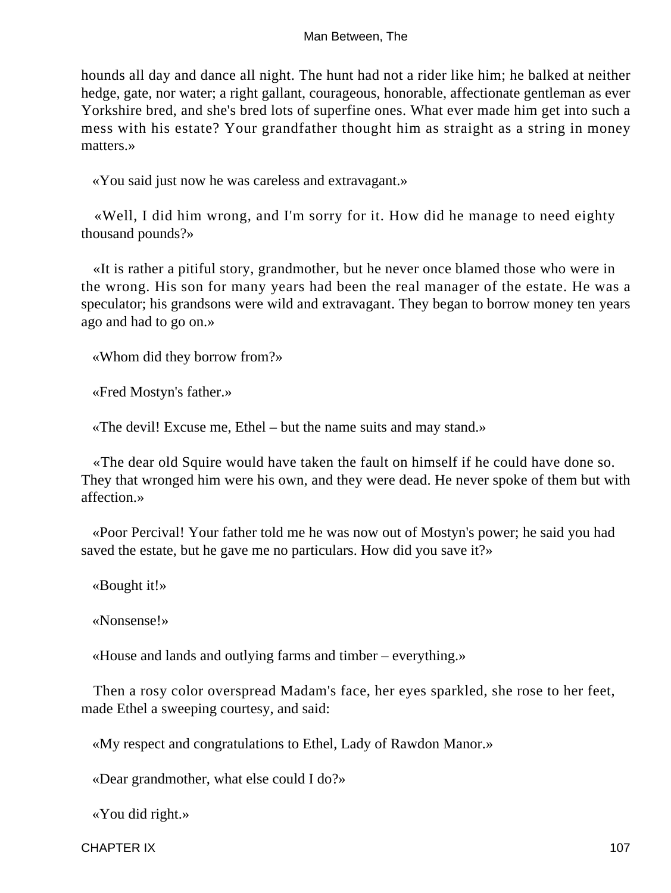hounds all day and dance all night. The hunt had not a rider like him; he balked at neither hedge, gate, nor water; a right gallant, courageous, honorable, affectionate gentleman as ever Yorkshire bred, and she's bred lots of superfine ones. What ever made him get into such a mess with his estate? Your grandfather thought him as straight as a string in money matters.»

«You said just now he was careless and extravagant.»

«Well, I did him wrong, and I'm sorry for it. How did he manage to need eighty thousand pounds?»

«It is rather a pitiful story, grandmother, but he never once blamed those who were in the wrong. His son for many years had been the real manager of the estate. He was a speculator; his grandsons were wild and extravagant. They began to borrow money ten years ago and had to go on.»

«Whom did they borrow from?»

«Fred Mostyn's father.»

«The devil! Excuse me, Ethel – but the name suits and may stand.»

«The dear old Squire would have taken the fault on himself if he could have done so. They that wronged him were his own, and they were dead. He never spoke of them but with affection.»

«Poor Percival! Your father told me he was now out of Mostyn's power; he said you had saved the estate, but he gave me no particulars. How did you save it?»

«Bought it!»

«Nonsense!»

«House and lands and outlying farms and timber – everything.»

Then a rosy color overspread Madam's face, her eyes sparkled, she rose to her feet, made Ethel a sweeping courtesy, and said:

«My respect and congratulations to Ethel, Lady of Rawdon Manor.»

«Dear grandmother, what else could I do?»

«You did right.»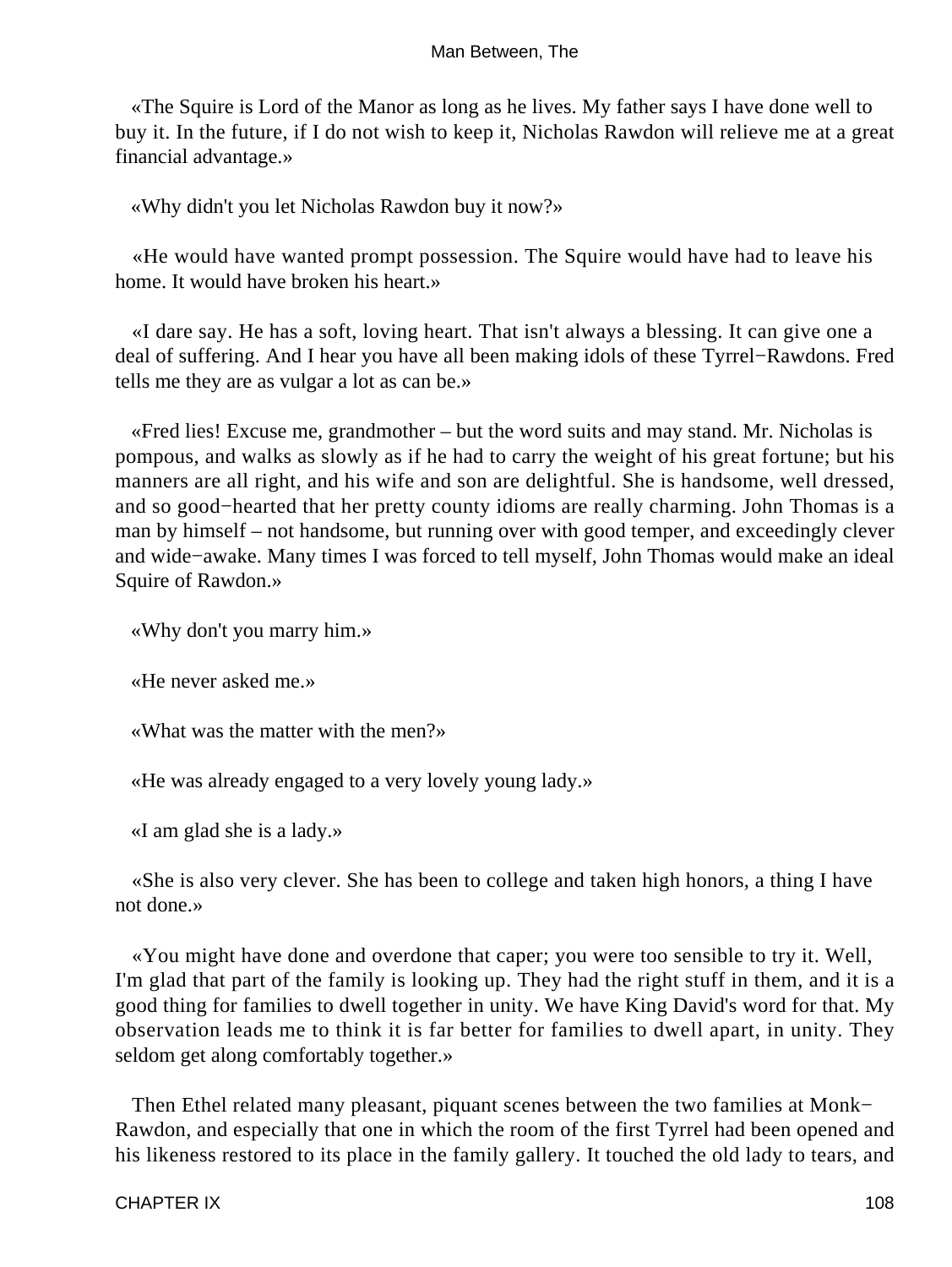«The Squire is Lord of the Manor as long as he lives. My father says I have done well to buy it. In the future, if I do not wish to keep it, Nicholas Rawdon will relieve me at a great financial advantage.»

«Why didn't you let Nicholas Rawdon buy it now?»

«He would have wanted prompt possession. The Squire would have had to leave his home. It would have broken his heart.»

«I dare say. He has a soft, loving heart. That isn't always a blessing. It can give one a deal of suffering. And I hear you have all been making idols of these Tyrrel−Rawdons. Fred tells me they are as vulgar a lot as can be.»

«Fred lies! Excuse me, grandmother – but the word suits and may stand. Mr. Nicholas is pompous, and walks as slowly as if he had to carry the weight of his great fortune; but his manners are all right, and his wife and son are delightful. She is handsome, well dressed, and so good−hearted that her pretty county idioms are really charming. John Thomas is a man by himself – not handsome, but running over with good temper, and exceedingly clever and wide−awake. Many times I was forced to tell myself, John Thomas would make an ideal Squire of Rawdon.»

«Why don't you marry him.»

«He never asked me.»

«What was the matter with the men?»

«He was already engaged to a very lovely young lady.»

«I am glad she is a lady.»

«She is also very clever. She has been to college and taken high honors, a thing I have not done.»

«You might have done and overdone that caper; you were too sensible to try it. Well, I'm glad that part of the family is looking up. They had the right stuff in them, and it is a good thing for families to dwell together in unity. We have King David's word for that. My observation leads me to think it is far better for families to dwell apart, in unity. They seldom get along comfortably together.»

Then Ethel related many pleasant, piquant scenes between the two families at Monk−Rawdon, and especially that one in which the room of the first Tyrrel had been opened and his likeness restored to its place in the family gallery. It touched the old lady to tears, and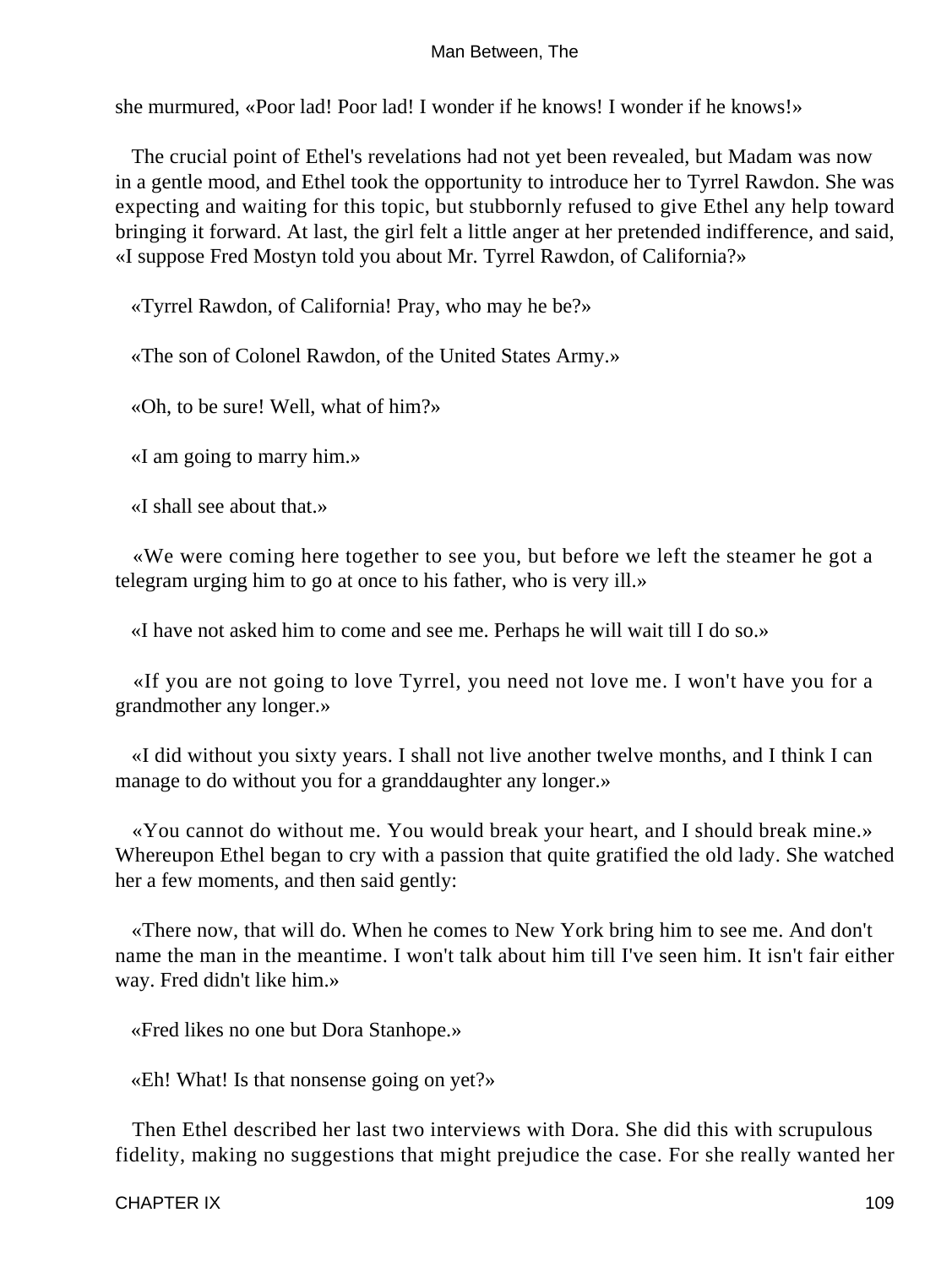she murmured, «Poor lad! Poor lad! I wonder if he knows! I wonder if he knows!»

The crucial point of Ethel's revelations had not yet been revealed, but Madam was now in a gentle mood, and Ethel took the opportunity to introduce her to Tyrrel Rawdon. She was expecting and waiting for this topic, but stubbornly refused to give Ethel any help toward bringing it forward. At last, the girl felt a little anger at her pretended indifference, and said, «I suppose Fred Mostyn told you about Mr. Tyrrel Rawdon, of California?»

«Tyrrel Rawdon, of California! Pray, who may he be?»

«The son of Colonel Rawdon, of the United States Army.»

«Oh, to be sure! Well, what of him?»

«I am going to marry him.»

«I shall see about that.»

«We were coming here together to see you, but before we left the steamer he got a telegram urging him to go at once to his father, who is very ill.»

«I have not asked him to come and see me. Perhaps he will wait till I do so.»

«If you are not going to love Tyrrel, you need not love me. I won't have you for a grandmother any longer.»

«I did without you sixty years. I shall not live another twelve months, and I think I can manage to do without you for a granddaughter any longer.»

«You cannot do without me. You would break your heart, and I should break mine.» Whereupon Ethel began to cry with a passion that quite gratified the old lady. She watched her a few moments, and then said gently:

«There now, that will do. When he comes to New York bring him to see me. And don't name the man in the meantime. I won't talk about him till I've seen him. It isn't fair either way. Fred didn't like him.»

«Fred likes no one but Dora Stanhope.»

«Eh! What! Is that nonsense going on yet?»

Then Ethel described her last two interviews with Dora. She did this with scrupulous fidelity, making no suggestions that might prejudice the case. For she really wanted her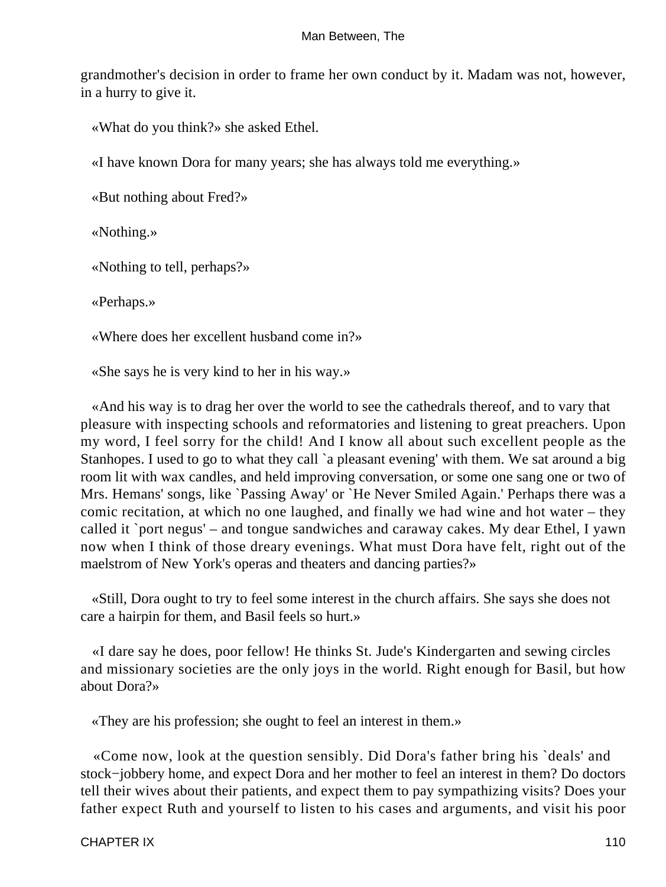grandmother's decision in order to frame her own conduct by it. Madam was not, however, in a hurry to give it.

«What do you think?» she asked Ethel.

«I have known Dora for many years; she has always told me everything.»

«But nothing about Fred?»

«Nothing.»

«Nothing to tell, perhaps?»

«Perhaps.»

«Where does her excellent husband come in?»

«She says he is very kind to her in his way.»

«And his way is to drag her over the world to see the cathedrals thereof, and to vary that pleasure with inspecting schools and reformatories and listening to great preachers. Upon my word, I feel sorry for the child! And I know all about such excellent people as the Stanhopes. I used to go to what they call `a pleasant evening' with them. We sat around a big room lit with wax candles, and held improving conversation, or some one sang one or two of Mrs. Hemans' songs, like `Passing Away' or `He Never Smiled Again.' Perhaps there was a comic recitation, at which no one laughed, and finally we had wine and hot water – they called it `port negus' – and tongue sandwiches and caraway cakes. My dear Ethel, I yawn now when I think of those dreary evenings. What must Dora have felt, right out of the maelstrom of New York's operas and theaters and dancing parties?»

«Still, Dora ought to try to feel some interest in the church affairs. She says she does not care a hairpin for them, and Basil feels so hurt.»

«I dare say he does, poor fellow! He thinks St. Jude's Kindergarten and sewing circles and missionary societies are the only joys in the world. Right enough for Basil, but how about Dora?»

«They are his profession; she ought to feel an interest in them.»

«Come now, look at the question sensibly. Did Dora's father bring his `deals' and stock−jobbery home, and expect Dora and her mother to feel an interest in them? Do doctors tell their wives about their patients, and expect them to pay sympathizing visits? Does your father expect Ruth and yourself to listen to his cases and arguments, and visit his poor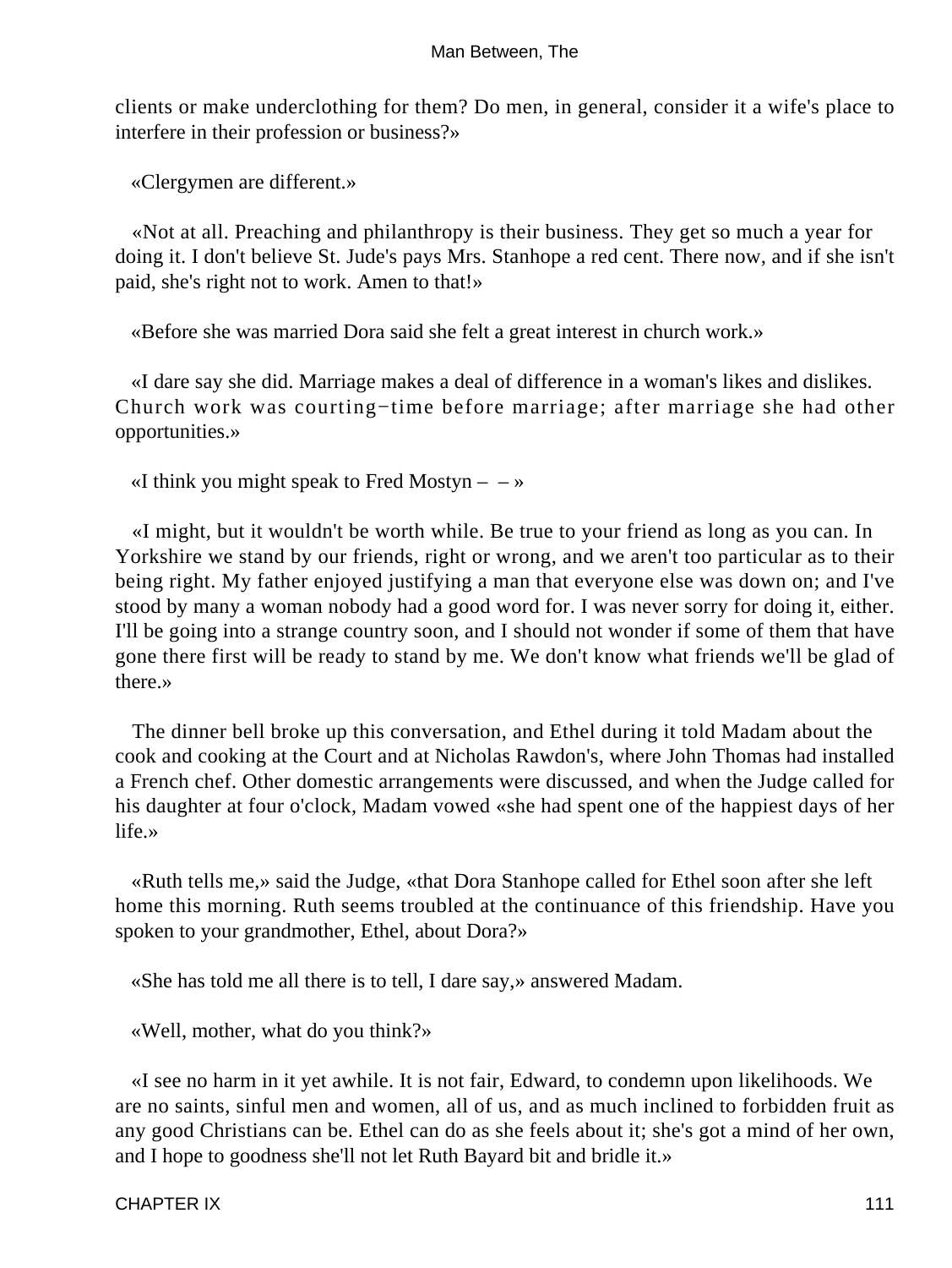clients or make underclothing for them? Do men, in general, consider it a wife's place to interfere in their profession or business?»

«Clergymen are different.»

«Not at all. Preaching and philanthropy is their business. They get so much a year for doing it. I don't believe St. Jude's pays Mrs. Stanhope a red cent. There now, and if she isn't paid, she's right not to work. Amen to that!»

«Before she was married Dora said she felt a great interest in church work.»

«I dare say she did. Marriage makes a deal of difference in a woman's likes and dislikes. Church work was courting−time before marriage; after marriage she had other opportunities.»

«I think you might speak to Fred Mostyn – – »

«I might, but it wouldn't be worth while. Be true to your friend as long as you can. In Yorkshire we stand by our friends, right or wrong, and we aren't too particular as to their being right. My father enjoyed justifying a man that everyone else was down on; and I've stood by many a woman nobody had a good word for. I was never sorry for doing it, either. I'll be going into a strange country soon, and I should not wonder if some of them that have gone there first will be ready to stand by me. We don't know what friends we'll be glad of there.»

The dinner bell broke up this conversation, and Ethel during it told Madam about the cook and cooking at the Court and at Nicholas Rawdon's, where John Thomas had installed a French chef. Other domestic arrangements were discussed, and when the Judge called for his daughter at four o'clock, Madam vowed «she had spent one of the happiest days of her life.»

«Ruth tells me,» said the Judge, «that Dora Stanhope called for Ethel soon after she left home this morning. Ruth seems troubled at the continuance of this friendship. Have you spoken to your grandmother, Ethel, about Dora?»

«She has told me all there is to tell, I dare say,» answered Madam.

«Well, mother, what do you think?»

«I see no harm in it yet awhile. It is not fair, Edward, to condemn upon likelihoods. We are no saints, sinful men and women, all of us, and as much inclined to forbidden fruit as any good Christians can be. Ethel can do as she feels about it; she's got a mind of her own, and I hope to goodness she'll not let Ruth Bayard bit and bridle it.»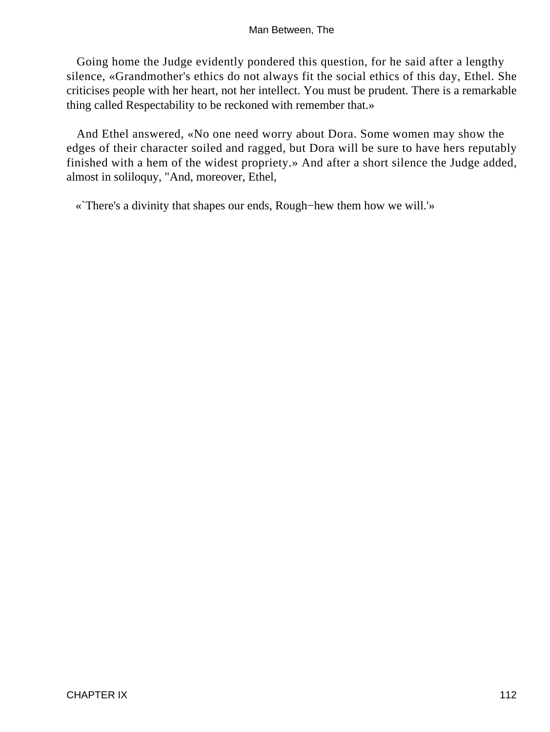Going home the Judge evidently pondered this question, for he said after a lengthy silence, «Grandmother's ethics do not always fit the social ethics of this day, Ethel. She criticises people with her heart, not her intellect. You must be prudent. There is a remarkable thing called Respectability to be reckoned with remember that.»

And Ethel answered, «No one need worry about Dora. Some women may show the edges of their character soiled and ragged, but Dora will be sure to have hers reputably finished with a hem of the widest propriety.» And after a short silence the Judge added, almost in soliloquy, "And, moreover, Ethel,

«`There's a divinity that shapes our ends, Rough−hew them how we will.'»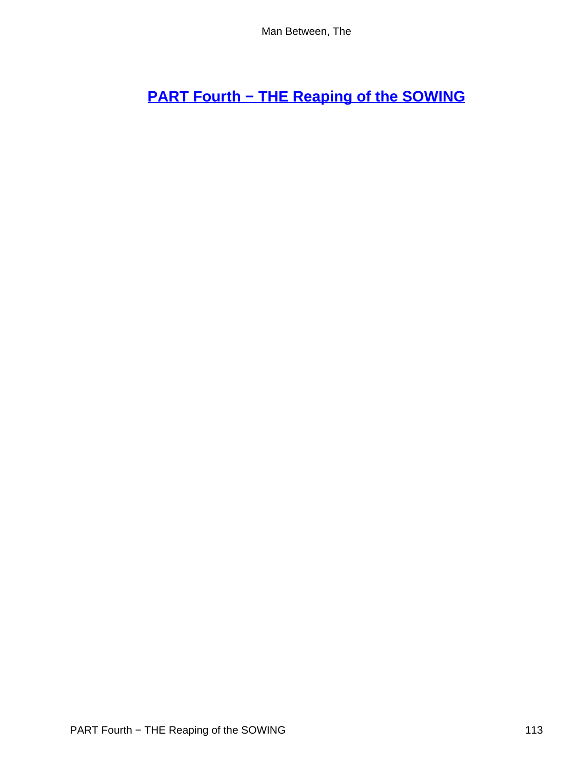## PART Fourth − THE Reaping of the SOWING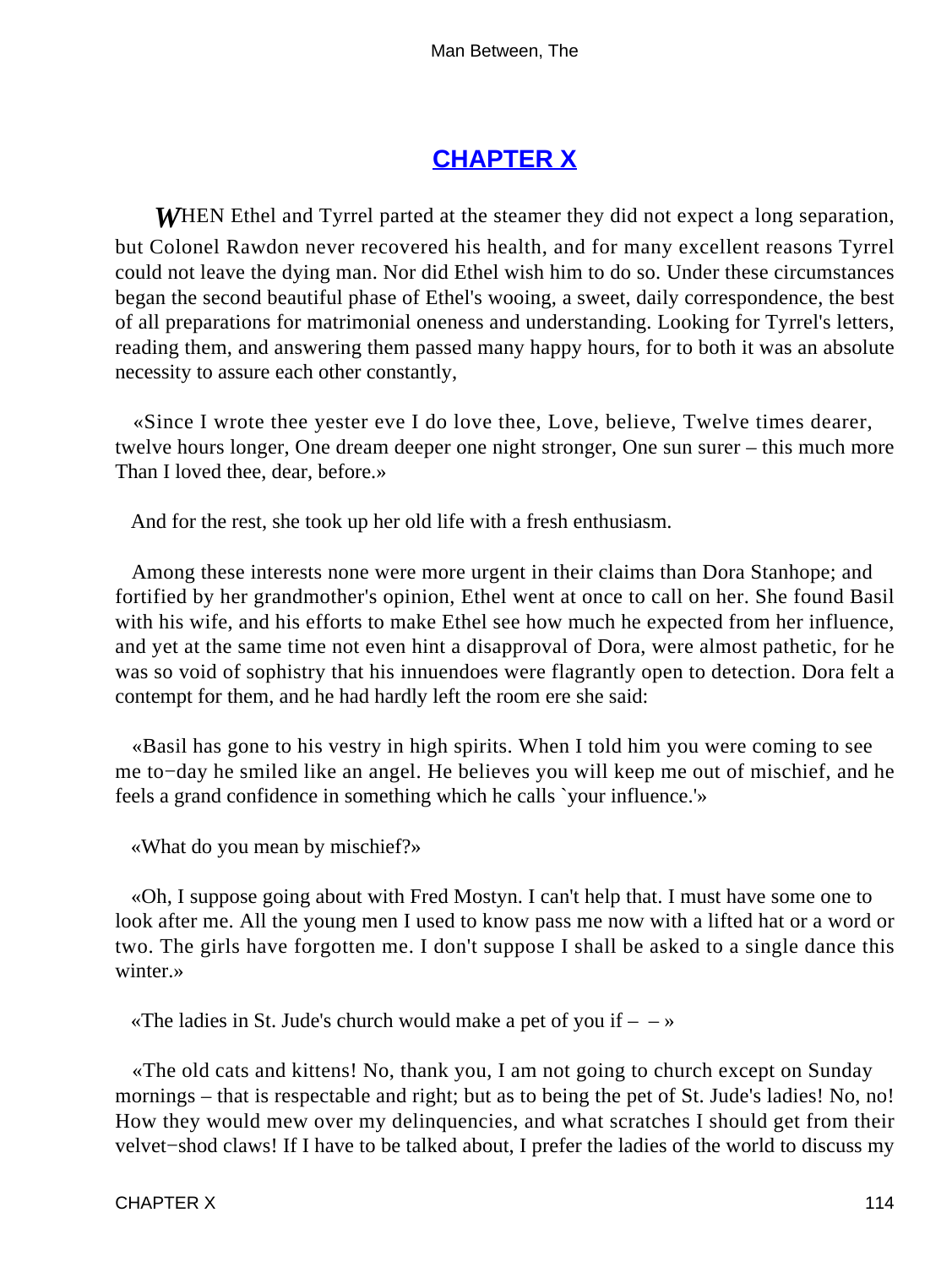## CHAPTER X

*W*HEN Ethel and Tyrrel parted at the steamer they did not expect a long separation, but Colonel Rawdon never recovered his health, and for many excellent reasons Tyrrel could not leave the dying man. Nor did Ethel wish him to do so. Under these circumstances began the second beautiful phase of Ethel's wooing, a sweet, daily correspondence, the best of all preparations for matrimonial oneness and understanding. Looking for Tyrrel's letters, reading them, and answering them passed many happy hours, for to both it was an absolute necessity to assure each other constantly,

«Since I wrote thee yester eve I do love thee, Love, believe, Twelve times dearer, twelve hours longer, One dream deeper one night stronger, One sun surer – this much more Than I loved thee, dear, before.»

And for the rest, she took up her old life with a fresh enthusiasm.

Among these interests none were more urgent in their claims than Dora Stanhope; and fortified by her grandmother's opinion, Ethel went at once to call on her. She found Basil with his wife, and his efforts to make Ethel see how much he expected from her influence, and yet at the same time not even hint a disapproval of Dora, were almost pathetic, for he was so void of sophistry that his innuendoes were flagrantly open to detection. Dora felt a contempt for them, and he had hardly left the room ere she said:

«Basil has gone to his vestry in high spirits. When I told him you were coming to see me to−day he smiled like an angel. He believes you will keep me out of mischief, and he feels a grand confidence in something which he calls `your influence.'»

«What do you mean by mischief?»

«Oh, I suppose going about with Fred Mostyn. I can't help that. I must have some one to look after me. All the young men I used to know pass me now with a lifted hat or a word or two. The girls have forgotten me. I don't suppose I shall be asked to a single dance this winter.»

«The ladies in St. Jude's church would make a pet of you if – – »

«The old cats and kittens! No, thank you, I am not going to church except on Sunday mornings – that is respectable and right; but as to being the pet of St. Jude's ladies! No, no! How they would mew over my delinquencies, and what scratches I should get from their velvet−shod claws! If I have to be talked about, I prefer the ladies of the world to discuss my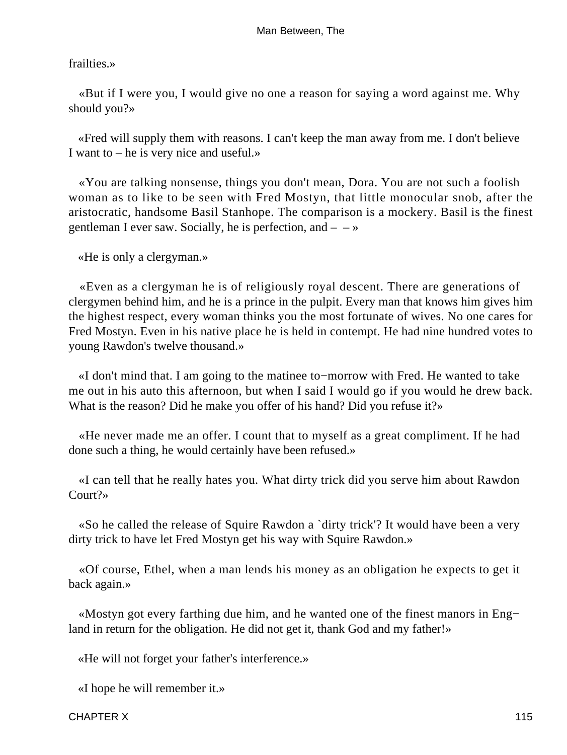frailties.»

«But if I were you, I would give no one a reason for saying a word against me. Why should you?»

«Fred will supply them with reasons. I can't keep the man away from me. I don't believe I want to – he is very nice and useful.»

«You are talking nonsense, things you don't mean, Dora. You are not such a foolish woman as to like to be seen with Fred Mostyn, that little monocular snob, after the aristocratic, handsome Basil Stanhope. The comparison is a mockery. Basil is the finest gentleman I ever saw. Socially, he is perfection, and – – »

«He is only a clergyman.»

«Even as a clergyman he is of religiously royal descent. There are generations of clergymen behind him, and he is a prince in the pulpit. Every man that knows him gives him the highest respect, every woman thinks you the most fortunate of wives. No one cares for Fred Mostyn. Even in his native place he is held in contempt. He had nine hundred votes to young Rawdon's twelve thousand.»

«I don't mind that. I am going to the matinee to−morrow with Fred. He wanted to take me out in his auto this afternoon, but when I said I would go if you would he drew back. What is the reason? Did he make you offer of his hand? Did you refuse it?»

«He never made me an offer. I count that to myself as a great compliment. If he had done such a thing, he would certainly have been refused.»

«I can tell that he really hates you. What dirty trick did you serve him about Rawdon Court?»

«So he called the release of Squire Rawdon a `dirty trick'? It would have been a very dirty trick to have let Fred Mostyn get his way with Squire Rawdon.»

«Of course, Ethel, when a man lends his money as an obligation he expects to get it back again.»

«Mostyn got every farthing due him, and he wanted one of the finest manors in England in return for the obligation. He did not get it, thank God and my father!»

«He will not forget your father's interference.»

«I hope he will remember it.»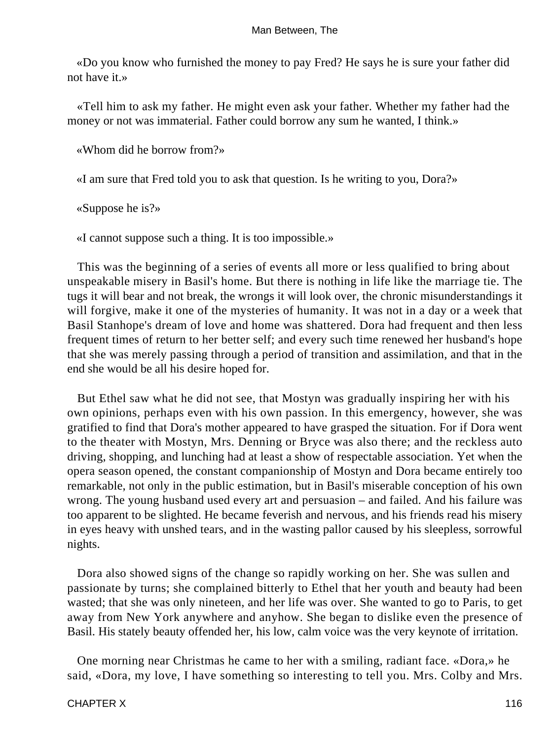«Do you know who furnished the money to pay Fred? He says he is sure your father did not have it.»

«Tell him to ask my father. He might even ask your father. Whether my father had the money or not was immaterial. Father could borrow any sum he wanted, I think.»

«Whom did he borrow from?»

«I am sure that Fred told you to ask that question. Is he writing to you, Dora?»

«Suppose he is?»

«I cannot suppose such a thing. It is too impossible.»

This was the beginning of a series of events all more or less qualified to bring about unspeakable misery in Basil's home. But there is nothing in life like the marriage tie. The tugs it will bear and not break, the wrongs it will look over, the chronic misunderstandings it will forgive, make it one of the mysteries of humanity. It was not in a day or a week that Basil Stanhope's dream of love and home was shattered. Dora had frequent and then less frequent times of return to her better self; and every such time renewed her husband's hope that she was merely passing through a period of transition and assimilation, and that in the end she would be all his desire hoped for.

But Ethel saw what he did not see, that Mostyn was gradually inspiring her with his own opinions, perhaps even with his own passion. In this emergency, however, she was gratified to find that Dora's mother appeared to have grasped the situation. For if Dora went to the theater with Mostyn, Mrs. Denning or Bryce was also there; and the reckless auto driving, shopping, and lunching had at least a show of respectable association. Yet when the opera season opened, the constant companionship of Mostyn and Dora became entirely too remarkable, not only in the public estimation, but in Basil's miserable conception of his own wrong. The young husband used every art and persuasion – and failed. And his failure was too apparent to be slighted. He became feverish and nervous, and his friends read his misery in eyes heavy with unshed tears, and in the wasting pallor caused by his sleepless, sorrowful nights.

Dora also showed signs of the change so rapidly working on her. She was sullen and passionate by turns; she complained bitterly to Ethel that her youth and beauty had been wasted; that she was only nineteen, and her life was over. She wanted to go to Paris, to get away from New York anywhere and anyhow. She began to dislike even the presence of Basil. His stately beauty offended her, his low, calm voice was the very keynote of irritation.

One morning near Christmas he came to her with a smiling, radiant face. «Dora,» he said, «Dora, my love, I have something so interesting to tell you. Mrs. Colby and Mrs.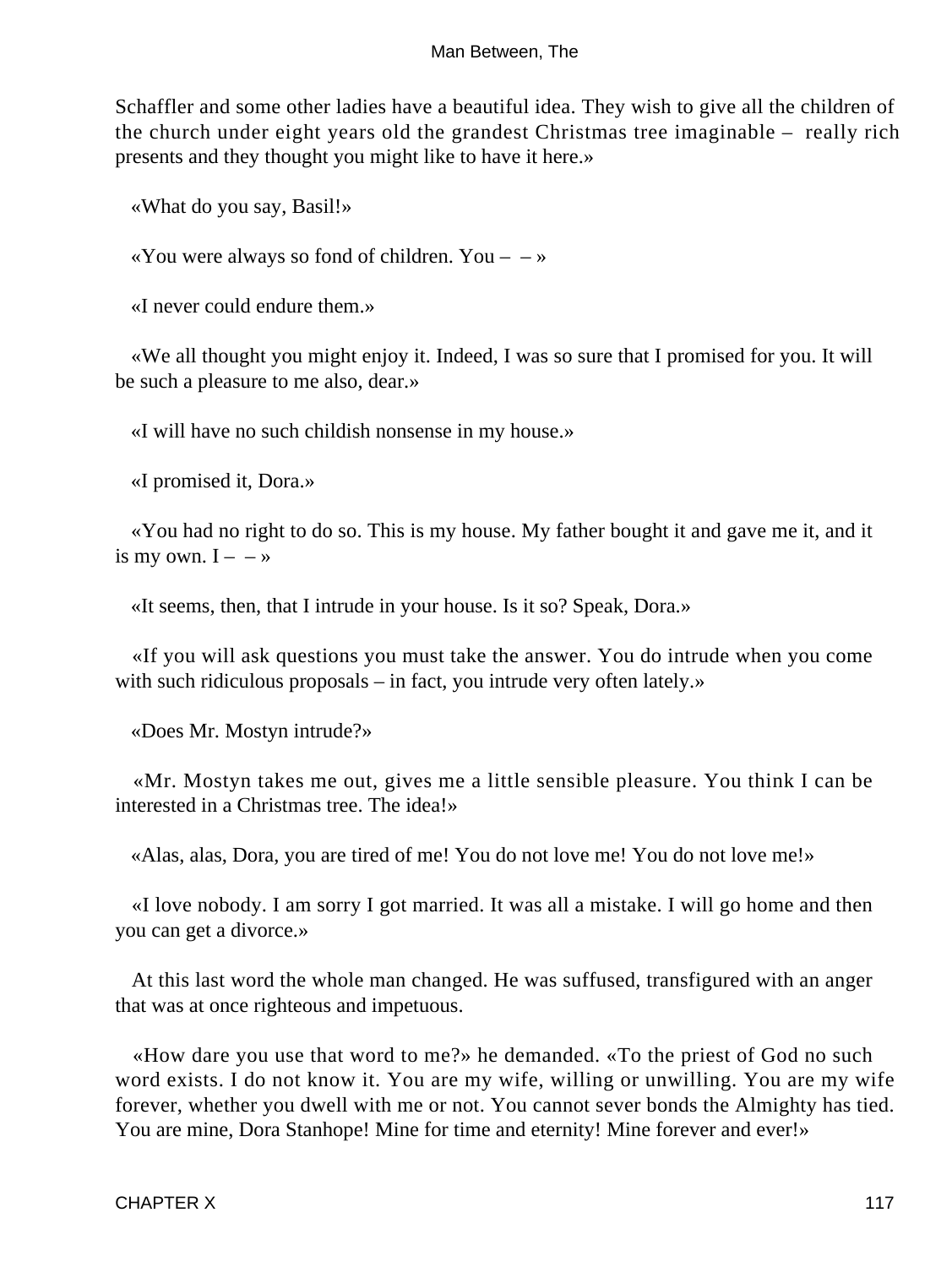Schaffler and some other ladies have a beautiful idea. They wish to give all the children of the church under eight years old the grandest Christmas tree imaginable – really rich presents and they thought you might like to have it here.»

«What do you say, Basil!»

«You were always so fond of children. You – – »

«I never could endure them.»

«We all thought you might enjoy it. Indeed, I was so sure that I promised for you. It will be such a pleasure to me also, dear.»

«I will have no such childish nonsense in my house.»

«I promised it, Dora.»

«You had no right to do so. This is my house. My father bought it and gave me it, and it is my own. I – – »

«It seems, then, that I intrude in your house. Is it so? Speak, Dora.»

«If you will ask questions you must take the answer. You do intrude when you come with such ridiculous proposals – in fact, you intrude very often lately.»

«Does Mr. Mostyn intrude?»

«Mr. Mostyn takes me out, gives me a little sensible pleasure. You think I can be interested in a Christmas tree. The idea!»

«Alas, alas, Dora, you are tired of me! You do not love me! You do not love me!»

«I love nobody. I am sorry I got married. It was all a mistake. I will go home and then you can get a divorce.»

At this last word the whole man changed. He was suffused, transfigured with an anger that was at once righteous and impetuous.

«How dare you use that word to me?» he demanded. «To the priest of God no such word exists. I do not know it. You are my wife, willing or unwilling. You are my wife forever, whether you dwell with me or not. You cannot sever bonds the Almighty has tied. You are mine, Dora Stanhope! Mine for time and eternity! Mine forever and ever!»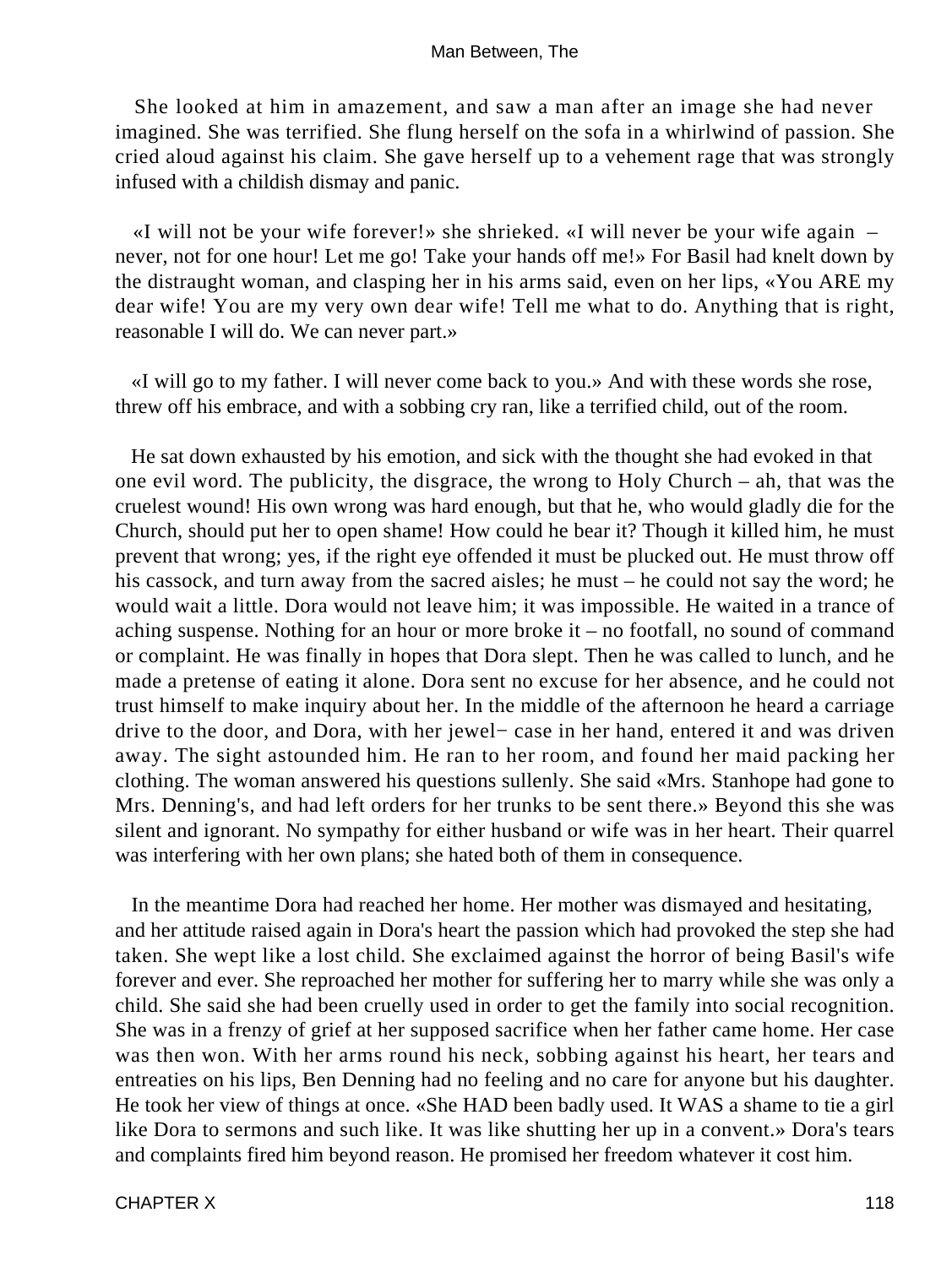She looked at him in amazement, and saw a man after an image she had never imagined. She was terrified. She flung herself on the sofa in a whirlwind of passion. She cried aloud against his claim. She gave herself up to a vehement rage that was strongly infused with a childish dismay and panic.

«I will not be your wife forever!» she shrieked. «I will never be your wife again – never, not for one hour! Let me go! Take your hands off me!» For Basil had knelt down by the distraught woman, and clasping her in his arms said, even on her lips, «You ARE my dear wife! You are my very own dear wife! Tell me what to do. Anything that is right, reasonable I will do. We can never part.»

«I will go to my father. I will never come back to you.» And with these words she rose, threw off his embrace, and with a sobbing cry ran, like a terrified child, out of the room.

He sat down exhausted by his emotion, and sick with the thought she had evoked in that one evil word. The publicity, the disgrace, the wrong to Holy Church – ah, that was the cruelest wound! His own wrong was hard enough, but that he, who would gladly die for the Church, should put her to open shame! How could he bear it? Though it killed him, he must prevent that wrong; yes, if the right eye offended it must be plucked out. He must throw off his cassock, and turn away from the sacred aisles; he must – he could not say the word; he would wait a little. Dora would not leave him; it was impossible. He waited in a trance of aching suspense. Nothing for an hour or more broke it – no footfall, no sound of command or complaint. He was finally in hopes that Dora slept. Then he was called to lunch, and he made a pretense of eating it alone. Dora sent no excuse for her absence, and he could not trust himself to make inquiry about her. In the middle of the afternoon he heard a carriage drive to the door, and Dora, with her jewel−case in her hand, entered it and was driven away. The sight astounded him. He ran to her room, and found her maid packing her clothing. The woman answered his questions sullenly. She said «Mrs. Stanhope had gone to Mrs. Denning's, and had left orders for her trunks to be sent there.» Beyond this she was silent and ignorant. No sympathy for either husband or wife was in her heart. Their quarrel was interfering with her own plans; she hated both of them in consequence.

In the meantime Dora had reached her home. Her mother was dismayed and hesitating, and her attitude raised again in Dora's heart the passion which had provoked the step she had taken. She wept like a lost child. She exclaimed against the horror of being Basil's wife forever and ever. She reproached her mother for suffering her to marry while she was only a child. She said she had been cruelly used in order to get the family into social recognition. She was in a frenzy of grief at her supposed sacrifice when her father came home. Her case was then won. With her arms round his neck, sobbing against his heart, her tears and entreaties on his lips, Ben Denning had no feeling and no care for anyone but his daughter. He took her view of things at once. «She HAD been badly used. It WAS a shame to tie a girl like Dora to sermons and such like. It was like shutting her up in a convent.» Dora's tears and complaints fired him beyond reason. He promised her freedom whatever it cost him.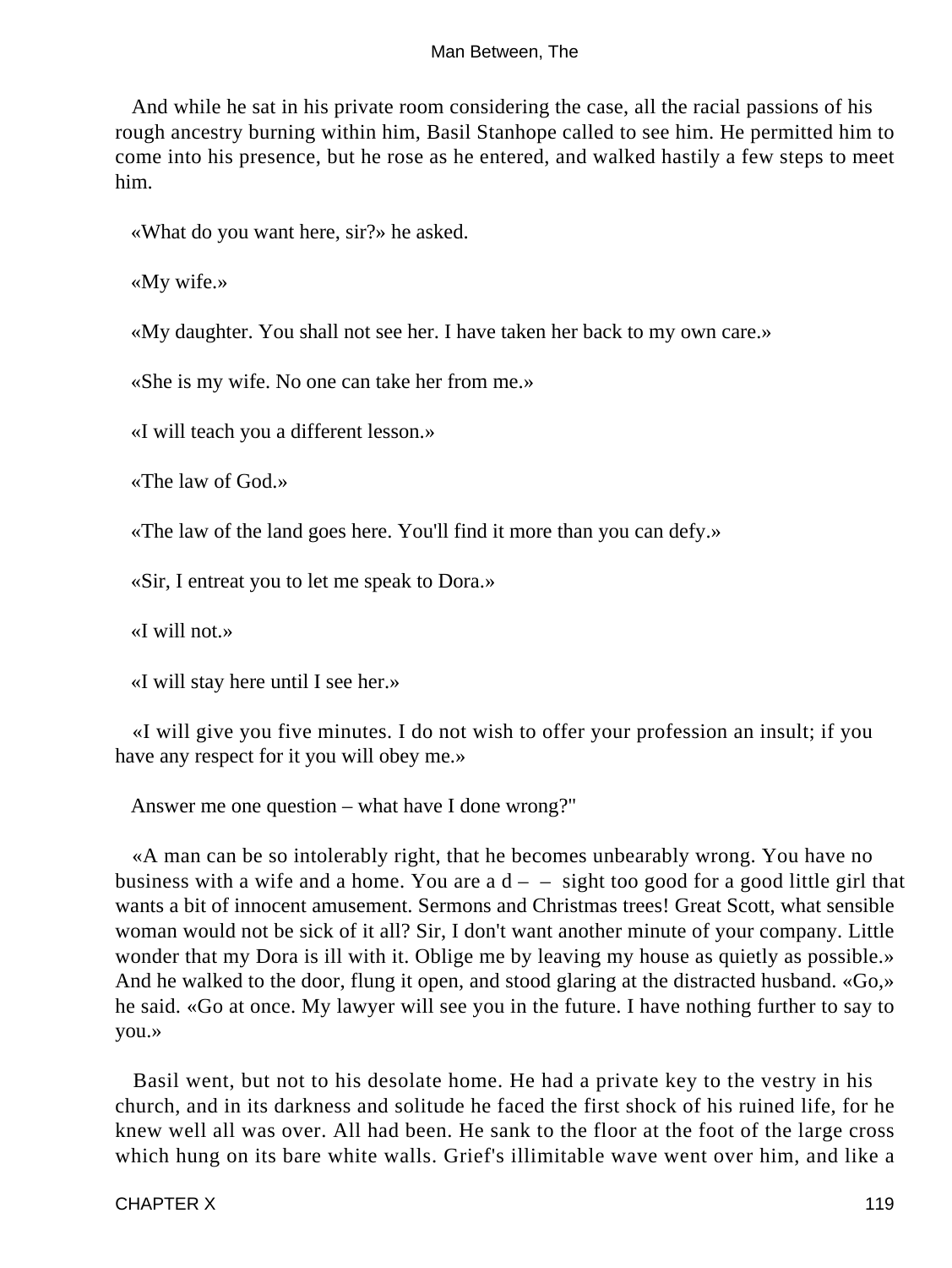And while he sat in his private room considering the case, all the racial passions of his rough ancestry burning within him, Basil Stanhope called to see him. He permitted him to come into his presence, but he rose as he entered, and walked hastily a few steps to meet him.

«What do you want here, sir?» he asked.

«My wife.»

«My daughter. You shall not see her. I have taken her back to my own care.»

«She is my wife. No one can take her from me.»

«I will teach you a different lesson.»

«The law of God.»

«The law of the land goes here. You'll find it more than you can defy.»

«Sir, I entreat you to let me speak to Dora.»

«I will not.»

«I will stay here until I see her.»

«I will give you five minutes. I do not wish to offer your profession an insult; if you have any respect for it you will obey me.»

Answer me one question – what have I done wrong?"

«A man can be so intolerably right, that he becomes unbearably wrong. You have no business with a wife and a home. You are a d – – sight too good for a good little girl that wants a bit of innocent amusement. Sermons and Christmas trees! Great Scott, what sensible woman would not be sick of it all? Sir, I don't want another minute of your company. Little wonder that my Dora is ill with it. Oblige me by leaving my house as quietly as possible.» And he walked to the door, flung it open, and stood glaring at the distracted husband. «Go,» he said. «Go at once. My lawyer will see you in the future. I have nothing further to say to you.»

Basil went, but not to his desolate home. He had a private key to the vestry in his church, and in its darkness and solitude he faced the first shock of his ruined life, for he knew well all was over. All had been. He sank to the floor at the foot of the large cross which hung on its bare white walls. Grief's illimitable wave went over him, and like a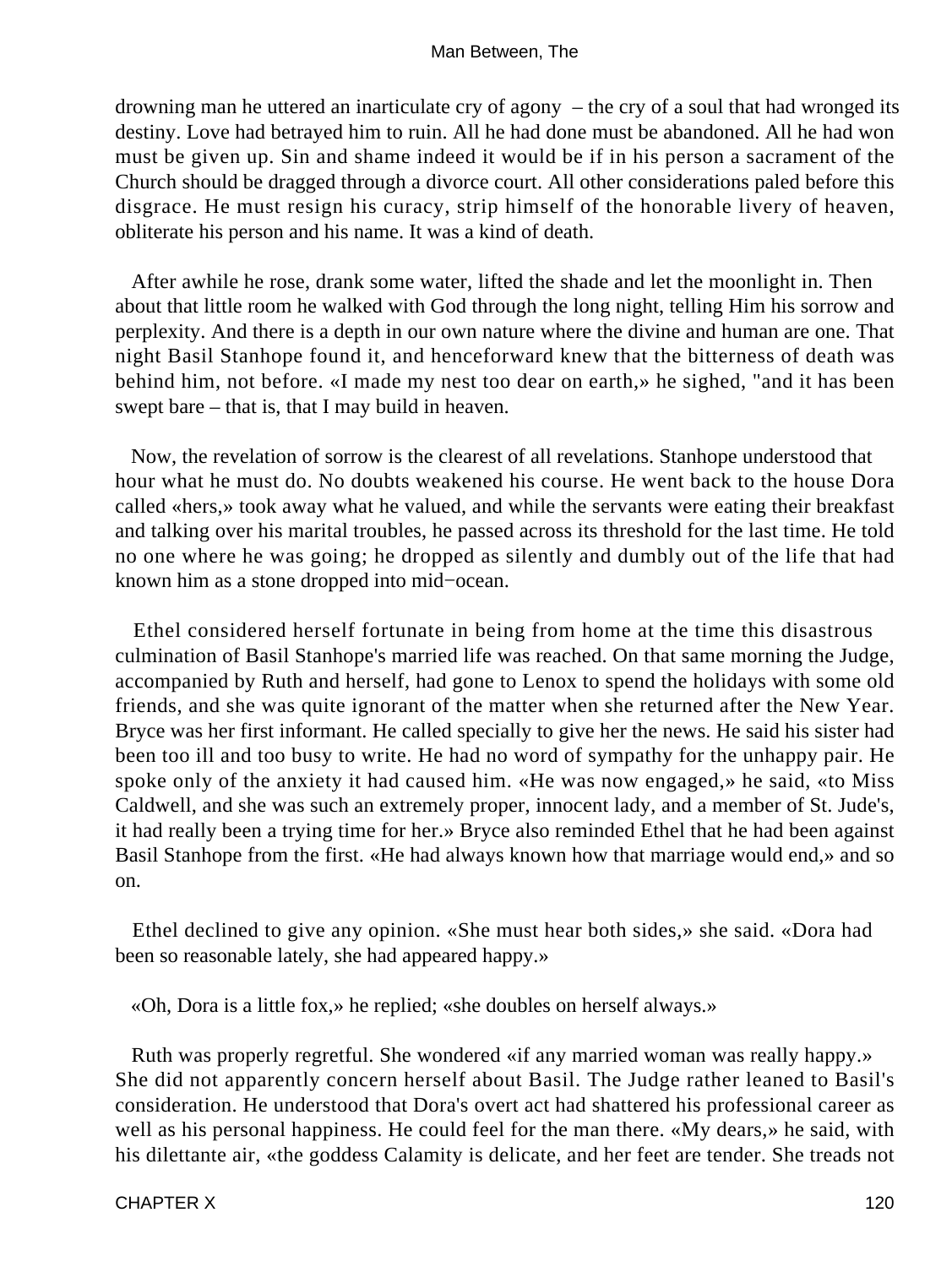drowning man he uttered an inarticulate cry of agony – the cry of a soul that had wronged its destiny. Love had betrayed him to ruin. All he had done must be abandoned. All he had won must be given up. Sin and shame indeed it would be if in his person a sacrament of the Church should be dragged through a divorce court. All other considerations paled before this disgrace. He must resign his curacy, strip himself of the honorable livery of heaven, obliterate his person and his name. It was a kind of death.

After awhile he rose, drank some water, lifted the shade and let the moonlight in. Then about that little room he walked with God through the long night, telling Him his sorrow and perplexity. And there is a depth in our own nature where the divine and human are one. That night Basil Stanhope found it, and henceforward knew that the bitterness of death was behind him, not before. «I made my nest too dear on earth,» he sighed, "and it has been swept bare – that is, that I may build in heaven.

Now, the revelation of sorrow is the clearest of all revelations. Stanhope understood that hour what he must do. No doubts weakened his course. He went back to the house Dora called «hers,» took away what he valued, and while the servants were eating their breakfast and talking over his marital troubles, he passed across its threshold for the last time. He told no one where he was going; he dropped as silently and dumbly out of the life that had known him as a stone dropped into mid−ocean.

Ethel considered herself fortunate in being from home at the time this disastrous culmination of Basil Stanhope's married life was reached. On that same morning the Judge, accompanied by Ruth and herself, had gone to Lenox to spend the holidays with some old friends, and she was quite ignorant of the matter when she returned after the New Year. Bryce was her first informant. He called specially to give her the news. He said his sister had been too ill and too busy to write. He had no word of sympathy for the unhappy pair. He spoke only of the anxiety it had caused him. «He was now engaged,» he said, «to Miss Caldwell, and she was such an extremely proper, innocent lady, and a member of St. Jude's, it had really been a trying time for her.» Bryce also reminded Ethel that he had been against Basil Stanhope from the first. «He had always known how that marriage would end,» and so on.

Ethel declined to give any opinion. «She must hear both sides,» she said. «Dora had been so reasonable lately, she had appeared happy.»

«Oh, Dora is a little fox,» he replied; «she doubles on herself always.»

Ruth was properly regretful. She wondered «if any married woman was really happy.» She did not apparently concern herself about Basil. The Judge rather leaned to Basil's consideration. He understood that Dora's overt act had shattered his professional career as well as his personal happiness. He could feel for the man there. «My dears,» he said, with his dilettante air, «the goddess Calamity is delicate, and her feet are tender. She treads not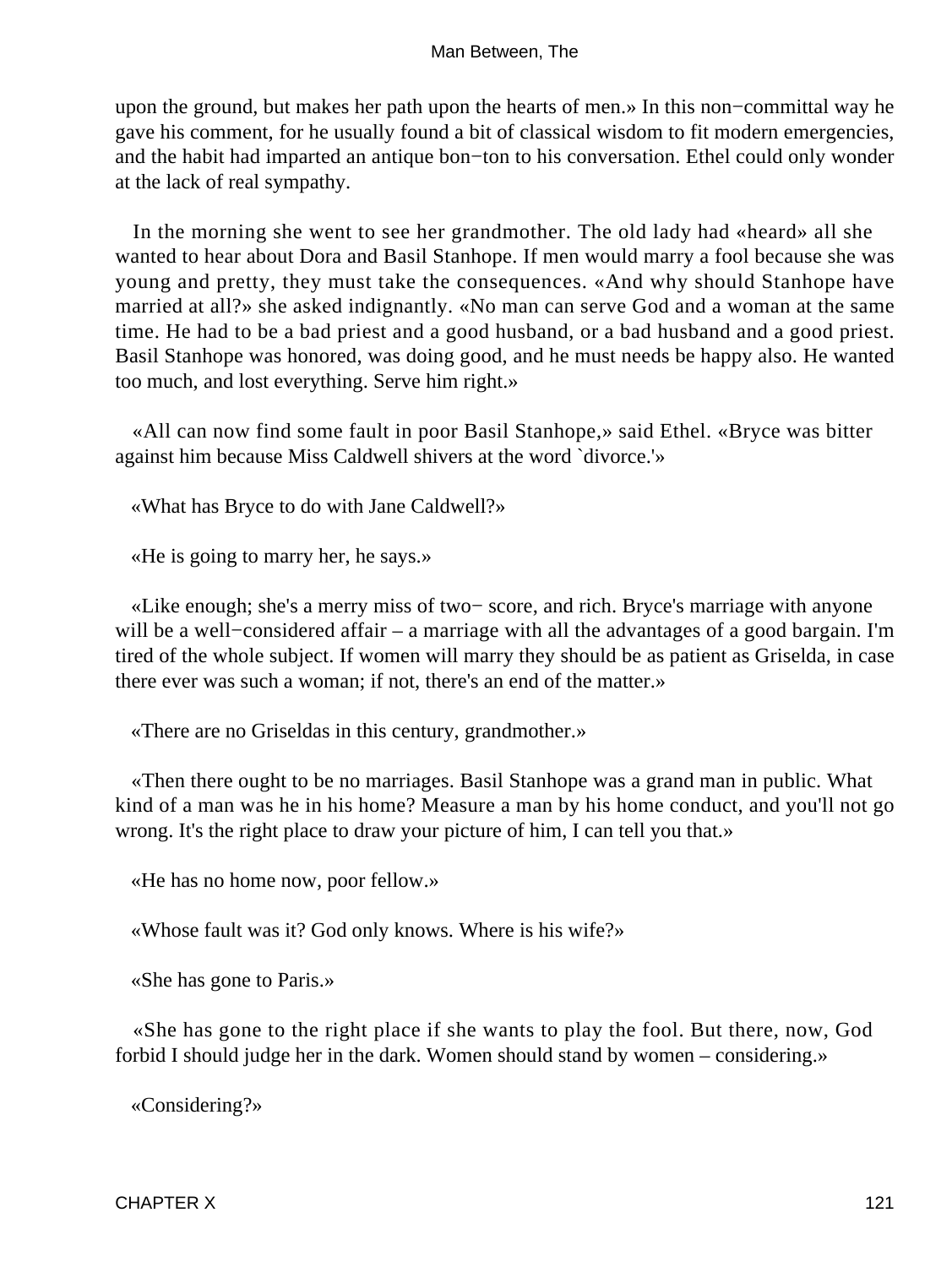upon the ground, but makes her path upon the hearts of men.» In this non−committal way he gave his comment, for he usually found a bit of classical wisdom to fit modern emergencies, and the habit had imparted an antique bon−ton to his conversation. Ethel could only wonder at the lack of real sympathy.

In the morning she went to see her grandmother. The old lady had «heard» all she wanted to hear about Dora and Basil Stanhope. If men would marry a fool because she was young and pretty, they must take the consequences. «And why should Stanhope have married at all?» she asked indignantly. «No man can serve God and a woman at the same time. He had to be a bad priest and a good husband, or a bad husband and a good priest. Basil Stanhope was honored, was doing good, and he must needs be happy also. He wanted too much, and lost everything. Serve him right.»

«All can now find some fault in poor Basil Stanhope,» said Ethel. «Bryce was bitter against him because Miss Caldwell shivers at the word `divorce.'»

«What has Bryce to do with Jane Caldwell?»

«He is going to marry her, he says.»

«Like enough; she's a merry miss of two− score, and rich. Bryce's marriage with anyone will be a well−considered affair – a marriage with all the advantages of a good bargain. I'm tired of the whole subject. If women will marry they should be as patient as Griselda, in case there ever was such a woman; if not, there's an end of the matter.»

«There are no Griseldas in this century, grandmother.»

«Then there ought to be no marriages. Basil Stanhope was a grand man in public. What kind of a man was he in his home? Measure a man by his home conduct, and you'll not go wrong. It's the right place to draw your picture of him, I can tell you that.»

«He has no home now, poor fellow.»

«Whose fault was it? God only knows. Where is his wife?»

«She has gone to Paris.»

«She has gone to the right place if she wants to play the fool. But there, now, God forbid I should judge her in the dark. Women should stand by women – considering.»

«Considering?»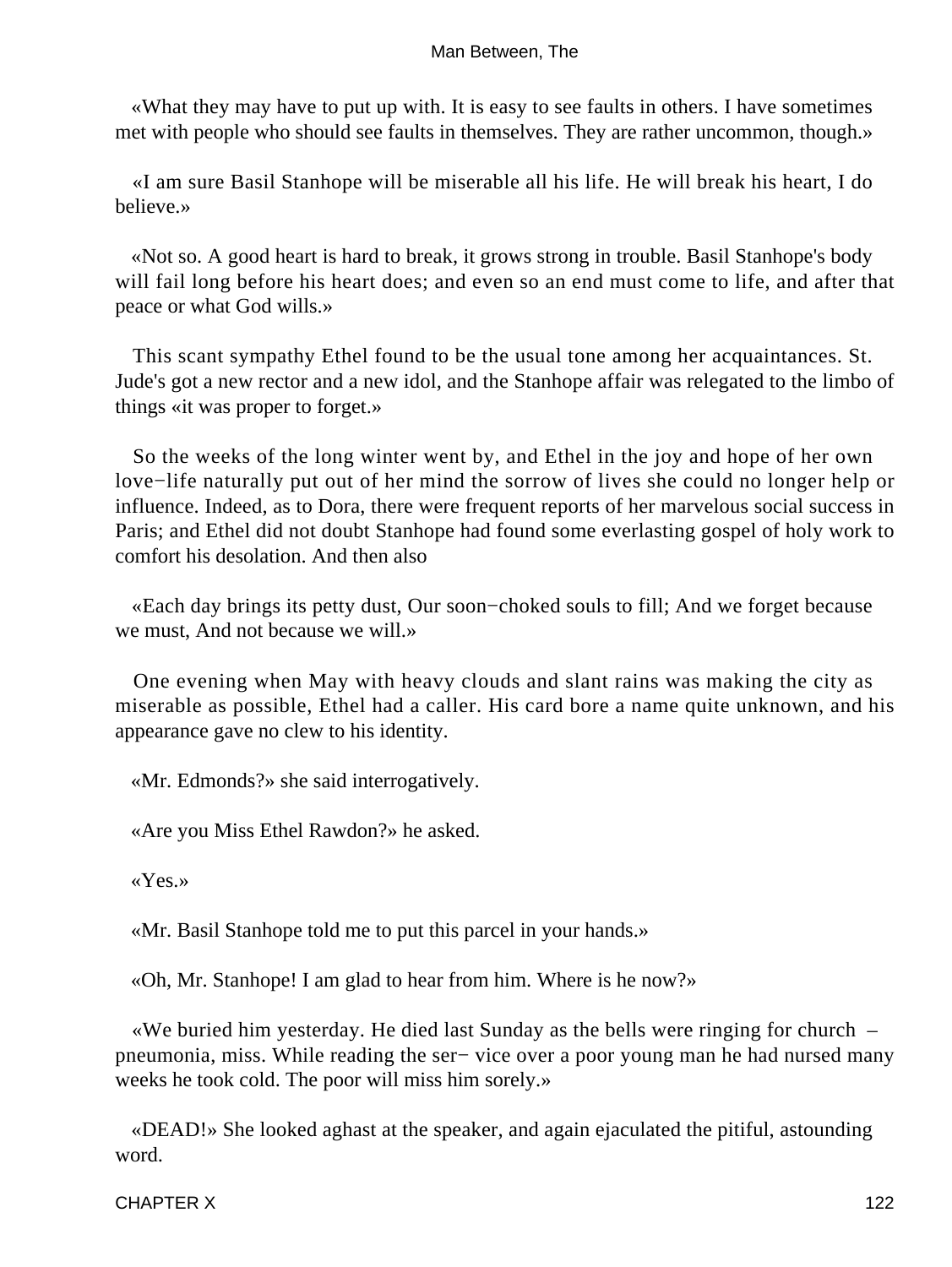«What they may have to put up with. It is easy to see faults in others. I have sometimes met with people who should see faults in themselves. They are rather uncommon, though.»

«I am sure Basil Stanhope will be miserable all his life. He will break his heart, I do believe.»

«Not so. A good heart is hard to break, it grows strong in trouble. Basil Stanhope's body will fail long before his heart does; and even so an end must come to life, and after that peace or what God wills.»

This scant sympathy Ethel found to be the usual tone among her acquaintances. St. Jude's got a new rector and a new idol, and the Stanhope affair was relegated to the limbo of things «it was proper to forget.»

So the weeks of the long winter went by, and Ethel in the joy and hope of her own love−life naturally put out of her mind the sorrow of lives she could no longer help or influence. Indeed, as to Dora, there were frequent reports of her marvelous social success in Paris; and Ethel did not doubt Stanhope had found some everlasting gospel of holy work to comfort his desolation. And then also

«Each day brings its petty dust, Our soon−choked souls to fill; And we forget because we must, And not because we will.»

One evening when May with heavy clouds and slant rains was making the city as miserable as possible, Ethel had a caller. His card bore a name quite unknown, and his appearance gave no clew to his identity.

«Mr. Edmonds?» she said interrogatively.

«Are you Miss Ethel Rawdon?» he asked.

«Yes.»

«Mr. Basil Stanhope told me to put this parcel in your hands.»

«Oh, Mr. Stanhope! I am glad to hear from him. Where is he now?»

«We buried him yesterday. He died last Sunday as the bells were ringing for church – pneumonia, miss. While reading the service over a poor young man he had nursed many weeks he took cold. The poor will miss him sorely.»

«DEAD!» She looked aghast at the speaker, and again ejaculated the pitiful, astounding word.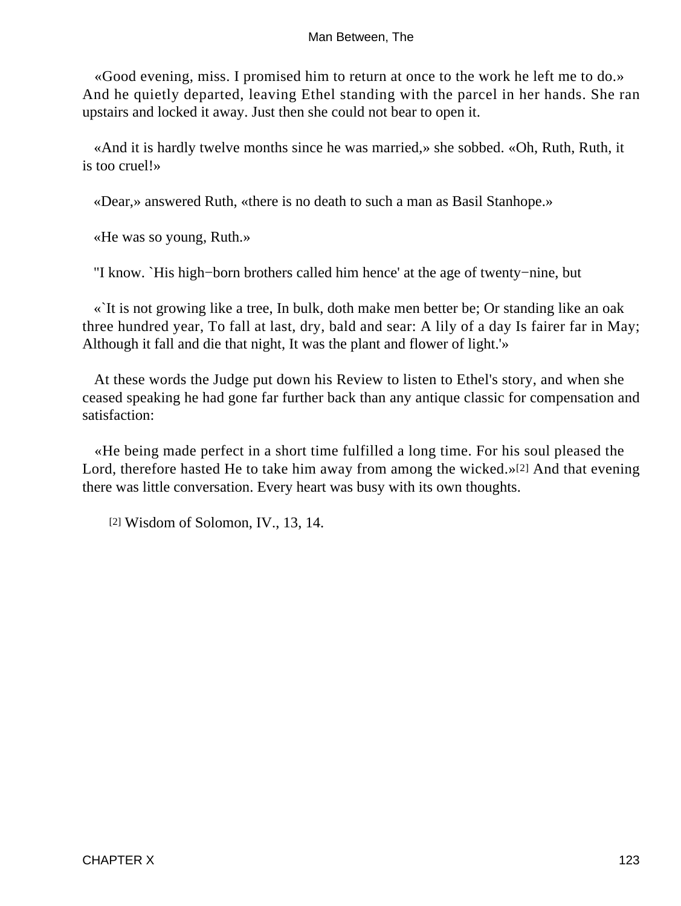«Good evening, miss. I promised him to return at once to the work he left me to do.» And he quietly departed, leaving Ethel standing with the parcel in her hands. She ran upstairs and locked it away. Just then she could not bear to open it.

«And it is hardly twelve months since he was married,» she sobbed. «Oh, Ruth, Ruth, it is too cruel!»

«Dear,» answered Ruth, «there is no death to such a man as Basil Stanhope.»

«He was so young, Ruth.»

"I know. `His high−born brothers called him hence' at the age of twenty−nine, but

«`It is not growing like a tree, In bulk, doth make men better be; Or standing like an oak three hundred year, To fall at last, dry, bald and sear: A lily of a day Is fairer far in May; Although it fall and die that night, It was the plant and flower of light.'»

At these words the Judge put down his Review to listen to Ethel's story, and when she ceased speaking he had gone far further back than any antique classic for compensation and satisfaction:

«He being made perfect in a short time fulfilled a long time. For his soul pleased the Lord, therefore hasted He to take him away from among the wicked.»[2] And that evening there was little conversation. Every heart was busy with its own thoughts.

[2] Wisdom of Solomon, IV., 13, 14.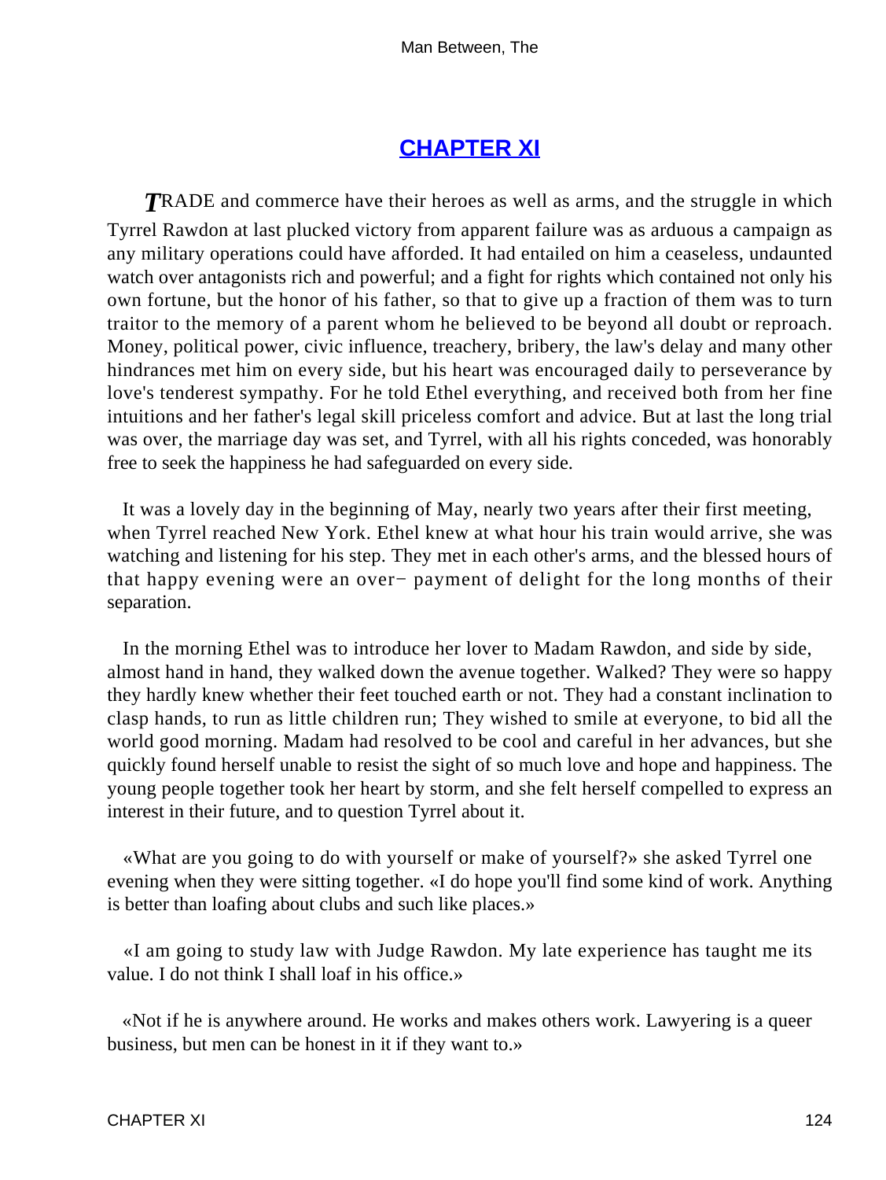## CHAPTER XI

**T**RADE and commerce have their heroes as well as arms, and the struggle in which Tyrrel Rawdon at last plucked victory from apparent failure was as arduous a campaign as any military operations could have afforded. It had entailed on him a ceaseless, undaunted watch over antagonists rich and powerful; and a fight for rights which contained not only his own fortune, but the honor of his father, so that to give up a fraction of them was to turn traitor to the memory of a parent whom he believed to be beyond all doubt or reproach. Money, political power, civic influence, treachery, bribery, the law's delay and many other hindrances met him on every side, but his heart was encouraged daily to perseverance by love's tenderest sympathy. For he told Ethel everything, and received both from her fine intuitions and her father's legal skill priceless comfort and advice. But at last the long trial was over, the marriage day was set, and Tyrrel, with all his rights conceded, was honorably free to seek the happiness he had safeguarded on every side.

It was a lovely day in the beginning of May, nearly two years after their first meeting, when Tyrrel reached New York. Ethel knew at what hour his train would arrive, she was watching and listening for his step. They met in each other's arms, and the blessed hours of that happy evening were an over− payment of delight for the long months of their separation.

In the morning Ethel was to introduce her lover to Madam Rawdon, and side by side, almost hand in hand, they walked down the avenue together. Walked? They were so happy they hardly knew whether their feet touched earth or not. They had a constant inclination to clasp hands, to run as little children run; They wished to smile at everyone, to bid all the world good morning. Madam had resolved to be cool and careful in her advances, but she quickly found herself unable to resist the sight of so much love and hope and happiness. The young people together took her heart by storm, and she felt herself compelled to express an interest in their future, and to question Tyrrel about it.

«What are you going to do with yourself or make of yourself?» she asked Tyrrel one evening when they were sitting together. «I do hope you'll find some kind of work. Anything is better than loafing about clubs and such like places.»

«I am going to study law with Judge Rawdon. My late experience has taught me its value. I do not think I shall loaf in his office.»

«Not if he is anywhere around. He works and makes others work. Lawyering is a queer business, but men can be honest in it if they want to.»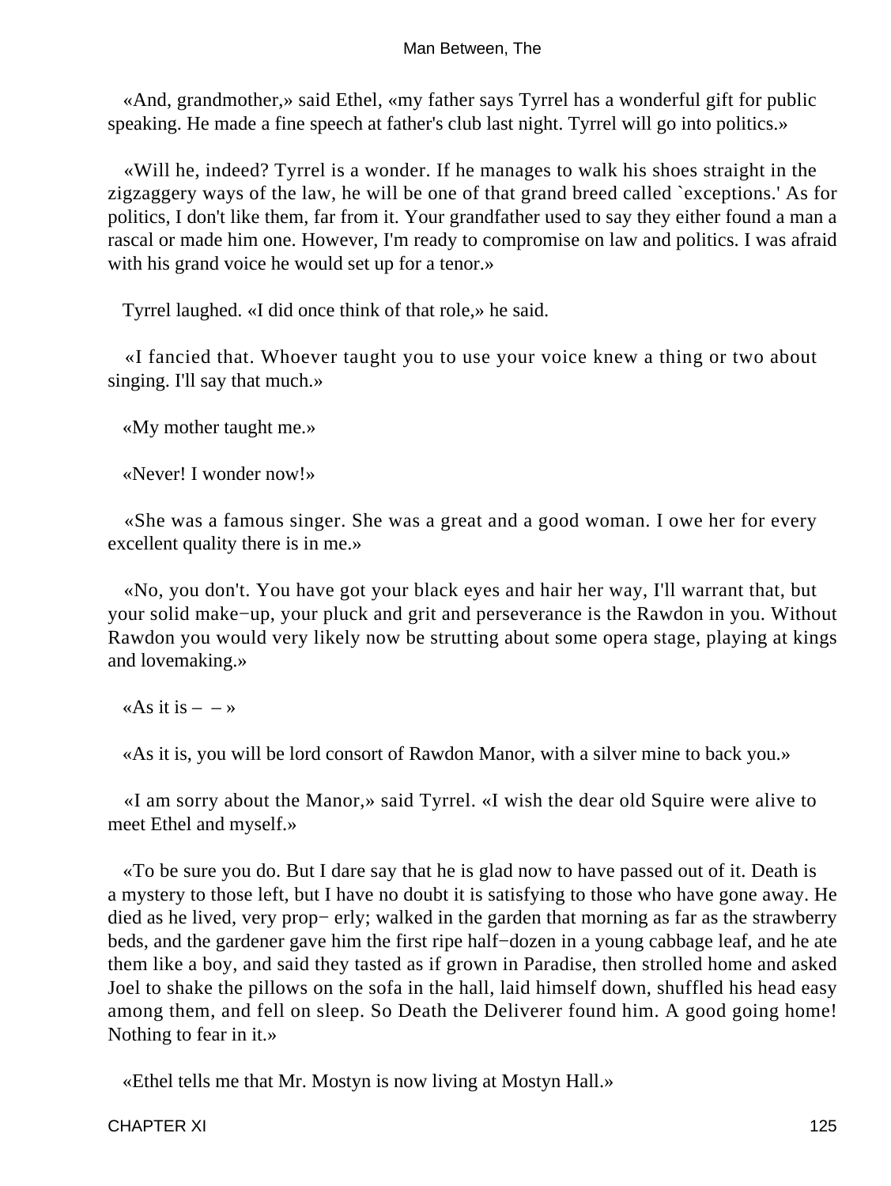«And, grandmother,» said Ethel, «my father says Tyrrel has a wonderful gift for public speaking. He made a fine speech at father's club last night. Tyrrel will go into politics.»

«Will he, indeed? Tyrrel is a wonder. If he manages to walk his shoes straight in the zigzaggery ways of the law, he will be one of that grand breed called `exceptions.' As for politics, I don't like them, far from it. Your grandfather used to say they either found a man a rascal or made him one. However, I'm ready to compromise on law and politics. I was afraid with his grand voice he would set up for a tenor.»

Tyrrel laughed. «I did once think of that role,» he said.

«I fancied that. Whoever taught you to use your voice knew a thing or two about singing. I'll say that much.»

«My mother taught me.»

«Never! I wonder now!»

«She was a famous singer. She was a great and a good woman. I owe her for every excellent quality there is in me.»

«No, you don't. You have got your black eyes and hair her way, I'll warrant that, but your solid make−up, your pluck and grit and perseverance is the Rawdon in you. Without Rawdon you would very likely now be strutting about some opera stage, playing at kings and lovemaking.»

«As it is – – »

«As it is, you will be lord consort of Rawdon Manor, with a silver mine to back you.»

«I am sorry about the Manor,» said Tyrrel. «I wish the dear old Squire were alive to meet Ethel and myself.»

«To be sure you do. But I dare say that he is glad now to have passed out of it. Death is a mystery to those left, but I have no doubt it is satisfying to those who have gone away. He died as he lived, very prop− erly; walked in the garden that morning as far as the strawberry beds, and the gardener gave him the first ripe half−dozen in a young cabbage leaf, and he ate them like a boy, and said they tasted as if grown in Paradise, then strolled home and asked Joel to shake the pillows on the sofa in the hall, laid himself down, shuffled his head easy among them, and fell on sleep. So Death the Deliverer found him. A good going home! Nothing to fear in it.»

«Ethel tells me that Mr. Mostyn is now living at Mostyn Hall.»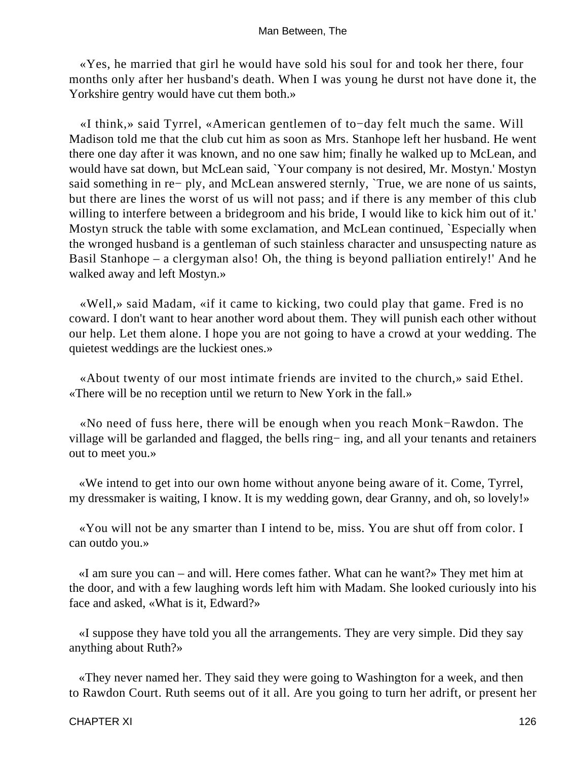«Yes, he married that girl he would have sold his soul for and took her there, four months only after her husband's death. When I was young he durst not have done it, the Yorkshire gentry would have cut them both.»

«I think,» said Tyrrel, «American gentlemen of to−day felt much the same. Will Madison told me that the club cut him as soon as Mrs. Stanhope left her husband. He went there one day after it was known, and no one saw him; finally he walked up to McLean, and would have sat down, but McLean said, `Your company is not desired, Mr. Mostyn.' Mostyn said something in re− ply, and McLean answered sternly, `True, we are none of us saints, but there are lines the worst of us will not pass; and if there is any member of this club willing to interfere between a bridegroom and his bride, I would like to kick him out of it.' Mostyn struck the table with some exclamation, and McLean continued, `Especially when the wronged husband is a gentleman of such stainless character and unsuspecting nature as Basil Stanhope – a clergyman also! Oh, the thing is beyond palliation entirely!' And he walked away and left Mostyn.»

«Well,» said Madam, «if it came to kicking, two could play that game. Fred is no coward. I don't want to hear another word about them. They will punish each other without our help. Let them alone. I hope you are not going to have a crowd at your wedding. The quietest weddings are the luckiest ones.»

«About twenty of our most intimate friends are invited to the church,» said Ethel. «There will be no reception until we return to New York in the fall.»

«No need of fuss here, there will be enough when you reach Monk−Rawdon. The village will be garlanded and flagged, the bells ring− ing, and all your tenants and retainers out to meet you.»

«We intend to get into our own home without anyone being aware of it. Come, Tyrrel, my dressmaker is waiting, I know. It is my wedding gown, dear Granny, and oh, so lovely!»

«You will not be any smarter than I intend to be, miss. You are shut off from color. I can outdo you.»

«I am sure you can – and will. Here comes father. What can he want?» They met him at the door, and with a few laughing words left him with Madam. She looked curiously into his face and asked, «What is it, Edward?»

«I suppose they have told you all the arrangements. They are very simple. Did they say anything about Ruth?»

«They never named her. They said they were going to Washington for a week, and then to Rawdon Court. Ruth seems out of it all. Are you going to turn her adrift, or present her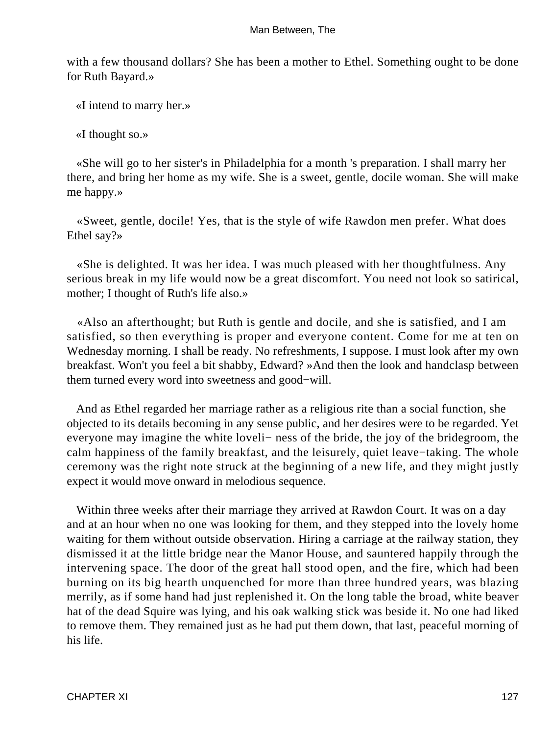with a few thousand dollars? She has been a mother to Ethel. Something ought to be done for Ruth Bayard.»

«I intend to marry her.»

«I thought so.»

«She will go to her sister's in Philadelphia for a month 's preparation. I shall marry her there, and bring her home as my wife. She is a sweet, gentle, docile woman. She will make me happy.»

«Sweet, gentle, docile! Yes, that is the style of wife Rawdon men prefer. What does Ethel say?»

«She is delighted. It was her idea. I was much pleased with her thoughtfulness. Any serious break in my life would now be a great discomfort. You need not look so satirical, mother; I thought of Ruth's life also.»

«Also an afterthought; but Ruth is gentle and docile, and she is satisfied, and I am satisfied, so then everything is proper and everyone content. Come for me at ten on Wednesday morning. I shall be ready. No refreshments, I suppose. I must look after my own breakfast. Won't you feel a bit shabby, Edward? »And then the look and handclasp between them turned every word into sweetness and good−will.

And as Ethel regarded her marriage rather as a religious rite than a social function, she objected to its details becoming in any sense public, and her desires were to be regarded. Yet everyone may imagine the white loveli− ness of the bride, the joy of the bridegroom, the calm happiness of the family breakfast, and the leisurely, quiet leave−taking. The whole ceremony was the right note struck at the beginning of a new life, and they might justly expect it would move onward in melodious sequence.

Within three weeks after their marriage they arrived at Rawdon Court. It was on a day and at an hour when no one was looking for them, and they stepped into the lovely home waiting for them without outside observation. Hiring a carriage at the railway station, they dismissed it at the little bridge near the Manor House, and sauntered happily through the intervening space. The door of the great hall stood open, and the fire, which had been burning on its big hearth unquenched for more than three hundred years, was blazing merrily, as if some hand had just replenished it. On the long table the broad, white beaver hat of the dead Squire was lying, and his oak walking stick was beside it. No one had liked to remove them. They remained just as he had put them down, that last, peaceful morning of his life.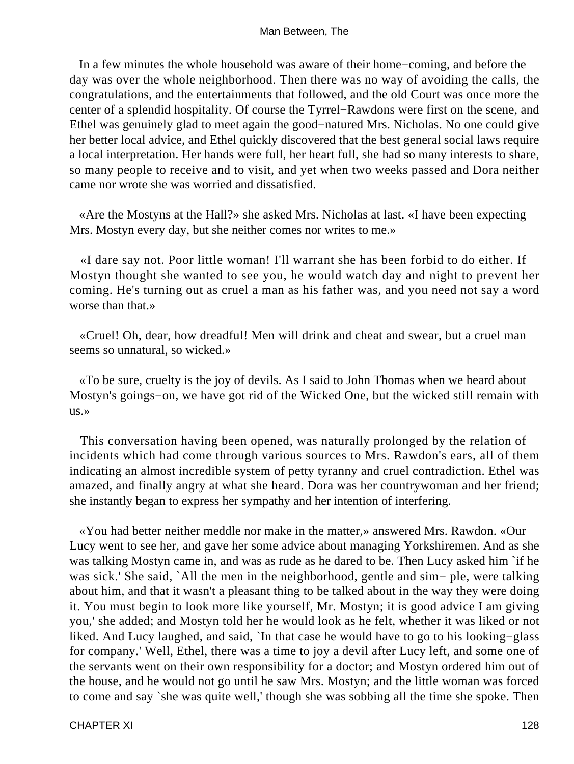In a few minutes the whole household was aware of their home−coming, and before the day was over the whole neighborhood. Then there was no way of avoiding the calls, the congratulations, and the entertainments that followed, and the old Court was once more the center of a splendid hospitality. Of course the Tyrrel−Rawdons were first on the scene, and Ethel was genuinely glad to meet again the good−natured Mrs. Nicholas. No one could give her better local advice, and Ethel quickly discovered that the best general social laws require a local interpretation. Her hands were full, her heart full, she had so many interests to share, so many people to receive and to visit, and yet when two weeks passed and Dora neither came nor wrote she was worried and dissatisfied.

«Are the Mostyns at the Hall?» she asked Mrs. Nicholas at last. «I have been expecting Mrs. Mostyn every day, but she neither comes nor writes to me.»

«I dare say not. Poor little woman! I'll warrant she has been forbid to do either. If Mostyn thought she wanted to see you, he would watch day and night to prevent her coming. He's turning out as cruel a man as his father was, and you need not say a word worse than that.»

«Cruel! Oh, dear, how dreadful! Men will drink and cheat and swear, but a cruel man seems so unnatural, so wicked.»

«To be sure, cruelty is the joy of devils. As I said to John Thomas when we heard about Mostyn's goings−on, we have got rid of the Wicked One, but the wicked still remain with us.»

This conversation having been opened, was naturally prolonged by the relation of incidents which had come through various sources to Mrs. Rawdon's ears, all of them indicating an almost incredible system of petty tyranny and cruel contradiction. Ethel was amazed, and finally angry at what she heard. Dora was her countrywoman and her friend; she instantly began to express her sympathy and her intention of interfering.

«You had better neither meddle nor make in the matter,» answered Mrs. Rawdon. «Our Lucy went to see her, and gave her some advice about managing Yorkshiremen. And as she was talking Mostyn came in, and was as rude as he dared to be. Then Lucy asked him `if he was sick.' She said, `All the men in the neighborhood, gentle and simple, were talking about him, and that it wasn't a pleasant thing to be talked about in the way they were doing it. You must begin to look more like yourself, Mr. Mostyn; it is good advice I am giving you,' she added; and Mostyn told her he would look as he felt, whether it was liked or not liked. And Lucy laughed, and said, `In that case he would have to go to his looking−glass for company.' Well, Ethel, there was a time to joy a devil after Lucy left, and some one of the servants went on their own responsibility for a doctor; and Mostyn ordered him out of the house, and he would not go until he saw Mrs. Mostyn; and the little woman was forced to come and say `she was quite well,' though she was sobbing all the time she spoke. Then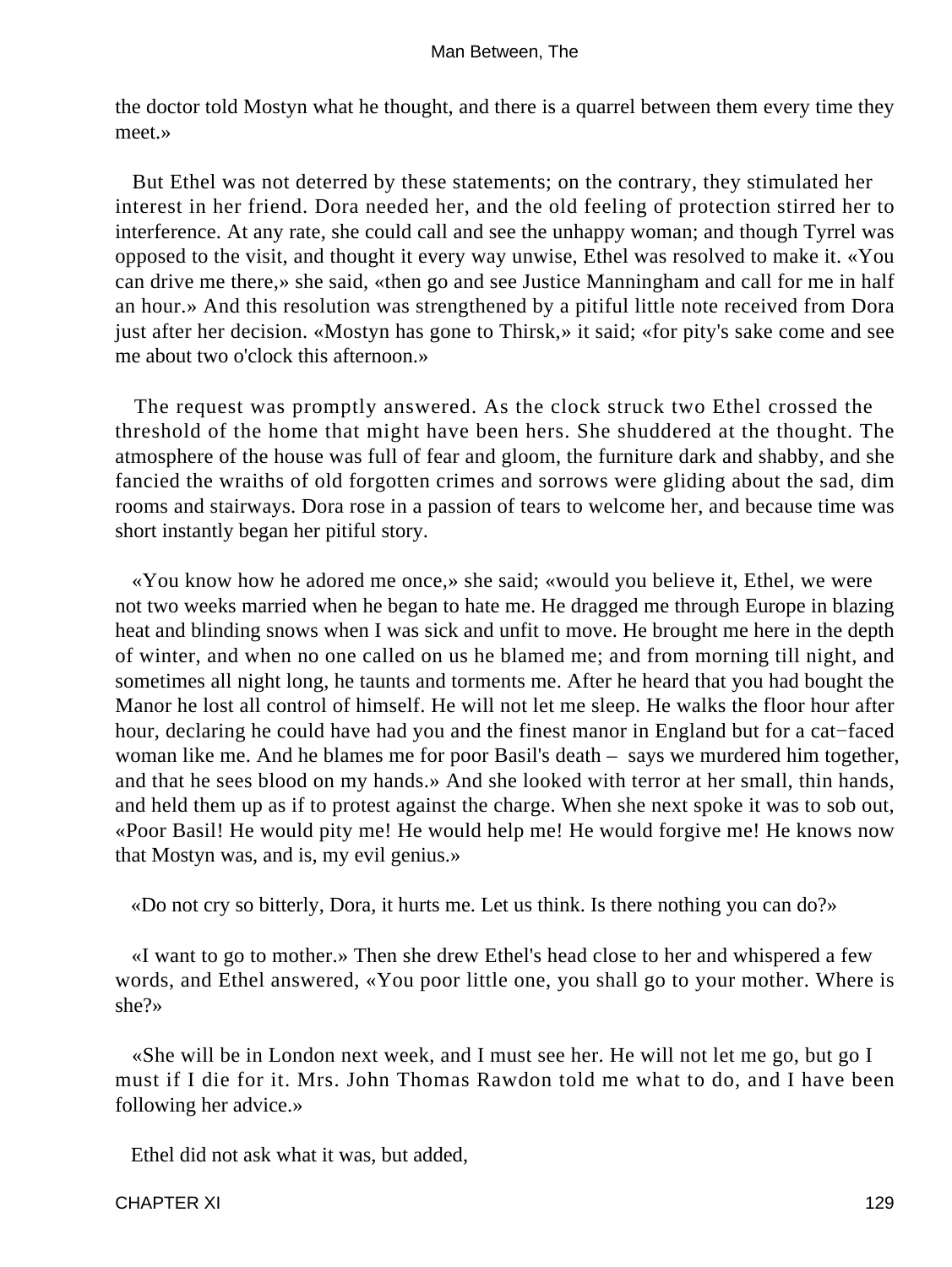the doctor told Mostyn what he thought, and there is a quarrel between them every time they meet.»

But Ethel was not deterred by these statements; on the contrary, they stimulated her interest in her friend. Dora needed her, and the old feeling of protection stirred her to interference. At any rate, she could call and see the unhappy woman; and though Tyrrel was opposed to the visit, and thought it every way unwise, Ethel was resolved to make it. «You can drive me there,» she said, «then go and see Justice Manningham and call for me in half an hour.» And this resolution was strengthened by a pitiful little note received from Dora just after her decision. «Mostyn has gone to Thirsk,» it said; «for pity's sake come and see me about two o'clock this afternoon.»

The request was promptly answered. As the clock struck two Ethel crossed the threshold of the home that might have been hers. She shuddered at the thought. The atmosphere of the house was full of fear and gloom, the furniture dark and shabby, and she fancied the wraiths of old forgotten crimes and sorrows were gliding about the sad, dim rooms and stairways. Dora rose in a passion of tears to welcome her, and because time was short instantly began her pitiful story.

«You know how he adored me once,» she said; «would you believe it, Ethel, we were not two weeks married when he began to hate me. He dragged me through Europe in blazing heat and blinding snows when I was sick and unfit to move. He brought me here in the depth of winter, and when no one called on us he blamed me; and from morning till night, and sometimes all night long, he taunts and torments me. After he heard that you had bought the Manor he lost all control of himself. He will not let me sleep. He walks the floor hour after hour, declaring he could have had you and the finest manor in England but for a cat−faced woman like me. And he blames me for poor Basil's death – says we murdered him together, and that he sees blood on my hands.» And she looked with terror at her small, thin hands, and held them up as if to protest against the charge. When she next spoke it was to sob out, «Poor Basil! He would pity me! He would help me! He would forgive me! He knows now that Mostyn was, and is, my evil genius.»

«Do not cry so bitterly, Dora, it hurts me. Let us think. Is there nothing you can do?»

«I want to go to mother.» Then she drew Ethel's head close to her and whispered a few words, and Ethel answered, «You poor little one, you shall go to your mother. Where is she?»

«She will be in London next week, and I must see her. He will not let me go, but go I must if I die for it. Mrs. John Thomas Rawdon told me what to do, and I have been following her advice.»

Ethel did not ask what it was, but added,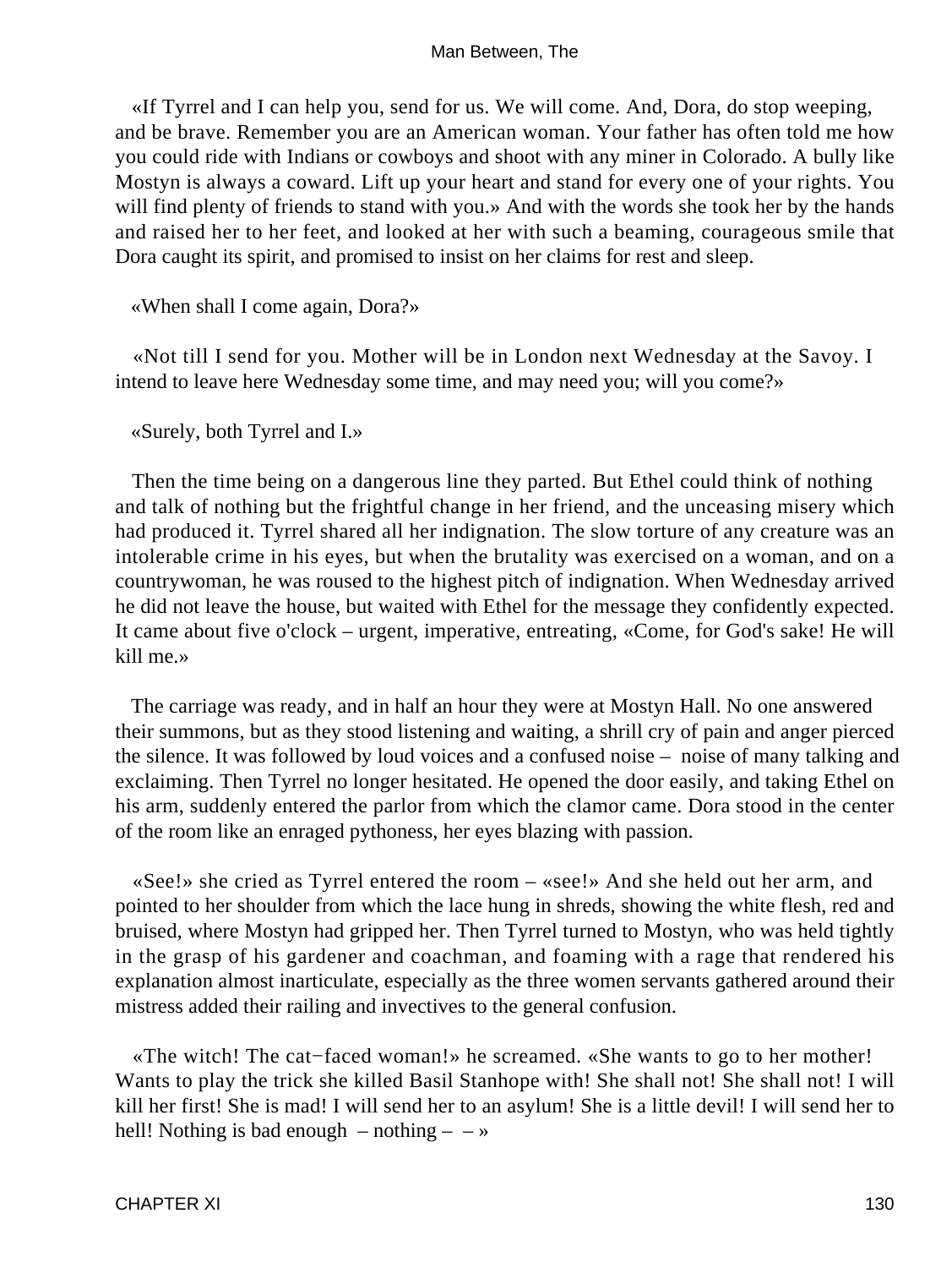«If Tyrrel and I can help you, send for us. We will come. And, Dora, do stop weeping, and be brave. Remember you are an American woman. Your father has often told me how you could ride with Indians or cowboys and shoot with any miner in Colorado. A bully like Mostyn is always a coward. Lift up your heart and stand for every one of your rights. You will find plenty of friends to stand with you.» And with the words she took her by the hands and raised her to her feet, and looked at her with such a beaming, courageous smile that Dora caught its spirit, and promised to insist on her claims for rest and sleep.

«When shall I come again, Dora?»

«Not till I send for you. Mother will be in London next Wednesday at the Savoy. I intend to leave here Wednesday some time, and may need you; will you come?»

«Surely, both Tyrrel and I.»

Then the time being on a dangerous line they parted. But Ethel could think of nothing and talk of nothing but the frightful change in her friend, and the unceasing misery which had produced it. Tyrrel shared all her indignation. The slow torture of any creature was an intolerable crime in his eyes, but when the brutality was exercised on a woman, and on a countrywoman, he was roused to the highest pitch of indignation. When Wednesday arrived he did not leave the house, but waited with Ethel for the message they confidently expected. It came about five o'clock – urgent, imperative, entreating, «Come, for God's sake! He will kill me.»

The carriage was ready, and in half an hour they were at Mostyn Hall. No one answered their summons, but as they stood listening and waiting, a shrill cry of pain and anger pierced the silence. It was followed by loud voices and a confused noise – noise of many talking and exclaiming. Then Tyrrel no longer hesitated. He opened the door easily, and taking Ethel on his arm, suddenly entered the parlor from which the clamor came. Dora stood in the center of the room like an enraged pythoness, her eyes blazing with passion.

«See!» she cried as Tyrrel entered the room – «see!» And she held out her arm, and pointed to her shoulder from which the lace hung in shreds, showing the white flesh, red and bruised, where Mostyn had gripped her. Then Tyrrel turned to Mostyn, who was held tightly in the grasp of his gardener and coachman, and foaming with a rage that rendered his explanation almost inarticulate, especially as the three women servants gathered around their mistress added their railing and invectives to the general confusion.

«The witch! The cat−faced woman!» he screamed. «She wants to go to her mother! Wants to play the trick she killed Basil Stanhope with! She shall not! She shall not! I will kill her first! She is mad! I will send her to an asylum! She is a little devil! I will send her to hell! Nothing is bad enough – nothing – – »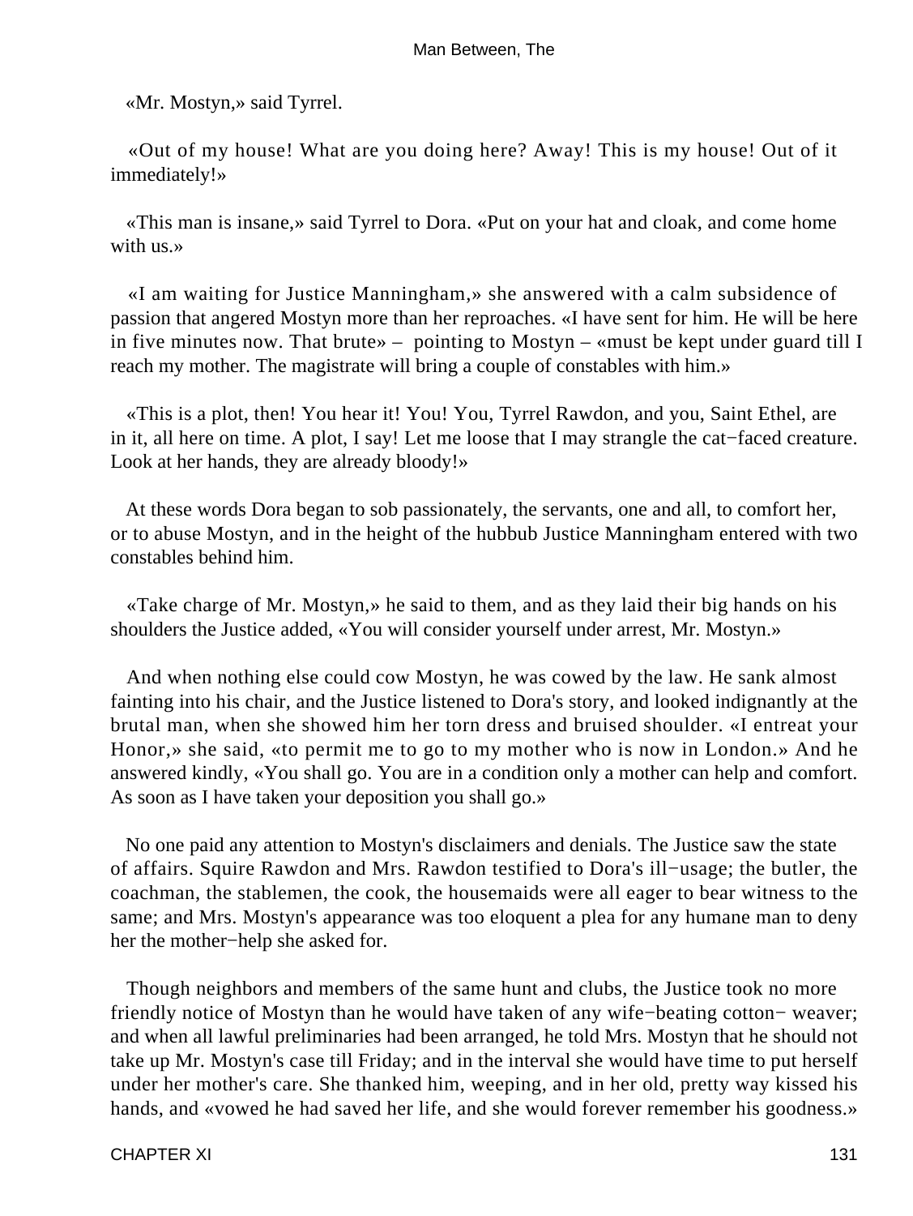«Mr. Mostyn,» said Tyrrel.

«Out of my house! What are you doing here? Away! This is my house! Out of it immediately!»

«This man is insane,» said Tyrrel to Dora. «Put on your hat and cloak, and come home with us.»

«I am waiting for Justice Manningham,» she answered with a calm subsidence of passion that angered Mostyn more than her reproaches. «I have sent for him. He will be here in five minutes now. That brute» – pointing to Mostyn – «must be kept under guard till I reach my mother. The magistrate will bring a couple of constables with him.»

«This is a plot, then! You hear it! You! You, Tyrrel Rawdon, and you, Saint Ethel, are in it, all here on time. A plot, I say! Let me loose that I may strangle the cat−faced creature. Look at her hands, they are already bloody!»

At these words Dora began to sob passionately, the servants, one and all, to comfort her, or to abuse Mostyn, and in the height of the hubbub Justice Manningham entered with two constables behind him.

«Take charge of Mr. Mostyn,» he said to them, and as they laid their big hands on his shoulders the Justice added, «You will consider yourself under arrest, Mr. Mostyn.»

And when nothing else could cow Mostyn, he was cowed by the law. He sank almost fainting into his chair, and the Justice listened to Dora's story, and looked indignantly at the brutal man, when she showed him her torn dress and bruised shoulder. «I entreat your Honor,» she said, «to permit me to go to my mother who is now in London.» And he answered kindly, «You shall go. You are in a condition only a mother can help and comfort. As soon as I have taken your deposition you shall go.»

No one paid any attention to Mostyn's disclaimers and denials. The Justice saw the state of affairs. Squire Rawdon and Mrs. Rawdon testified to Dora's ill−usage; the butler, the coachman, the stablemen, the cook, the housemaids were all eager to bear witness to the same; and Mrs. Mostyn's appearance was too eloquent a plea for any humane man to deny her the mother−help she asked for.

Though neighbors and members of the same hunt and clubs, the Justice took no more friendly notice of Mostyn than he would have taken of any wife−beating cotton− weaver; and when all lawful preliminaries had been arranged, he told Mrs. Mostyn that he should not take up Mr. Mostyn's case till Friday; and in the interval she would have time to put herself under her mother's care. She thanked him, weeping, and in her old, pretty way kissed his hands, and «vowed he had saved her life, and she would forever remember his goodness.»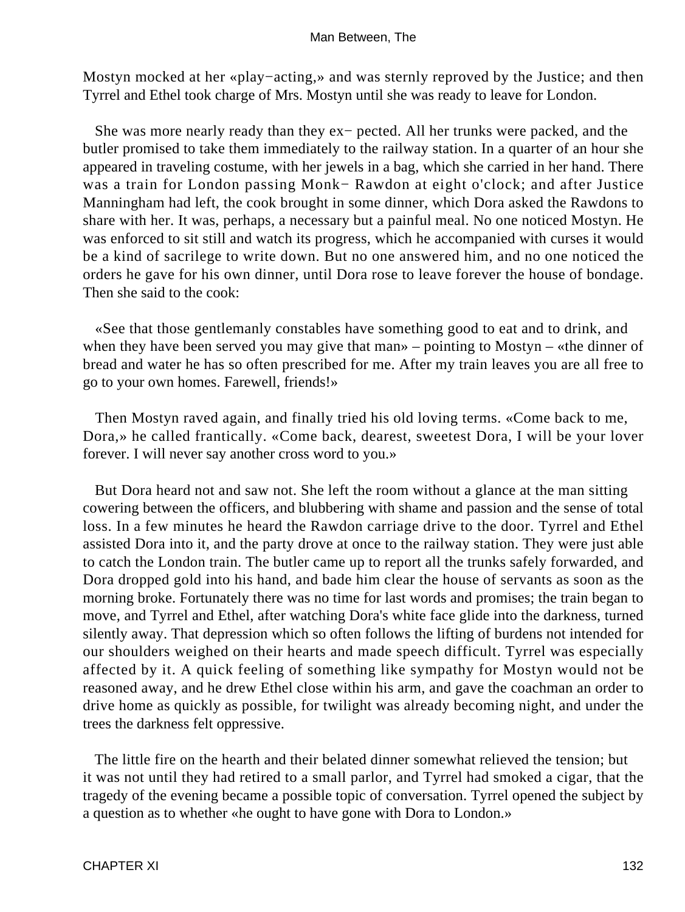Mostyn mocked at her «play−acting,» and was sternly reproved by the Justice; and then Tyrrel and Ethel took charge of Mrs. Mostyn until she was ready to leave for London.

She was more nearly ready than they ex− pected. All her trunks were packed, and the butler promised to take them immediately to the railway station. In a quarter of an hour she appeared in traveling costume, with her jewels in a bag, which she carried in her hand. There was a train for London passing Monk− Rawdon at eight o'clock; and after Justice Manningham had left, the cook brought in some dinner, which Dora asked the Rawdons to share with her. It was, perhaps, a necessary but a painful meal. No one noticed Mostyn. He was enforced to sit still and watch its progress, which he accompanied with curses it would be a kind of sacrilege to write down. But no one answered him, and no one noticed the orders he gave for his own dinner, until Dora rose to leave forever the house of bondage. Then she said to the cook:

«See that those gentlemanly constables have something good to eat and to drink, and when they have been served you may give that man» – pointing to Mostyn – «the dinner of bread and water he has so often prescribed for me. After my train leaves you are all free to go to your own homes. Farewell, friends!»

Then Mostyn raved again, and finally tried his old loving terms. «Come back to me, Dora,» he called frantically. «Come back, dearest, sweetest Dora, I will be your lover forever. I will never say another cross word to you.»

But Dora heard not and saw not. She left the room without a glance at the man sitting cowering between the officers, and blubbering with shame and passion and the sense of total loss. In a few minutes he heard the Rawdon carriage drive to the door. Tyrrel and Ethel assisted Dora into it, and the party drove at once to the railway station. They were just able to catch the London train. The butler came up to report all the trunks safely forwarded, and Dora dropped gold into his hand, and bade him clear the house of servants as soon as the morning broke. Fortunately there was no time for last words and promises; the train began to move, and Tyrrel and Ethel, after watching Dora's white face glide into the darkness, turned silently away. That depression which so often follows the lifting of burdens not intended for our shoulders weighed on their hearts and made speech difficult. Tyrrel was especially affected by it. A quick feeling of something like sympathy for Mostyn would not be reasoned away, and he drew Ethel close within his arm, and gave the coachman an order to drive home as quickly as possible, for twilight was already becoming night, and under the trees the darkness felt oppressive.

The little fire on the hearth and their belated dinner somewhat relieved the tension; but it was not until they had retired to a small parlor, and Tyrrel had smoked a cigar, that the tragedy of the evening became a possible topic of conversation. Tyrrel opened the subject by a question as to whether «he ought to have gone with Dora to London.»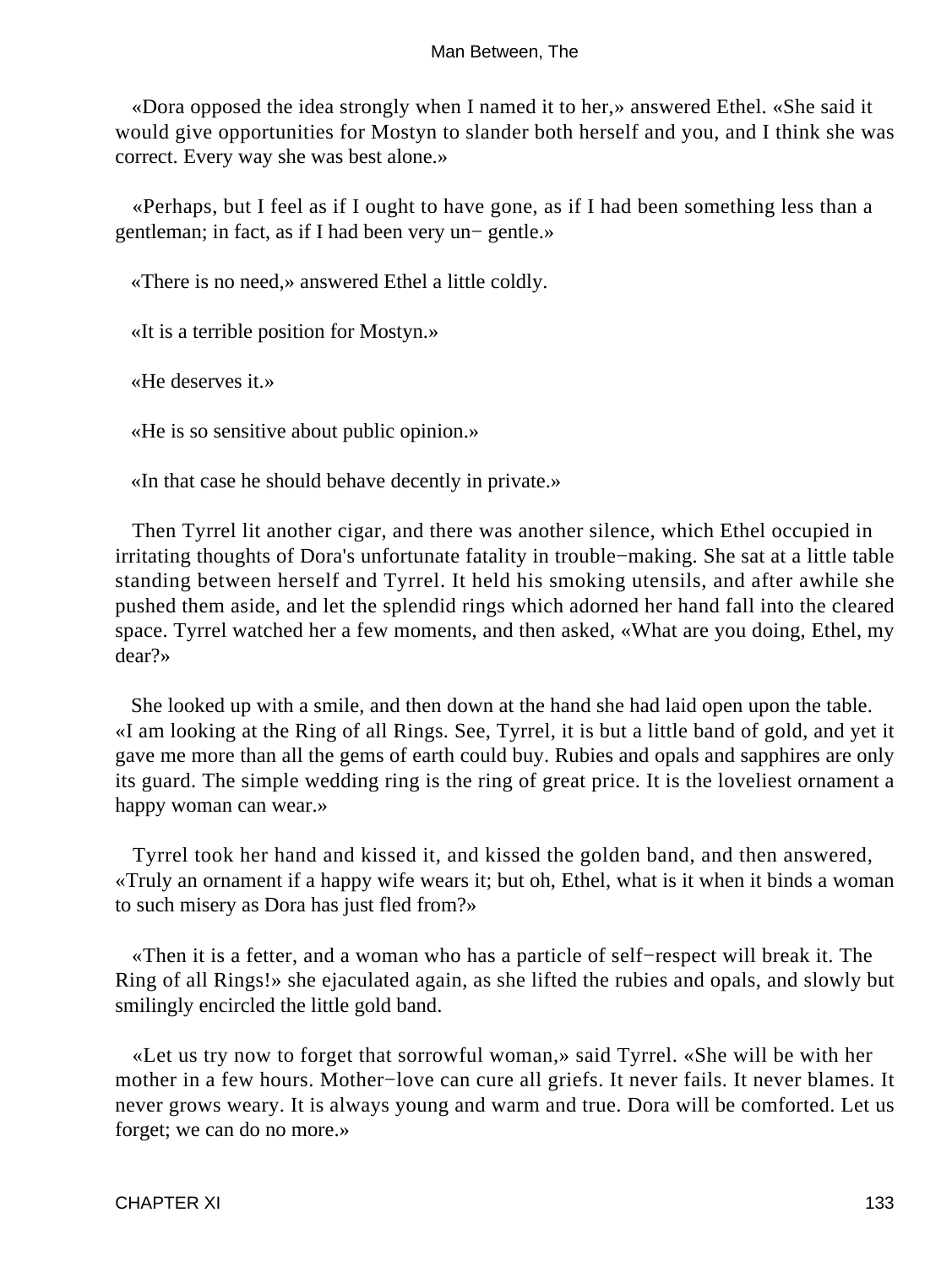«Dora opposed the idea strongly when I named it to her,» answered Ethel. «She said it would give opportunities for Mostyn to slander both herself and you, and I think she was correct. Every way she was best alone.»

«Perhaps, but I feel as if I ought to have gone, as if I had been something less than a gentleman; in fact, as if I had been very un− gentle.»

«There is no need,» answered Ethel a little coldly.

«It is a terrible position for Mostyn.»

«He deserves it.»

«He is so sensitive about public opinion.»

«In that case he should behave decently in private.»

Then Tyrrel lit another cigar, and there was another silence, which Ethel occupied in irritating thoughts of Dora's unfortunate fatality in trouble−making. She sat at a little table standing between herself and Tyrrel. It held his smoking utensils, and after awhile she pushed them aside, and let the splendid rings which adorned her hand fall into the cleared space. Tyrrel watched her a few moments, and then asked, «What are you doing, Ethel, my dear?»

She looked up with a smile, and then down at the hand she had laid open upon the table. «I am looking at the Ring of all Rings. See, Tyrrel, it is but a little band of gold, and yet it gave me more than all the gems of earth could buy. Rubies and opals and sapphires are only its guard. The simple wedding ring is the ring of great price. It is the loveliest ornament a happy woman can wear.»

Tyrrel took her hand and kissed it, and kissed the golden band, and then answered, «Truly an ornament if a happy wife wears it; but oh, Ethel, what is it when it binds a woman to such misery as Dora has just fled from?»

«Then it is a fetter, and a woman who has a particle of self−respect will break it. The Ring of all Rings!» she ejaculated again, as she lifted the rubies and opals, and slowly but smilingly encircled the little gold band.

«Let us try now to forget that sorrowful woman,» said Tyrrel. «She will be with her mother in a few hours. Mother−love can cure all griefs. It never fails. It never blames. It never grows weary. It is always young and warm and true. Dora will be comforted. Let us forget; we can do no more.»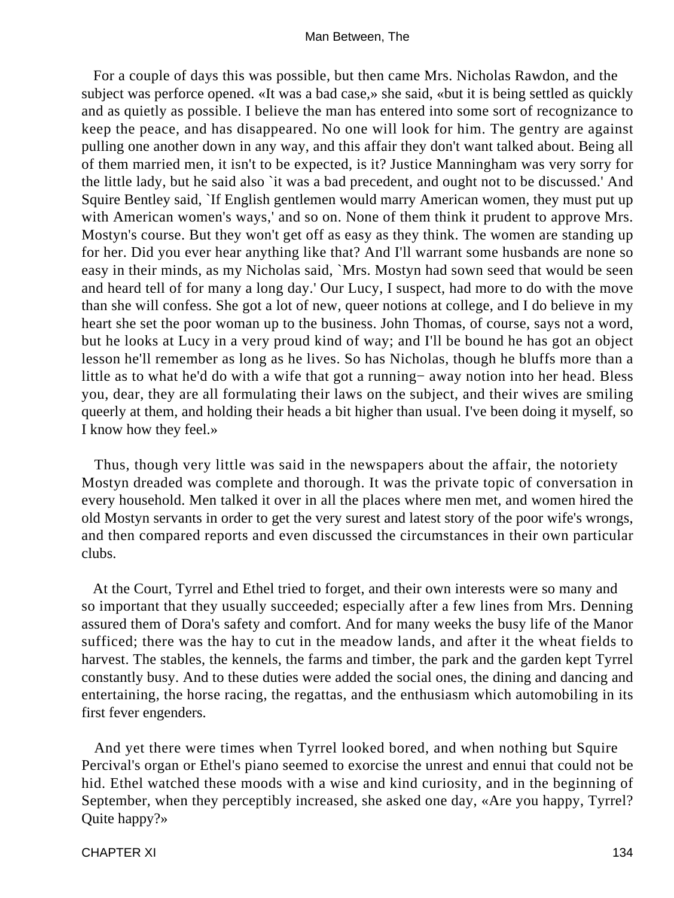For a couple of days this was possible, but then came Mrs. Nicholas Rawdon, and the subject was perforce opened. «It was a bad case,» she said, «but it is being settled as quickly and as quietly as possible. I believe the man has entered into some sort of recognizance to keep the peace, and has disappeared. No one will look for him. The gentry are against pulling one another down in any way, and this affair they don't want talked about. Being all of them married men, it isn't to be expected, is it? Justice Manningham was very sorry for the little lady, but he said also `it was a bad precedent, and ought not to be discussed.' And Squire Bentley said, `If English gentlemen would marry American women, they must put up with American women's ways,' and so on. None of them think it prudent to approve Mrs. Mostyn's course. But they won't get off as easy as they think. The women are standing up for her. Did you ever hear anything like that? And I'll warrant some husbands are none so easy in their minds, as my Nicholas said, `Mrs. Mostyn had sown seed that would be seen and heard tell of for many a long day.' Our Lucy, I suspect, had more to do with the move than she will confess. She got a lot of new, queer notions at college, and I do believe in my heart she set the poor woman up to the business. John Thomas, of course, says not a word, but he looks at Lucy in a very proud kind of way; and I'll be bound he has got an object lesson he'll remember as long as he lives. So has Nicholas, though he bluffs more than a little as to what he'd do with a wife that got a running− away notion into her head. Bless you, dear, they are all formulating their laws on the subject, and their wives are smiling queerly at them, and holding their heads a bit higher than usual. I've been doing it myself, so I know how they feel.»

Thus, though very little was said in the newspapers about the affair, the notoriety Mostyn dreaded was complete and thorough. It was the private topic of conversation in every household. Men talked it over in all the places where men met, and women hired the old Mostyn servants in order to get the very surest and latest story of the poor wife's wrongs, and then compared reports and even discussed the circumstances in their own particular clubs.

At the Court, Tyrrel and Ethel tried to forget, and their own interests were so many and so important that they usually succeeded; especially after a few lines from Mrs. Denning assured them of Dora's safety and comfort. And for many weeks the busy life of the Manor sufficed; there was the hay to cut in the meadow lands, and after it the wheat fields to harvest. The stables, the kennels, the farms and timber, the park and the garden kept Tyrrel constantly busy. And to these duties were added the social ones, the dining and dancing and entertaining, the horse racing, the regattas, and the enthusiasm which automobiling in its first fever engenders.

And yet there were times when Tyrrel looked bored, and when nothing but Squire Percival's organ or Ethel's piano seemed to exorcise the unrest and ennui that could not be hid. Ethel watched these moods with a wise and kind curiosity, and in the beginning of September, when they perceptibly increased, she asked one day, «Are you happy, Tyrrel? Quite happy?»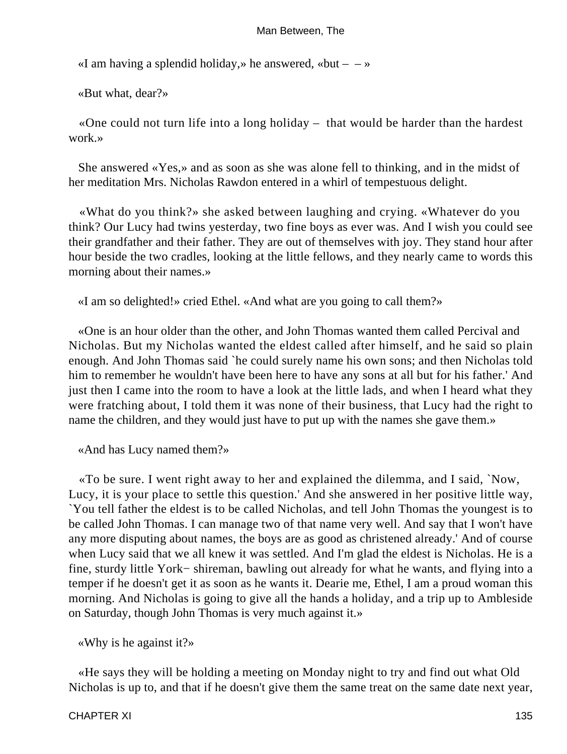«I am having a splendid holiday,» he answered, «but – – »

«But what, dear?»

«One could not turn life into a long holiday – that would be harder than the hardest work.»

She answered «Yes,» and as soon as she was alone fell to thinking, and in the midst of her meditation Mrs. Nicholas Rawdon entered in a whirl of tempestuous delight.

«What do you think?» she asked between laughing and crying. «Whatever do you think? Our Lucy had twins yesterday, two fine boys as ever was. And I wish you could see their grandfather and their father. They are out of themselves with joy. They stand hour after hour beside the two cradles, looking at the little fellows, and they nearly came to words this morning about their names.»

«I am so delighted!» cried Ethel. «And what are you going to call them?»

«One is an hour older than the other, and John Thomas wanted them called Percival and Nicholas. But my Nicholas wanted the eldest called after himself, and he said so plain enough. And John Thomas said `he could surely name his own sons; and then Nicholas told him to remember he wouldn't have been here to have any sons at all but for his father.' And just then I came into the room to have a look at the little lads, and when I heard what they were fratching about, I told them it was none of their business, that Lucy had the right to name the children, and they would just have to put up with the names she gave them.»

«And has Lucy named them?»

«To be sure. I went right away to her and explained the dilemma, and I said, `Now, Lucy, it is your place to settle this question.' And she answered in her positive little way, `You tell father the eldest is to be called Nicholas, and tell John Thomas the youngest is to be called John Thomas. I can manage two of that name very well. And say that I won't have any more disputing about names, the boys are as good as christened already.' And of course when Lucy said that we all knew it was settled. And I'm glad the eldest is Nicholas. He is a fine, sturdy little York− shireman, bawling out already for what he wants, and flying into a temper if he doesn't get it as soon as he wants it. Dearie me, Ethel, I am a proud woman this morning. And Nicholas is going to give all the hands a holiday, and a trip up to Ambleside on Saturday, though John Thomas is very much against it.»

«Why is he against it?»

«He says they will be holding a meeting on Monday night to try and find out what Old Nicholas is up to, and that if he doesn't give them the same treat on the same date next year,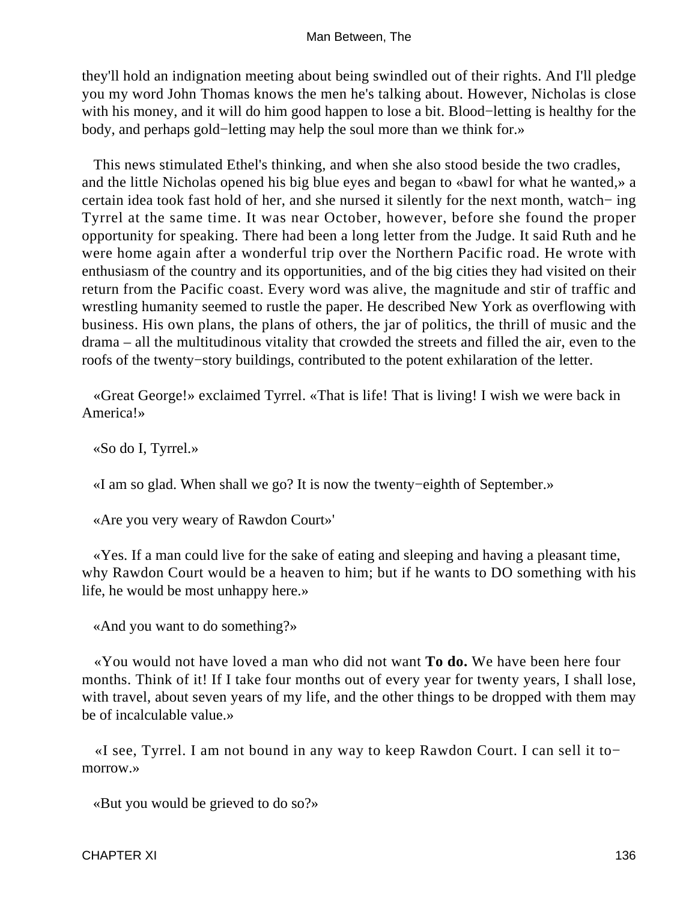they'll hold an indignation meeting about being swindled out of their rights. And I'll pledge you my word John Thomas knows the men he's talking about. However, Nicholas is close with his money, and it will do him good happen to lose a bit. Blood−letting is healthy for the body, and perhaps gold−letting may help the soul more than we think for.»

This news stimulated Ethel's thinking, and when she also stood beside the two cradles, and the little Nicholas opened his big blue eyes and began to «bawl for what he wanted,» a certain idea took fast hold of her, and she nursed it silently for the next month, watch− ing Tyrrel at the same time. It was near October, however, before she found the proper opportunity for speaking. There had been a long letter from the Judge. It said Ruth and he were home again after a wonderful trip over the Northern Pacific road. He wrote with enthusiasm of the country and its opportunities, and of the big cities they had visited on their return from the Pacific coast. Every word was alive, the magnitude and stir of traffic and wrestling humanity seemed to rustle the paper. He described New York as overflowing with business. His own plans, the plans of others, the jar of politics, the thrill of music and the drama – all the multitudinous vitality that crowded the streets and filled the air, even to the roofs of the twenty−story buildings, contributed to the potent exhilaration of the letter.

«Great George!» exclaimed Tyrrel. «That is life! That is living! I wish we were back in America!»

«So do I, Tyrrel.»

«I am so glad. When shall we go? It is now the twenty−eighth of September.»

«Are you very weary of Rawdon Court»'

«Yes. If a man could live for the sake of eating and sleeping and having a pleasant time, why Rawdon Court would be a heaven to him; but if he wants to DO something with his life, he would be most unhappy here.»

«And you want to do something?»

«You would not have loved a man who did not want **To do.** We have been here four months. Think of it! If I take four months out of every year for twenty years, I shall lose, with travel, about seven years of my life, and the other things to be dropped with them may be of incalculable value.»

«I see, Tyrrel. I am not bound in any way to keep Rawdon Court. I can sell it to− morrow.»

«But you would be grieved to do so?»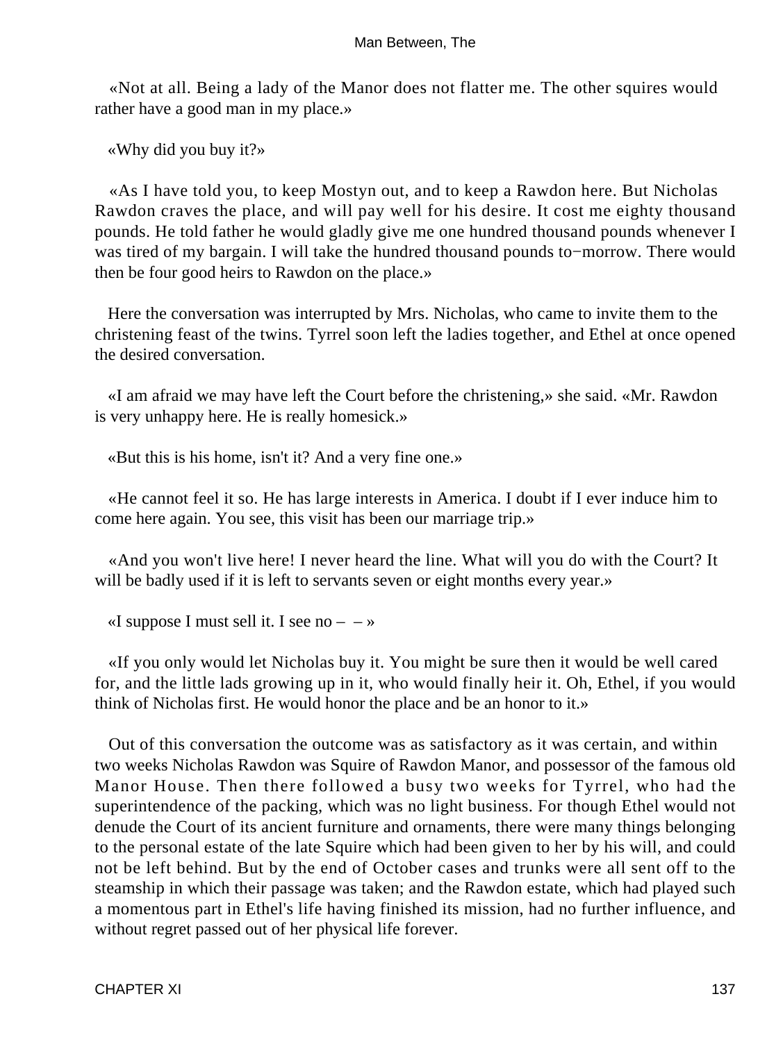«Not at all. Being a lady of the Manor does not flatter me. The other squires would rather have a good man in my place.»

«Why did you buy it?»

«As I have told you, to keep Mostyn out, and to keep a Rawdon here. But Nicholas Rawdon craves the place, and will pay well for his desire. It cost me eighty thousand pounds. He told father he would gladly give me one hundred thousand pounds whenever I was tired of my bargain. I will take the hundred thousand pounds to−morrow. There would then be four good heirs to Rawdon on the place.»

Here the conversation was interrupted by Mrs. Nicholas, who came to invite them to the christening feast of the twins. Tyrrel soon left the ladies together, and Ethel at once opened the desired conversation.

«I am afraid we may have left the Court before the christening,» she said. «Mr. Rawdon is very unhappy here. He is really homesick.»

«But this is his home, isn't it? And a very fine one.»

«He cannot feel it so. He has large interests in America. I doubt if I ever induce him to come here again. You see, this visit has been our marriage trip.»

«And you won't live here! I never heard the line. What will you do with the Court? It will be badly used if it is left to servants seven or eight months every year.»

«I suppose I must sell it. I see no – – »

«If you only would let Nicholas buy it. You might be sure then it would be well cared for, and the little lads growing up in it, who would finally heir it. Oh, Ethel, if you would think of Nicholas first. He would honor the place and be an honor to it.»

Out of this conversation the outcome was as satisfactory as it was certain, and within two weeks Nicholas Rawdon was Squire of Rawdon Manor, and possessor of the famous old Manor House. Then there followed a busy two weeks for Tyrrel, who had the superintendence of the packing, which was no light business. For though Ethel would not denude the Court of its ancient furniture and ornaments, there were many things belonging to the personal estate of the late Squire which had been given to her by his will, and could not be left behind. But by the end of October cases and trunks were all sent off to the steamship in which their passage was taken; and the Rawdon estate, which had played such a momentous part in Ethel's life having finished its mission, had no further influence, and without regret passed out of her physical life forever.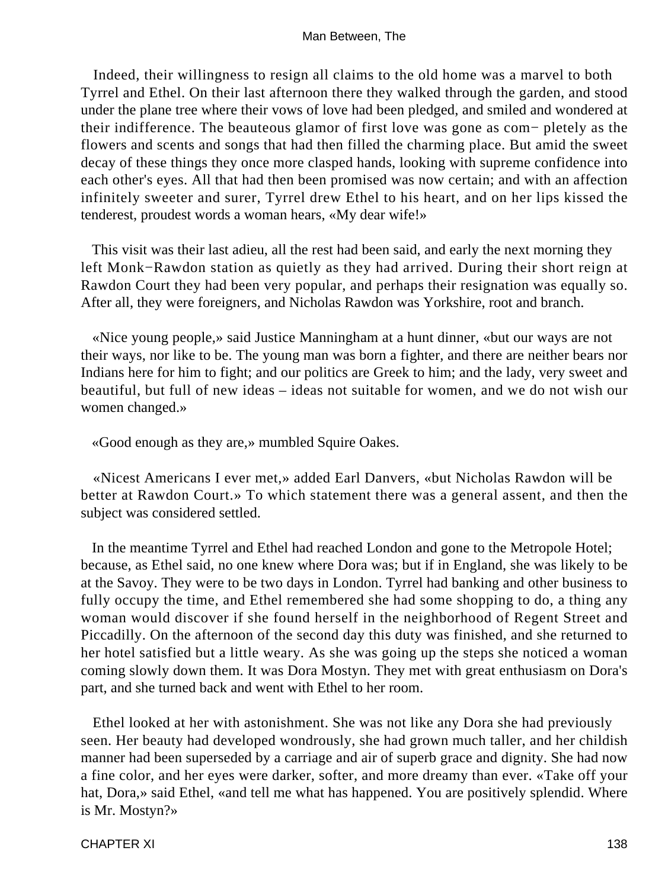Indeed, their willingness to resign all claims to the old home was a marvel to both Tyrrel and Ethel. On their last afternoon there they walked through the garden, and stood under the plane tree where their vows of love had been pledged, and smiled and wondered at their indifference. The beauteous glamor of first love was gone as completely as the flowers and scents and songs that had then filled the charming place. But amid the sweet decay of these things they once more clasped hands, looking with supreme confidence into each other's eyes. All that had then been promised was now certain; and with an affection infinitely sweeter and surer, Tyrrel drew Ethel to his heart, and on her lips kissed the tenderest, proudest words a woman hears, «My dear wife!»

This visit was their last adieu, all the rest had been said, and early the next morning they left Monk−Rawdon station as quietly as they had arrived. During their short reign at Rawdon Court they had been very popular, and perhaps their resignation was equally so. After all, they were foreigners, and Nicholas Rawdon was Yorkshire, root and branch.

«Nice young people,» said Justice Manningham at a hunt dinner, «but our ways are not their ways, nor like to be. The young man was born a fighter, and there are neither bears nor Indians here for him to fight; and our politics are Greek to him; and the lady, very sweet and beautiful, but full of new ideas – ideas not suitable for women, and we do not wish our women changed.»

«Good enough as they are,» mumbled Squire Oakes.

«Nicest Americans I ever met,» added Earl Danvers, «but Nicholas Rawdon will be better at Rawdon Court.» To which statement there was a general assent, and then the subject was considered settled.

In the meantime Tyrrel and Ethel had reached London and gone to the Metropole Hotel; because, as Ethel said, no one knew where Dora was; but if in England, she was likely to be at the Savoy. They were to be two days in London. Tyrrel had banking and other business to fully occupy the time, and Ethel remembered she had some shopping to do, a thing any woman would discover if she found herself in the neighborhood of Regent Street and Piccadilly. On the afternoon of the second day this duty was finished, and she returned to her hotel satisfied but a little weary. As she was going up the steps she noticed a woman coming slowly down them. It was Dora Mostyn. They met with great enthusiasm on Dora's part, and she turned back and went with Ethel to her room.

Ethel looked at her with astonishment. She was not like any Dora she had previously seen. Her beauty had developed wondrously, she had grown much taller, and her childish manner had been superseded by a carriage and air of superb grace and dignity. She had now a fine color, and her eyes were darker, softer, and more dreamy than ever. «Take off your hat, Dora,» said Ethel, «and tell me what has happened. You are positively splendid. Where is Mr. Mostyn?»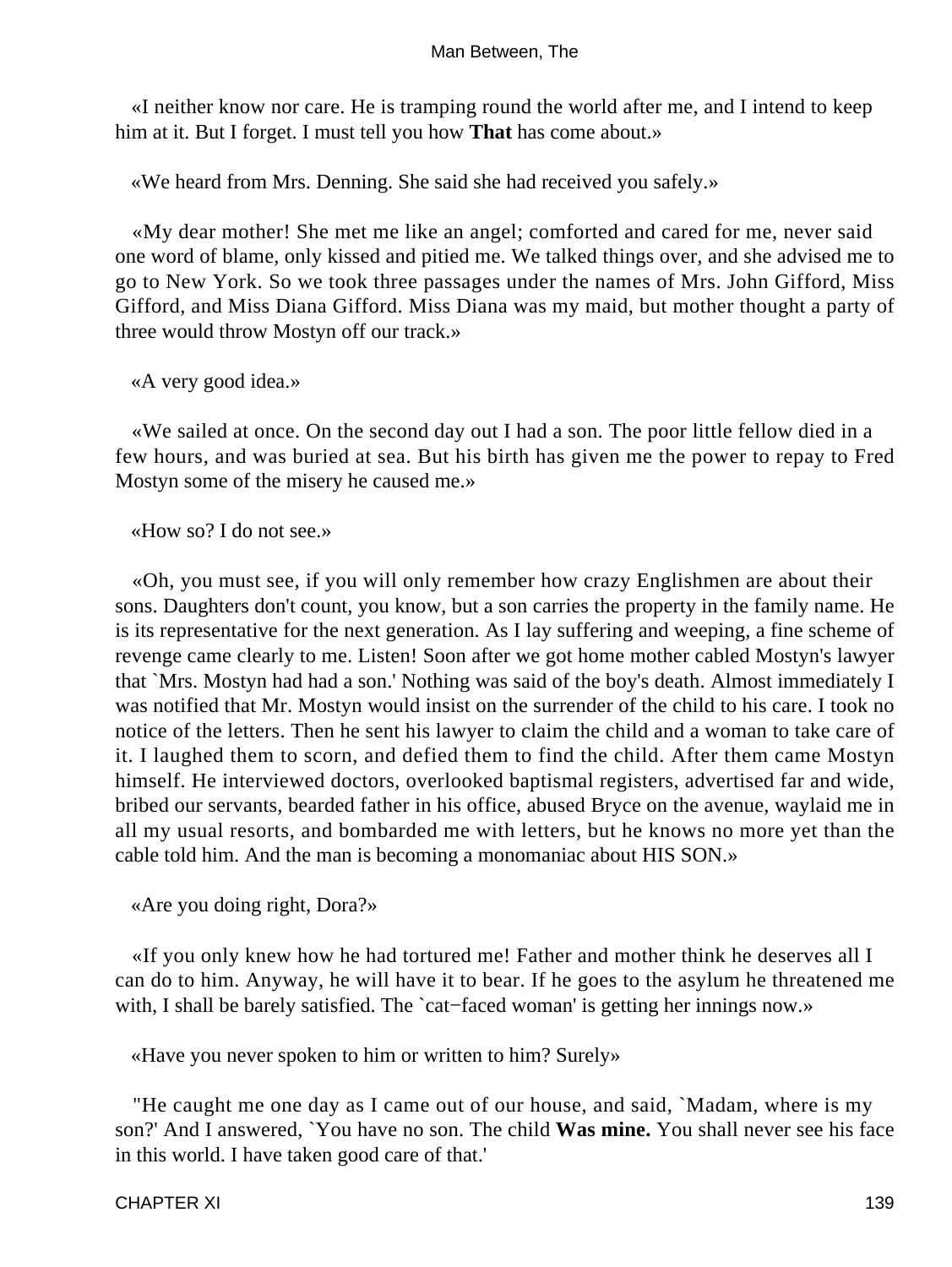«I neither know nor care. He is tramping round the world after me, and I intend to keep him at it. But I forget. I must tell you how **That** has come about.»

«We heard from Mrs. Denning. She said she had received you safely.»

«My dear mother! She met me like an angel; comforted and cared for me, never said one word of blame, only kissed and pitied me. We talked things over, and she advised me to go to New York. So we took three passages under the names of Mrs. John Gifford, Miss Gifford, and Miss Diana Gifford. Miss Diana was my maid, but mother thought a party of three would throw Mostyn off our track.»

«A very good idea.»

«We sailed at once. On the second day out I had a son. The poor little fellow died in a few hours, and was buried at sea. But his birth has given me the power to repay to Fred Mostyn some of the misery he caused me.»

«How so? I do not see.»

«Oh, you must see, if you will only remember how crazy Englishmen are about their sons. Daughters don't count, you know, but a son carries the property in the family name. He is its representative for the next generation. As I lay suffering and weeping, a fine scheme of revenge came clearly to me. Listen! Soon after we got home mother cabled Mostyn's lawyer that `Mrs. Mostyn had had a son.' Nothing was said of the boy's death. Almost immediately I was notified that Mr. Mostyn would insist on the surrender of the child to his care. I took no notice of the letters. Then he sent his lawyer to claim the child and a woman to take care of it. I laughed them to scorn, and defied them to find the child. After them came Mostyn himself. He interviewed doctors, overlooked baptismal registers, advertised far and wide, bribed our servants, bearded father in his office, abused Bryce on the avenue, waylaid me in all my usual resorts, and bombarded me with letters, but he knows no more yet than the cable told him. And the man is becoming a monomaniac about HIS SON.»

«Are you doing right, Dora?»

«If you only knew how he had tortured me! Father and mother think he deserves all I can do to him. Anyway, he will have it to bear. If he goes to the asylum he threatened me with, I shall be barely satisfied. The `cat−faced woman' is getting her innings now.»

«Have you never spoken to him or written to him? Surely»

"He caught me one day as I came out of our house, and said, `Madam, where is my son?' And I answered, `You have no son. The child **Was mine.** You shall never see his face in this world. I have taken good care of that.'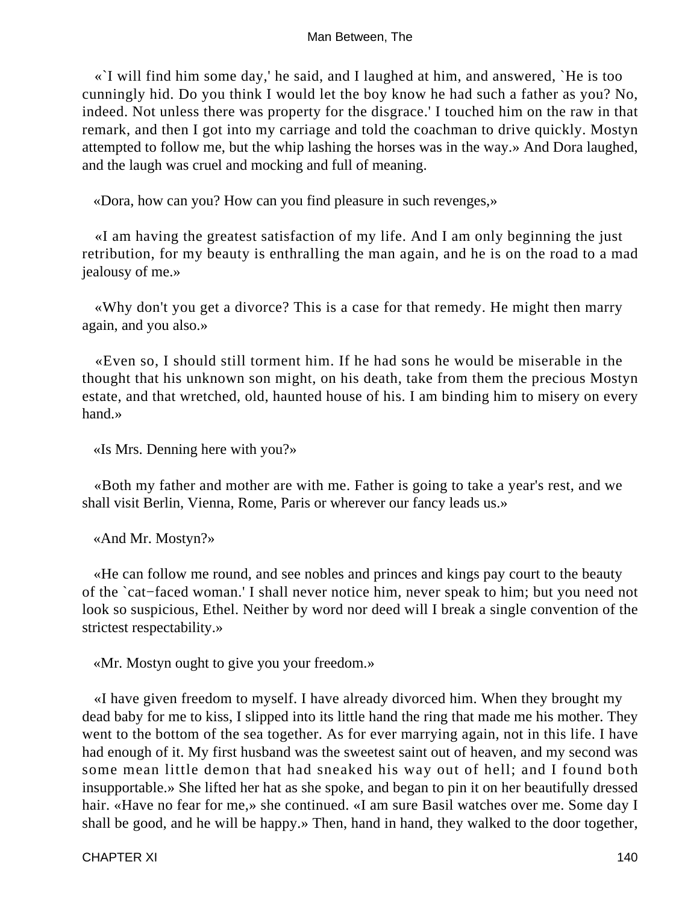«`I will find him some day,' he said, and I laughed at him, and answered, `He is too cunningly hid. Do you think I would let the boy know he had such a father as you? No, indeed. Not unless there was property for the disgrace.' I touched him on the raw in that remark, and then I got into my carriage and told the coachman to drive quickly. Mostyn attempted to follow me, but the whip lashing the horses was in the way.» And Dora laughed, and the laugh was cruel and mocking and full of meaning.

«Dora, how can you? How can you find pleasure in such revenges,»

«I am having the greatest satisfaction of my life. And I am only beginning the just retribution, for my beauty is enthralling the man again, and he is on the road to a mad jealousy of me.»

«Why don't you get a divorce? This is a case for that remedy. He might then marry again, and you also.»

«Even so, I should still torment him. If he had sons he would be miserable in the thought that his unknown son might, on his death, take from them the precious Mostyn estate, and that wretched, old, haunted house of his. I am binding him to misery on every hand.»

«Is Mrs. Denning here with you?»

«Both my father and mother are with me. Father is going to take a year's rest, and we shall visit Berlin, Vienna, Rome, Paris or wherever our fancy leads us.»

«And Mr. Mostyn?»

«He can follow me round, and see nobles and princes and kings pay court to the beauty of the `cat−faced woman.' I shall never notice him, never speak to him; but you need not look so suspicious, Ethel. Neither by word nor deed will I break a single convention of the strictest respectability.»

«Mr. Mostyn ought to give you your freedom.»

«I have given freedom to myself. I have already divorced him. When they brought my dead baby for me to kiss, I slipped into its little hand the ring that made me his mother. They went to the bottom of the sea together. As for ever marrying again, not in this life. I have had enough of it. My first husband was the sweetest saint out of heaven, and my second was some mean little demon that had sneaked his way out of hell; and I found both insupportable.» She lifted her hat as she spoke, and began to pin it on her beautifully dressed hair. «Have no fear for me,» she continued. «I am sure Basil watches over me. Some day I shall be good, and he will be happy.» Then, hand in hand, they walked to the door together,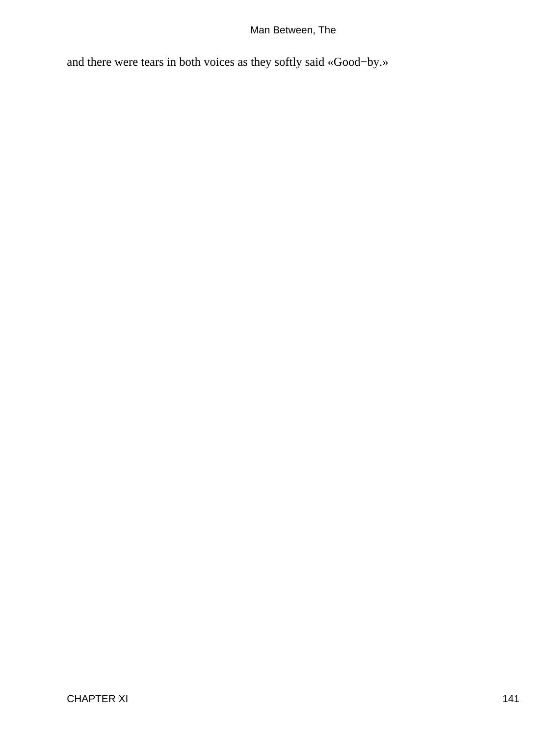and there were tears in both voices as they softly said «Good−by.»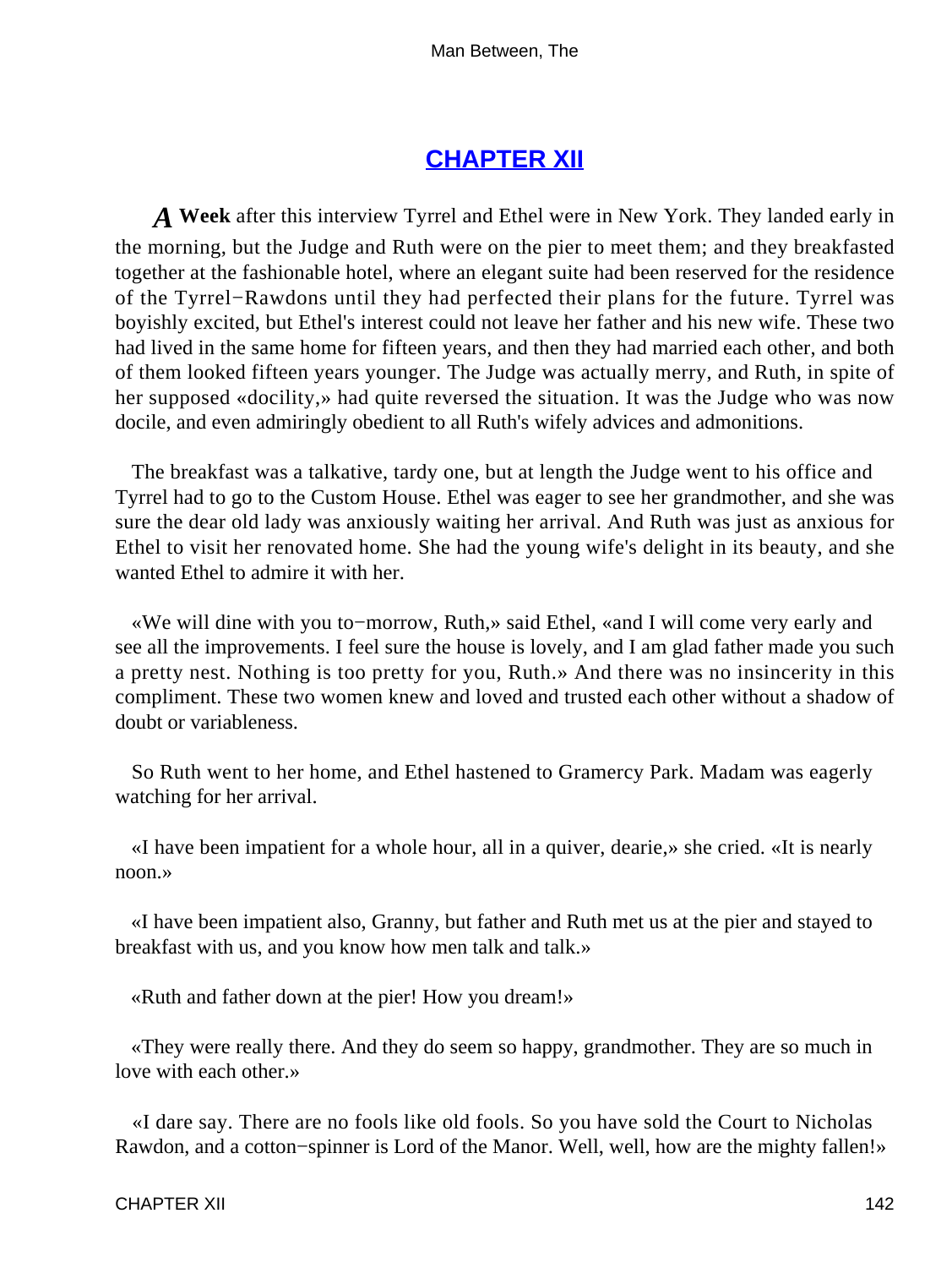## CHAPTER XII

*A* **Week** after this interview Tyrrel and Ethel were in New York. They landed early in the morning, but the Judge and Ruth were on the pier to meet them; and they breakfasted together at the fashionable hotel, where an elegant suite had been reserved for the residence of the Tyrrel−Rawdons until they had perfected their plans for the future. Tyrrel was boyishly excited, but Ethel's interest could not leave her father and his new wife. These two had lived in the same home for fifteen years, and then they had married each other, and both of them looked fifteen years younger. The Judge was actually merry, and Ruth, in spite of her supposed «docility,» had quite reversed the situation. It was the Judge who was now docile, and even admiringly obedient to all Ruth's wifely advices and admonitions.

The breakfast was a talkative, tardy one, but at length the Judge went to his office and Tyrrel had to go to the Custom House. Ethel was eager to see her grandmother, and she was sure the dear old lady was anxiously waiting her arrival. And Ruth was just as anxious for Ethel to visit her renovated home. She had the young wife's delight in its beauty, and she wanted Ethel to admire it with her.

«We will dine with you to−morrow, Ruth,» said Ethel, «and I will come very early and see all the improvements. I feel sure the house is lovely, and I am glad father made you such a pretty nest. Nothing is too pretty for you, Ruth.» And there was no insincerity in this compliment. These two women knew and loved and trusted each other without a shadow of doubt or variableness.

So Ruth went to her home, and Ethel hastened to Gramercy Park. Madam was eagerly watching for her arrival.

«I have been impatient for a whole hour, all in a quiver, dearie,» she cried. «It is nearly noon.»

«I have been impatient also, Granny, but father and Ruth met us at the pier and stayed to breakfast with us, and you know how men talk and talk.»

«Ruth and father down at the pier! How you dream!»

«They were really there. And they do seem so happy, grandmother. They are so much in love with each other.»

«I dare say. There are no fools like old fools. So you have sold the Court to Nicholas Rawdon, and a cotton−spinner is Lord of the Manor. Well, well, how are the mighty fallen!»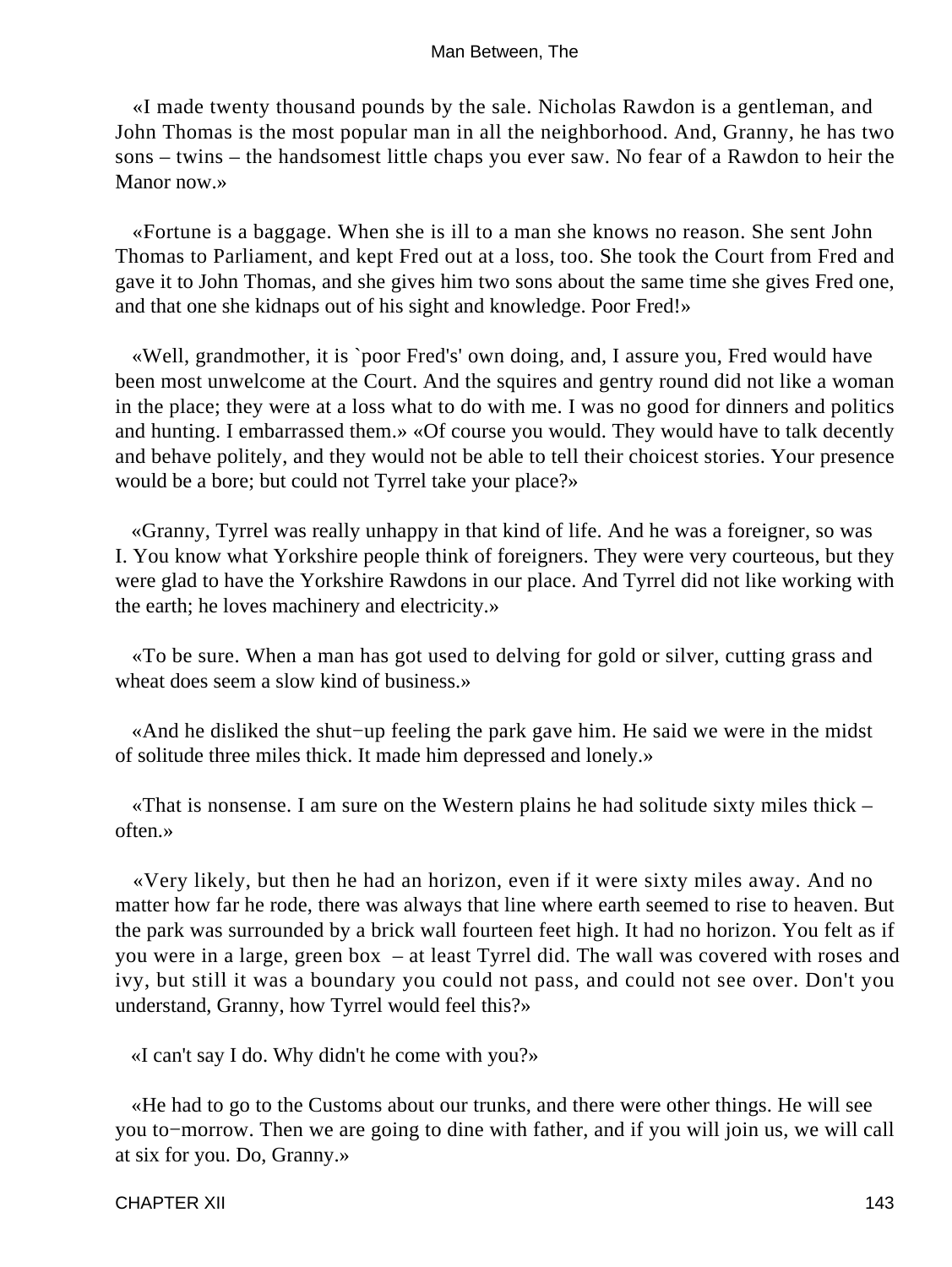«I made twenty thousand pounds by the sale. Nicholas Rawdon is a gentleman, and John Thomas is the most popular man in all the neighborhood. And, Granny, he has two sons – twins – the handsomest little chaps you ever saw. No fear of a Rawdon to heir the Manor now.»

«Fortune is a baggage. When she is ill to a man she knows no reason. She sent John Thomas to Parliament, and kept Fred out at a loss, too. She took the Court from Fred and gave it to John Thomas, and she gives him two sons about the same time she gives Fred one, and that one she kidnaps out of his sight and knowledge. Poor Fred!»

«Well, grandmother, it is `poor Fred's' own doing, and, I assure you, Fred would have been most unwelcome at the Court. And the squires and gentry round did not like a woman in the place; they were at a loss what to do with me. I was no good for dinners and politics and hunting. I embarrassed them.» «Of course you would. They would have to talk decently and behave politely, and they would not be able to tell their choicest stories. Your presence would be a bore; but could not Tyrrel take your place?»

«Granny, Tyrrel was really unhappy in that kind of life. And he was a foreigner, so was I. You know what Yorkshire people think of foreigners. They were very courteous, but they were glad to have the Yorkshire Rawdons in our place. And Tyrrel did not like working with the earth; he loves machinery and electricity.»

«To be sure. When a man has got used to delving for gold or silver, cutting grass and wheat does seem a slow kind of business.»

«And he disliked the shut−up feeling the park gave him. He said we were in the midst of solitude three miles thick. It made him depressed and lonely.»

«That is nonsense. I am sure on the Western plains he had solitude sixty miles thick – often.»

«Very likely, but then he had an horizon, even if it were sixty miles away. And no matter how far he rode, there was always that line where earth seemed to rise to heaven. But the park was surrounded by a brick wall fourteen feet high. It had no horizon. You felt as if you were in a large, green box – at least Tyrrel did. The wall was covered with roses and ivy, but still it was a boundary you could not pass, and could not see over. Don't you understand, Granny, how Tyrrel would feel this?»

«I can't say I do. Why didn't he come with you?»

«He had to go to the Customs about our trunks, and there were other things. He will see you to−morrow. Then we are going to dine with father, and if you will join us, we will call at six for you. Do, Granny.»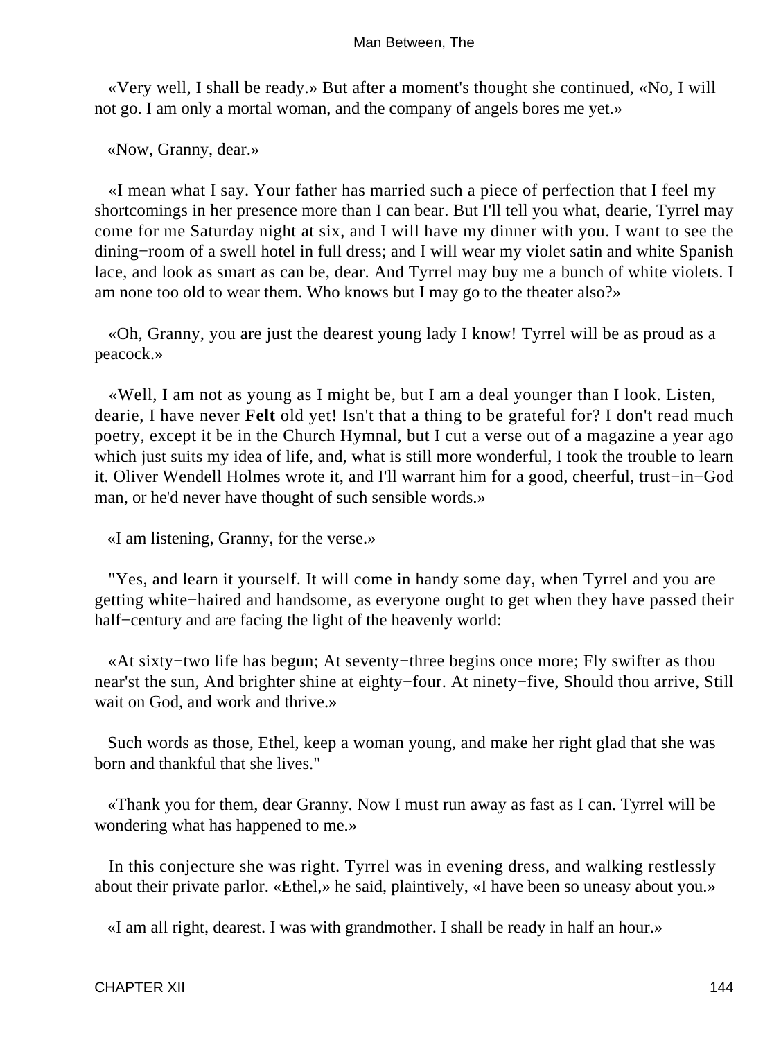«Very well, I shall be ready.» But after a moment's thought she continued, «No, I will not go. I am only a mortal woman, and the company of angels bores me yet.»

«Now, Granny, dear.»

«I mean what I say. Your father has married such a piece of perfection that I feel my shortcomings in her presence more than I can bear. But I'll tell you what, dearie, Tyrrel may come for me Saturday night at six, and I will have my dinner with you. I want to see the dining−room of a swell hotel in full dress; and I will wear my violet satin and white Spanish lace, and look as smart as can be, dear. And Tyrrel may buy me a bunch of white violets. I am none too old to wear them. Who knows but I may go to the theater also?»

«Oh, Granny, you are just the dearest young lady I know! Tyrrel will be as proud as a peacock.»

«Well, I am not as young as I might be, but I am a deal younger than I look. Listen, dearie, I have never **Felt** old yet! Isn't that a thing to be grateful for? I don't read much poetry, except it be in the Church Hymnal, but I cut a verse out of a magazine a year ago which just suits my idea of life, and, what is still more wonderful, I took the trouble to learn it. Oliver Wendell Holmes wrote it, and I'll warrant him for a good, cheerful, trust−in−God man, or he'd never have thought of such sensible words.»

«I am listening, Granny, for the verse.»

"Yes, and learn it yourself. It will come in handy some day, when Tyrrel and you are getting white−haired and handsome, as everyone ought to get when they have passed their half−century and are facing the light of the heavenly world:

«At sixty−two life has begun; At seventy−three begins once more; Fly swifter as thou near'st the sun, And brighter shine at eighty−four. At ninety−five, Should thou arrive, Still wait on God, and work and thrive.»

Such words as those, Ethel, keep a woman young, and make her right glad that she was born and thankful that she lives."

«Thank you for them, dear Granny. Now I must run away as fast as I can. Tyrrel will be wondering what has happened to me.»

In this conjecture she was right. Tyrrel was in evening dress, and walking restlessly about their private parlor. «Ethel,» he said, plaintively, «I have been so uneasy about you.»

«I am all right, dearest. I was with grandmother. I shall be ready in half an hour.»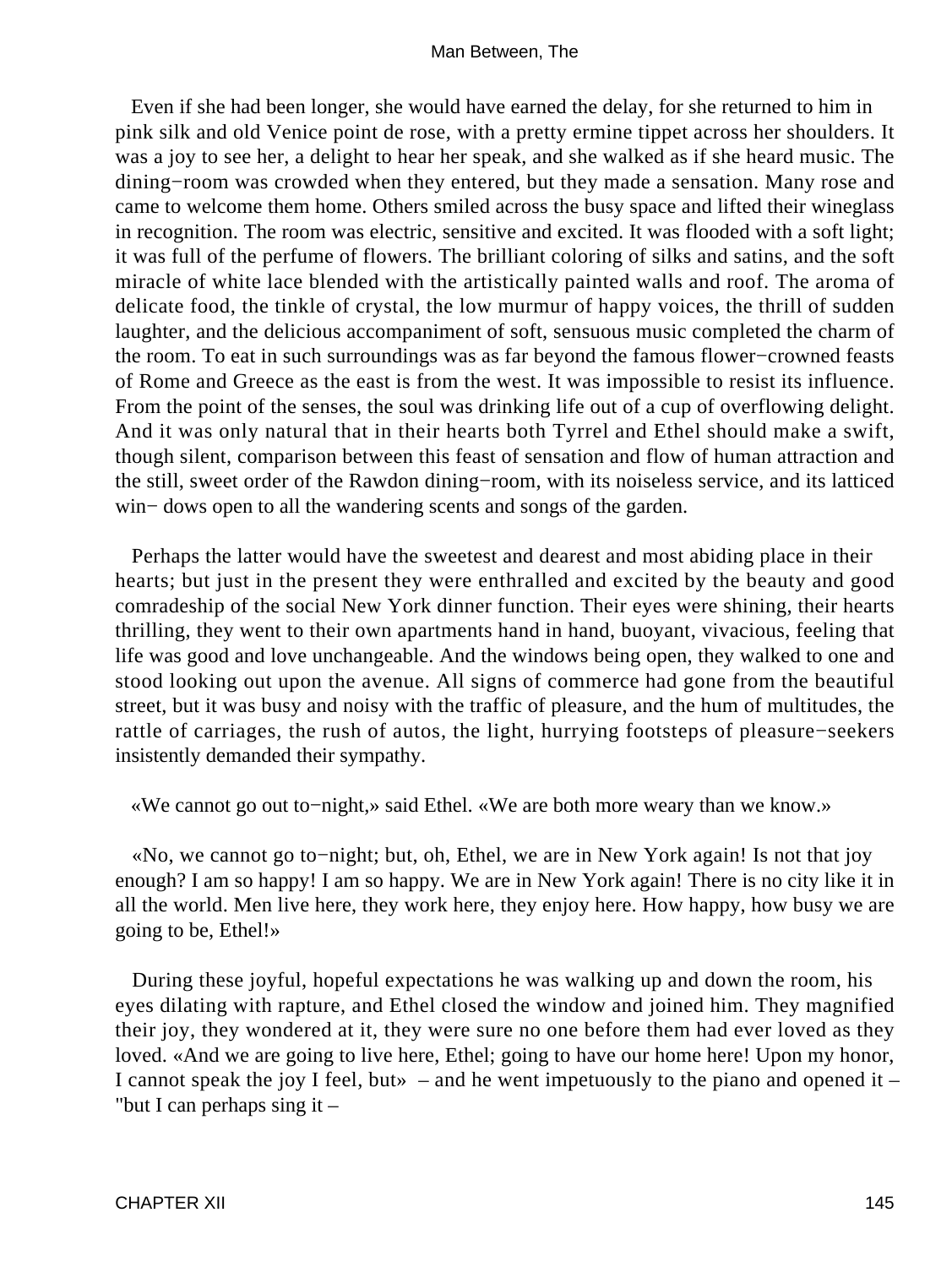Even if she had been longer, she would have earned the delay, for she returned to him in pink silk and old Venice point de rose, with a pretty ermine tippet across her shoulders. It was a joy to see her, a delight to hear her speak, and she walked as if she heard music. The dining−room was crowded when they entered, but they made a sensation. Many rose and came to welcome them home. Others smiled across the busy space and lifted their wineglass in recognition. The room was electric, sensitive and excited. It was flooded with a soft light; it was full of the perfume of flowers. The brilliant coloring of silks and satins, and the soft miracle of white lace blended with the artistically painted walls and roof. The aroma of delicate food, the tinkle of crystal, the low murmur of happy voices, the thrill of sudden laughter, and the delicious accompaniment of soft, sensuous music completed the charm of the room. To eat in such surroundings was as far beyond the famous flower−crowned feasts of Rome and Greece as the east is from the west. It was impossible to resist its influence. From the point of the senses, the soul was drinking life out of a cup of overflowing delight. And it was only natural that in their hearts both Tyrrel and Ethel should make a swift, though silent, comparison between this feast of sensation and flow of human attraction and the still, sweet order of the Rawdon dining−room, with its noiseless service, and its latticed win− dows open to all the wandering scents and songs of the garden.

Perhaps the latter would have the sweetest and dearest and most abiding place in their hearts; but just in the present they were enthralled and excited by the beauty and good comradeship of the social New York dinner function. Their eyes were shining, their hearts thrilling, they went to their own apartments hand in hand, buoyant, vivacious, feeling that life was good and love unchangeable. And the windows being open, they walked to one and stood looking out upon the avenue. All signs of commerce had gone from the beautiful street, but it was busy and noisy with the traffic of pleasure, and the hum of multitudes, the rattle of carriages, the rush of autos, the light, hurrying footsteps of pleasure−seekers insistently demanded their sympathy.

«We cannot go out to−night,» said Ethel. «We are both more weary than we know.»

«No, we cannot go to−night; but, oh, Ethel, we are in New York again! Is not that joy enough? I am so happy! I am so happy. We are in New York again! There is no city like it in all the world. Men live here, they work here, they enjoy here. How happy, how busy we are going to be, Ethel!»

During these joyful, hopeful expectations he was walking up and down the room, his eyes dilating with rapture, and Ethel closed the window and joined him. They magnified their joy, they wondered at it, they were sure no one before them had ever loved as they loved. «And we are going to live here, Ethel; going to have our home here! Upon my honor, I cannot speak the joy I feel, but» – and he went impetuously to the piano and opened it – "but I can perhaps sing it –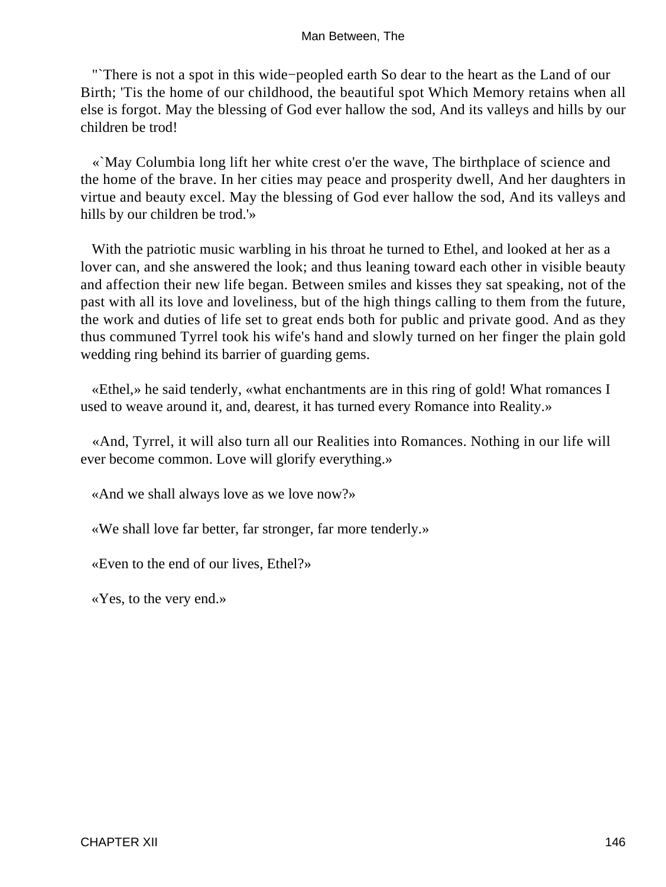"`There is not a spot in this wide−peopled earth So dear to the heart as the Land of our Birth; 'Tis the home of our childhood, the beautiful spot Which Memory retains when all else is forgot. May the blessing of God ever hallow the sod, And its valleys and hills by our children be trod!

«`May Columbia long lift her white crest o'er the wave, The birthplace of science and the home of the brave. In her cities may peace and prosperity dwell, And her daughters in virtue and beauty excel. May the blessing of God ever hallow the sod, And its valleys and hills by our children be trod.'»

With the patriotic music warbling in his throat he turned to Ethel, and looked at her as a lover can, and she answered the look; and thus leaning toward each other in visible beauty and affection their new life began. Between smiles and kisses they sat speaking, not of the past with all its love and loveliness, but of the high things calling to them from the future, the work and duties of life set to great ends both for public and private good. And as they thus communed Tyrrel took his wife's hand and slowly turned on her finger the plain gold wedding ring behind its barrier of guarding gems.

«Ethel,» he said tenderly, «what enchantments are in this ring of gold! What romances I used to weave around it, and, dearest, it has turned every Romance into Reality.»

«And, Tyrrel, it will also turn all our Realities into Romances. Nothing in our life will ever become common. Love will glorify everything.»

«And we shall always love as we love now?»

«We shall love far better, far stronger, far more tenderly.»

«Even to the end of our lives, Ethel?»

«Yes, to the very end.»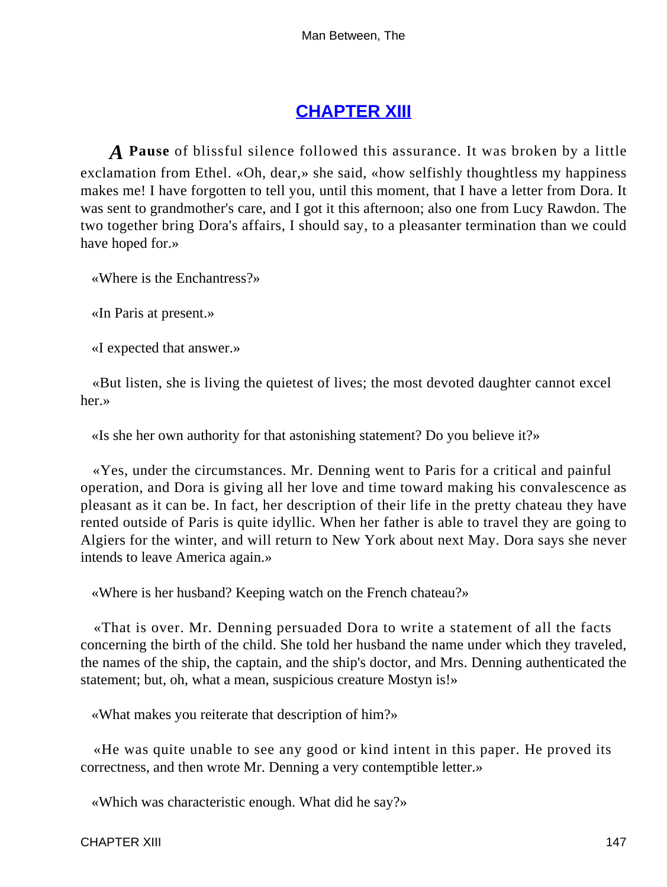## CHAPTER XIII

*A* **Pause** of blissful silence followed this assurance. It was broken by a little exclamation from Ethel. «Oh, dear,» she said, «how selfishly thoughtless my happiness makes me! I have forgotten to tell you, until this moment, that I have a letter from Dora. It was sent to grandmother's care, and I got it this afternoon; also one from Lucy Rawdon. The two together bring Dora's affairs, I should say, to a pleasanter termination than we could have hoped for.»

«Where is the Enchantress?»

«In Paris at present.»

«I expected that answer.»

«But listen, she is living the quietest of lives; the most devoted daughter cannot excel her.»

«Is she her own authority for that astonishing statement? Do you believe it?»

«Yes, under the circumstances. Mr. Denning went to Paris for a critical and painful operation, and Dora is giving all her love and time toward making his convalescence as pleasant as it can be. In fact, her description of their life in the pretty chateau they have rented outside of Paris is quite idyllic. When her father is able to travel they are going to Algiers for the winter, and will return to New York about next May. Dora says she never intends to leave America again.»

«Where is her husband? Keeping watch on the French chateau?»

«That is over. Mr. Denning persuaded Dora to write a statement of all the facts concerning the birth of the child. She told her husband the name under which they traveled, the names of the ship, the captain, and the ship's doctor, and Mrs. Denning authenticated the statement; but, oh, what a mean, suspicious creature Mostyn is!»

«What makes you reiterate that description of him?»

«He was quite unable to see any good or kind intent in this paper. He proved its correctness, and then wrote Mr. Denning a very contemptible letter.»

«Which was characteristic enough. What did he say?»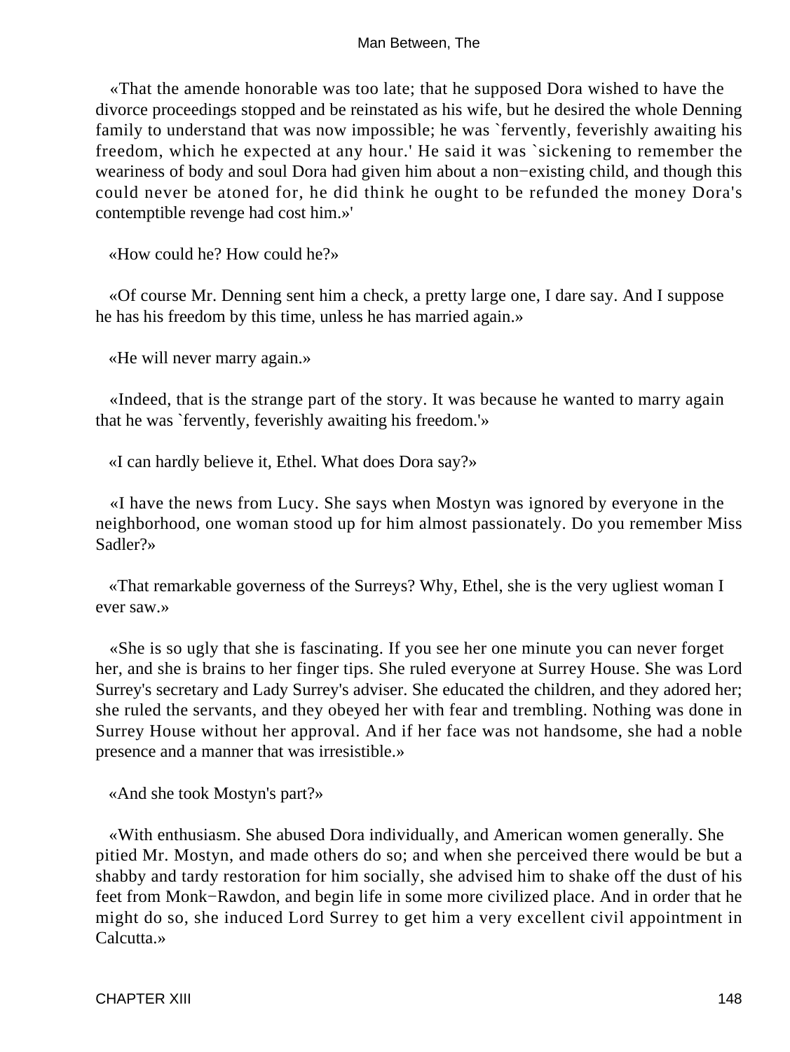«That the amende honorable was too late; that he supposed Dora wished to have the divorce proceedings stopped and be reinstated as his wife, but he desired the whole Denning family to understand that was now impossible; he was `fervently, feverishly awaiting his freedom, which he expected at any hour.' He said it was `sickening to remember the weariness of body and soul Dora had given him about a non−existing child, and though this could never be atoned for, he did think he ought to be refunded the money Dora's contemptible revenge had cost him.»'

«How could he? How could he?»

«Of course Mr. Denning sent him a check, a pretty large one, I dare say. And I suppose he has his freedom by this time, unless he has married again.»

«He will never marry again.»

«Indeed, that is the strange part of the story. It was because he wanted to marry again that he was `fervently, feverishly awaiting his freedom.'»

«I can hardly believe it, Ethel. What does Dora say?»

«I have the news from Lucy. She says when Mostyn was ignored by everyone in the neighborhood, one woman stood up for him almost passionately. Do you remember Miss Sadler?»

«That remarkable governess of the Surreys? Why, Ethel, she is the very ugliest woman I ever saw.»

«She is so ugly that she is fascinating. If you see her one minute you can never forget her, and she is brains to her finger tips. She ruled everyone at Surrey House. She was Lord Surrey's secretary and Lady Surrey's adviser. She educated the children, and they adored her; she ruled the servants, and they obeyed her with fear and trembling. Nothing was done in Surrey House without her approval. And if her face was not handsome, she had a noble presence and a manner that was irresistible.»

«And she took Mostyn's part?»

«With enthusiasm. She abused Dora individually, and American women generally. She pitied Mr. Mostyn, and made others do so; and when she perceived there would be but a shabby and tardy restoration for him socially, she advised him to shake off the dust of his feet from Monk−Rawdon, and begin life in some more civilized place. And in order that he might do so, she induced Lord Surrey to get him a very excellent civil appointment in Calcutta.»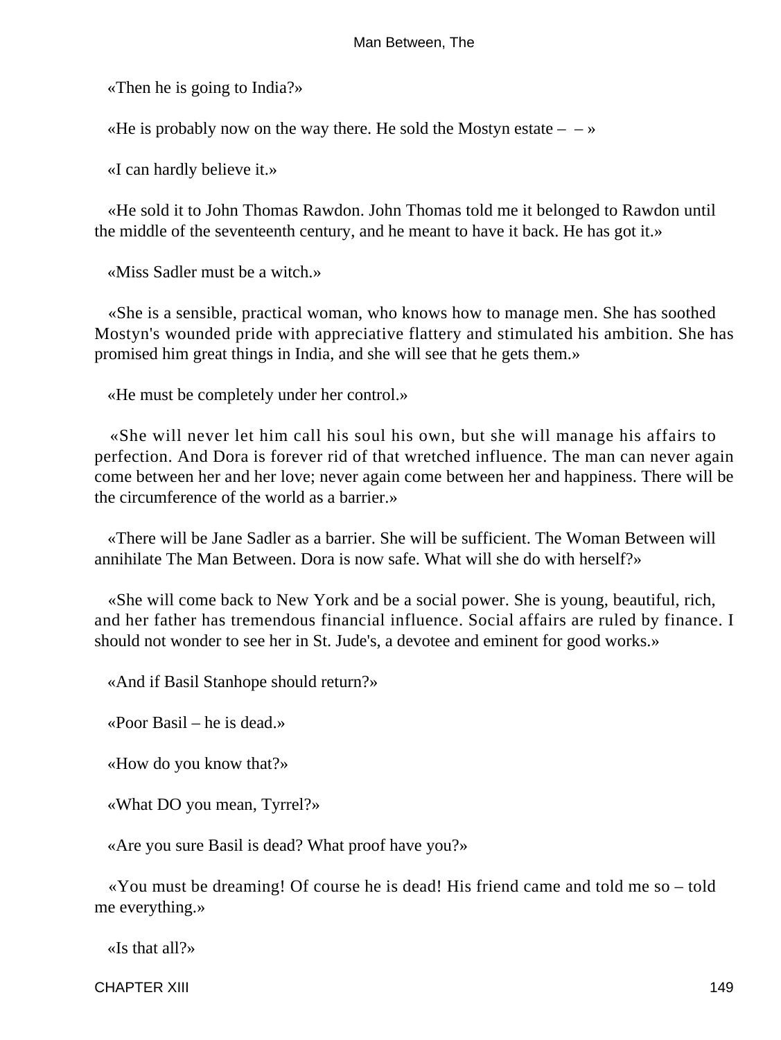«Then he is going to India?»

«He is probably now on the way there. He sold the Mostyn estate – – »

«I can hardly believe it.»

«He sold it to John Thomas Rawdon. John Thomas told me it belonged to Rawdon until the middle of the seventeenth century, and he meant to have it back. He has got it.»

«Miss Sadler must be a witch.»

«She is a sensible, practical woman, who knows how to manage men. She has soothed Mostyn's wounded pride with appreciative flattery and stimulated his ambition. She has promised him great things in India, and she will see that he gets them.»

«He must be completely under her control.»

«She will never let him call his soul his own, but she will manage his affairs to perfection. And Dora is forever rid of that wretched influence. The man can never again come between her and her love; never again come between her and happiness. There will be the circumference of the world as a barrier.»

«There will be Jane Sadler as a barrier. She will be sufficient. The Woman Between will annihilate The Man Between. Dora is now safe. What will she do with herself?»

«She will come back to New York and be a social power. She is young, beautiful, rich, and her father has tremendous financial influence. Social affairs are ruled by finance. I should not wonder to see her in St. Jude's, a devotee and eminent for good works.»

«And if Basil Stanhope should return?»

«Poor Basil – he is dead.»

«How do you know that?»

«What DO you mean, Tyrrel?»

«Are you sure Basil is dead? What proof have you?»

«You must be dreaming! Of course he is dead! His friend came and told me so – told me everything.»

«Is that all?»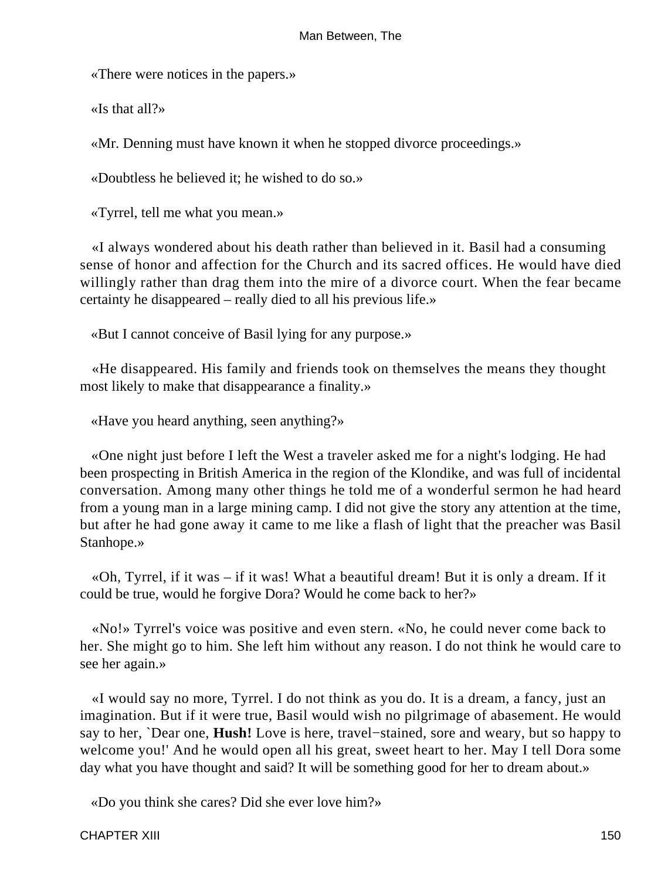«There were notices in the papers.»

«Is that all?»

«Mr. Denning must have known it when he stopped divorce proceedings.»

«Doubtless he believed it; he wished to do so.»

«Tyrrel, tell me what you mean.»

«I always wondered about his death rather than believed in it. Basil had a consuming sense of honor and affection for the Church and its sacred offices. He would have died willingly rather than drag them into the mire of a divorce court. When the fear became certainty he disappeared – really died to all his previous life.»

«But I cannot conceive of Basil lying for any purpose.»

«He disappeared. His family and friends took on themselves the means they thought most likely to make that disappearance a finality.»

«Have you heard anything, seen anything?»

«One night just before I left the West a traveler asked me for a night's lodging. He had been prospecting in British America in the region of the Klondike, and was full of incidental conversation. Among many other things he told me of a wonderful sermon he had heard from a young man in a large mining camp. I did not give the story any attention at the time, but after he had gone away it came to me like a flash of light that the preacher was Basil Stanhope.»

«Oh, Tyrrel, if it was – if it was! What a beautiful dream! But it is only a dream. If it could be true, would he forgive Dora? Would he come back to her?»

«No!» Tyrrel's voice was positive and even stern. «No, he could never come back to her. She might go to him. She left him without any reason. I do not think he would care to see her again.»

«I would say no more, Tyrrel. I do not think as you do. It is a dream, a fancy, just an imagination. But if it were true, Basil would wish no pilgrimage of abasement. He would say to her, `Dear one, **Hush!** Love is here, travel−stained, sore and weary, but so happy to welcome you!' And he would open all his great, sweet heart to her. May I tell Dora some day what you have thought and said? It will be something good for her to dream about.»

«Do you think she cares? Did she ever love him?»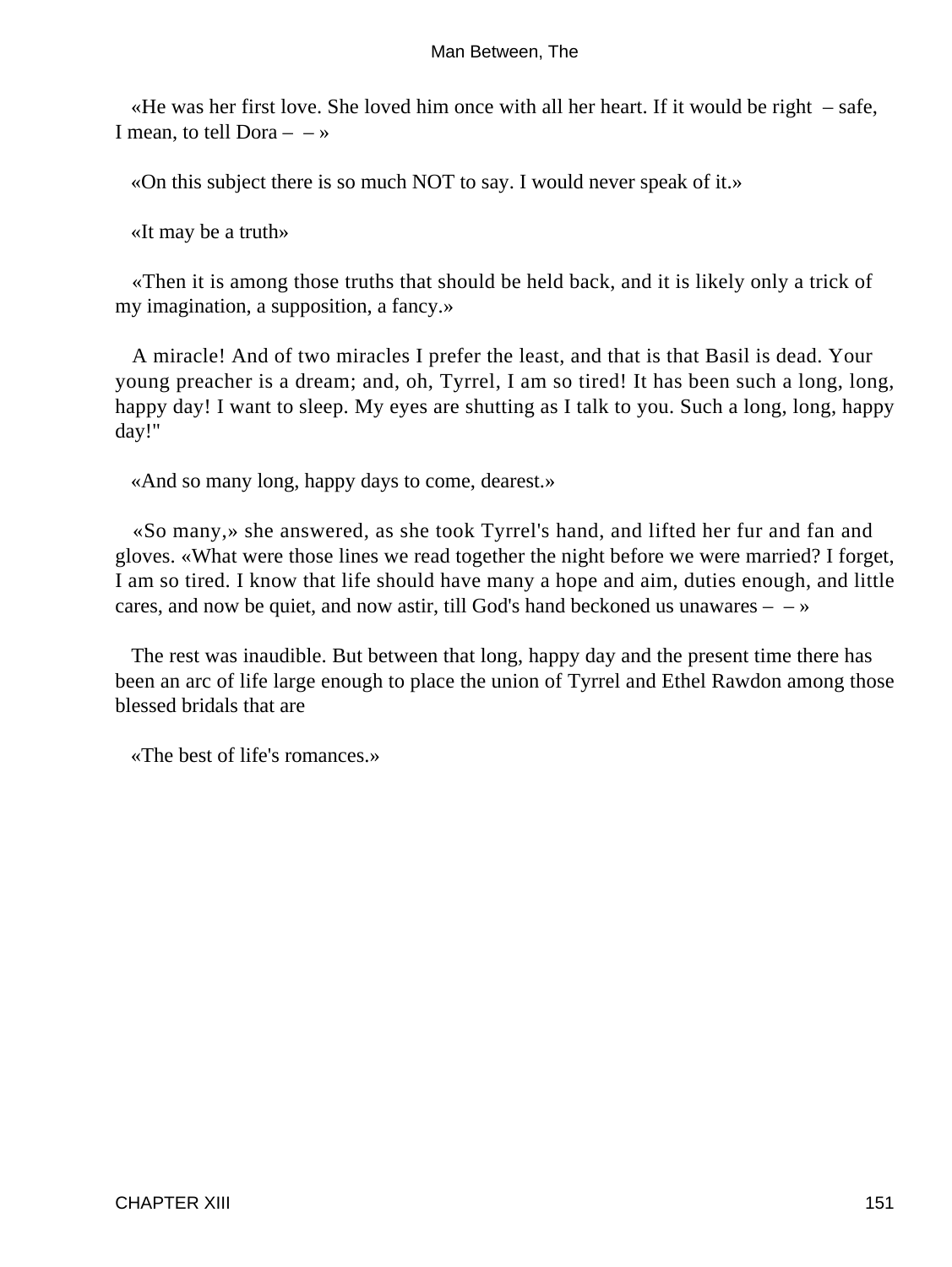«He was her first love. She loved him once with all her heart. If it would be right – safe, I mean, to tell Dora – – »

«On this subject there is so much NOT to say. I would never speak of it.»

«It may be a truth»

«Then it is among those truths that should be held back, and it is likely only a trick of my imagination, a supposition, a fancy.»

A miracle! And of two miracles I prefer the least, and that is that Basil is dead. Your young preacher is a dream; and, oh, Tyrrel, I am so tired! It has been such a long, long, happy day! I want to sleep. My eyes are shutting as I talk to you. Such a long, long, happy day!"

«And so many long, happy days to come, dearest.»

«So many,» she answered, as she took Tyrrel's hand, and lifted her fur and fan and gloves. «What were those lines we read together the night before we were married? I forget, I am so tired. I know that life should have many a hope and aim, duties enough, and little cares, and now be quiet, and now astir, till God's hand beckoned us unawares – – »

The rest was inaudible. But between that long, happy day and the present time there has been an arc of life large enough to place the union of Tyrrel and Ethel Rawdon among those blessed bridals that are

«The best of life's romances.»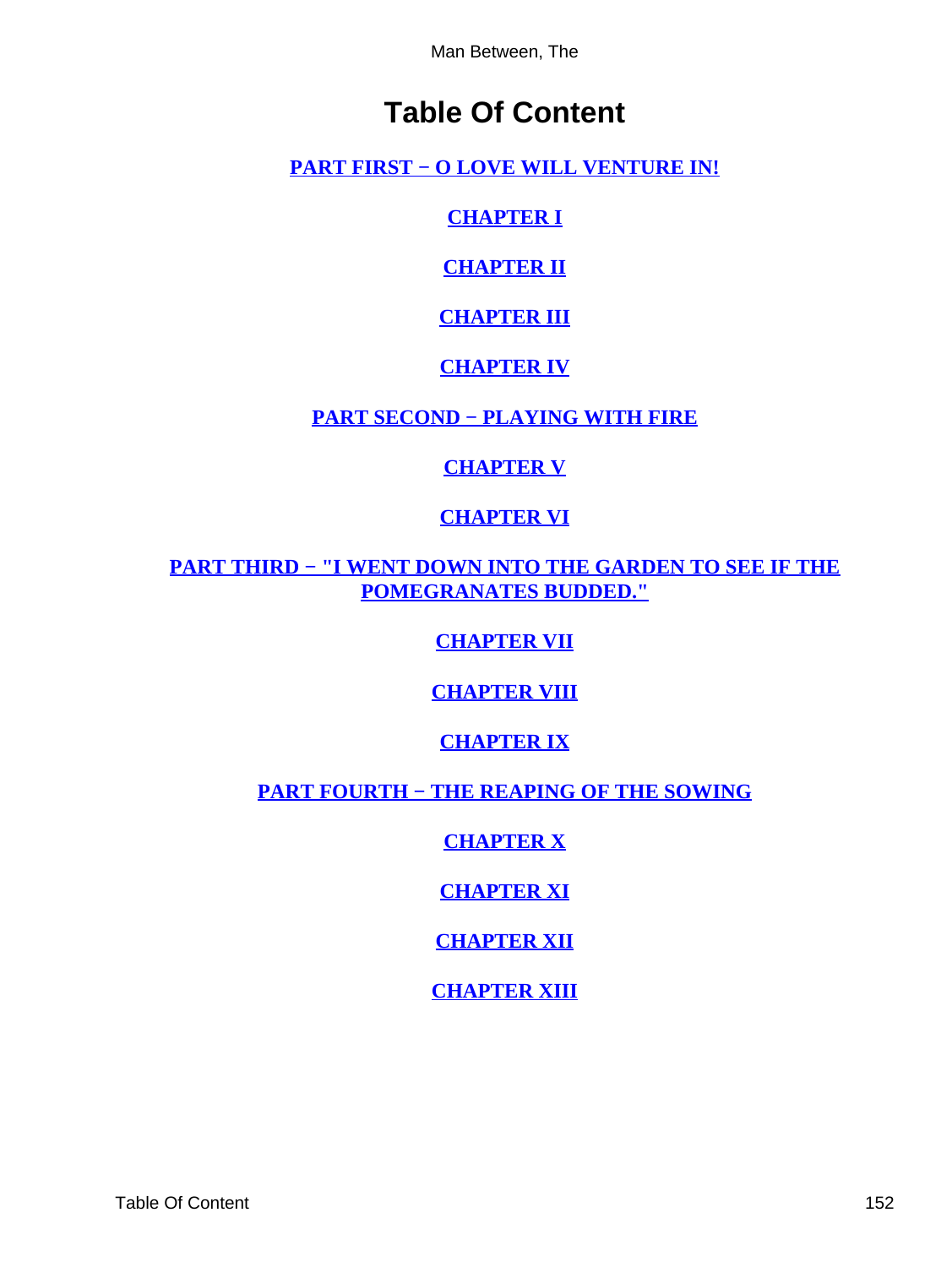# Table Of Content

**PART FIRST − O LOVE WILL VENTURE IN!**

**CHAPTER I**

**CHAPTER II**

**CHAPTER III**

**CHAPTER IV**

**PART SECOND − PLAYING WITH FIRE**

**CHAPTER V**

**CHAPTER VI**

**PART THIRD − "I WENT DOWN INTO THE GARDEN TO SEE IF THE POMEGRANATES BUDDED."**

**CHAPTER VII**

**CHAPTER VIII**

**CHAPTER IX**

**PART FOURTH − THE REAPING OF THE SOWING**

**CHAPTER X**

**CHAPTER XI**

**CHAPTER XII**

**CHAPTER XIII**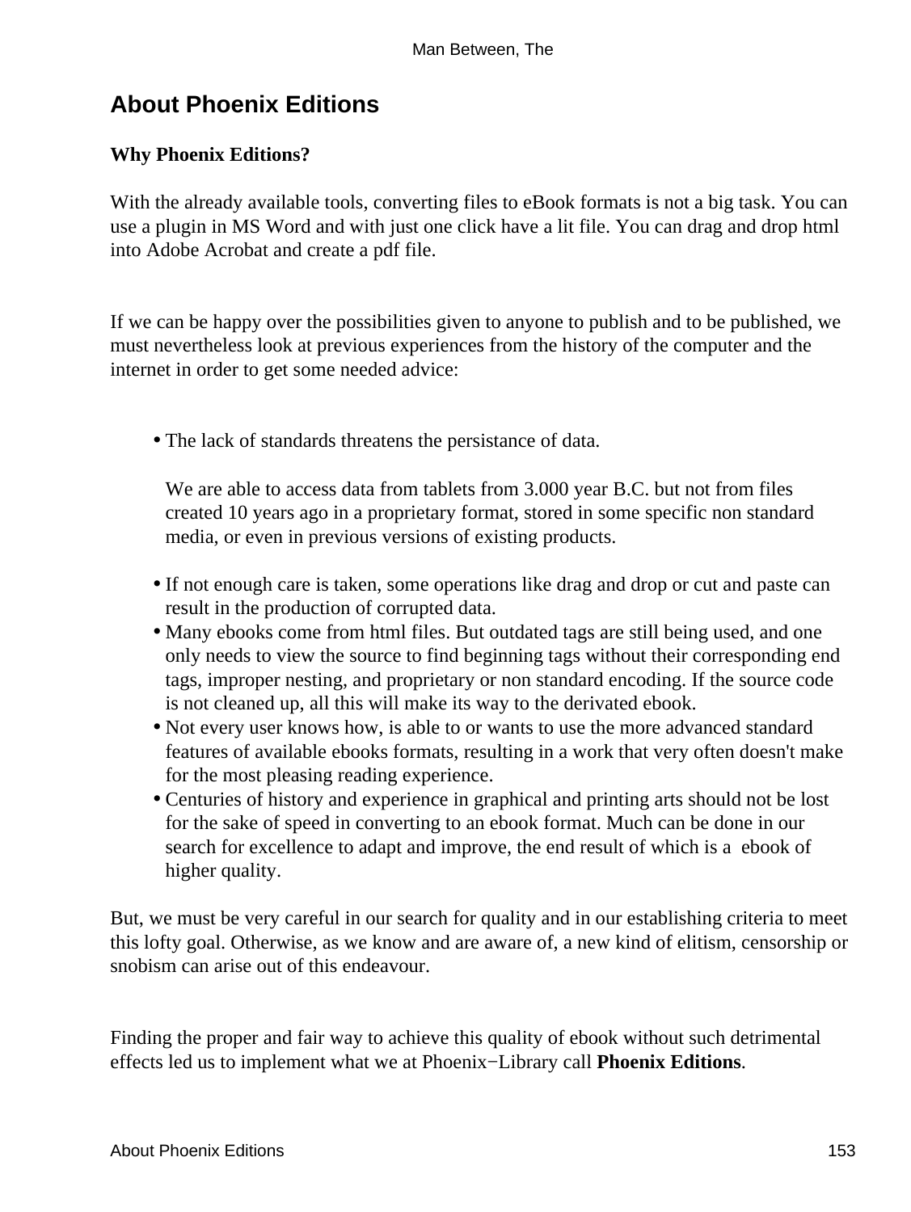## About Phoenix Editions

**Why Phoenix Editions?**

With the already available tools, converting files to eBook formats is not a big task. You can use a plugin in MS Word and with just one click have a lit file. You can drag and drop html into Adobe Acrobat and create a pdf file.

If we can be happy over the possibilities given to anyone to publish and to be published, we must nevertheless look at previous experiences from the history of the computer and the internet in order to get some needed advice:

- The lack of standards threatens the persistance of data.

  We are able to access data from tablets from 3.000 year B.C. but not from files created 10 years ago in a proprietary format, stored in some specific non standard media, or even in previous versions of existing products.
- If not enough care is taken, some operations like drag and drop or cut and paste can result in the production of corrupted data.
- Many ebooks come from html files. But outdated tags are still being used, and one only needs to view the source to find beginning tags without their corresponding end tags, improper nesting, and proprietary or non standard encoding. If the source code is not cleaned up, all this will make its way to the derivated ebook.
- Not every user knows how, is able to or wants to use the more advanced standard features of available ebooks formats, resulting in a work that very often doesn't make for the most pleasing reading experience.
- Centuries of history and experience in graphical and printing arts should not be lost for the sake of speed in converting to an ebook format. Much can be done in our search for excellence to adapt and improve, the end result of which is a ebook of higher quality.

But, we must be very careful in our search for quality and in our establishing criteria to meet this lofty goal. Otherwise, as we know and are aware of, a new kind of elitism, censorship or snobism can arise out of this endeavour.

Finding the proper and fair way to achieve this quality of ebook without such detrimental effects led us to implement what we at Phoenix−Library call **Phoenix Editions**.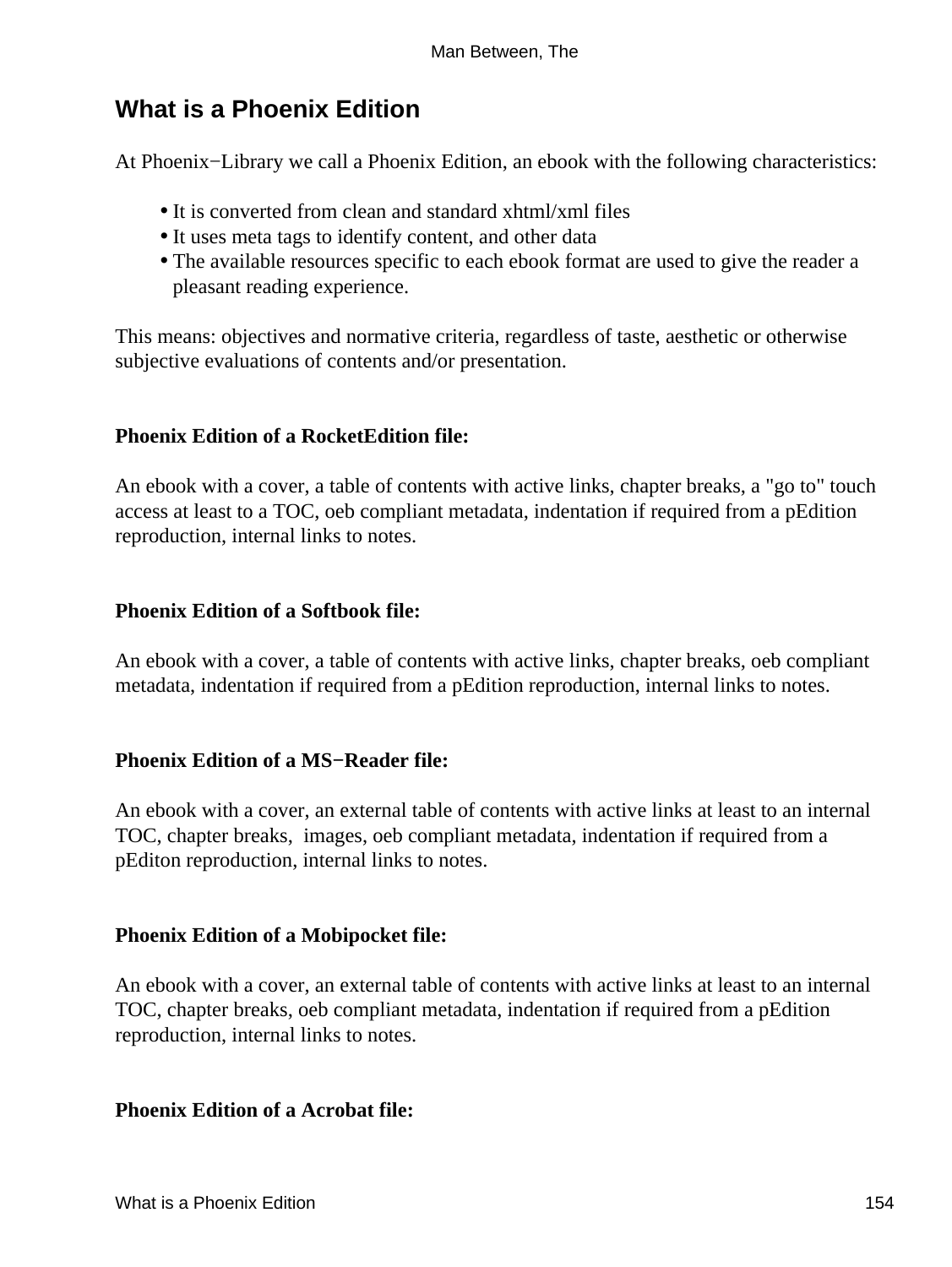## What is a Phoenix Edition

At Phoenix−Library we call a Phoenix Edition, an ebook with the following characteristics:

- It is converted from clean and standard xhtml/xml files
- It uses meta tags to identify content, and other data
- The available resources specific to each ebook format are used to give the reader a pleasant reading experience.

This means: objectives and normative criteria, regardless of taste, aesthetic or otherwise subjective evaluations of contents and/or presentation.

**Phoenix Edition of a RocketEdition file:**

An ebook with a cover, a table of contents with active links, chapter breaks, a "go to" touch access at least to a TOC, oeb compliant metadata, indentation if required from a pEdition reproduction, internal links to notes.

**Phoenix Edition of a Softbook file:**

An ebook with a cover, a table of contents with active links, chapter breaks, oeb compliant metadata, indentation if required from a pEdition reproduction, internal links to notes.

**Phoenix Edition of a MS−Reader file:**

An ebook with a cover, an external table of contents with active links at least to an internal TOC, chapter breaks, images, oeb compliant metadata, indentation if required from a pEditon reproduction, internal links to notes.

**Phoenix Edition of a Mobipocket file:**

An ebook with a cover, an external table of contents with active links at least to an internal TOC, chapter breaks, oeb compliant metadata, indentation if required from a pEdition reproduction, internal links to notes.

**Phoenix Edition of a Acrobat file:**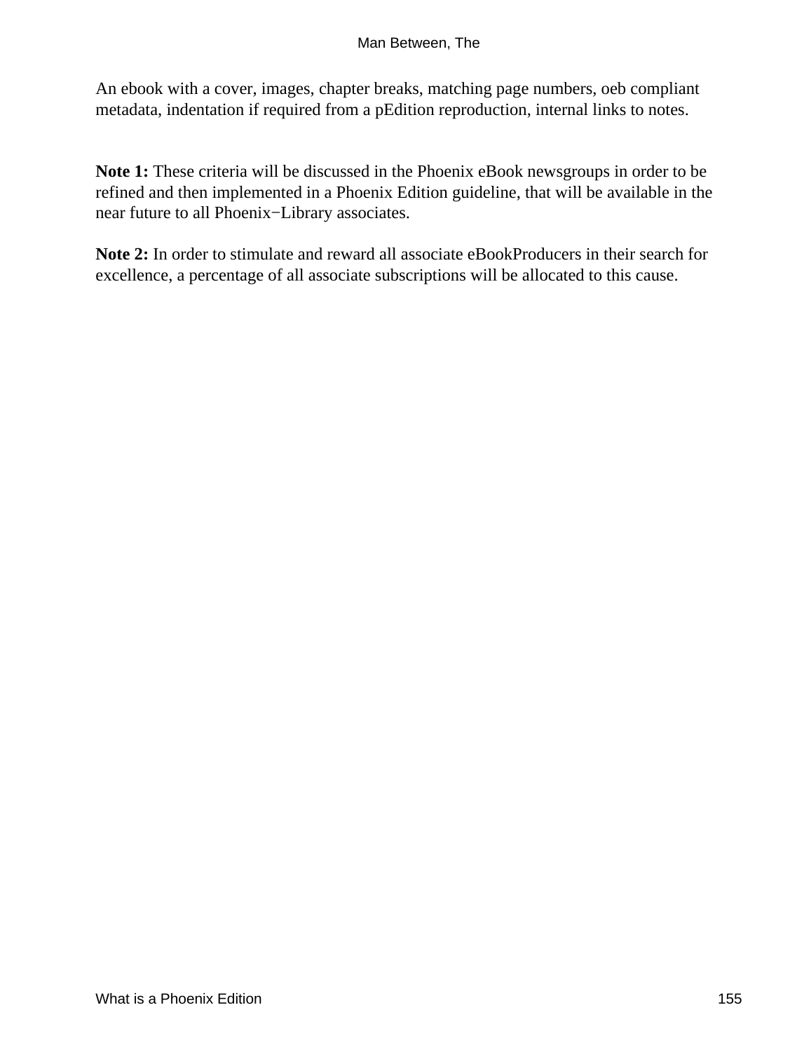An ebook with a cover, images, chapter breaks, matching page numbers, oeb compliant metadata, indentation if required from a pEdition reproduction, internal links to notes.

**Note 1:** These criteria will be discussed in the Phoenix eBook newsgroups in order to be refined and then implemented in a Phoenix Edition guideline, that will be available in the near future to all Phoenix−Library associates.

**Note 2:** In order to stimulate and reward all associate eBookProducers in their search for excellence, a percentage of all associate subscriptions will be allocated to this cause.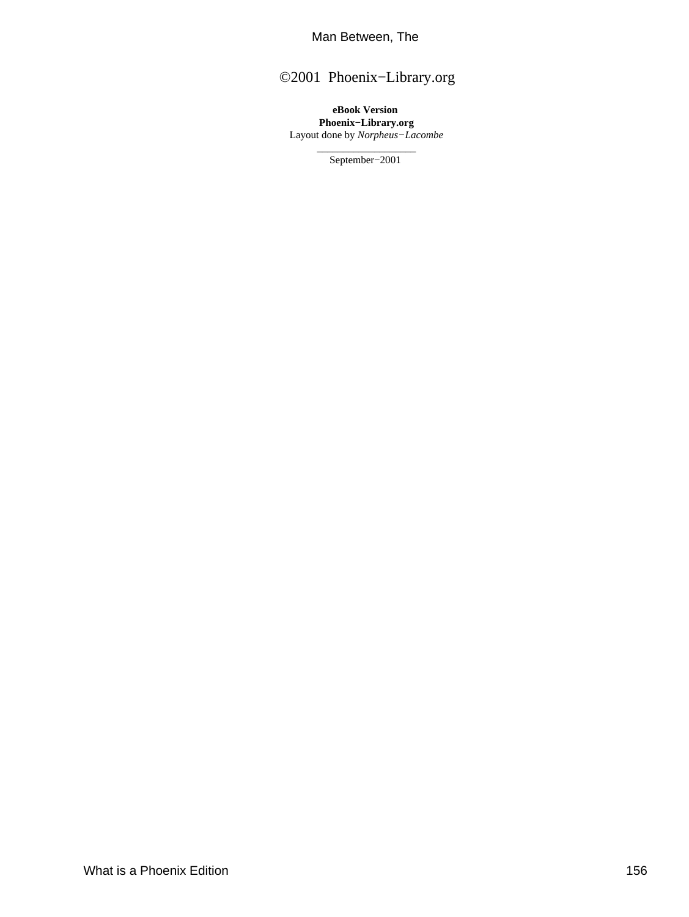©2001 Phoenix−Library.org

**eBook Version**
**Phoenix−Library.org**
Layout done by *Norpheus−Lacombe*

___________________

September−2001